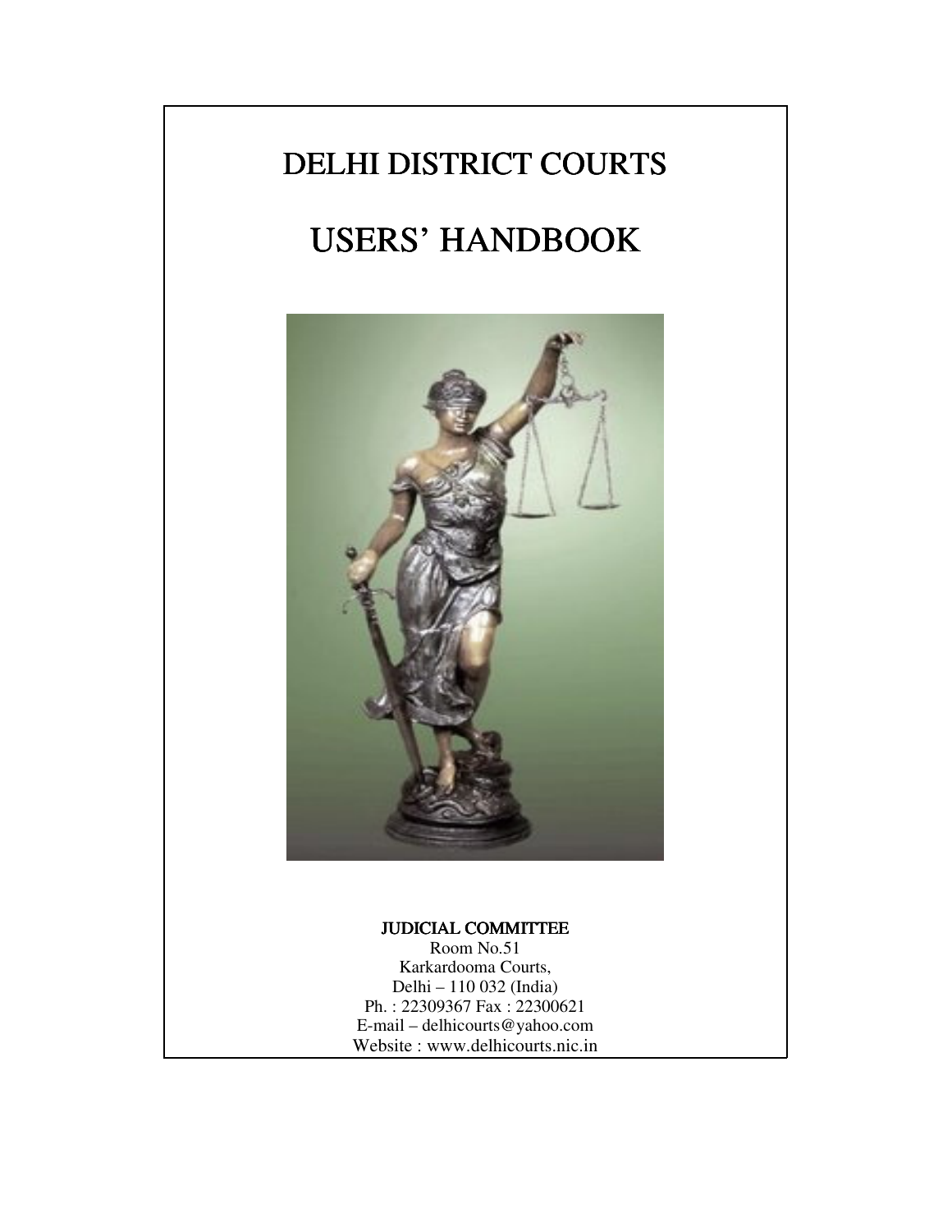# DELHI DISTRICT COURTS

# USERS' HANDBOOK

**JUDICIAL COMMITTEE**

Room No.51
Karkardooma Courts,
Delhi – 110 032 (India)
Ph. : 22309367 Fax : 22300621
E-mail – delhicourts@yahoo.com
Website : www.delhicourts.nic.in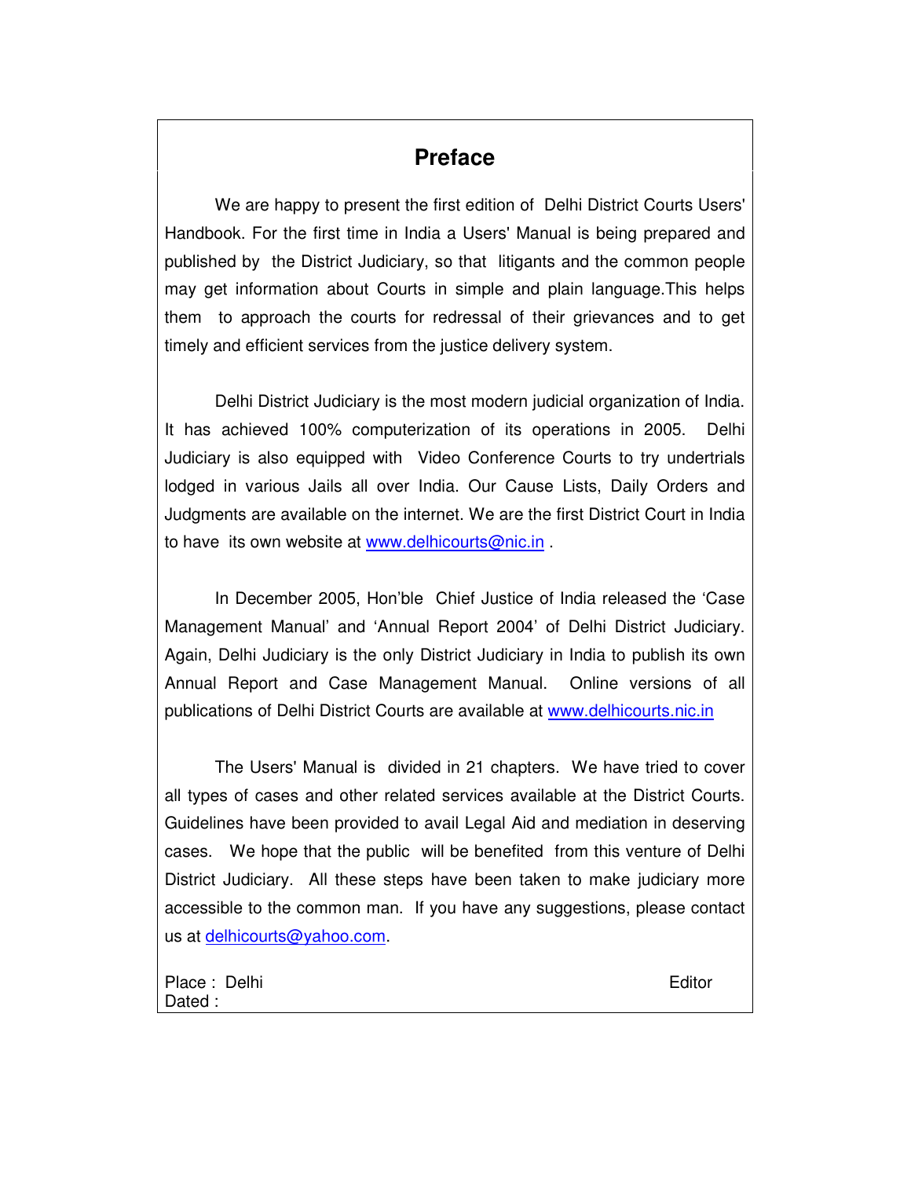# Preface

We are happy to present the first edition of Delhi District Courts Users' Handbook. For the first time in India a Users' Manual is being prepared and published by the District Judiciary, so that litigants and the common people may get information about Courts in simple and plain language.This helps them to approach the courts for redressal of their grievances and to get timely and efficient services from the justice delivery system.

Delhi District Judiciary is the most modern judicial organization of India. It has achieved 100% computerization of its operations in 2005. Delhi Judiciary is also equipped with Video Conference Courts to try undertrials lodged in various Jails all over India. Our Cause Lists, Daily Orders and Judgments are available on the internet. We are the first District Court in India to have its own website at www.delhicourts@nic.in .

In December 2005, Hon'ble Chief Justice of India released the 'Case Management Manual' and 'Annual Report 2004' of Delhi District Judiciary. Again, Delhi Judiciary is the only District Judiciary in India to publish its own Annual Report and Case Management Manual. Online versions of all publications of Delhi District Courts are available at www.delhicourts.nic.in

The Users' Manual is divided in 21 chapters. We have tried to cover all types of cases and other related services available at the District Courts. Guidelines have been provided to avail Legal Aid and mediation in deserving cases. We hope that the public will be benefited from this venture of Delhi District Judiciary. All these steps have been taken to make judiciary more accessible to the common man. If you have any suggestions, please contact us at delhicourts@yahoo.com.

Place : Delhi
Dated :

Editor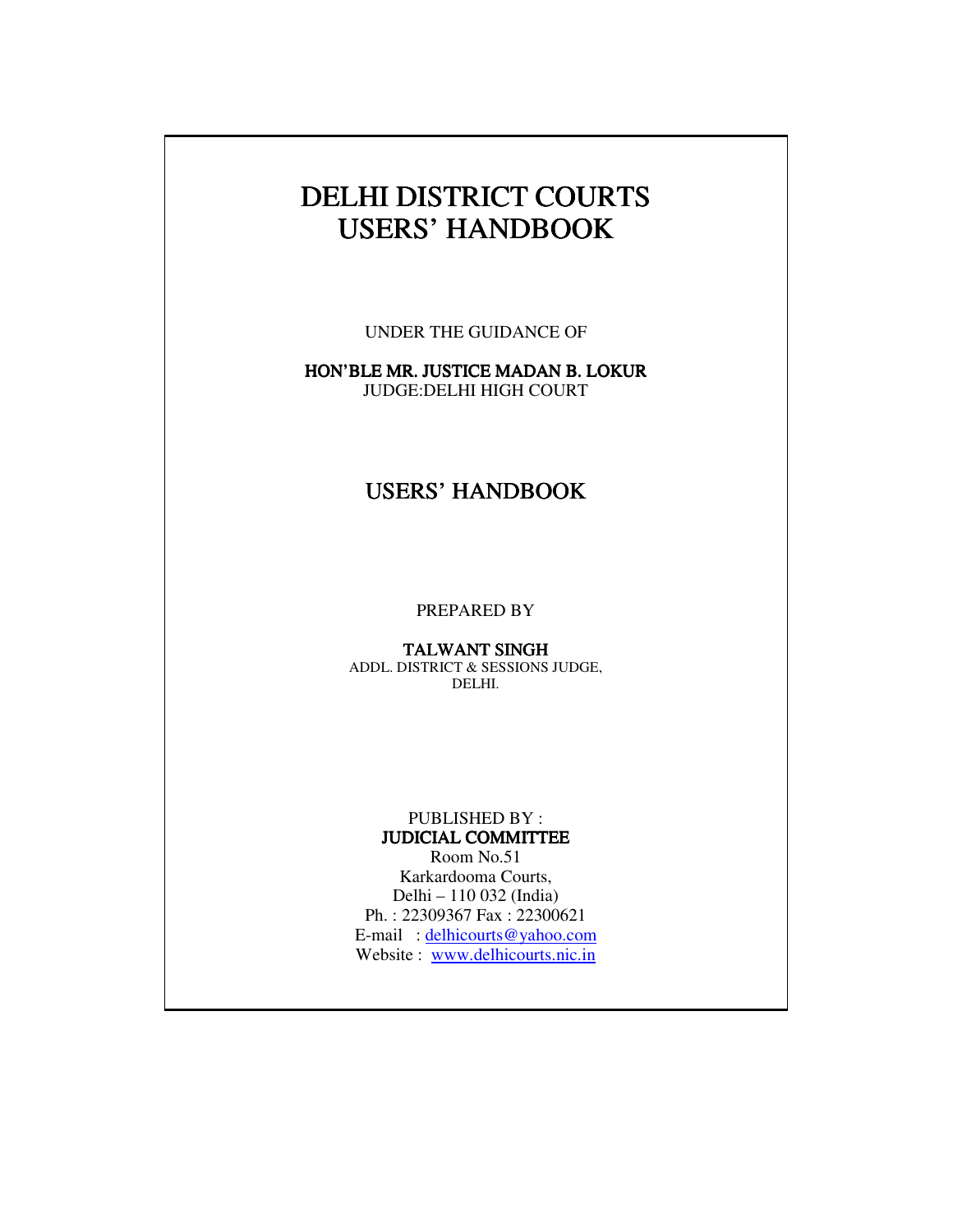# DELHI DISTRICT COURTS USERS' HANDBOOK

UNDER THE GUIDANCE OF

**HON'BLE MR. JUSTICE MADAN B. LOKUR**
JUDGE:DELHI HIGH COURT

## USERS' HANDBOOK

PREPARED BY

**TALWANT SINGH**
ADDL. DISTRICT & SESSIONS JUDGE,
DELHI.

PUBLISHED BY :
**JUDICIAL COMMITTEE**
Room No.51
Karkardooma Courts,
Delhi – 110 032 (India)
Ph. : 22309367 Fax : 22300621
E-mail : delhicourts@yahoo.com
Website : www.delhicourts.nic.in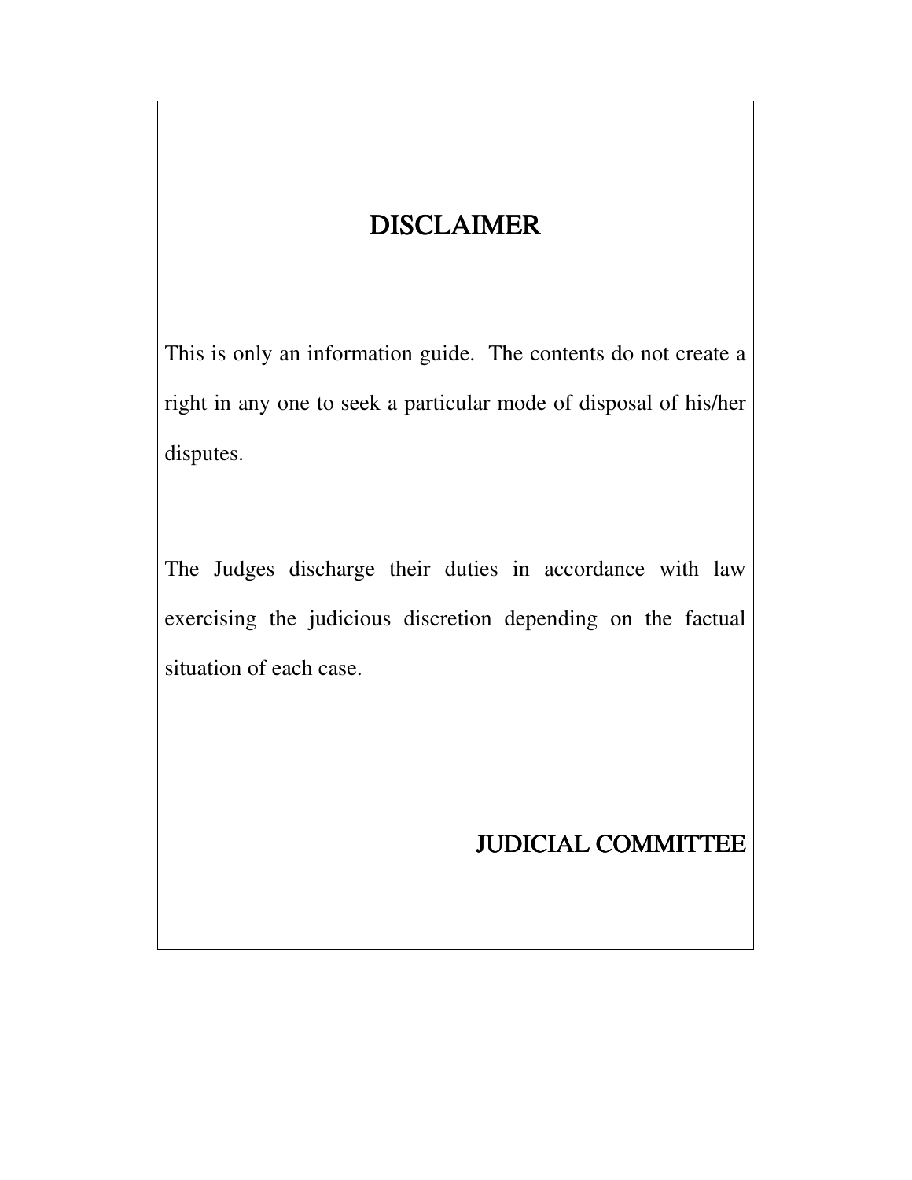# DISCLAIMER

This is only an information guide. The contents do not create a right in any one to seek a particular mode of disposal of his/her disputes.

The Judges discharge their duties in accordance with law exercising the judicious discretion depending on the factual situation of each case.

JUDICIAL COMMITTEE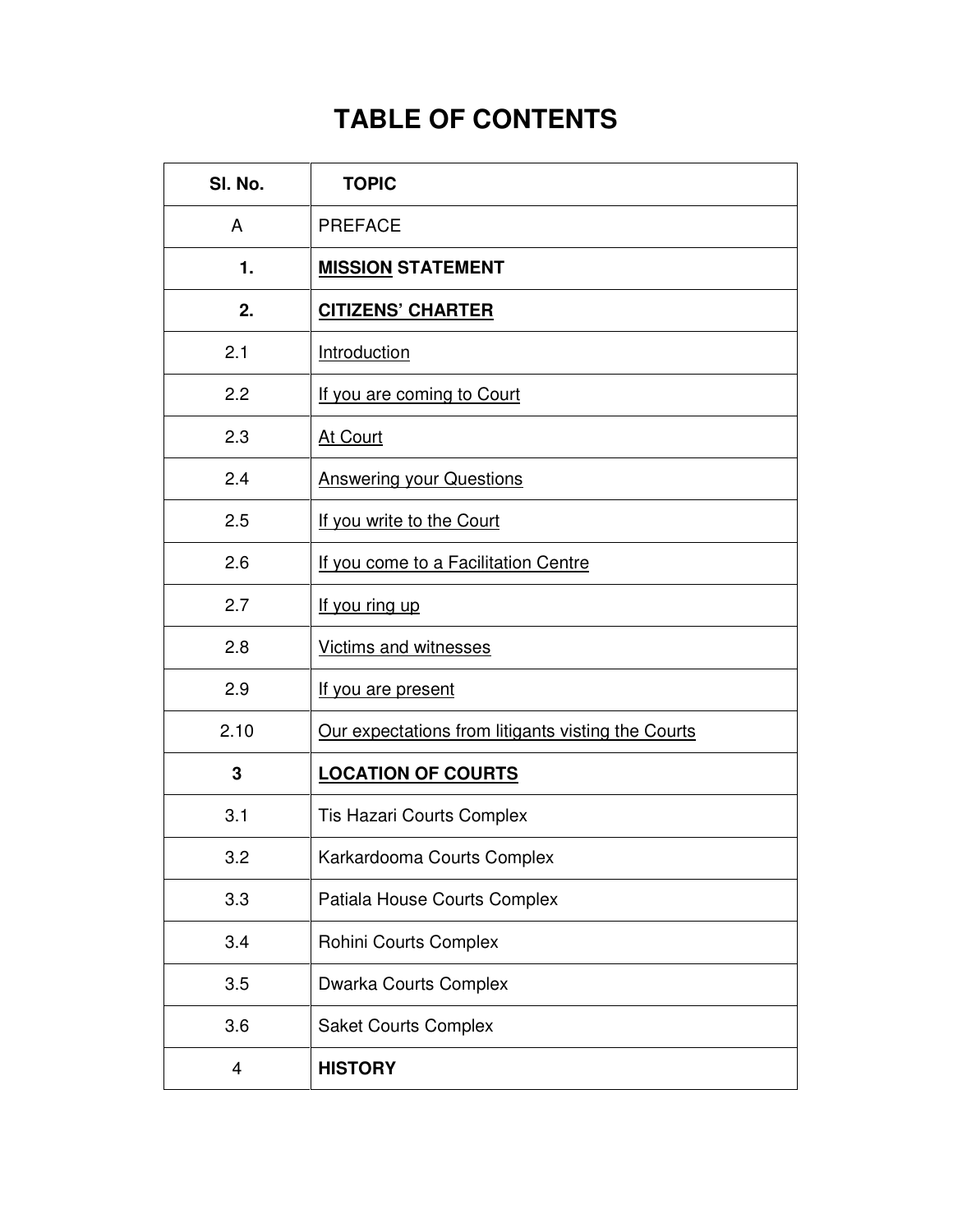# TABLE OF CONTENTS

| Sl. No. | TOPIC |
|---|---|
| A | PREFACE |
| **1.** | **MISSION STATEMENT** |
| **2.** | **CITIZENS' CHARTER** |
| 2.1 | Introduction |
| 2.2 | If you are coming to Court |
| 2.3 | At Court |
| 2.4 | Answering your Questions |
| 2.5 | If you write to the Court |
| 2.6 | If you come to a Facilitation Centre |
| 2.7 | If you ring up |
| 2.8 | Victims and witnesses |
| 2.9 | If you are present |
| 2.10 | Our expectations from litigants visting the Courts |
| **3** | **LOCATION OF COURTS** |
| 3.1 | Tis Hazari Courts Complex |
| 3.2 | Karkardooma Courts Complex |
| 3.3 | Patiala House Courts Complex |
| 3.4 | Rohini Courts Complex |
| 3.5 | Dwarka Courts Complex |
| 3.6 | Saket Courts Complex |
| 4 | **HISTORY** |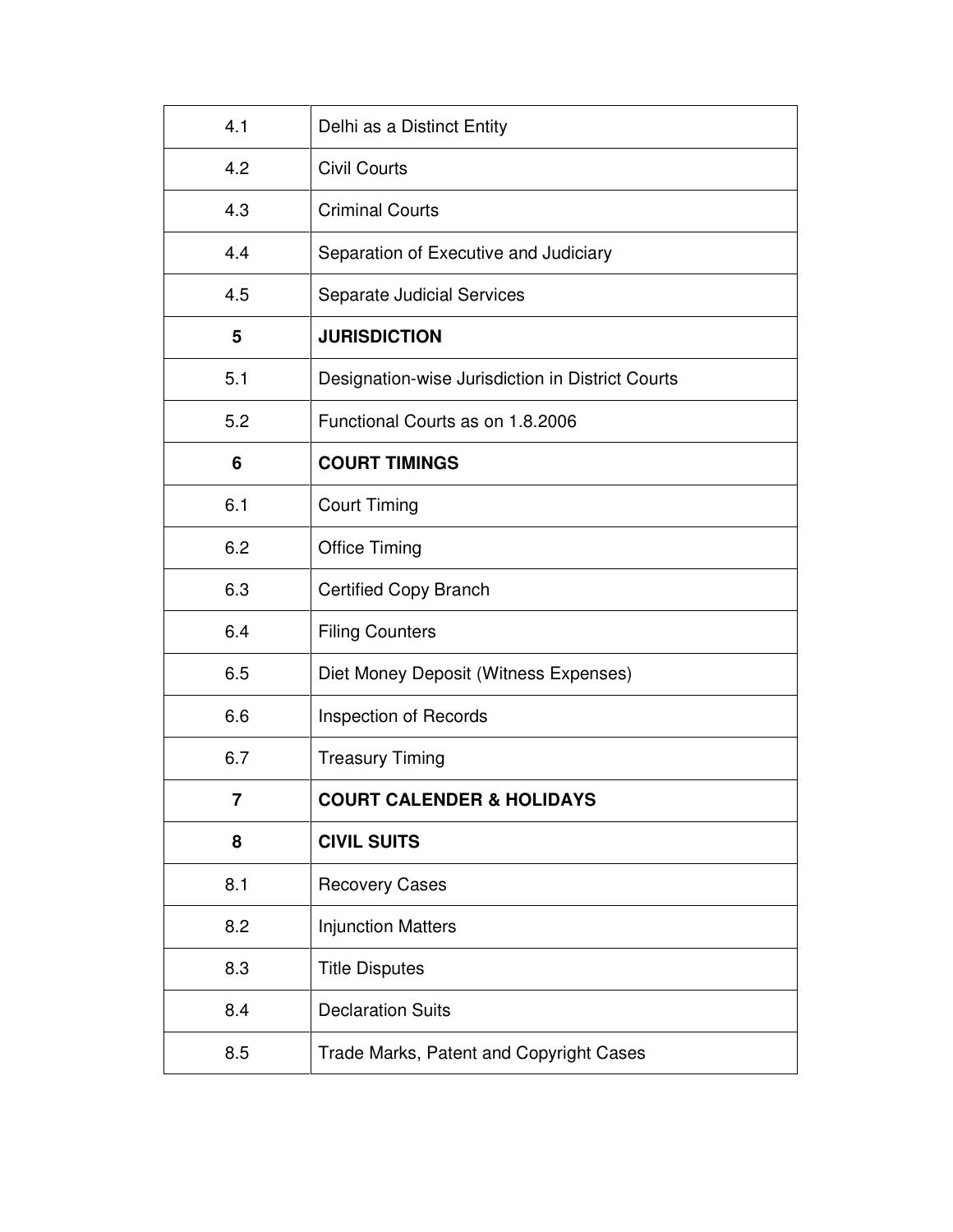| 4.1 | Delhi as a Distinct Entity |
| --- | --- |
| 4.2 | Civil Courts |
| 4.3 | Criminal Courts |
| 4.4 | Separation of Executive and Judiciary |
| 4.5 | Separate Judicial Services |
| **5** | **JURISDICTION** |
| 5.1 | Designation-wise Jurisdiction in District Courts |
| 5.2 | Functional Courts as on 1.8.2006 |
| **6** | **COURT TIMINGS** |
| 6.1 | Court Timing |
| 6.2 | Office Timing |
| 6.3 | Certified Copy Branch |
| 6.4 | Filing Counters |
| 6.5 | Diet Money Deposit (Witness Expenses) |
| 6.6 | Inspection of Records |
| 6.7 | Treasury Timing |
| **7** | **COURT CALENDER & HOLIDAYS** |
| **8** | **CIVIL SUITS** |
| 8.1 | Recovery Cases |
| 8.2 | Injunction Matters |
| 8.3 | Title Disputes |
| 8.4 | Declaration Suits |
| 8.5 | Trade Marks, Patent and Copyright Cases |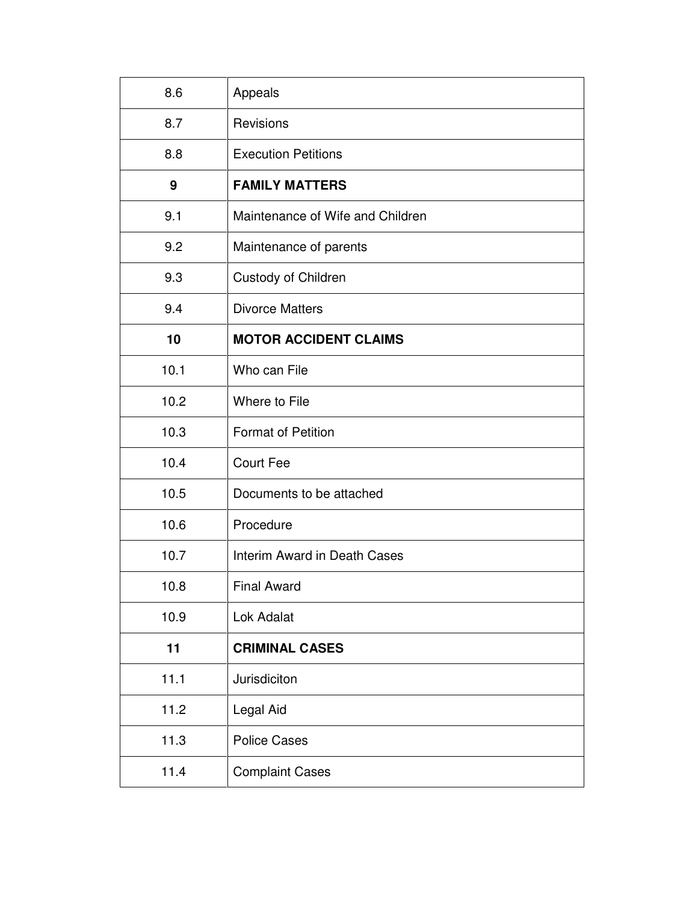| | |
|---|---|
| 8.6 | Appeals |
| 8.7 | Revisions |
| 8.8 | Execution Petitions |
| **9** | **FAMILY MATTERS** |
| 9.1 | Maintenance of Wife and Children |
| 9.2 | Maintenance of parents |
| 9.3 | Custody of Children |
| 9.4 | Divorce Matters |
| **10** | **MOTOR ACCIDENT CLAIMS** |
| 10.1 | Who can File |
| 10.2 | Where to File |
| 10.3 | Format of Petition |
| 10.4 | Court Fee |
| 10.5 | Documents to be attached |
| 10.6 | Procedure |
| 10.7 | Interim Award in Death Cases |
| 10.8 | Final Award |
| 10.9 | Lok Adalat |
| **11** | **CRIMINAL CASES** |
| 11.1 | Jurisdiciton |
| 11.2 | Legal Aid |
| 11.3 | Police Cases |
| 11.4 | Complaint Cases |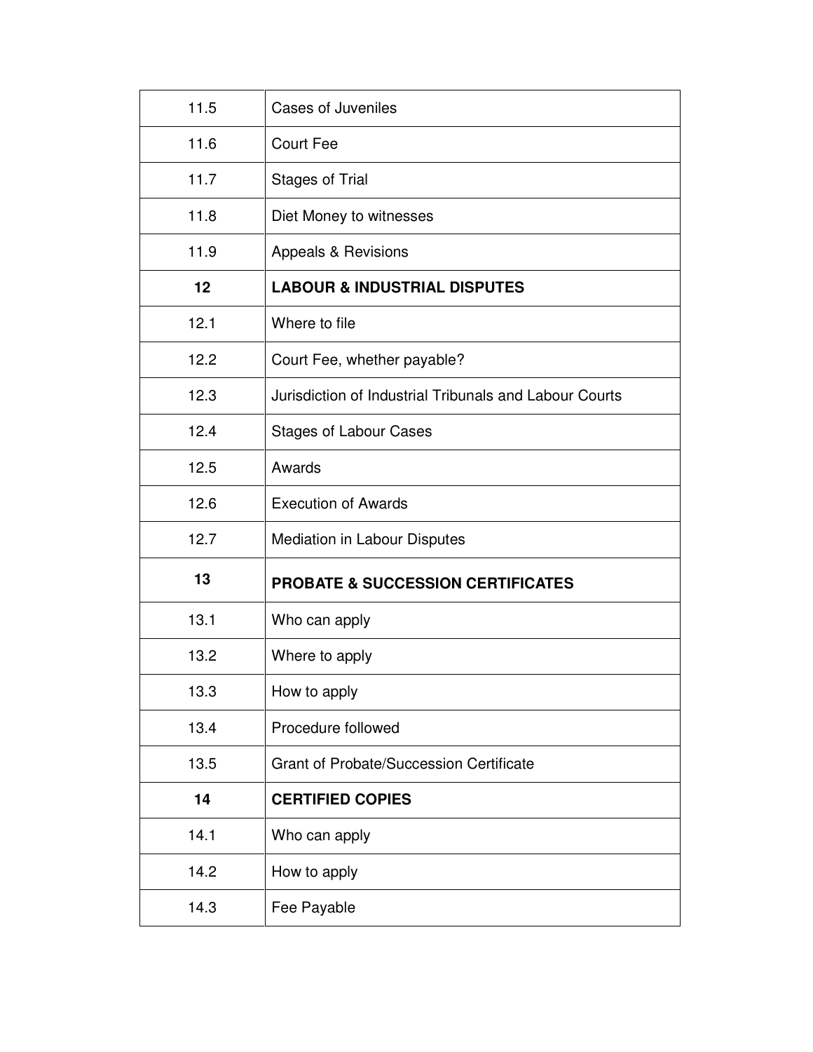| | |
|---|---|
| 11.5 | Cases of Juveniles |
| 11.6 | Court Fee |
| 11.7 | Stages of Trial |
| 11.8 | Diet Money to witnesses |
| 11.9 | Appeals & Revisions |
| **12** | **LABOUR & INDUSTRIAL DISPUTES** |
| 12.1 | Where to file |
| 12.2 | Court Fee, whether payable? |
| 12.3 | Jurisdiction of Industrial Tribunals and Labour Courts |
| 12.4 | Stages of Labour Cases |
| 12.5 | Awards |
| 12.6 | Execution of Awards |
| 12.7 | Mediation in Labour Disputes |
| **13** | **PROBATE & SUCCESSION CERTIFICATES** |
| 13.1 | Who can apply |
| 13.2 | Where to apply |
| 13.3 | How to apply |
| 13.4 | Procedure followed |
| 13.5 | Grant of Probate/Succession Certificate |
| **14** | **CERTIFIED COPIES** |
| 14.1 | Who can apply |
| 14.2 | How to apply |
| 14.3 | Fee Payable |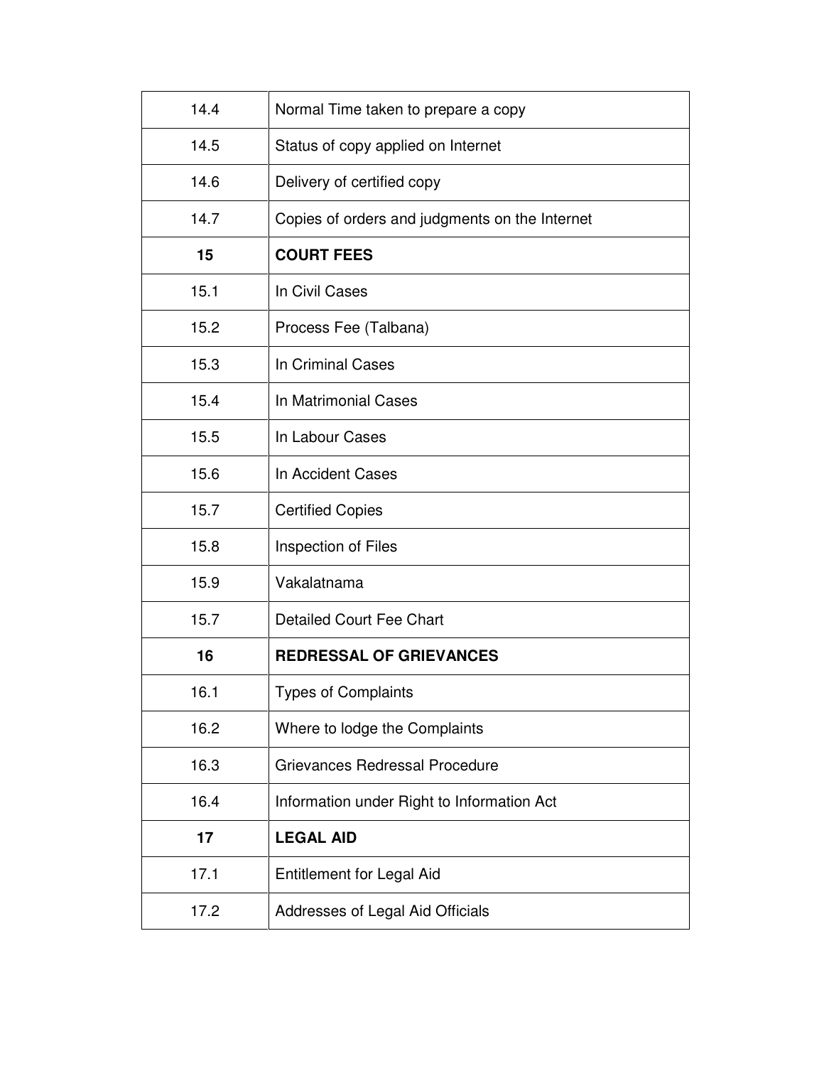| 14.4 | Normal Time taken to prepare a copy |
|---|---|
| 14.5 | Status of copy applied on Internet |
| 14.6 | Delivery of certified copy |
| 14.7 | Copies of orders and judgments on the Internet |
| **15** | **COURT FEES** |
| 15.1 | In Civil Cases |
| 15.2 | Process Fee (Talbana) |
| 15.3 | In Criminal Cases |
| 15.4 | In Matrimonial Cases |
| 15.5 | In Labour Cases |
| 15.6 | In Accident Cases |
| 15.7 | Certified Copies |
| 15.8 | Inspection of Files |
| 15.9 | Vakalatnama |
| 15.7 | Detailed Court Fee Chart |
| **16** | **REDRESSAL OF GRIEVANCES** |
| 16.1 | Types of Complaints |
| 16.2 | Where to lodge the Complaints |
| 16.3 | Grievances Redressal Procedure |
| 16.4 | Information under Right to Information Act |
| **17** | **LEGAL AID** |
| 17.1 | Entitlement for Legal Aid |
| 17.2 | Addresses of Legal Aid Officials |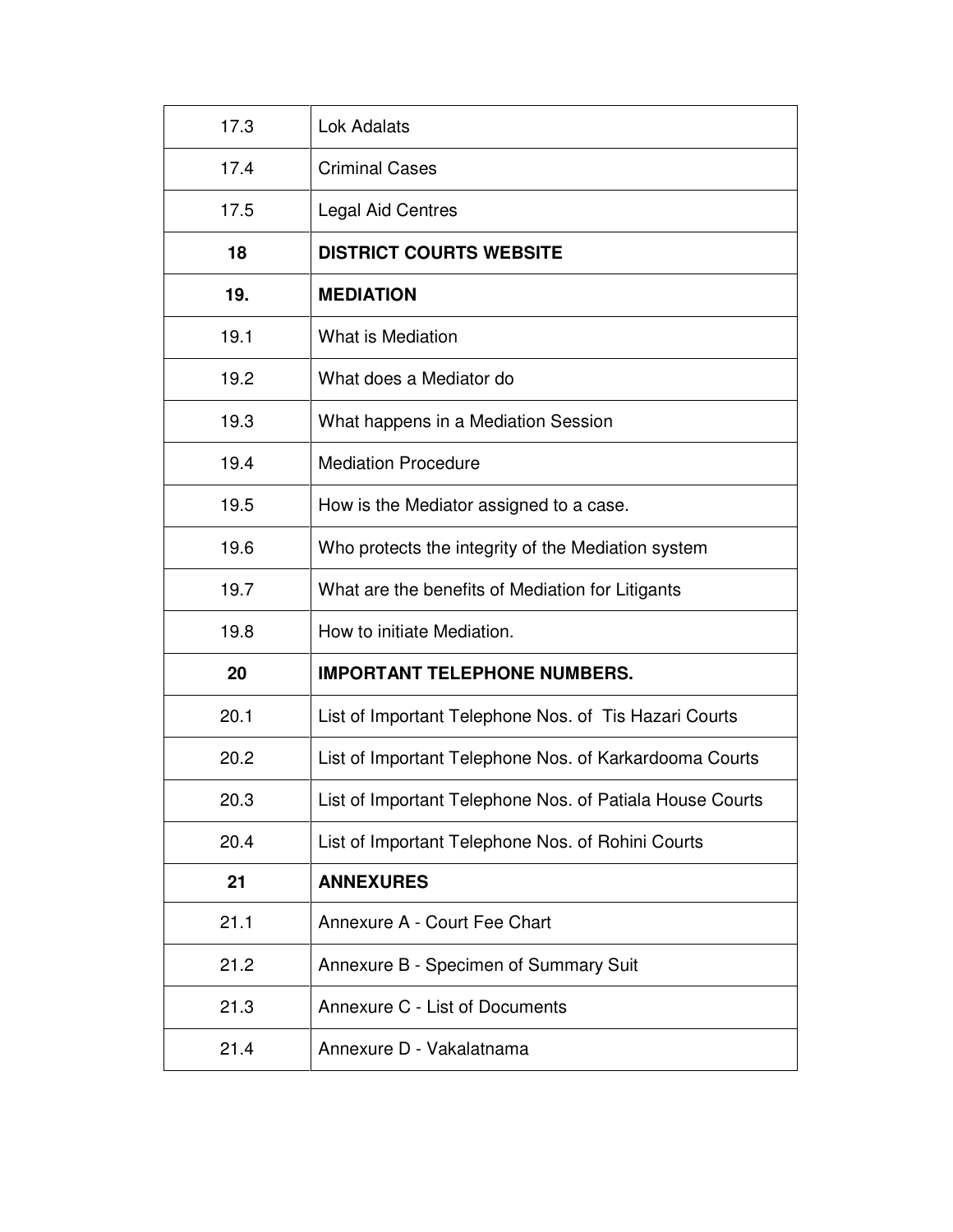| | |
|---|---|
| 17.3 | Lok Adalats |
| 17.4 | Criminal Cases |
| 17.5 | Legal Aid Centres |
| **18** | **DISTRICT COURTS WEBSITE** |
| **19.** | **MEDIATION** |
| 19.1 | What is Mediation |
| 19.2 | What does a Mediator do |
| 19.3 | What happens in a Mediation Session |
| 19.4 | Mediation Procedure |
| 19.5 | How is the Mediator assigned to a case. |
| 19.6 | Who protects the integrity of the Mediation system |
| 19.7 | What are the benefits of Mediation for Litigants |
| 19.8 | How to initiate Mediation. |
| **20** | **IMPORTANT TELEPHONE NUMBERS.** |
| 20.1 | List of Important Telephone Nos. of Tis Hazari Courts |
| 20.2 | List of Important Telephone Nos. of Karkardooma Courts |
| 20.3 | List of Important Telephone Nos. of Patiala House Courts |
| 20.4 | List of Important Telephone Nos. of Rohini Courts |
| **21** | **ANNEXURES** |
| 21.1 | Annexure A - Court Fee Chart |
| 21.2 | Annexure B - Specimen of Summary Suit |
| 21.3 | Annexure C - List of Documents |
| 21.4 | Annexure D - Vakalatnama |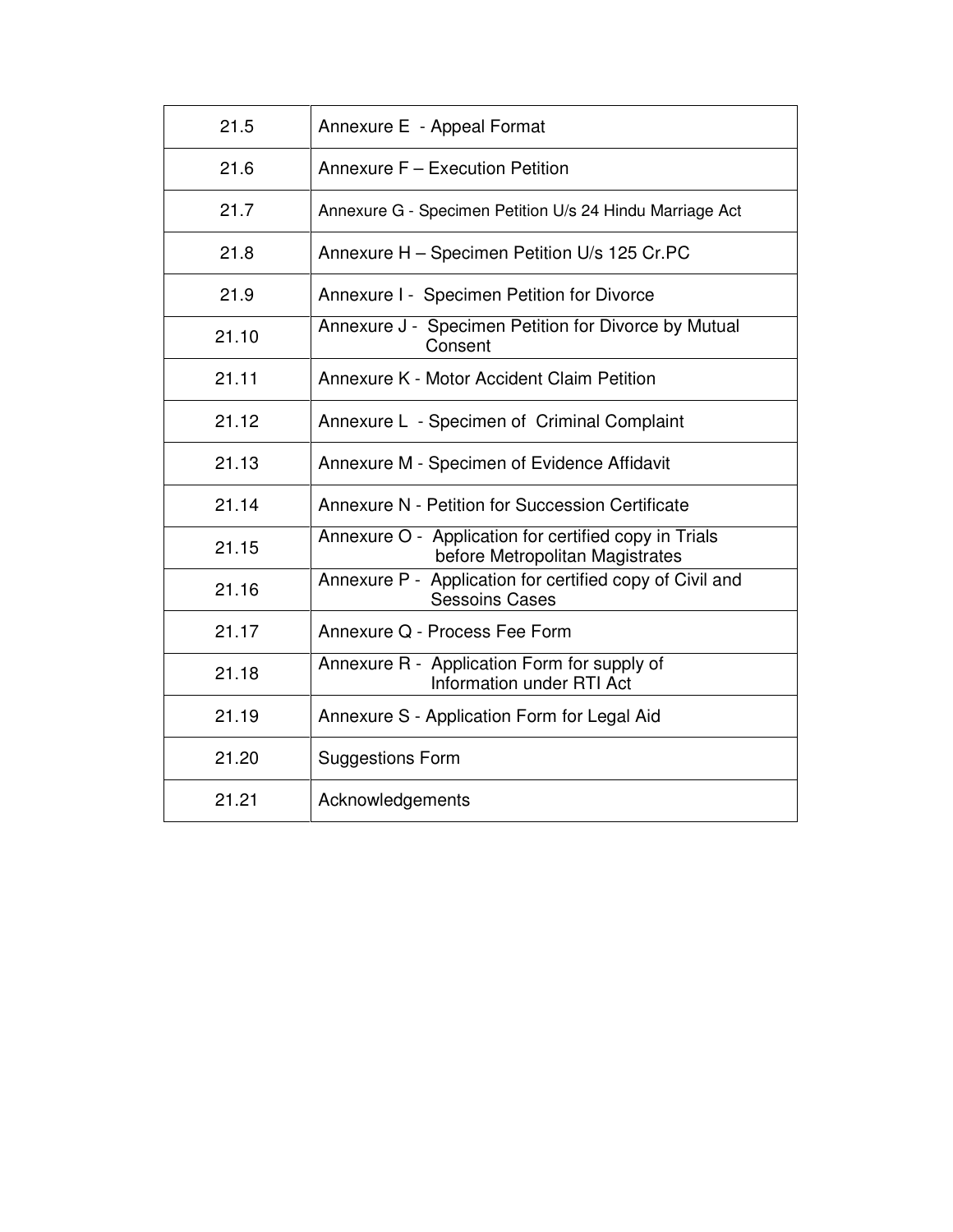| | |
|---|---|
| 21.5 | Annexure E - Appeal Format |
| 21.6 | Annexure F – Execution Petition |
| 21.7 | Annexure G - Specimen Petition U/s 24 Hindu Marriage Act |
| 21.8 | Annexure H – Specimen Petition U/s 125 Cr.PC |
| 21.9 | Annexure I - Specimen Petition for Divorce |
| 21.10 | Annexure J - Specimen Petition for Divorce by Mutual Consent |
| 21.11 | Annexure K - Motor Accident Claim Petition |
| 21.12 | Annexure L - Specimen of Criminal Complaint |
| 21.13 | Annexure M - Specimen of Evidence Affidavit |
| 21.14 | Annexure N - Petition for Succession Certificate |
| 21.15 | Annexure O - Application for certified copy in Trials before Metropolitan Magistrates |
| 21.16 | Annexure P - Application for certified copy of Civil and Sessoins Cases |
| 21.17 | Annexure Q - Process Fee Form |
| 21.18 | Annexure R - Application Form for supply of Information under RTI Act |
| 21.19 | Annexure S - Application Form for Legal Aid |
| 21.20 | Suggestions Form |
| 21.21 | Acknowledgements |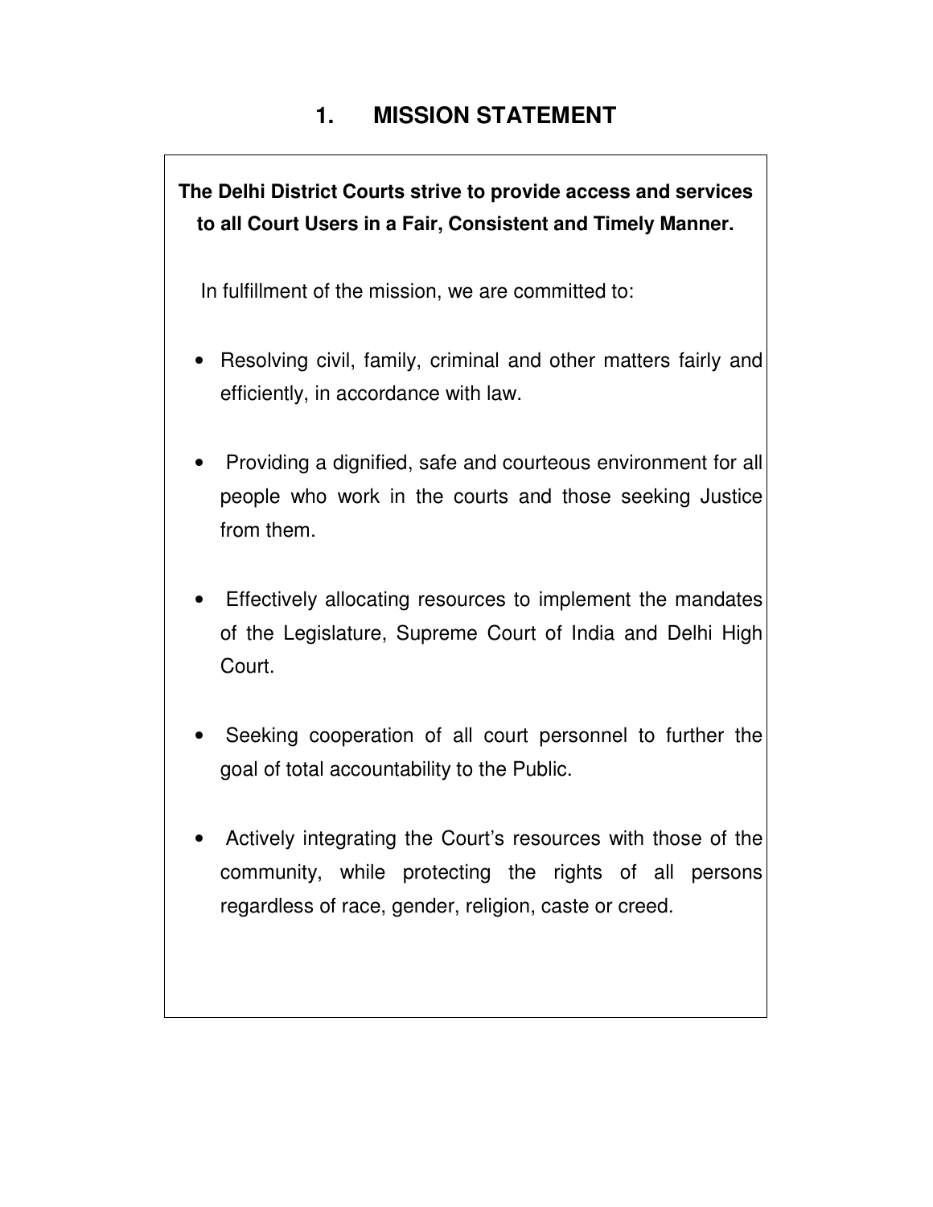# 1. MISSION STATEMENT

**The Delhi District Courts strive to provide access and services to all Court Users in a Fair, Consistent and Timely Manner.**

In fulfillment of the mission, we are committed to:

- Resolving civil, family, criminal and other matters fairly and efficiently, in accordance with law.
- Providing a dignified, safe and courteous environment for all people who work in the courts and those seeking Justice from them.
- Effectively allocating resources to implement the mandates of the Legislature, Supreme Court of India and Delhi High Court.
- Seeking cooperation of all court personnel to further the goal of total accountability to the Public.
- Actively integrating the Court's resources with those of the community, while protecting the rights of all persons regardless of race, gender, religion, caste or creed.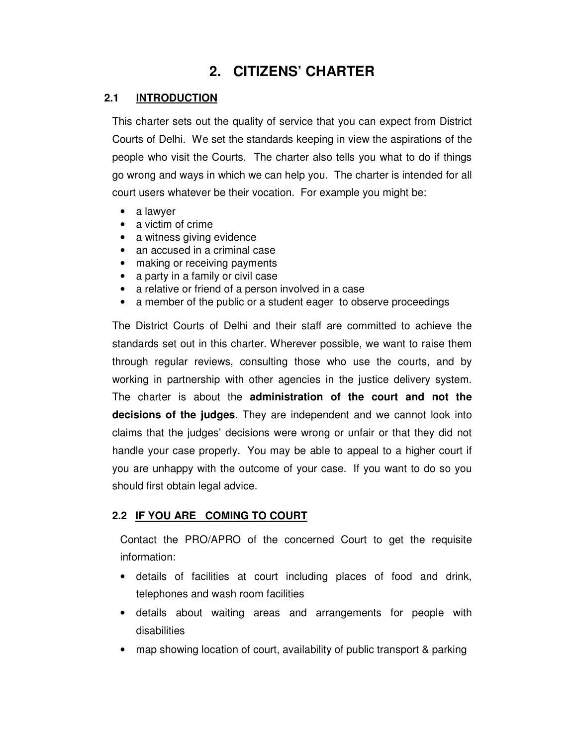# 2. CITIZENS' CHARTER

## 2.1 INTRODUCTION

This charter sets out the quality of service that you can expect from District Courts of Delhi. We set the standards keeping in view the aspirations of the people who visit the Courts. The charter also tells you what to do if things go wrong and ways in which we can help you. The charter is intended for all court users whatever be their vocation. For example you might be:

- a lawyer
- a victim of crime
- a witness giving evidence
- an accused in a criminal case
- making or receiving payments
- a party in a family or civil case
- a relative or friend of a person involved in a case
- a member of the public or a student eager to observe proceedings

The District Courts of Delhi and their staff are committed to achieve the standards set out in this charter. Wherever possible, we want to raise them through regular reviews, consulting those who use the courts, and by working in partnership with other agencies in the justice delivery system. The charter is about the **administration of the court and not the decisions of the judges**. They are independent and we cannot look into claims that the judges' decisions were wrong or unfair or that they did not handle your case properly. You may be able to appeal to a higher court if you are unhappy with the outcome of your case. If you want to do so you should first obtain legal advice.

## 2.2 IF YOU ARE COMING TO COURT

Contact the PRO/APRO of the concerned Court to get the requisite information:

- details of facilities at court including places of food and drink, telephones and wash room facilities
- details about waiting areas and arrangements for people with disabilities
- map showing location of court, availability of public transport & parking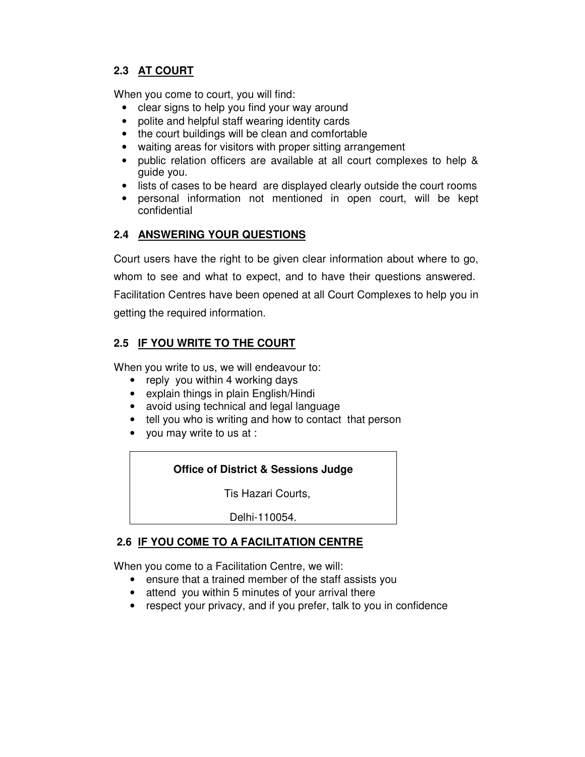### 2.3 AT COURT

When you come to court, you will find:

- clear signs to help you find your way around
- polite and helpful staff wearing identity cards
- the court buildings will be clean and comfortable
- waiting areas for visitors with proper sitting arrangement
- public relation officers are available at all court complexes to help & guide you.
- lists of cases to be heard are displayed clearly outside the court rooms
- personal information not mentioned in open court, will be kept confidential

### 2.4 ANSWERING YOUR QUESTIONS

Court users have the right to be given clear information about where to go, whom to see and what to expect, and to have their questions answered. Facilitation Centres have been opened at all Court Complexes to help you in getting the required information.

### 2.5 IF YOU WRITE TO THE COURT

When you write to us, we will endeavour to:

- reply you within 4 working days
- explain things in plain English/Hindi
- avoid using technical and legal language
- tell you who is writing and how to contact that person
- you may write to us at :

| **Office of District & Sessions Judge** |
|---|
| Tis Hazari Courts, |
| Delhi-110054. |

### 2.6 IF YOU COME TO A FACILITATION CENTRE

When you come to a Facilitation Centre, we will:

- ensure that a trained member of the staff assists you
- attend you within 5 minutes of your arrival there
- respect your privacy, and if you prefer, talk to you in confidence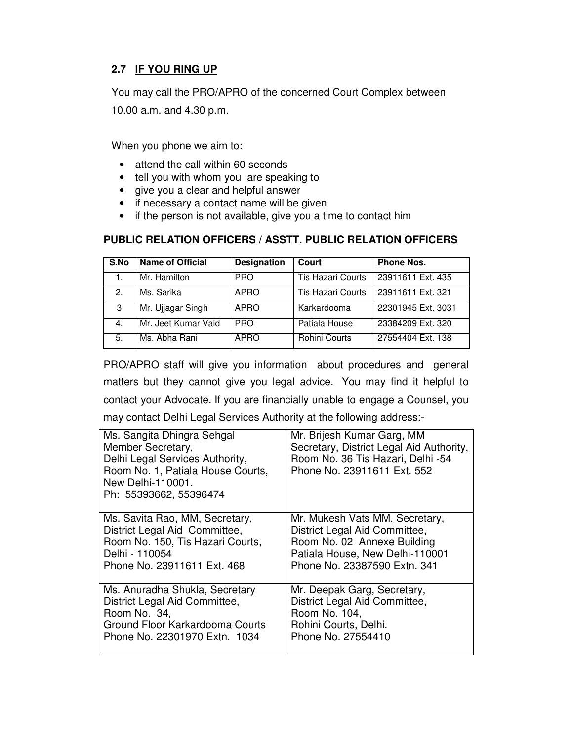## 2.7 IF YOU RING UP

You may call the PRO/APRO of the concerned Court Complex between 10.00 a.m. and 4.30 p.m.

When you phone we aim to:

- attend the call within 60 seconds
- tell you with whom you are speaking to
- give you a clear and helpful answer
- if necessary a contact name will be given
- if the person is not available, give you a time to contact him

### PUBLIC RELATION OFFICERS / ASSTT. PUBLIC RELATION OFFICERS

| S.No | Name of Official | Designation | Court | Phone Nos. |
|---|---|---|---|---|
| 1. | Mr. Hamilton | PRO | Tis Hazari Courts | 23911611 Ext. 435 |
| 2. | Ms. Sarika | APRO | Tis Hazari Courts | 23911611 Ext. 321 |
| 3 | Mr. Ujjagar Singh | APRO | Karkardooma | 22301945 Ext. 3031 |
| 4. | Mr. Jeet Kumar Vaid | PRO | Patiala House | 23384209 Ext. 320 |
| 5. | Ms. Abha Rani | APRO | Rohini Courts | 27554404 Ext. 138 |

PRO/APRO staff will give you information about procedures and general matters but they cannot give you legal advice. You may find it helpful to contact your Advocate. If you are financially unable to engage a Counsel, you may contact Delhi Legal Services Authority at the following address:-

| | |
|---|---|
| Ms. Sangita Dhingra Sehgal<br>Member Secretary,<br>Delhi Legal Services Authority,<br>Room No. 1, Patiala House Courts,<br>New Delhi-110001.<br>Ph: 55393662, 55396474 | Mr. Brijesh Kumar Garg, MM<br>Secretary, District Legal Aid Authority,<br>Room No. 36 Tis Hazari, Delhi -54<br>Phone No. 23911611 Ext. 552 |
| Ms. Savita Rao, MM, Secretary,<br>District Legal Aid Committee,<br>Room No. 150, Tis Hazari Courts,<br>Delhi - 110054<br>Phone No. 23911611 Ext. 468 | Mr. Mukesh Vats MM, Secretary,<br>District Legal Aid Committee,<br>Room No. 02 Annexe Building<br>Patiala House, New Delhi-110001<br>Phone No. 23387590 Extn. 341 |
| Ms. Anuradha Shukla, Secretary<br>District Legal Aid Committee,<br>Room No. 34,<br>Ground Floor Karkardooma Courts<br>Phone No. 22301970 Extn. 1034 | Mr. Deepak Garg, Secretary,<br>District Legal Aid Committee,<br>Room No. 104,<br>Rohini Courts, Delhi.<br>Phone No. 27554410 |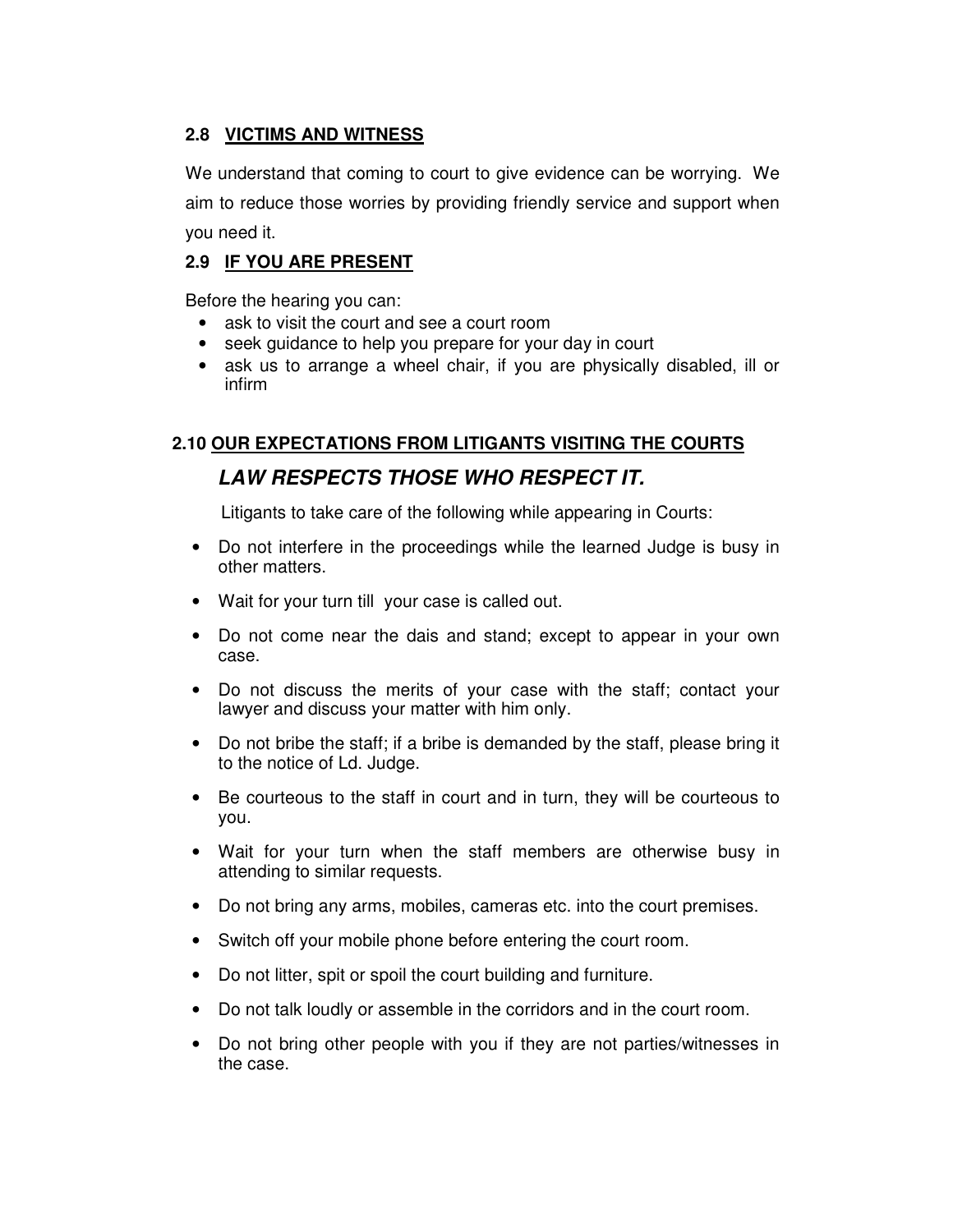### 2.8 VICTIMS AND WITNESS

We understand that coming to court to give evidence can be worrying. We aim to reduce those worries by providing friendly service and support when you need it.

### 2.9 IF YOU ARE PRESENT

Before the hearing you can:

- ask to visit the court and see a court room
- seek guidance to help you prepare for your day in court
- ask us to arrange a wheel chair, if you are physically disabled, ill or infirm

### 2.10 OUR EXPECTATIONS FROM LITIGANTS VISITING THE COURTS

***LAW RESPECTS THOSE WHO RESPECT IT.***

Litigants to take care of the following while appearing in Courts:

- Do not interfere in the proceedings while the learned Judge is busy in other matters.
- Wait for your turn till your case is called out.
- Do not come near the dais and stand; except to appear in your own case.
- Do not discuss the merits of your case with the staff; contact your lawyer and discuss your matter with him only.
- Do not bribe the staff; if a bribe is demanded by the staff, please bring it to the notice of Ld. Judge.
- Be courteous to the staff in court and in turn, they will be courteous to you.
- Wait for your turn when the staff members are otherwise busy in attending to similar requests.
- Do not bring any arms, mobiles, cameras etc. into the court premises.
- Switch off your mobile phone before entering the court room.
- Do not litter, spit or spoil the court building and furniture.
- Do not talk loudly or assemble in the corridors and in the court room.
- Do not bring other people with you if they are not parties/witnesses in the case.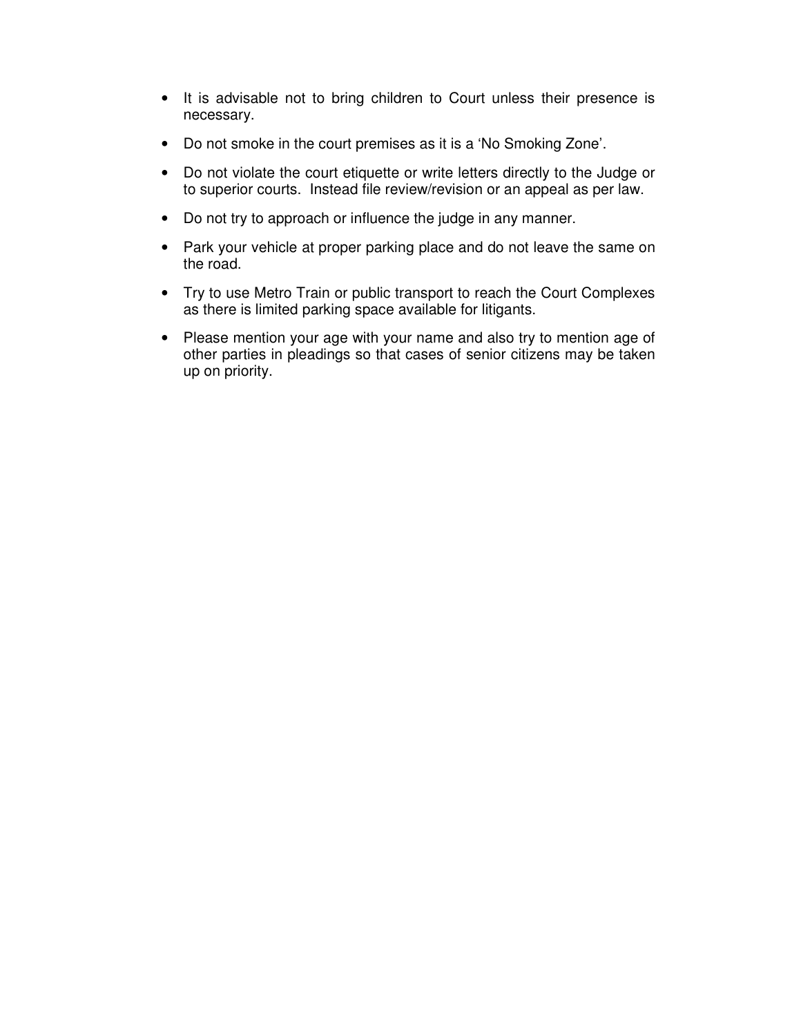- It is advisable not to bring children to Court unless their presence is necessary.
- Do not smoke in the court premises as it is a 'No Smoking Zone'.
- Do not violate the court etiquette or write letters directly to the Judge or to superior courts. Instead file review/revision or an appeal as per law.
- Do not try to approach or influence the judge in any manner.
- Park your vehicle at proper parking place and do not leave the same on the road.
- Try to use Metro Train or public transport to reach the Court Complexes as there is limited parking space available for litigants.
- Please mention your age with your name and also try to mention age of other parties in pleadings so that cases of senior citizens may be taken up on priority.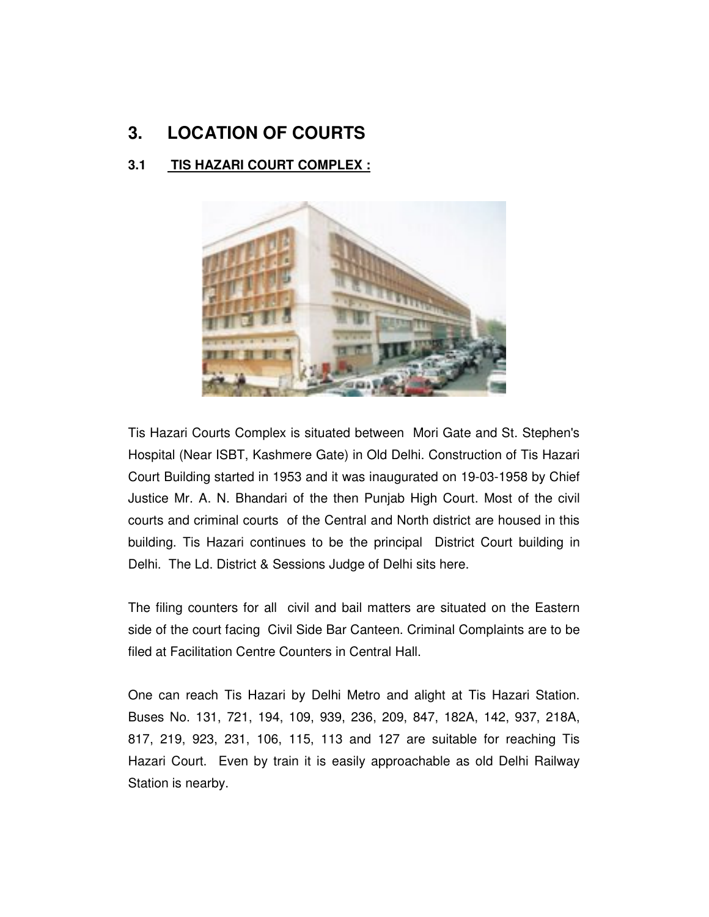# 3. LOCATION OF COURTS

## 3.1 TIS HAZARI COURT COMPLEX :

Tis Hazari Courts Complex is situated between Mori Gate and St. Stephen's Hospital (Near ISBT, Kashmere Gate) in Old Delhi. Construction of Tis Hazari Court Building started in 1953 and it was inaugurated on 19-03-1958 by Chief Justice Mr. A. N. Bhandari of the then Punjab High Court. Most of the civil courts and criminal courts of the Central and North district are housed in this building. Tis Hazari continues to be the principal District Court building in Delhi. The Ld. District & Sessions Judge of Delhi sits here.

The filing counters for all civil and bail matters are situated on the Eastern side of the court facing Civil Side Bar Canteen. Criminal Complaints are to be filed at Facilitation Centre Counters in Central Hall.

One can reach Tis Hazari by Delhi Metro and alight at Tis Hazari Station. Buses No. 131, 721, 194, 109, 939, 236, 209, 847, 182A, 142, 937, 218A, 817, 219, 923, 231, 106, 115, 113 and 127 are suitable for reaching Tis Hazari Court. Even by train it is easily approachable as old Delhi Railway Station is nearby.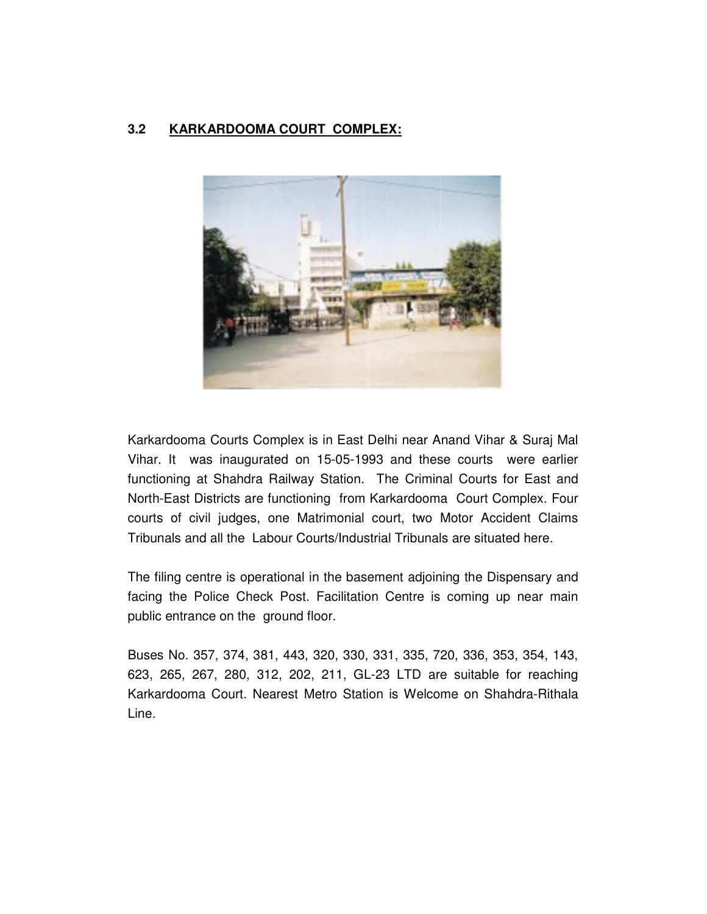### 3.2 KARKARDOOMA COURT COMPLEX:

Karkardooma Courts Complex is in East Delhi near Anand Vihar & Suraj Mal Vihar. It was inaugurated on 15-05-1993 and these courts were earlier functioning at Shahdra Railway Station. The Criminal Courts for East and North-East Districts are functioning from Karkardooma Court Complex. Four courts of civil judges, one Matrimonial court, two Motor Accident Claims Tribunals and all the Labour Courts/Industrial Tribunals are situated here.

The filing centre is operational in the basement adjoining the Dispensary and facing the Police Check Post. Facilitation Centre is coming up near main public entrance on the ground floor.

Buses No. 357, 374, 381, 443, 320, 330, 331, 335, 720, 336, 353, 354, 143, 623, 265, 267, 280, 312, 202, 211, GL-23 LTD are suitable for reaching Karkardooma Court. Nearest Metro Station is Welcome on Shahdra-Rithala Line.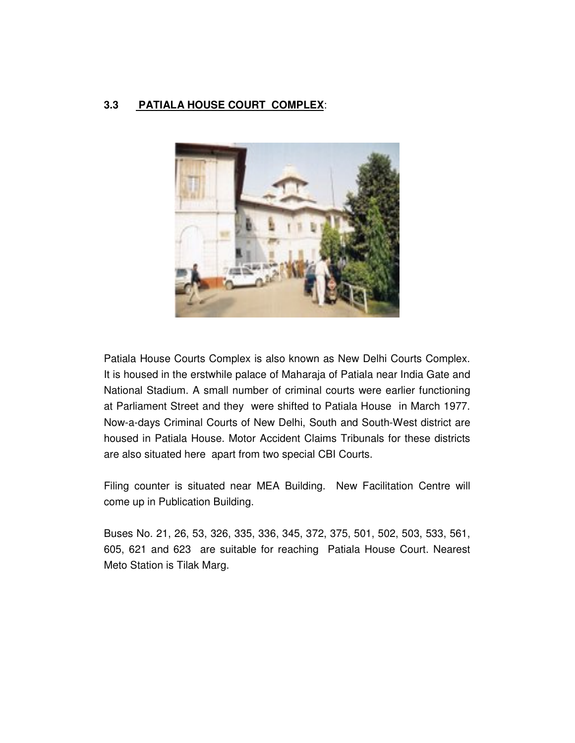### 3.3 PATIALA HOUSE COURT COMPLEX:

Patiala House Courts Complex is also known as New Delhi Courts Complex. It is housed in the erstwhile palace of Maharaja of Patiala near India Gate and National Stadium. A small number of criminal courts were earlier functioning at Parliament Street and they were shifted to Patiala House in March 1977. Now-a-days Criminal Courts of New Delhi, South and South-West district are housed in Patiala House. Motor Accident Claims Tribunals for these districts are also situated here apart from two special CBI Courts.

Filing counter is situated near MEA Building. New Facilitation Centre will come up in Publication Building.

Buses No. 21, 26, 53, 326, 335, 336, 345, 372, 375, 501, 502, 503, 533, 561, 605, 621 and 623 are suitable for reaching Patiala House Court. Nearest Meto Station is Tilak Marg.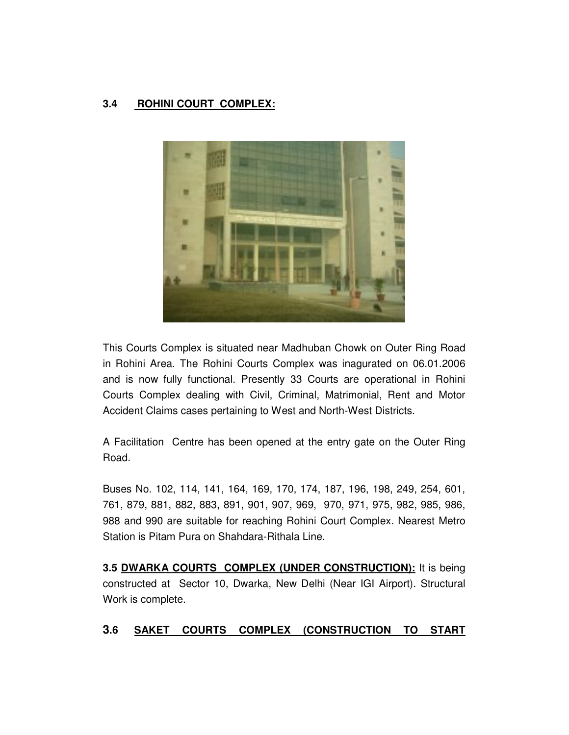### 3.4 **ROHINI COURT COMPLEX:**

This Courts Complex is situated near Madhuban Chowk on Outer Ring Road in Rohini Area. The Rohini Courts Complex was inagurated on 06.01.2006 and is now fully functional. Presently 33 Courts are operational in Rohini Courts Complex dealing with Civil, Criminal, Matrimonial, Rent and Motor Accident Claims cases pertaining to West and North-West Districts.

A Facilitation Centre has been opened at the entry gate on the Outer Ring Road.

Buses No. 102, 114, 141, 164, 169, 170, 174, 187, 196, 198, 249, 254, 601, 761, 879, 881, 882, 883, 891, 901, 907, 969, 970, 971, 975, 982, 985, 986, 988 and 990 are suitable for reaching Rohini Court Complex. Nearest Metro Station is Pitam Pura on Shahdara-Rithala Line.

**3.5 DWARKA COURTS COMPLEX (UNDER CONSTRUCTION):** It is being constructed at Sector 10, Dwarka, New Delhi (Near IGI Airport). Structural Work is complete.

### 3.6 **SAKET COURTS COMPLEX (CONSTRUCTION TO START**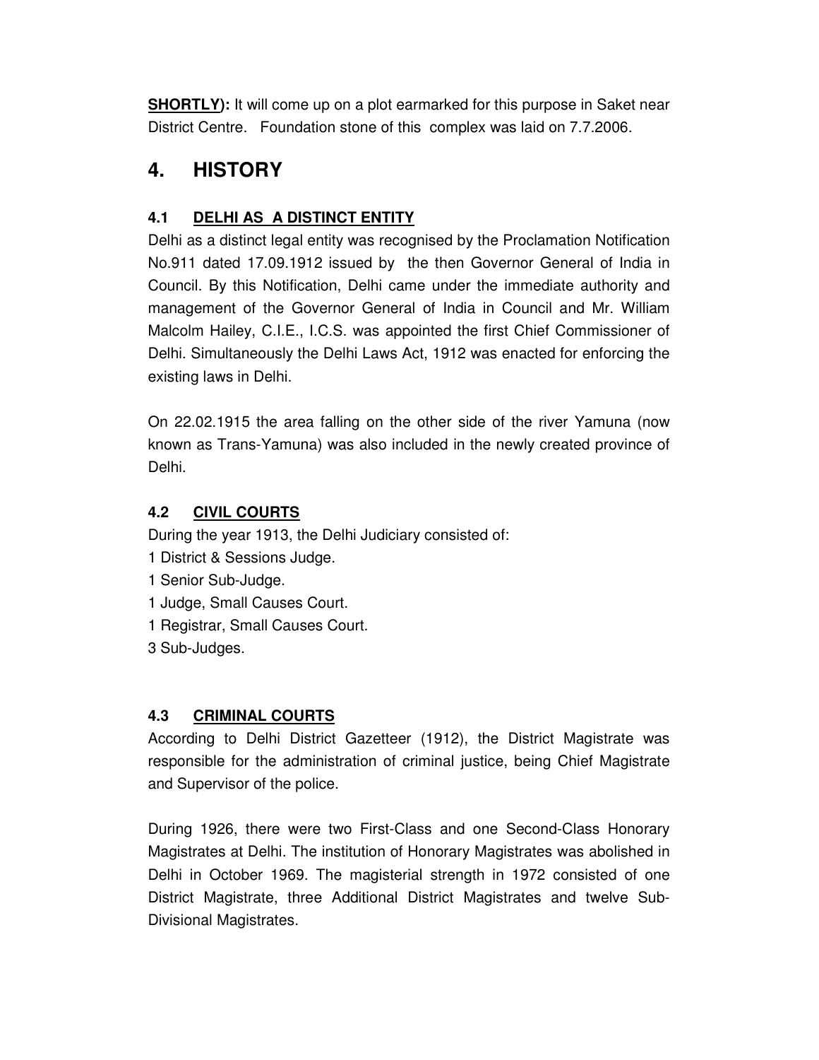**SHORTLY):** It will come up on a plot earmarked for this purpose in Saket near District Centre. Foundation stone of this complex was laid on 7.7.2006.

# 4. HISTORY

## 4.1 DELHI AS A DISTINCT ENTITY

Delhi as a distinct legal entity was recognised by the Proclamation Notification No.911 dated 17.09.1912 issued by the then Governor General of India in Council. By this Notification, Delhi came under the immediate authority and management of the Governor General of India in Council and Mr. William Malcolm Hailey, C.I.E., I.C.S. was appointed the first Chief Commissioner of Delhi. Simultaneously the Delhi Laws Act, 1912 was enacted for enforcing the existing laws in Delhi.

On 22.02.1915 the area falling on the other side of the river Yamuna (now known as Trans-Yamuna) was also included in the newly created province of Delhi.

## 4.2 CIVIL COURTS

During the year 1913, the Delhi Judiciary consisted of:

1 District & Sessions Judge.
1 Senior Sub-Judge.
1 Judge, Small Causes Court.
1 Registrar, Small Causes Court.
3 Sub-Judges.

## 4.3 CRIMINAL COURTS

According to Delhi District Gazetteer (1912), the District Magistrate was responsible for the administration of criminal justice, being Chief Magistrate and Supervisor of the police.

During 1926, there were two First-Class and one Second-Class Honorary Magistrates at Delhi. The institution of Honorary Magistrates was abolished in Delhi in October 1969. The magisterial strength in 1972 consisted of one District Magistrate, three Additional District Magistrates and twelve Sub-Divisional Magistrates.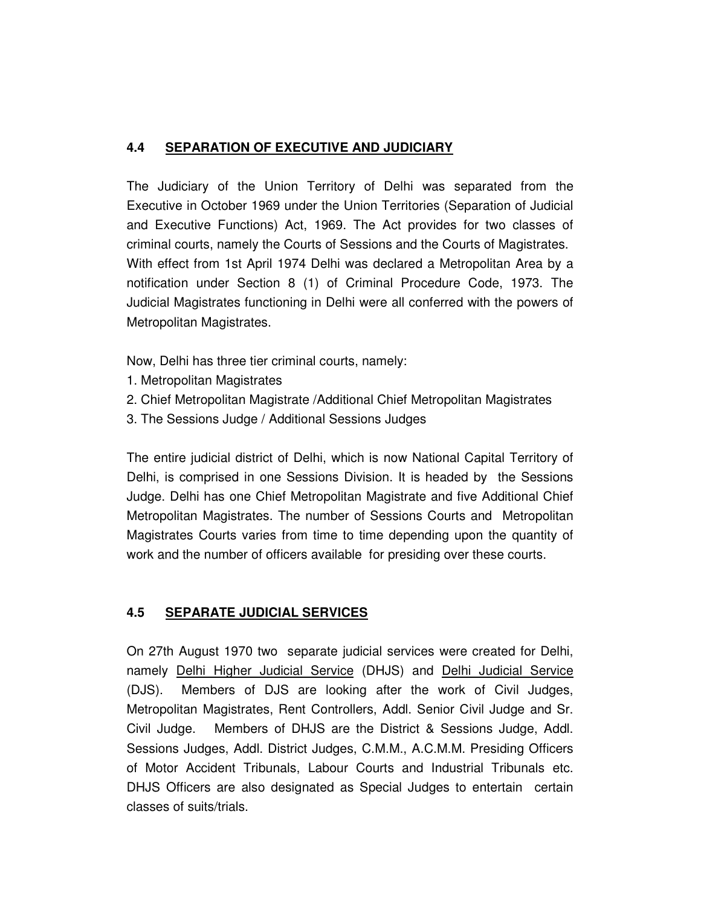## 4.4 SEPARATION OF EXECUTIVE AND JUDICIARY

The Judiciary of the Union Territory of Delhi was separated from the Executive in October 1969 under the Union Territories (Separation of Judicial and Executive Functions) Act, 1969. The Act provides for two classes of criminal courts, namely the Courts of Sessions and the Courts of Magistrates. With effect from 1st April 1974 Delhi was declared a Metropolitan Area by a notification under Section 8 (1) of Criminal Procedure Code, 1973. The Judicial Magistrates functioning in Delhi were all conferred with the powers of Metropolitan Magistrates.

Now, Delhi has three tier criminal courts, namely:

1. Metropolitan Magistrates
2. Chief Metropolitan Magistrate /Additional Chief Metropolitan Magistrates
3. The Sessions Judge / Additional Sessions Judges

The entire judicial district of Delhi, which is now National Capital Territory of Delhi, is comprised in one Sessions Division. It is headed by the Sessions Judge. Delhi has one Chief Metropolitan Magistrate and five Additional Chief Metropolitan Magistrates. The number of Sessions Courts and Metropolitan Magistrates Courts varies from time to time depending upon the quantity of work and the number of officers available for presiding over these courts.

## 4.5 SEPARATE JUDICIAL SERVICES

On 27th August 1970 two separate judicial services were created for Delhi, namely Delhi Higher Judicial Service (DHJS) and Delhi Judicial Service (DJS). Members of DJS are looking after the work of Civil Judges, Metropolitan Magistrates, Rent Controllers, Addl. Senior Civil Judge and Sr. Civil Judge. Members of DHJS are the District & Sessions Judge, Addl. Sessions Judges, Addl. District Judges, C.M.M., A.C.M.M. Presiding Officers of Motor Accident Tribunals, Labour Courts and Industrial Tribunals etc. DHJS Officers are also designated as Special Judges to entertain certain classes of suits/trials.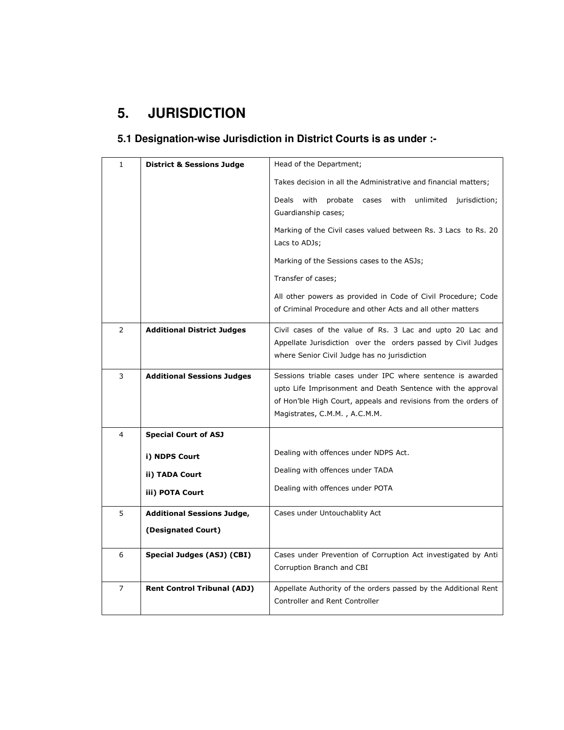# 5. JURISDICTION

## 5.1 Designation-wise Jurisdiction in District Courts is as under :-

| | | |
|---|---|---|
| 1 | **District & Sessions Judge** | Head of the Department;<br><br>Takes decision in all the Administrative and financial matters;<br><br>Deals with probate cases with unlimited jurisdiction; Guardianship cases;<br><br>Marking of the Civil cases valued between Rs. 3 Lacs to Rs. 20 Lacs to ADJs;<br><br>Marking of the Sessions cases to the ASJs;<br><br>Transfer of cases;<br><br>All other powers as provided in Code of Civil Procedure; Code of Criminal Procedure and other Acts and all other matters |
| 2 | **Additional District Judges** | Civil cases of the value of Rs. 3 Lac and upto 20 Lac and Appellate Jurisdiction over the orders passed by Civil Judges where Senior Civil Judge has no jurisdiction |
| 3 | **Additional Sessions Judges** | Sessions triable cases under IPC where sentence is awarded upto Life Imprisonment and Death Sentence with the approval of Hon'ble High Court, appeals and revisions from the orders of Magistrates, C.M.M. , A.C.M.M. |
| 4 | **Special Court of ASJ**<br><br>**i) NDPS Court**<br><br>**ii) TADA Court**<br><br>**iii) POTA Court** | <br><br>Dealing with offences under NDPS Act.<br><br>Dealing with offences under TADA<br><br>Dealing with offences under POTA |
| 5 | **Additional Sessions Judge, (Designated Court)** | Cases under Untouchablity Act |
| 6 | **Special Judges (ASJ) (CBI)** | Cases under Prevention of Corruption Act investigated by Anti Corruption Branch and CBI |
| 7 | **Rent Control Tribunal (ADJ)** | Appellate Authority of the orders passed by the Additional Rent Controller and Rent Controller |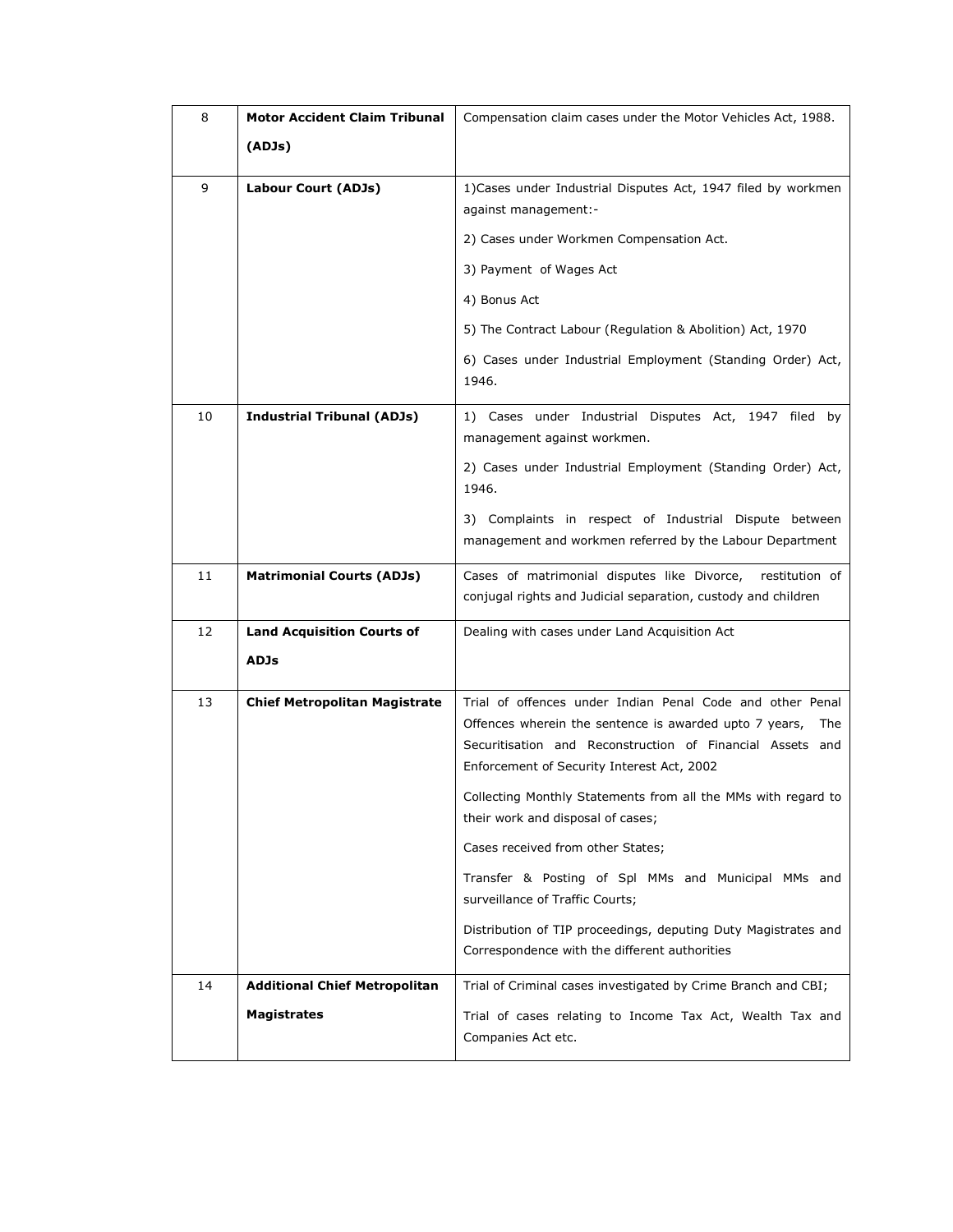| 8 | **Motor Accident Claim Tribunal (ADJs)** | Compensation claim cases under the Motor Vehicles Act, 1988. |
|---|---|---|
| 9 | **Labour Court (ADJs)** | 1)Cases under Industrial Disputes Act, 1947 filed by workmen against management:-<br>2) Cases under Workmen Compensation Act.<br>3) Payment of Wages Act<br>4) Bonus Act<br>5) The Contract Labour (Regulation & Abolition) Act, 1970<br>6) Cases under Industrial Employment (Standing Order) Act, 1946. |
| 10 | **Industrial Tribunal (ADJs)** | 1) Cases under Industrial Disputes Act, 1947 filed by management against workmen.<br>2) Cases under Industrial Employment (Standing Order) Act, 1946.<br>3) Complaints in respect of Industrial Dispute between management and workmen referred by the Labour Department |
| 11 | **Matrimonial Courts (ADJs)** | Cases of matrimonial disputes like Divorce, restitution of conjugal rights and Judicial separation, custody and children |
| 12 | **Land Acquisition Courts of ADJs** | Dealing with cases under Land Acquisition Act |
| 13 | **Chief Metropolitan Magistrate** | Trial of offences under Indian Penal Code and other Penal Offences wherein the sentence is awarded upto 7 years, The Securitisation and Reconstruction of Financial Assets and Enforcement of Security Interest Act, 2002<br>Collecting Monthly Statements from all the MMs with regard to their work and disposal of cases;<br>Cases received from other States;<br>Transfer & Posting of Spl MMs and Municipal MMs and surveillance of Traffic Courts;<br>Distribution of TIP proceedings, deputing Duty Magistrates and Correspondence with the different authorities |
| 14 | **Additional Chief Metropolitan Magistrates** | Trial of Criminal cases investigated by Crime Branch and CBI;<br>Trial of cases relating to Income Tax Act, Wealth Tax and Companies Act etc. |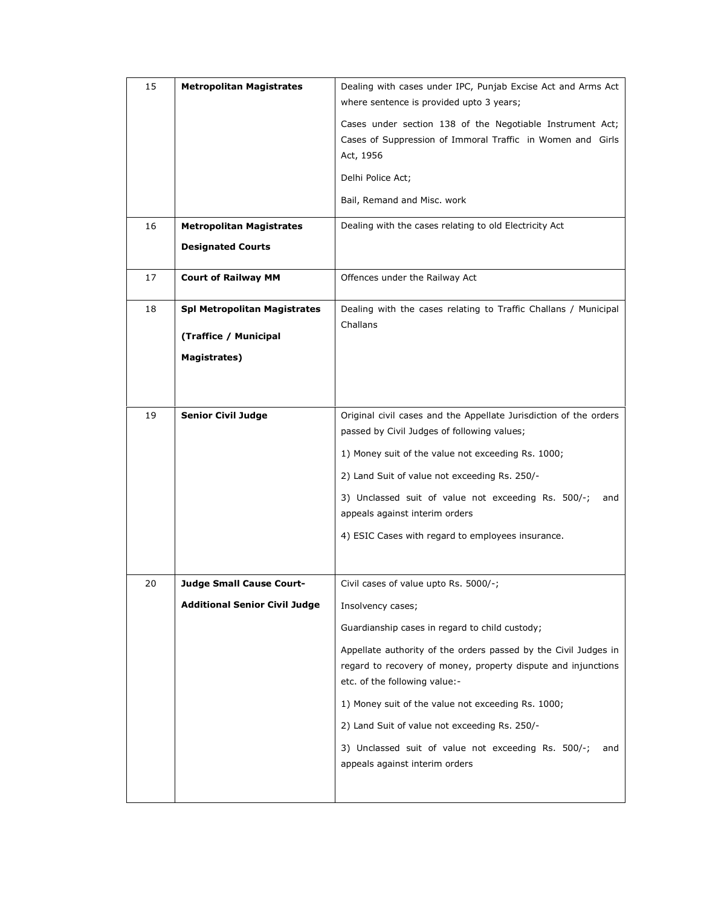| 15 | **Metropolitan Magistrates** | Dealing with cases under IPC, Punjab Excise Act and Arms Act where sentence is provided upto 3 years;<br><br>Cases under section 138 of the Negotiable Instrument Act; Cases of Suppression of Immoral Traffic in Women and Girls Act, 1956<br><br>Delhi Police Act;<br><br>Bail, Remand and Misc. work |
|---|---|---|
| 16 | **Metropolitan Magistrates**<br><br>**Designated Courts** | Dealing with the cases relating to old Electricity Act |
| 17 | **Court of Railway MM** | Offences under the Railway Act |
| 18 | **Spl Metropolitan Magistrates**<br><br>**(Traffice / Municipal Magistrates)** | Dealing with the cases relating to Traffic Challans / Municipal Challans |
| 19 | **Senior Civil Judge** | Original civil cases and the Appellate Jurisdiction of the orders passed by Civil Judges of following values;<br><br>1) Money suit of the value not exceeding Rs. 1000;<br><br>2) Land Suit of value not exceeding Rs. 250/-<br><br>3) Unclassed suit of value not exceeding Rs. 500/-; and appeals against interim orders<br><br>4) ESIC Cases with regard to employees insurance. |
| 20 | **Judge Small Cause Court-**<br><br>**Additional Senior Civil Judge** | Civil cases of value upto Rs. 5000/-;<br><br>Insolvency cases;<br><br>Guardianship cases in regard to child custody;<br><br>Appellate authority of the orders passed by the Civil Judges in regard to recovery of money, property dispute and injunctions etc. of the following value:-<br><br>1) Money suit of the value not exceeding Rs. 1000;<br><br>2) Land Suit of value not exceeding Rs. 250/-<br><br>3) Unclassed suit of value not exceeding Rs. 500/-; and appeals against interim orders |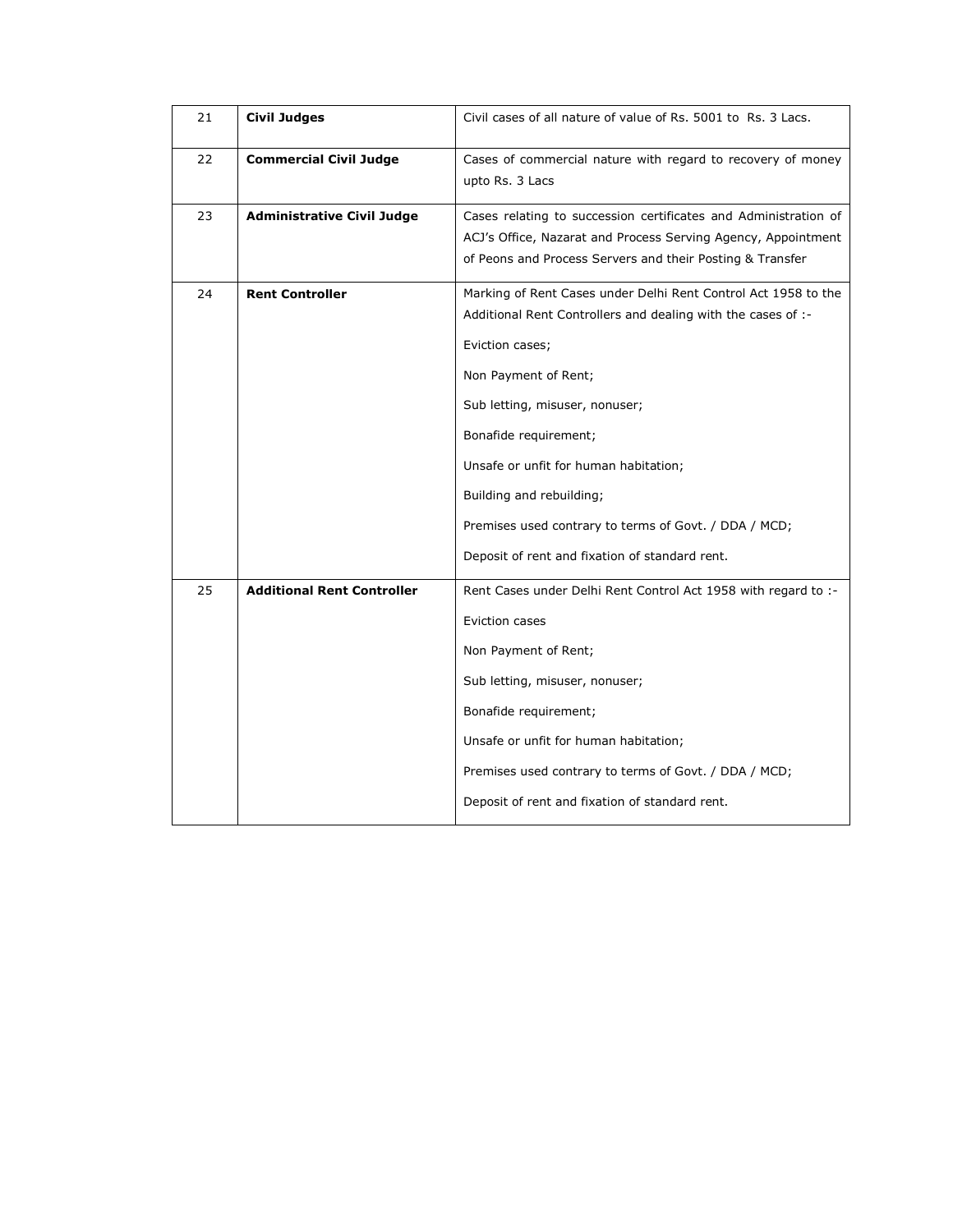| 21 | **Civil Judges** | Civil cases of all nature of value of Rs. 5001 to Rs. 3 Lacs. |
|---|---|---|
| 22 | **Commercial Civil Judge** | Cases of commercial nature with regard to recovery of money upto Rs. 3 Lacs |
| 23 | **Administrative Civil Judge** | Cases relating to succession certificates and Administration of ACJ's Office, Nazarat and Process Serving Agency, Appointment of Peons and Process Servers and their Posting & Transfer |
| 24 | **Rent Controller** | Marking of Rent Cases under Delhi Rent Control Act 1958 to the Additional Rent Controllers and dealing with the cases of :-<br><br>Eviction cases;<br><br>Non Payment of Rent;<br><br>Sub letting, misuser, nonuser;<br><br>Bonafide requirement;<br><br>Unsafe or unfit for human habitation;<br><br>Building and rebuilding;<br><br>Premises used contrary to terms of Govt. / DDA / MCD;<br><br>Deposit of rent and fixation of standard rent. |
| 25 | **Additional Rent Controller** | Rent Cases under Delhi Rent Control Act 1958 with regard to :-<br><br>Eviction cases<br><br>Non Payment of Rent;<br><br>Sub letting, misuser, nonuser;<br><br>Bonafide requirement;<br><br>Unsafe or unfit for human habitation;<br><br>Premises used contrary to terms of Govt. / DDA / MCD;<br><br>Deposit of rent and fixation of standard rent. |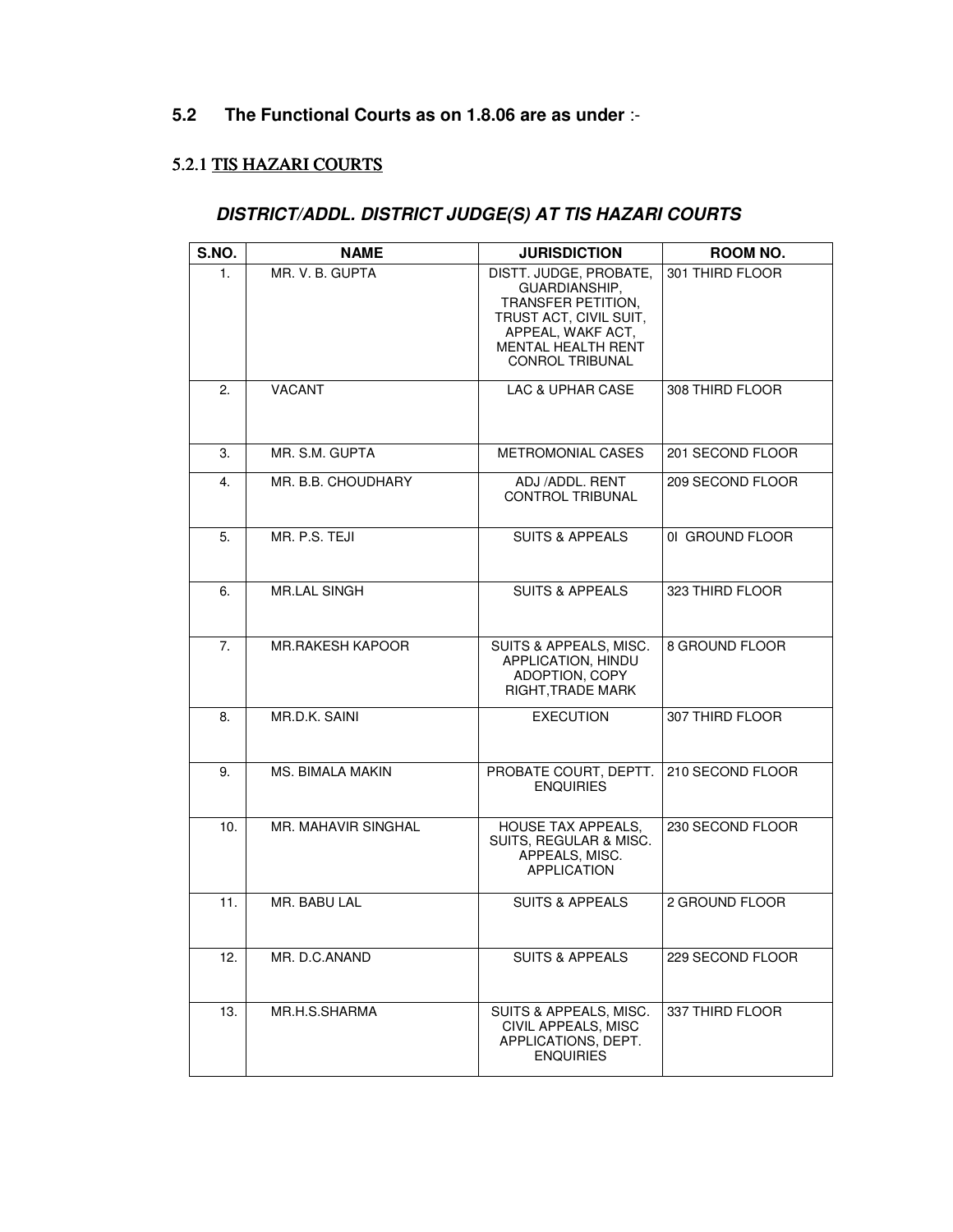### **5.2 The Functional Courts as on 1.8.06 are as under** :-

#### 5.2.1 TIS HAZARI COURTS

***DISTRICT/ADDL. DISTRICT JUDGE(S) AT TIS HAZARI COURTS***

| S.NO. | NAME | JURISDICTION | ROOM NO. |
|---|---|---|---|
| 1. | MR. V. B. GUPTA | DISTT. JUDGE, PROBATE, GUARDIANSHIP, TRANSFER PETITION, TRUST ACT, CIVIL SUIT, APPEAL, WAKF ACT, MENTAL HEALTH RENT CONROL TRIBUNAL | 301 THIRD FLOOR |
| 2. | VACANT | LAC & UPHAR CASE | 308 THIRD FLOOR |
| 3. | MR. S.M. GUPTA | METROMONIAL CASES | 201 SECOND FLOOR |
| 4. | MR. B.B. CHOUDHARY | ADJ /ADDL. RENT CONTROL TRIBUNAL | 209 SECOND FLOOR |
| 5. | MR. P.S. TEJI | SUITS & APPEALS | 0I GROUND FLOOR |
| 6. | MR.LAL SINGH | SUITS & APPEALS | 323 THIRD FLOOR |
| 7. | MR.RAKESH KAPOOR | SUITS & APPEALS, MISC. APPLICATION, HINDU ADOPTION, COPY RIGHT,TRADE MARK | 8 GROUND FLOOR |
| 8. | MR.D.K. SAINI | EXECUTION | 307 THIRD FLOOR |
| 9. | MS. BIMALA MAKIN | PROBATE COURT, DEPTT. ENQUIRIES | 210 SECOND FLOOR |
| 10. | MR. MAHAVIR SINGHAL | HOUSE TAX APPEALS, SUITS, REGULAR & MISC. APPEALS, MISC. APPLICATION | 230 SECOND FLOOR |
| 11. | MR. BABU LAL | SUITS & APPEALS | 2 GROUND FLOOR |
| 12. | MR. D.C.ANAND | SUITS & APPEALS | 229 SECOND FLOOR |
| 13. | MR.H.S.SHARMA | SUITS & APPEALS, MISC. CIVIL APPEALS, MISC APPLICATIONS, DEPT. ENQUIRIES | 337 THIRD FLOOR |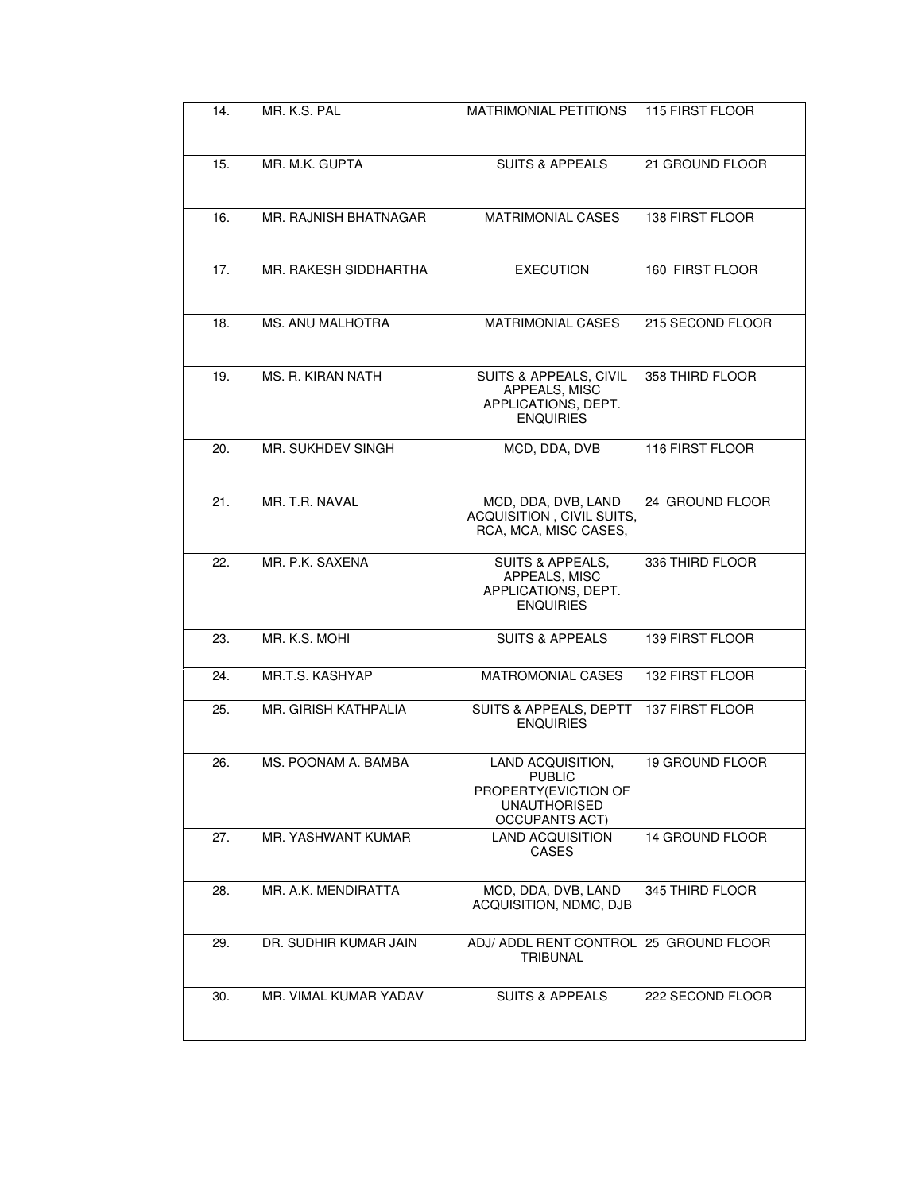| 14. | MR. K.S. PAL | MATRIMONIAL PETITIONS | 115 FIRST FLOOR |
|---|---|---|---|
| 15. | MR. M.K. GUPTA | SUITS & APPEALS | 21 GROUND FLOOR |
| 16. | MR. RAJNISH BHATNAGAR | MATRIMONIAL CASES | 138 FIRST FLOOR |
| 17. | MR. RAKESH SIDDHARTHA | EXECUTION | 160 FIRST FLOOR |
| 18. | MS. ANU MALHOTRA | MATRIMONIAL CASES | 215 SECOND FLOOR |
| 19. | MS. R. KIRAN NATH | SUITS & APPEALS, CIVIL APPEALS, MISC APPLICATIONS, DEPT. ENQUIRIES | 358 THIRD FLOOR |
| 20. | MR. SUKHDEV SINGH | MCD, DDA, DVB | 116 FIRST FLOOR |
| 21. | MR. T.R. NAVAL | MCD, DDA, DVB, LAND ACQUISITION , CIVIL SUITS, RCA, MCA, MISC CASES, | 24 GROUND FLOOR |
| 22. | MR. P.K. SAXENA | SUITS & APPEALS, APPEALS, MISC APPLICATIONS, DEPT. ENQUIRIES | 336 THIRD FLOOR |
| 23. | MR. K.S. MOHI | SUITS & APPEALS | 139 FIRST FLOOR |
| 24. | MR.T.S. KASHYAP | MATROMONIAL CASES | 132 FIRST FLOOR |
| 25. | MR. GIRISH KATHPALIA | SUITS & APPEALS, DEPTT ENQUIRIES | 137 FIRST FLOOR |
| 26. | MS. POONAM A. BAMBA | LAND ACQUISITION, PUBLIC PROPERTY(EVICTION OF UNAUTHORISED OCCUPANTS ACT) | 19 GROUND FLOOR |
| 27. | MR. YASHWANT KUMAR | LAND ACQUISITION CASES | 14 GROUND FLOOR |
| 28. | MR. A.K. MENDIRATTA | MCD, DDA, DVB, LAND ACQUISITION, NDMC, DJB | 345 THIRD FLOOR |
| 29. | DR. SUDHIR KUMAR JAIN | ADJ/ ADDL RENT CONTROL TRIBUNAL | 25 GROUND FLOOR |
| 30. | MR. VIMAL KUMAR YADAV | SUITS & APPEALS | 222 SECOND FLOOR |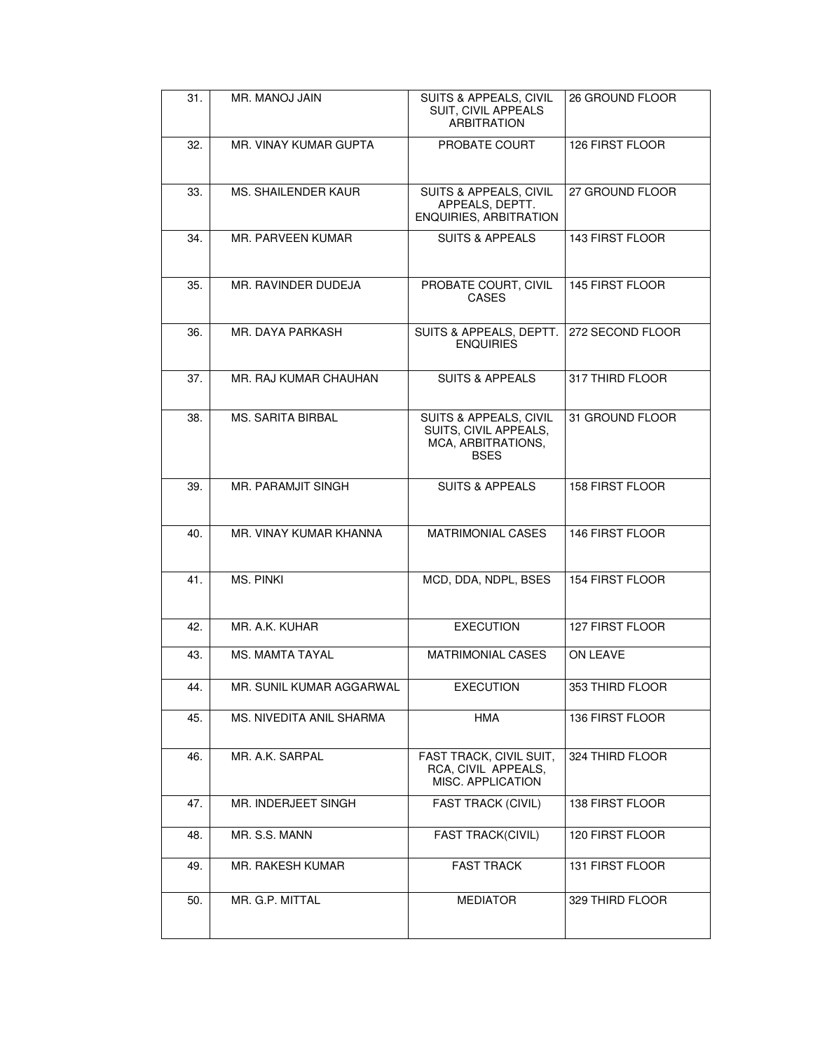| 31. | MR. MANOJ JAIN | SUITS & APPEALS, CIVIL SUIT, CIVIL APPEALS ARBITRATION | 26 GROUND FLOOR |
|---|---|---|---|
| 32. | MR. VINAY KUMAR GUPTA | PROBATE COURT | 126 FIRST FLOOR |
| 33. | MS. SHAILENDER KAUR | SUITS & APPEALS, CIVIL APPEALS, DEPTT. ENQUIRIES, ARBITRATION | 27 GROUND FLOOR |
| 34. | MR. PARVEEN KUMAR | SUITS & APPEALS | 143 FIRST FLOOR |
| 35. | MR. RAVINDER DUDEJA | PROBATE COURT, CIVIL CASES | 145 FIRST FLOOR |
| 36. | MR. DAYA PARKASH | SUITS & APPEALS, DEPTT. ENQUIRIES | 272 SECOND FLOOR |
| 37. | MR. RAJ KUMAR CHAUHAN | SUITS & APPEALS | 317 THIRD FLOOR |
| 38. | MS. SARITA BIRBAL | SUITS & APPEALS, CIVIL SUITS, CIVIL APPEALS, MCA, ARBITRATIONS, BSES | 31 GROUND FLOOR |
| 39. | MR. PARAMJIT SINGH | SUITS & APPEALS | 158 FIRST FLOOR |
| 40. | MR. VINAY KUMAR KHANNA | MATRIMONIAL CASES | 146 FIRST FLOOR |
| 41. | MS. PINKI | MCD, DDA, NDPL, BSES | 154 FIRST FLOOR |
| 42. | MR. A.K. KUHAR | EXECUTION | 127 FIRST FLOOR |
| 43. | MS. MAMTA TAYAL | MATRIMONIAL CASES | ON LEAVE |
| 44. | MR. SUNIL KUMAR AGGARWAL | EXECUTION | 353 THIRD FLOOR |
| 45. | MS. NIVEDITA ANIL SHARMA | HMA | 136 FIRST FLOOR |
| 46. | MR. A.K. SARPAL | FAST TRACK, CIVIL SUIT, RCA, CIVIL APPEALS, MISC. APPLICATION | 324 THIRD FLOOR |
| 47. | MR. INDERJEET SINGH | FAST TRACK (CIVIL) | 138 FIRST FLOOR |
| 48. | MR. S.S. MANN | FAST TRACK(CIVIL) | 120 FIRST FLOOR |
| 49. | MR. RAKESH KUMAR | FAST TRACK | 131 FIRST FLOOR |
| 50. | MR. G.P. MITTAL | MEDIATOR | 329 THIRD FLOOR |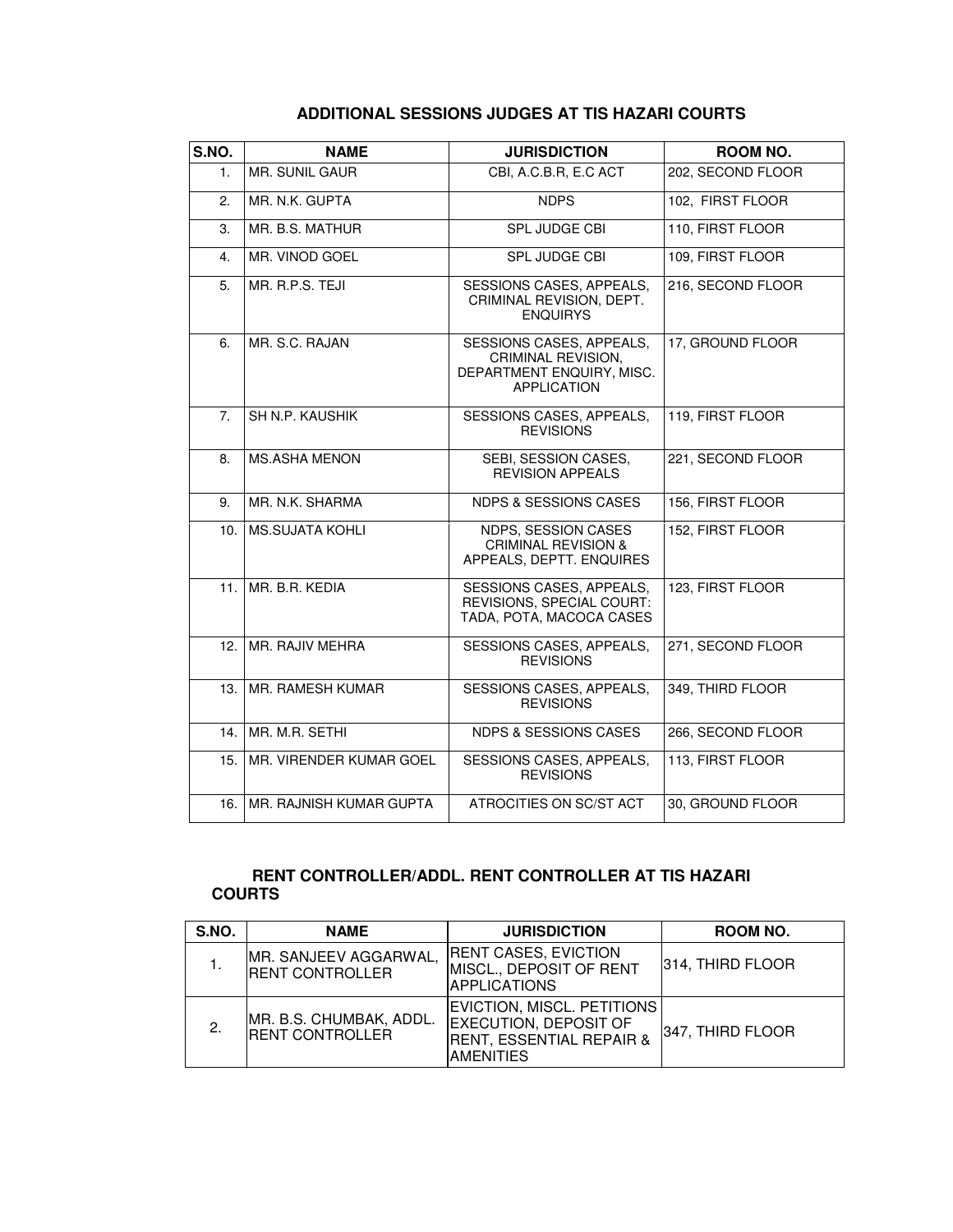## ADDITIONAL SESSIONS JUDGES AT TIS HAZARI COURTS

| S.NO. | NAME | JURISDICTION | ROOM NO. |
|---|---|---|---|
| 1. | MR. SUNIL GAUR | CBI, A.C.B.R, E.C ACT | 202, SECOND FLOOR |
| 2. | MR. N.K. GUPTA | NDPS | 102, FIRST FLOOR |
| 3. | MR. B.S. MATHUR | SPL JUDGE CBI | 110, FIRST FLOOR |
| 4. | MR. VINOD GOEL | SPL JUDGE CBI | 109, FIRST FLOOR |
| 5. | MR. R.P.S. TEJI | SESSIONS CASES, APPEALS, CRIMINAL REVISION, DEPT. ENQUIRYS | 216, SECOND FLOOR |
| 6. | MR. S.C. RAJAN | SESSIONS CASES, APPEALS, CRIMINAL REVISION, DEPARTMENT ENQUIRY, MISC. APPLICATION | 17, GROUND FLOOR |
| 7. | SH N.P. KAUSHIK | SESSIONS CASES, APPEALS, REVISIONS | 119, FIRST FLOOR |
| 8. | MS.ASHA MENON | SEBI, SESSION CASES, REVISION APPEALS | 221, SECOND FLOOR |
| 9. | MR. N.K. SHARMA | NDPS & SESSIONS CASES | 156, FIRST FLOOR |
| 10. | MS.SUJATA KOHLI | NDPS, SESSION CASES CRIMINAL REVISION & APPEALS, DEPTT. ENQUIRES | 152, FIRST FLOOR |
| 11. | MR. B.R. KEDIA | SESSIONS CASES, APPEALS, REVISIONS, SPECIAL COURT: TADA, POTA, MACOCA CASES | 123, FIRST FLOOR |
| 12. | MR. RAJIV MEHRA | SESSIONS CASES, APPEALS, REVISIONS | 271, SECOND FLOOR |
| 13. | MR. RAMESH KUMAR | SESSIONS CASES, APPEALS, REVISIONS | 349, THIRD FLOOR |
| 14. | MR. M.R. SETHI | NDPS & SESSIONS CASES | 266, SECOND FLOOR |
| 15. | MR. VIRENDER KUMAR GOEL | SESSIONS CASES, APPEALS, REVISIONS | 113, FIRST FLOOR |
| 16. | MR. RAJNISH KUMAR GUPTA | ATROCITIES ON SC/ST ACT | 30, GROUND FLOOR |

## RENT CONTROLLER/ADDL. RENT CONTROLLER AT TIS HAZARI COURTS

| S.NO. | NAME | JURISDICTION | ROOM NO. |
|---|---|---|---|
| 1. | MR. SANJEEV AGGARWAL, RENT CONTROLLER | RENT CASES, EVICTION MISCL., DEPOSIT OF RENT APPLICATIONS | 314, THIRD FLOOR |
| 2. | MR. B.S. CHUMBAK, ADDL. RENT CONTROLLER | EVICTION, MISCL. PETITIONS EXECUTION, DEPOSIT OF RENT, ESSENTIAL REPAIR & AMENITIES | 347, THIRD FLOOR |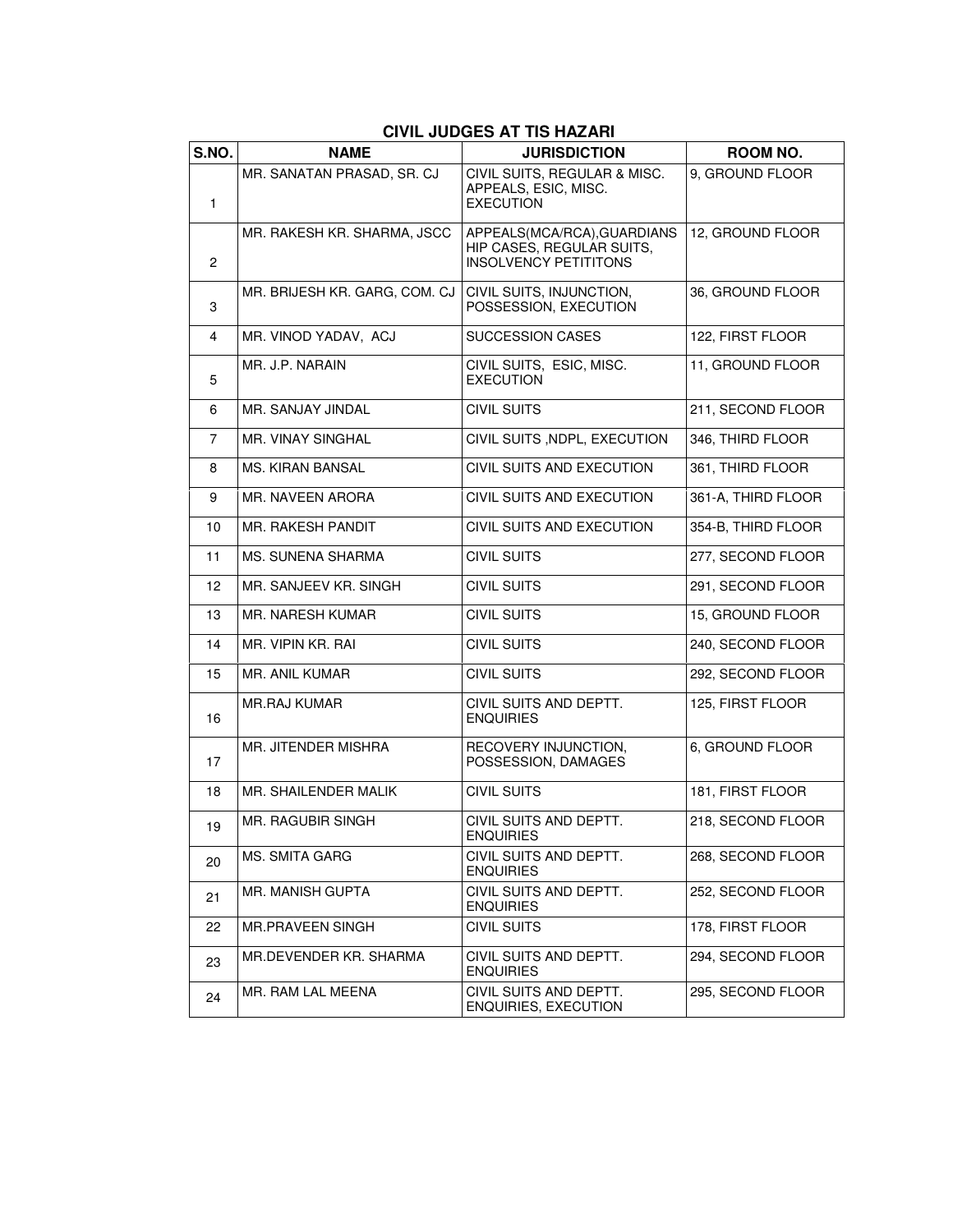## CIVIL JUDGES AT TIS HAZARI

| S.NO. | NAME | JURISDICTION | ROOM NO. |
|---|---|---|---|
| 1 | MR. SANATAN PRASAD, SR. CJ | CIVIL SUITS, REGULAR & MISC. APPEALS, ESIC, MISC. EXECUTION | 9, GROUND FLOOR |
| 2 | MR. RAKESH KR. SHARMA, JSCC | APPEALS(MCA/RCA),GUARDIANS HIP CASES, REGULAR SUITS, INSOLVENCY PETITITONS | 12, GROUND FLOOR |
| 3 | MR. BRIJESH KR. GARG, COM. CJ | CIVIL SUITS, INJUNCTION, POSSESSION, EXECUTION | 36, GROUND FLOOR |
| 4 | MR. VINOD YADAV, ACJ | SUCCESSION CASES | 122, FIRST FLOOR |
| 5 | MR. J.P. NARAIN | CIVIL SUITS, ESIC, MISC. EXECUTION | 11, GROUND FLOOR |
| 6 | MR. SANJAY JINDAL | CIVIL SUITS | 211, SECOND FLOOR |
| 7 | MR. VINAY SINGHAL | CIVIL SUITS ,NDPL, EXECUTION | 346, THIRD FLOOR |
| 8 | MS. KIRAN BANSAL | CIVIL SUITS AND EXECUTION | 361, THIRD FLOOR |
| 9 | MR. NAVEEN ARORA | CIVIL SUITS AND EXECUTION | 361-A, THIRD FLOOR |
| 10 | MR. RAKESH PANDIT | CIVIL SUITS AND EXECUTION | 354-B, THIRD FLOOR |
| 11 | MS. SUNENA SHARMA | CIVIL SUITS | 277, SECOND FLOOR |
| 12 | MR. SANJEEV KR. SINGH | CIVIL SUITS | 291, SECOND FLOOR |
| 13 | MR. NARESH KUMAR | CIVIL SUITS | 15, GROUND FLOOR |
| 14 | MR. VIPIN KR. RAI | CIVIL SUITS | 240, SECOND FLOOR |
| 15 | MR. ANIL KUMAR | CIVIL SUITS | 292, SECOND FLOOR |
| 16 | MR.RAJ KUMAR | CIVIL SUITS AND DEPTT. ENQUIRIES | 125, FIRST FLOOR |
| 17 | MR. JITENDER MISHRA | RECOVERY INJUNCTION, POSSESSION, DAMAGES | 6, GROUND FLOOR |
| 18 | MR. SHAILENDER MALIK | CIVIL SUITS | 181, FIRST FLOOR |
| 19 | MR. RAGUBIR SINGH | CIVIL SUITS AND DEPTT. ENQUIRIES | 218, SECOND FLOOR |
| 20 | MS. SMITA GARG | CIVIL SUITS AND DEPTT. ENQUIRIES | 268, SECOND FLOOR |
| 21 | MR. MANISH GUPTA | CIVIL SUITS AND DEPTT. ENQUIRIES | 252, SECOND FLOOR |
| 22 | MR.PRAVEEN SINGH | CIVIL SUITS | 178, FIRST FLOOR |
| 23 | MR.DEVENDER KR. SHARMA | CIVIL SUITS AND DEPTT. ENQUIRIES | 294, SECOND FLOOR |
| 24 | MR. RAM LAL MEENA | CIVIL SUITS AND DEPTT. ENQUIRIES, EXECUTION | 295, SECOND FLOOR |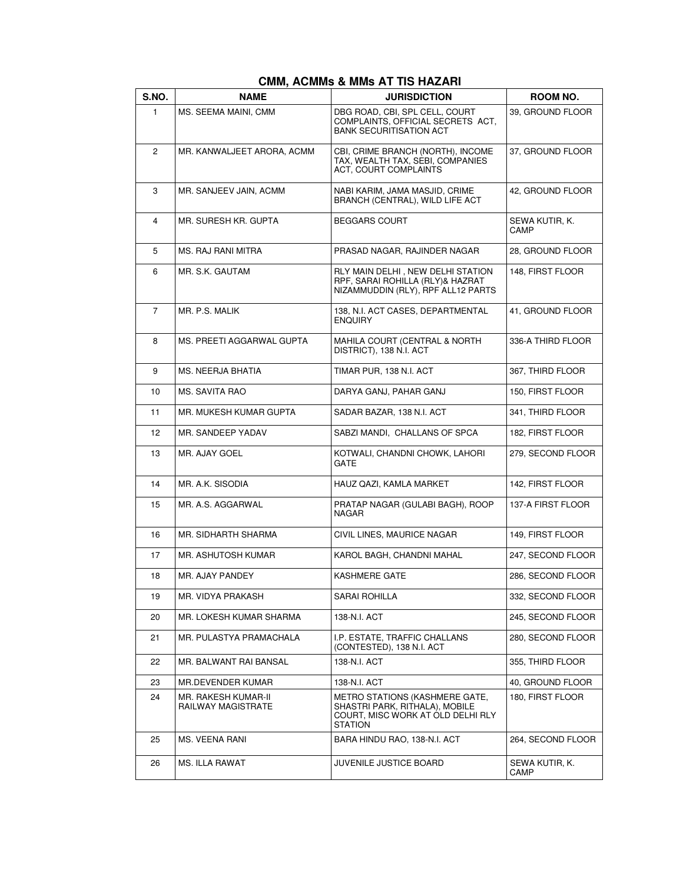## CMM, ACMMs & MMs AT TIS HAZARI

| S.NO. | NAME | JURISDICTION | ROOM NO. |
|---|---|---|---|
| 1 | MS. SEEMA MAINI, CMM | DBG ROAD, CBI, SPL CELL, COURT COMPLAINTS, OFFICIAL SECRETS ACT, BANK SECURITISATION ACT | 39, GROUND FLOOR |
| 2 | MR. KANWALJEET ARORA, ACMM | CBI, CRIME BRANCH (NORTH), INCOME TAX, WEALTH TAX, SEBI, COMPANIES ACT, COURT COMPLAINTS | 37, GROUND FLOOR |
| 3 | MR. SANJEEV JAIN, ACMM | NABI KARIM, JAMA MASJID, CRIME BRANCH (CENTRAL), WILD LIFE ACT | 42, GROUND FLOOR |
| 4 | MR. SURESH KR. GUPTA | BEGGARS COURT | SEWA KUTIR, K. CAMP |
| 5 | MS. RAJ RANI MITRA | PRASAD NAGAR, RAJINDER NAGAR | 28, GROUND FLOOR |
| 6 | MR. S.K. GAUTAM | RLY MAIN DELHI , NEW DELHI STATION RPF, SARAI ROHILLA (RLY)& HAZRAT NIZAMMUDDIN (RLY), RPF ALL12 PARTS | 148, FIRST FLOOR |
| 7 | MR. P.S. MALIK | 138, N.I. ACT CASES, DEPARTMENTAL ENQUIRY | 41, GROUND FLOOR |
| 8 | MS. PREETI AGGARWAL GUPTA | MAHILA COURT (CENTRAL & NORTH DISTRICT), 138 N.I. ACT | 336-A THIRD FLOOR |
| 9 | MS. NEERJA BHATIA | TIMAR PUR, 138 N.I. ACT | 367, THIRD FLOOR |
| 10 | MS. SAVITA RAO | DARYA GANJ, PAHAR GANJ | 150, FIRST FLOOR |
| 11 | MR. MUKESH KUMAR GUPTA | SADAR BAZAR, 138 N.I. ACT | 341, THIRD FLOOR |
| 12 | MR. SANDEEP YADAV | SABZI MANDI, CHALLANS OF SPCA | 182, FIRST FLOOR |
| 13 | MR. AJAY GOEL | KOTWALI, CHANDNI CHOWK, LAHORI GATE | 279, SECOND FLOOR |
| 14 | MR. A.K. SISODIA | HAUZ QAZI, KAMLA MARKET | 142, FIRST FLOOR |
| 15 | MR. A.S. AGGARWAL | PRATAP NAGAR (GULABI BAGH), ROOP NAGAR | 137-A FIRST FLOOR |
| 16 | MR. SIDHARTH SHARMA | CIVIL LINES, MAURICE NAGAR | 149, FIRST FLOOR |
| 17 | MR. ASHUTOSH KUMAR | KAROL BAGH, CHANDNI MAHAL | 247, SECOND FLOOR |
| 18 | MR. AJAY PANDEY | KASHMERE GATE | 286, SECOND FLOOR |
| 19 | MR. VIDYA PRAKASH | SARAI ROHILLA | 332, SECOND FLOOR |
| 20 | MR. LOKESH KUMAR SHARMA | 138-N.I. ACT | 245, SECOND FLOOR |
| 21 | MR. PULASTYA PRAMACHALA | I.P. ESTATE, TRAFFIC CHALLANS (CONTESTED), 138 N.I. ACT | 280, SECOND FLOOR |
| 22 | MR. BALWANT RAI BANSAL | 138-N.I. ACT | 355, THIRD FLOOR |
| 23 | MR.DEVENDER KUMAR | 138-N.I. ACT | 40, GROUND FLOOR |
| 24 | MR. RAKESH KUMAR-II RAILWAY MAGISTRATE | METRO STATIONS (KASHMERE GATE, SHASTRI PARK, RITHALA), MOBILE COURT, MISC WORK AT OLD DELHI RLY STATION | 180, FIRST FLOOR |
| 25 | MS. VEENA RANI | BARA HINDU RAO, 138-N.I. ACT | 264, SECOND FLOOR |
| 26 | MS. ILLA RAWAT | JUVENILE JUSTICE BOARD | SEWA KUTIR, K. CAMP |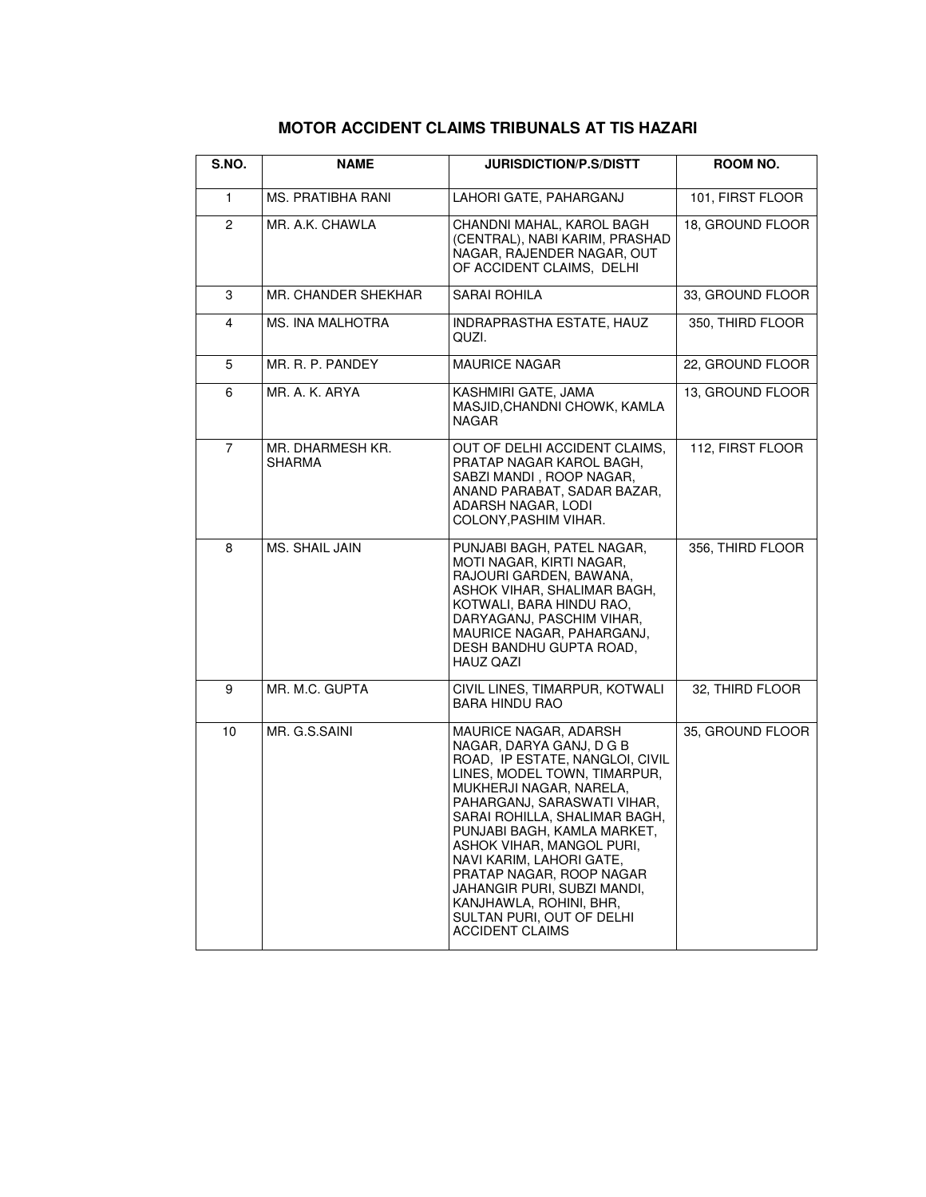## MOTOR ACCIDENT CLAIMS TRIBUNALS AT TIS HAZARI

| S.NO. | NAME | JURISDICTION/P.S/DISTT | ROOM NO. |
|---|---|---|---|
| 1 | MS. PRATIBHA RANI | LAHORI GATE, PAHARGANJ | 101, FIRST FLOOR |
| 2 | MR. A.K. CHAWLA | CHANDNI MAHAL, KAROL BAGH (CENTRAL), NABI KARIM, PRASHAD NAGAR, RAJENDER NAGAR, OUT OF ACCIDENT CLAIMS, DELHI | 18, GROUND FLOOR |
| 3 | MR. CHANDER SHEKHAR | SARAI ROHILA | 33, GROUND FLOOR |
| 4 | MS. INA MALHOTRA | INDRAPRASTHA ESTATE, HAUZ QUZI. | 350, THIRD FLOOR |
| 5 | MR. R. P. PANDEY | MAURICE NAGAR | 22, GROUND FLOOR |
| 6 | MR. A. K. ARYA | KASHMIRI GATE, JAMA MASJID,CHANDNI CHOWK, KAMLA NAGAR | 13, GROUND FLOOR |
| 7 | MR. DHARMESH KR. SHARMA | OUT OF DELHI ACCIDENT CLAIMS, PRATAP NAGAR KAROL BAGH, SABZI MANDI , ROOP NAGAR, ANAND PARABAT, SADAR BAZAR, ADARSH NAGAR, LODI COLONY,PASHIM VIHAR. | 112, FIRST FLOOR |
| 8 | MS. SHAIL JAIN | PUNJABI BAGH, PATEL NAGAR, MOTI NAGAR, KIRTI NAGAR, RAJOURI GARDEN, BAWANA, ASHOK VIHAR, SHALIMAR BAGH, KOTWALI, BARA HINDU RAO, DARYAGANJ, PASCHIM VIHAR, MAURICE NAGAR, PAHARGANJ, DESH BANDHU GUPTA ROAD, HAUZ QAZI | 356, THIRD FLOOR |
| 9 | MR. M.C. GUPTA | CIVIL LINES, TIMARPUR, KOTWALI BARA HINDU RAO | 32, THIRD FLOOR |
| 10 | MR. G.S.SAINI | MAURICE NAGAR, ADARSH NAGAR, DARYA GANJ, D G B ROAD, IP ESTATE, NANGLOI, CIVIL LINES, MODEL TOWN, TIMARPUR, MUKHERJI NAGAR, NARELA, PAHARGANJ, SARASWATI VIHAR, SARAI ROHILLA, SHALIMAR BAGH, PUNJABI BAGH, KAMLA MARKET, ASHOK VIHAR, MANGOL PURI, NAVI KARIM, LAHORI GATE, PRATAP NAGAR, ROOP NAGAR JAHANGIR PURI, SUBZI MANDI, KANJHAWLA, ROHINI, BHR, SULTAN PURI, OUT OF DELHI ACCIDENT CLAIMS | 35, GROUND FLOOR |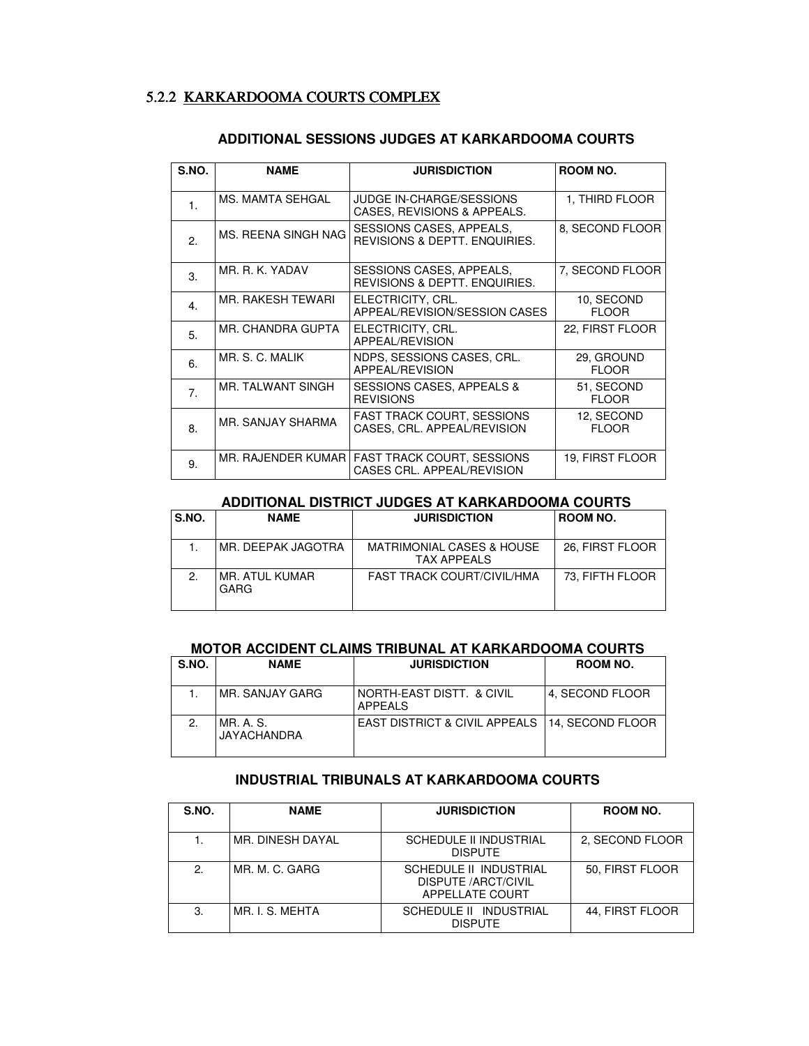## 5.2.2 KARKARDOOMA COURTS COMPLEX

### ADDITIONAL SESSIONS JUDGES AT KARKARDOOMA COURTS

| S.NO. | NAME | JURISDICTION | ROOM NO. |
|---|---|---|---|
| 1. | MS. MAMTA SEHGAL | JUDGE IN-CHARGE/SESSIONS CASES, REVISIONS & APPEALS. | 1, THIRD FLOOR |
| 2. | MS. REENA SINGH NAG | SESSIONS CASES, APPEALS, REVISIONS & DEPTT. ENQUIRIES. | 8, SECOND FLOOR |
| 3. | MR. R. K. YADAV | SESSIONS CASES, APPEALS, REVISIONS & DEPTT. ENQUIRIES. | 7, SECOND FLOOR |
| 4. | MR. RAKESH TEWARI | ELECTRICITY, CRL. APPEAL/REVISION/SESSION CASES | 10, SECOND FLOOR |
| 5. | MR. CHANDRA GUPTA | ELECTRICITY, CRL. APPEAL/REVISION | 22, FIRST FLOOR |
| 6. | MR. S. C. MALIK | NDPS, SESSIONS CASES, CRL. APPEAL/REVISION | 29, GROUND FLOOR |
| 7. | MR. TALWANT SINGH | SESSIONS CASES, APPEALS & REVISIONS | 51, SECOND FLOOR |
| 8. | MR. SANJAY SHARMA | FAST TRACK COURT, SESSIONS CASES, CRL. APPEAL/REVISION | 12, SECOND FLOOR |
| 9. | MR. RAJENDER KUMAR | FAST TRACK COURT, SESSIONS CASES CRL. APPEAL/REVISION | 19, FIRST FLOOR |

### ADDITIONAL DISTRICT JUDGES AT KARKARDOOMA COURTS

| S.NO. | NAME | JURISDICTION | ROOM NO. |
|---|---|---|---|
| 1. | MR. DEEPAK JAGOTRA | MATRIMONIAL CASES & HOUSE TAX APPEALS | 26, FIRST FLOOR |
| 2. | MR. ATUL KUMAR GARG | FAST TRACK COURT/CIVIL/HMA | 73, FIFTH FLOOR |

### MOTOR ACCIDENT CLAIMS TRIBUNAL AT KARKARDOOMA COURTS

| S.NO. | NAME | JURISDICTION | ROOM NO. |
|---|---|---|---|
| 1. | MR. SANJAY GARG | NORTH-EAST DISTT. & CIVIL APPEALS | 4, SECOND FLOOR |
| 2. | MR. A. S. JAYACHANDRA | EAST DISTRICT & CIVIL APPEALS | 14, SECOND FLOOR |

### INDUSTRIAL TRIBUNALS AT KARKARDOOMA COURTS

| S.NO. | NAME | JURISDICTION | ROOM NO. |
|---|---|---|---|
| 1. | MR. DINESH DAYAL | SCHEDULE II INDUSTRIAL DISPUTE | 2, SECOND FLOOR |
| 2. | MR. M. C. GARG | SCHEDULE II INDUSTRIAL DISPUTE /ARCT/CIVIL APPELLATE COURT | 50, FIRST FLOOR |
| 3. | MR. I. S. MEHTA | SCHEDULE II INDUSTRIAL DISPUTE | 44, FIRST FLOOR |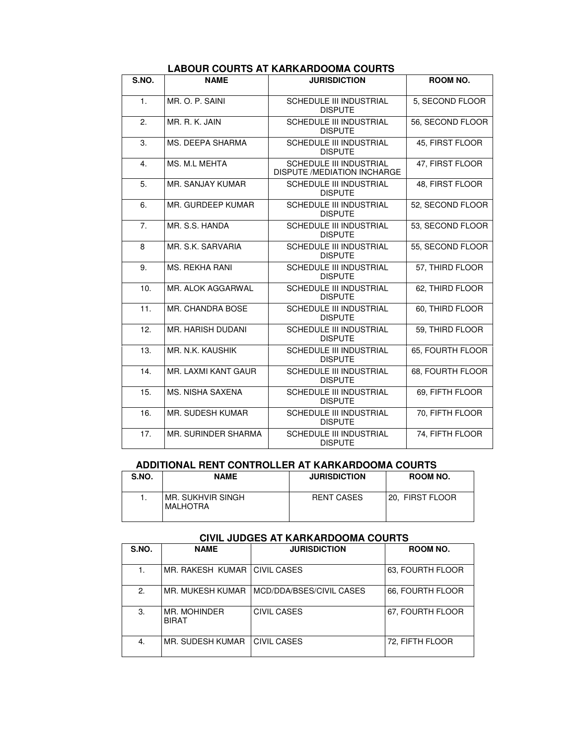## LABOUR COURTS AT KARKARDOOMA COURTS

| S.NO. | NAME | JURISDICTION | ROOM NO. |
|---|---|---|---|
| 1. | MR. O. P. SAINI | SCHEDULE III INDUSTRIAL DISPUTE | 5, SECOND FLOOR |
| 2. | MR. R. K. JAIN | SCHEDULE III INDUSTRIAL DISPUTE | 56, SECOND FLOOR |
| 3. | MS. DEEPA SHARMA | SCHEDULE III INDUSTRIAL DISPUTE | 45, FIRST FLOOR |
| 4. | MS. M.L MEHTA | SCHEDULE III INDUSTRIAL DISPUTE /MEDIATION INCHARGE | 47, FIRST FLOOR |
| 5. | MR. SANJAY KUMAR | SCHEDULE III INDUSTRIAL DISPUTE | 48, FIRST FLOOR |
| 6. | MR. GURDEEP KUMAR | SCHEDULE III INDUSTRIAL DISPUTE | 52, SECOND FLOOR |
| 7. | MR. S.S. HANDA | SCHEDULE III INDUSTRIAL DISPUTE | 53, SECOND FLOOR |
| 8 | MR. S.K. SARVARIA | SCHEDULE III INDUSTRIAL DISPUTE | 55, SECOND FLOOR |
| 9. | MS. REKHA RANI | SCHEDULE III INDUSTRIAL DISPUTE | 57, THIRD FLOOR |
| 10. | MR. ALOK AGGARWAL | SCHEDULE III INDUSTRIAL DISPUTE | 62, THIRD FLOOR |
| 11. | MR. CHANDRA BOSE | SCHEDULE III INDUSTRIAL DISPUTE | 60, THIRD FLOOR |
| 12. | MR. HARISH DUDANI | SCHEDULE III INDUSTRIAL DISPUTE | 59, THIRD FLOOR |
| 13. | MR. N.K. KAUSHIK | SCHEDULE III INDUSTRIAL DISPUTE | 65, FOURTH FLOOR |
| 14. | MR. LAXMI KANT GAUR | SCHEDULE III INDUSTRIAL DISPUTE | 68, FOURTH FLOOR |
| 15. | MS. NISHA SAXENA | SCHEDULE III INDUSTRIAL DISPUTE | 69, FIFTH FLOOR |
| 16. | MR. SUDESH KUMAR | SCHEDULE III INDUSTRIAL DISPUTE | 70, FIFTH FLOOR |
| 17. | MR. SURINDER SHARMA | SCHEDULE III INDUSTRIAL DISPUTE | 74, FIFTH FLOOR |

## ADDITIONAL RENT CONTROLLER AT KARKARDOOMA COURTS

| S.NO. | NAME | JURISDICTION | ROOM NO. |
|---|---|---|---|
| 1. | MR. SUKHVIR SINGH MALHOTRA | RENT CASES | 20, FIRST FLOOR |

## CIVIL JUDGES AT KARKARDOOMA COURTS

| S.NO. | NAME | JURISDICTION | ROOM NO. |
|---|---|---|---|
| 1. | MR. RAKESH KUMAR | CIVIL CASES | 63, FOURTH FLOOR |
| 2. | MR. MUKESH KUMAR | MCD/DDA/BSES/CIVIL CASES | 66, FOURTH FLOOR |
| 3. | MR. MOHINDER BIRAT | CIVIL CASES | 67, FOURTH FLOOR |
| 4. | MR. SUDESH KUMAR | CIVIL CASES | 72, FIFTH FLOOR |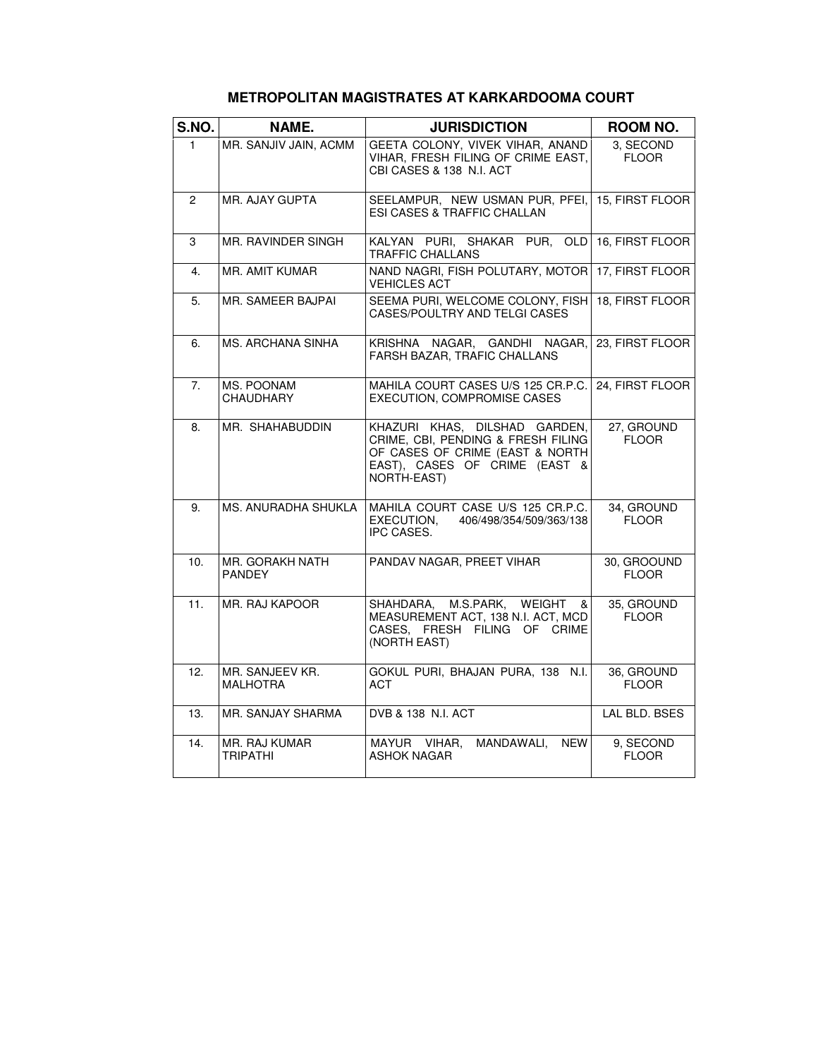## METROPOLITAN MAGISTRATES AT KARKARDOOMA COURT

| S.NO. | NAME. | JURISDICTION | ROOM NO. |
|---|---|---|---|
| 1 | MR. SANJIV JAIN, ACMM | GEETA COLONY, VIVEK VIHAR, ANAND VIHAR, FRESH FILING OF CRIME EAST, CBI CASES & 138 N.I. ACT | 3, SECOND FLOOR |
| 2 | MR. AJAY GUPTA | SEELAMPUR, NEW USMAN PUR, PFEI, ESI CASES & TRAFFIC CHALLAN | 15, FIRST FLOOR |
| 3 | MR. RAVINDER SINGH | KALYAN PURI, SHAKAR PUR, OLD TRAFFIC CHALLANS | 16, FIRST FLOOR |
| 4. | MR. AMIT KUMAR | NAND NAGRI, FISH POLUTARY, MOTOR VEHICLES ACT | 17, FIRST FLOOR |
| 5. | MR. SAMEER BAJPAI | SEEMA PURI, WELCOME COLONY, FISH CASES/POULTRY AND TELGI CASES | 18, FIRST FLOOR |
| 6. | MS. ARCHANA SINHA | KRISHNA NAGAR, GANDHI NAGAR, FARSH BAZAR, TRAFIC CHALLANS | 23, FIRST FLOOR |
| 7. | MS. POONAM CHAUDHARY | MAHILA COURT CASES U/S 125 CR.P.C. EXECUTION, COMPROMISE CASES | 24, FIRST FLOOR |
| 8. | MR. SHAHABUDDIN | KHAZURI KHAS, DILSHAD GARDEN, CRIME, CBI, PENDING & FRESH FILING OF CASES OF CRIME (EAST & NORTH EAST), CASES OF CRIME (EAST & NORTH-EAST) | 27, GROUND FLOOR |
| 9. | MS. ANURADHA SHUKLA | MAHILA COURT CASE U/S 125 CR.P.C. EXECUTION, 406/498/354/509/363/138 IPC CASES. | 34, GROUND FLOOR |
| 10. | MR. GORAKH NATH PANDEY | PANDAV NAGAR, PREET VIHAR | 30, GROOUND FLOOR |
| 11. | MR. RAJ KAPOOR | SHAHDARA, M.S.PARK, WEIGHT & MEASUREMENT ACT, 138 N.I. ACT, MCD CASES, FRESH FILING OF CRIME (NORTH EAST) | 35, GROUND FLOOR |
| 12. | MR. SANJEEV KR. MALHOTRA | GOKUL PURI, BHAJAN PURA, 138 N.I. ACT | 36, GROUND FLOOR |
| 13. | MR. SANJAY SHARMA | DVB & 138 N.I. ACT | LAL BLD. BSES |
| 14. | MR. RAJ KUMAR TRIPATHI | MAYUR VIHAR, MANDAWALI, NEW ASHOK NAGAR | 9, SECOND FLOOR |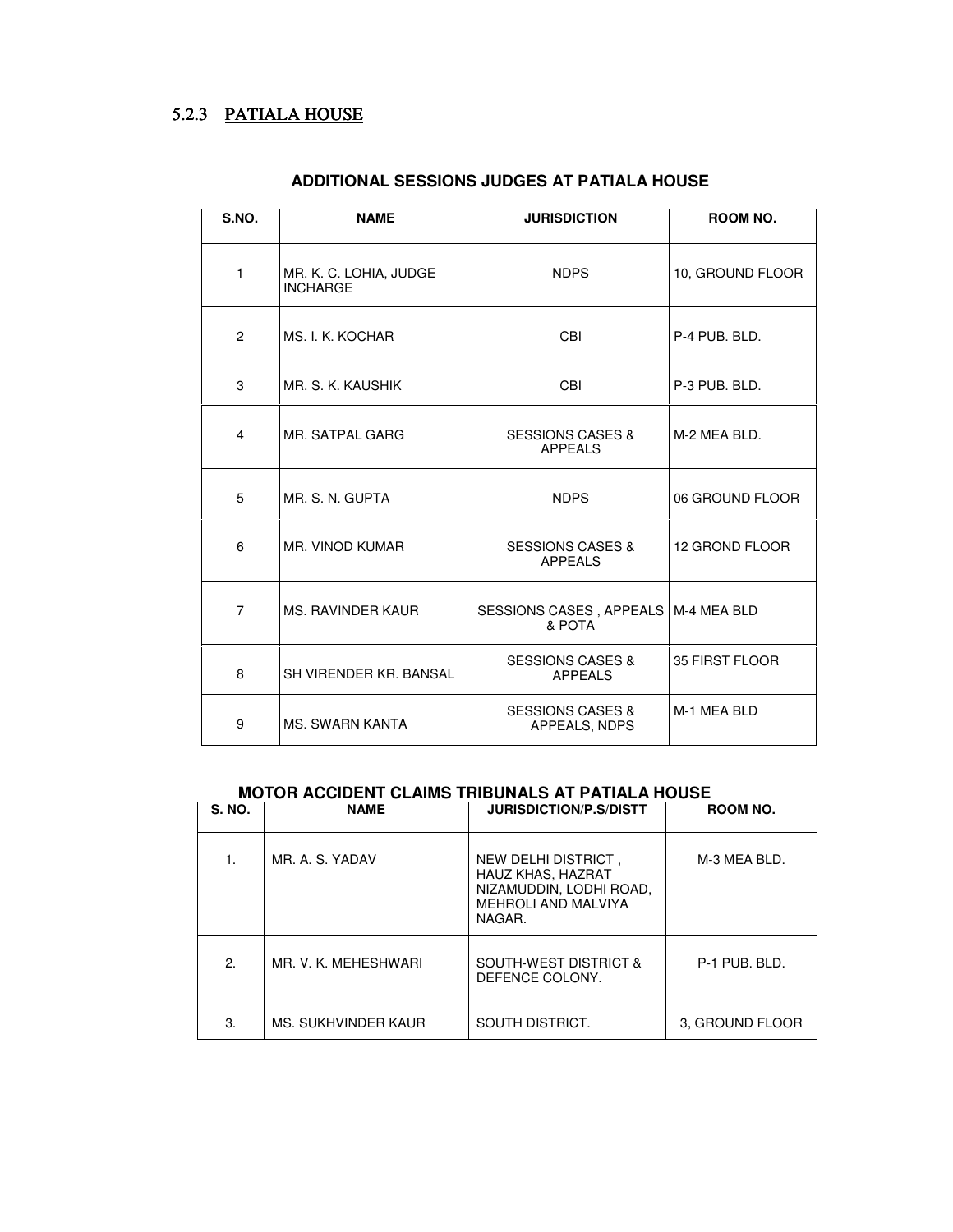### 5.2.3 PATIALA HOUSE

**ADDITIONAL SESSIONS JUDGES AT PATIALA HOUSE**

| S.NO. | NAME | JURISDICTION | ROOM NO. |
|---|---|---|---|
| 1 | MR. K. C. LOHIA, JUDGE INCHARGE | NDPS | 10, GROUND FLOOR |
| 2 | MS. I. K. KOCHAR | CBI | P-4 PUB. BLD. |
| 3 | MR. S. K. KAUSHIK | CBI | P-3 PUB. BLD. |
| 4 | MR. SATPAL GARG | SESSIONS CASES & APPEALS | M-2 MEA BLD. |
| 5 | MR. S. N. GUPTA | NDPS | 06 GROUND FLOOR |
| 6 | MR. VINOD KUMAR | SESSIONS CASES & APPEALS | 12 GROND FLOOR |
| 7 | MS. RAVINDER KAUR | SESSIONS CASES , APPEALS & POTA | M-4 MEA BLD |
| 8 | SH VIRENDER KR. BANSAL | SESSIONS CASES & APPEALS | 35 FIRST FLOOR |
| 9 | MS. SWARN KANTA | SESSIONS CASES & APPEALS, NDPS | M-1 MEA BLD |

**MOTOR ACCIDENT CLAIMS TRIBUNALS AT PATIALA HOUSE**

| S. NO. | NAME | JURISDICTION/P.S/DISTT | ROOM NO. |
|---|---|---|---|
| 1. | MR. A. S. YADAV | NEW DELHI DISTRICT , HAUZ KHAS, HAZRAT NIZAMUDDIN, LODHI ROAD, MEHROLI AND MALVIYA NAGAR. | M-3 MEA BLD. |
| 2. | MR. V. K. MEHESHWARI | SOUTH-WEST DISTRICT & DEFENCE COLONY. | P-1 PUB. BLD. |
| 3. | MS. SUKHVINDER KAUR | SOUTH DISTRICT. | 3, GROUND FLOOR |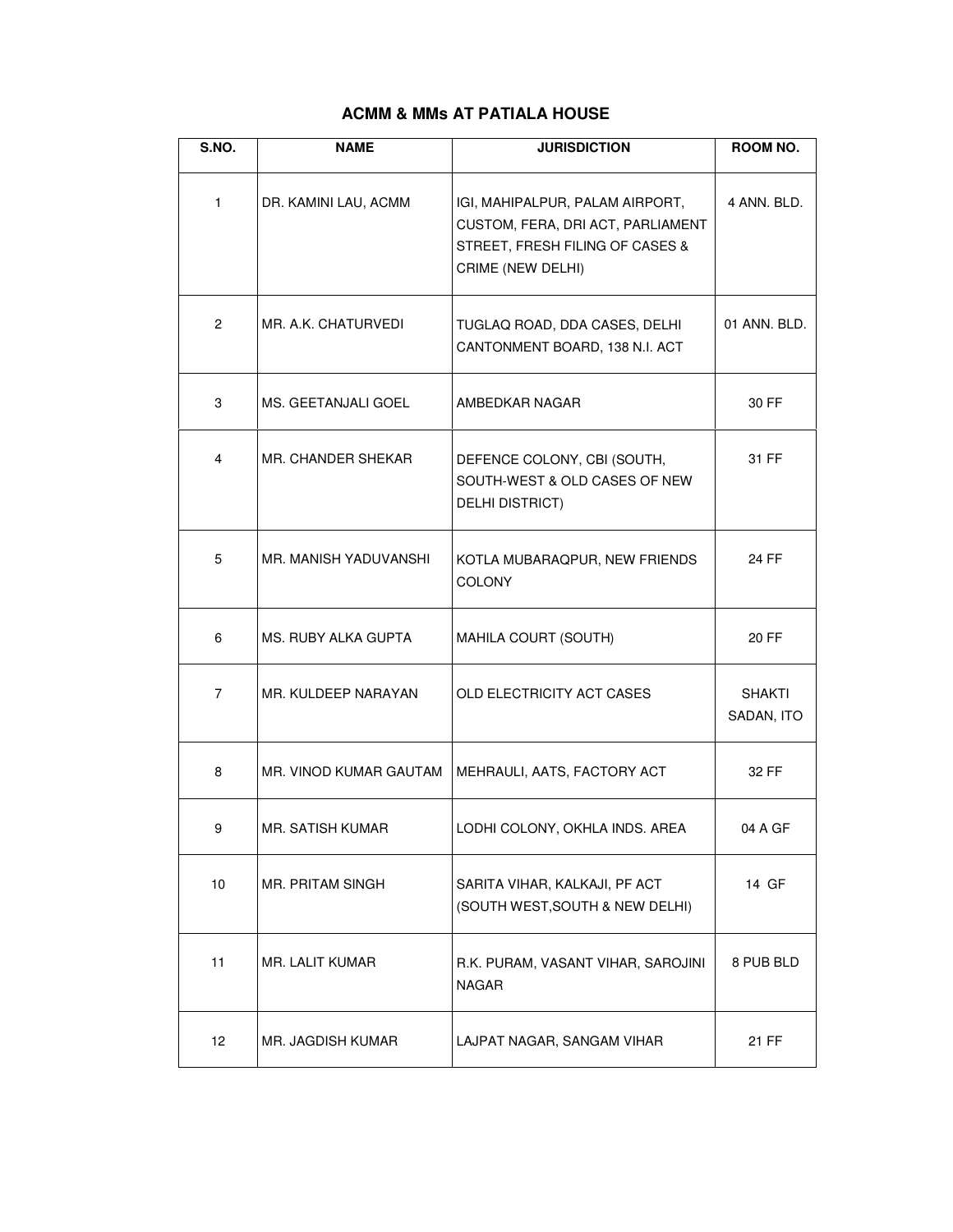## ACMM & MMs AT PATIALA HOUSE

| S.NO. | NAME | JURISDICTION | ROOM NO. |
|---|---|---|---|
| 1 | DR. KAMINI LAU, ACMM | IGI, MAHIPALPUR, PALAM AIRPORT, CUSTOM, FERA, DRI ACT, PARLIAMENT STREET, FRESH FILING OF CASES & CRIME (NEW DELHI) | 4 ANN. BLD. |
| 2 | MR. A.K. CHATURVEDI | TUGLAQ ROAD, DDA CASES, DELHI CANTONMENT BOARD, 138 N.I. ACT | 01 ANN. BLD. |
| 3 | MS. GEETANJALI GOEL | AMBEDKAR NAGAR | 30 FF |
| 4 | MR. CHANDER SHEKAR | DEFENCE COLONY, CBI (SOUTH, SOUTH-WEST & OLD CASES OF NEW DELHI DISTRICT) | 31 FF |
| 5 | MR. MANISH YADUVANSHI | KOTLA MUBARAQPUR, NEW FRIENDS COLONY | 24 FF |
| 6 | MS. RUBY ALKA GUPTA | MAHILA COURT (SOUTH) | 20 FF |
| 7 | MR. KULDEEP NARAYAN | OLD ELECTRICITY ACT CASES | SHAKTI SADAN, ITO |
| 8 | MR. VINOD KUMAR GAUTAM | MEHRAULI, AATS, FACTORY ACT | 32 FF |
| 9 | MR. SATISH KUMAR | LODHI COLONY, OKHLA INDS. AREA | 04 A GF |
| 10 | MR. PRITAM SINGH | SARITA VIHAR, KALKAJI, PF ACT (SOUTH WEST,SOUTH & NEW DELHI) | 14 GF |
| 11 | MR. LALIT KUMAR | R.K. PURAM, VASANT VIHAR, SAROJINI NAGAR | 8 PUB BLD |
| 12 | MR. JAGDISH KUMAR | LAJPAT NAGAR, SANGAM VIHAR | 21 FF |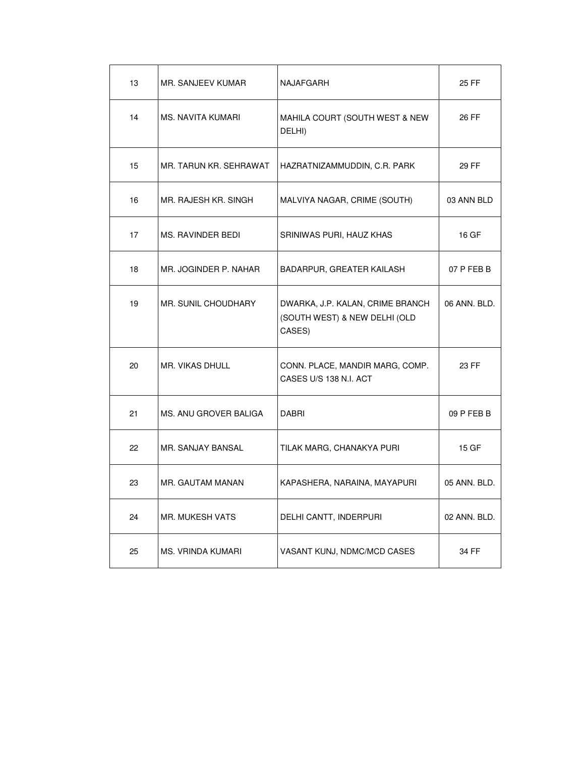| 13 | MR. SANJEEV KUMAR | NAJAFGARH | 25 FF |
|---|---|---|---|
| 14 | MS. NAVITA KUMARI | MAHILA COURT (SOUTH WEST & NEW DELHI) | 26 FF |
| 15 | MR. TARUN KR. SEHRAWAT | HAZRATNIZAMMUDDIN, C.R. PARK | 29 FF |
| 16 | MR. RAJESH KR. SINGH | MALVIYA NAGAR, CRIME (SOUTH) | 03 ANN BLD |
| 17 | MS. RAVINDER BEDI | SRINIWAS PURI, HAUZ KHAS | 16 GF |
| 18 | MR. JOGINDER P. NAHAR | BADARPUR, GREATER KAILASH | 07 P FEB B |
| 19 | MR. SUNIL CHOUDHARY | DWARKA, J.P. KALAN, CRIME BRANCH (SOUTH WEST) & NEW DELHI (OLD CASES) | 06 ANN. BLD. |
| 20 | MR. VIKAS DHULL | CONN. PLACE, MANDIR MARG, COMP. CASES U/S 138 N.I. ACT | 23 FF |
| 21 | MS. ANU GROVER BALIGA | DABRI | 09 P FEB B |
| 22 | MR. SANJAY BANSAL | TILAK MARG, CHANAKYA PURI | 15 GF |
| 23 | MR. GAUTAM MANAN | KAPASHERA, NARAINA, MAYAPURI | 05 ANN. BLD. |
| 24 | MR. MUKESH VATS | DELHI CANTT, INDERPURI | 02 ANN. BLD. |
| 25 | MS. VRINDA KUMARI | VASANT KUNJ, NDMC/MCD CASES | 34 FF |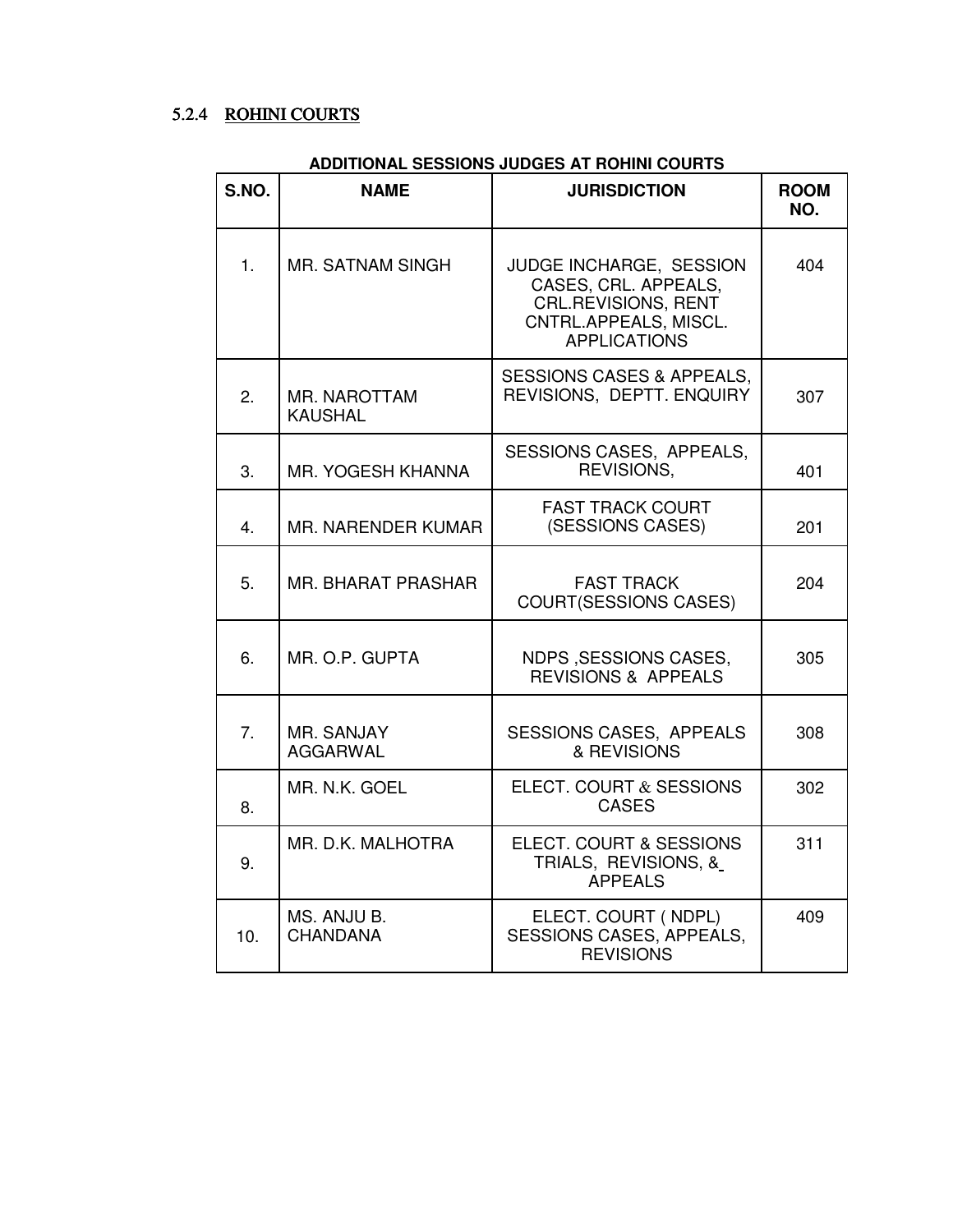### 5.2.4 ROHINI COURTS

**ADDITIONAL SESSIONS JUDGES AT ROHINI COURTS**

| S.NO. | NAME | JURISDICTION | ROOM NO. |
|---|---|---|---|
| 1. | MR. SATNAM SINGH | JUDGE INCHARGE, SESSION CASES, CRL. APPEALS, CRL.REVISIONS, RENT CNTRL.APPEALS, MISCL. APPLICATIONS | 404 |
| 2. | MR. NAROTTAM KAUSHAL | SESSIONS CASES & APPEALS, REVISIONS, DEPTT. ENQUIRY | 307 |
| 3. | MR. YOGESH KHANNA | SESSIONS CASES, APPEALS, REVISIONS, | 401 |
| 4. | MR. NARENDER KUMAR | FAST TRACK COURT (SESSIONS CASES) | 201 |
| 5. | MR. BHARAT PRASHAR | FAST TRACK COURT(SESSIONS CASES) | 204 |
| 6. | MR. O.P. GUPTA | NDPS ,SESSIONS CASES, REVISIONS & APPEALS | 305 |
| 7. | MR. SANJAY AGGARWAL | SESSIONS CASES, APPEALS & REVISIONS | 308 |
| 8. | MR. N.K. GOEL | ELECT. COURT & SESSIONS CASES | 302 |
| 9. | MR. D.K. MALHOTRA | ELECT. COURT & SESSIONS TRIALS, REVISIONS, & APPEALS | 311 |
| 10. | MS. ANJU B. CHANDANA | ELECT. COURT ( NDPL) SESSIONS CASES, APPEALS, REVISIONS | 409 |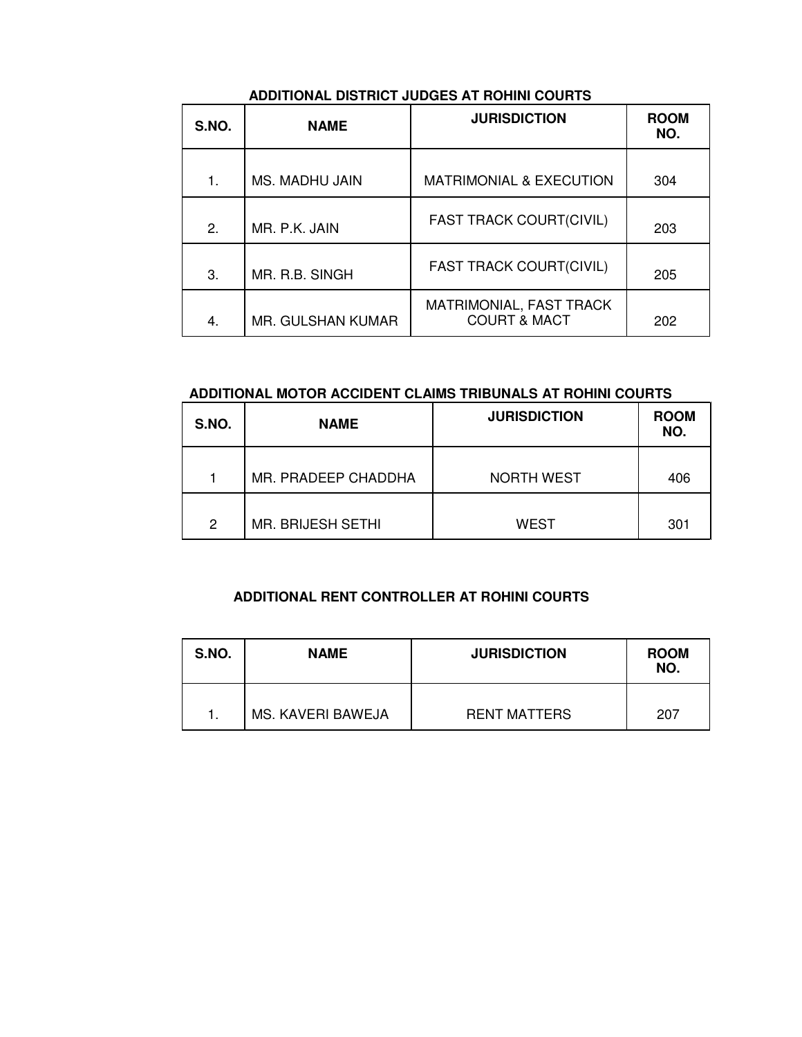### ADDITIONAL DISTRICT JUDGES AT ROHINI COURTS

| S.NO. | NAME | JURISDICTION | ROOM NO. |
|---|---|---|---|
| 1. | MS. MADHU JAIN | MATRIMONIAL & EXECUTION | 304 |
| 2. | MR. P.K. JAIN | FAST TRACK COURT(CIVIL) | 203 |
| 3. | MR. R.B. SINGH | FAST TRACK COURT(CIVIL) | 205 |
| 4. | MR. GULSHAN KUMAR | MATRIMONIAL, FAST TRACK COURT & MACT | 202 |

### ADDITIONAL MOTOR ACCIDENT CLAIMS TRIBUNALS AT ROHINI COURTS

| S.NO. | NAME | JURISDICTION | ROOM NO. |
|---|---|---|---|
| 1 | MR. PRADEEP CHADDHA | NORTH WEST | 406 |
| 2 | MR. BRIJESH SETHI | WEST | 301 |

### ADDITIONAL RENT CONTROLLER AT ROHINI COURTS

| S.NO. | NAME | JURISDICTION | ROOM NO. |
|---|---|---|---|
| 1. | MS. KAVERI BAWEJA | RENT MATTERS | 207 |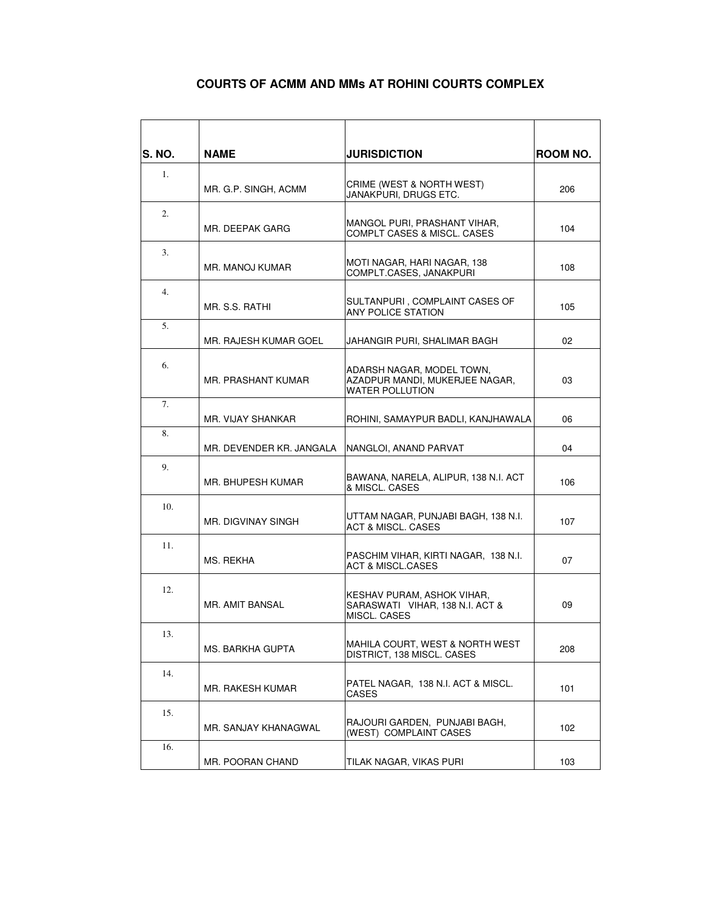# COURTS OF ACMM AND MMs AT ROHINI COURTS COMPLEX

| S. NO. | NAME | JURISDICTION | ROOM NO. |
|---|---|---|---|
| 1. | MR. G.P. SINGH, ACMM | CRIME (WEST & NORTH WEST) JANAKPURI, DRUGS ETC. | 206 |
| 2. | MR. DEEPAK GARG | MANGOL PURI, PRASHANT VIHAR, COMPLT CASES & MISCL. CASES | 104 |
| 3. | MR. MANOJ KUMAR | MOTI NAGAR, HARI NAGAR, 138 COMPLT.CASES, JANAKPURI | 108 |
| 4. | MR. S.S. RATHI | SULTANPURI , COMPLAINT CASES OF ANY POLICE STATION | 105 |
| 5. | MR. RAJESH KUMAR GOEL | JAHANGIR PURI, SHALIMAR BAGH | 02 |
| 6. | MR. PRASHANT KUMAR | ADARSH NAGAR, MODEL TOWN, AZADPUR MANDI, MUKERJEE NAGAR, WATER POLLUTION | 03 |
| 7. | MR. VIJAY SHANKAR | ROHINI, SAMAYPUR BADLI, KANJHAWALA | 06 |
| 8. | MR. DEVENDER KR. JANGALA | NANGLOI, ANAND PARVAT | 04 |
| 9. | MR. BHUPESH KUMAR | BAWANA, NARELA, ALIPUR, 138 N.I. ACT & MISCL. CASES | 106 |
| 10. | MR. DIGVINAY SINGH | UTTAM NAGAR, PUNJABI BAGH, 138 N.I. ACT & MISCL. CASES | 107 |
| 11. | MS. REKHA | PASCHIM VIHAR, KIRTI NAGAR, 138 N.I. ACT & MISCL.CASES | 07 |
| 12. | MR. AMIT BANSAL | KESHAV PURAM, ASHOK VIHAR, SARASWATI VIHAR, 138 N.I. ACT & MISCL. CASES | 09 |
| 13. | MS. BARKHA GUPTA | MAHILA COURT, WEST & NORTH WEST DISTRICT, 138 MISCL. CASES | 208 |
| 14. | MR. RAKESH KUMAR | PATEL NAGAR, 138 N.I. ACT & MISCL. CASES | 101 |
| 15. | MR. SANJAY KHANAGWAL | RAJOURI GARDEN, PUNJABI BAGH, (WEST) COMPLAINT CASES | 102 |
| 16. | MR. POORAN CHAND | TILAK NAGAR, VIKAS PURI | 103 |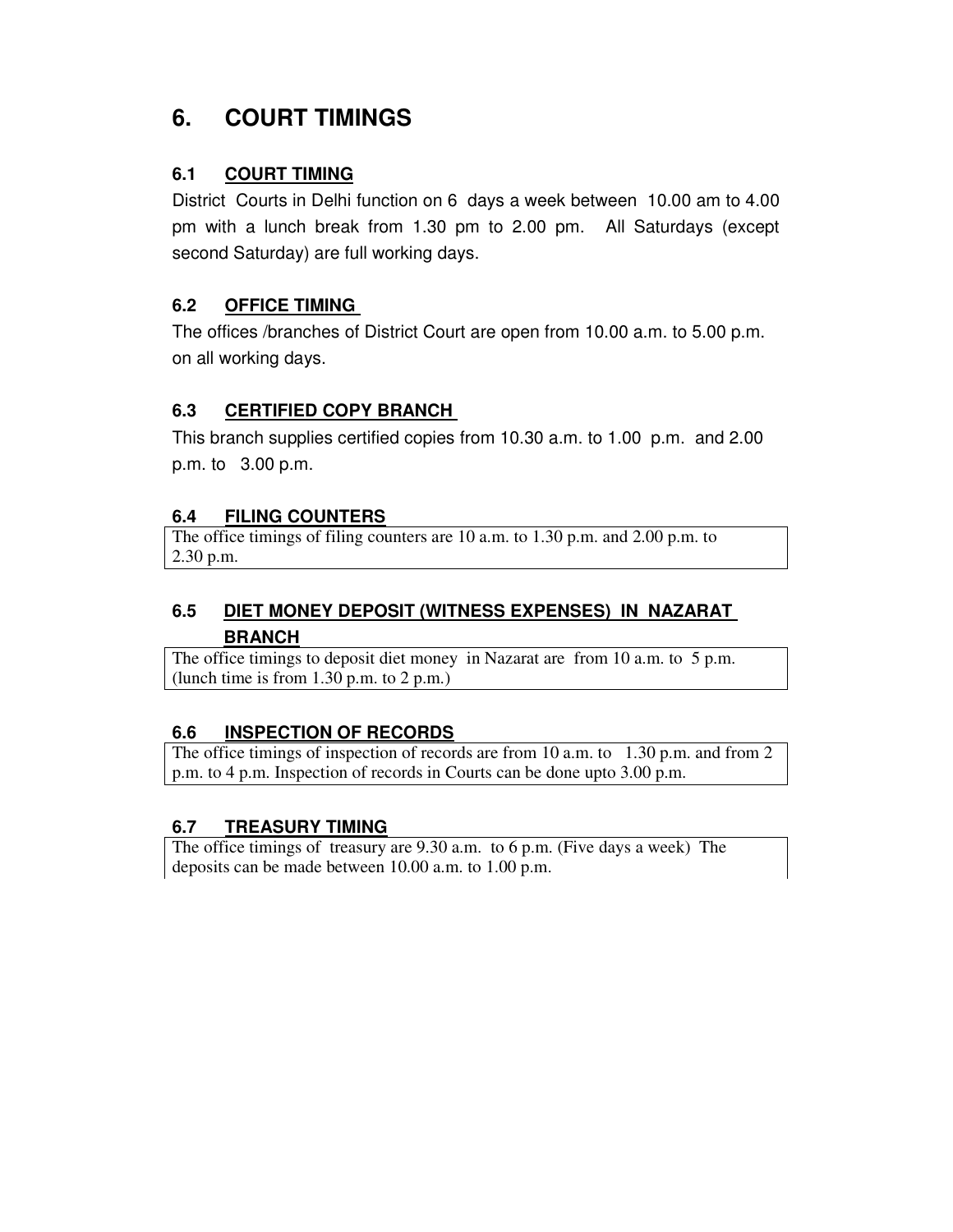# 6. COURT TIMINGS

## 6.1 COURT TIMING

District Courts in Delhi function on 6 days a week between 10.00 am to 4.00 pm with a lunch break from 1.30 pm to 2.00 pm. All Saturdays (except second Saturday) are full working days.

## 6.2 OFFICE TIMING

The offices /branches of District Court are open from 10.00 a.m. to 5.00 p.m. on all working days.

## 6.3 CERTIFIED COPY BRANCH

This branch supplies certified copies from 10.30 a.m. to 1.00 p.m. and 2.00 p.m. to 3.00 p.m.

## 6.4 FILING COUNTERS

The office timings of filing counters are 10 a.m. to 1.30 p.m. and 2.00 p.m. to 2.30 p.m.

## 6.5 DIET MONEY DEPOSIT (WITNESS EXPENSES) IN NAZARAT BRANCH

The office timings to deposit diet money in Nazarat are from 10 a.m. to 5 p.m. (lunch time is from 1.30 p.m. to 2 p.m.)

## 6.6 INSPECTION OF RECORDS

The office timings of inspection of records are from 10 a.m. to 1.30 p.m. and from 2 p.m. to 4 p.m. Inspection of records in Courts can be done upto 3.00 p.m.

## 6.7 TREASURY TIMING

The office timings of treasury are 9.30 a.m. to 6 p.m. (Five days a week) The deposits can be made between 10.00 a.m. to 1.00 p.m.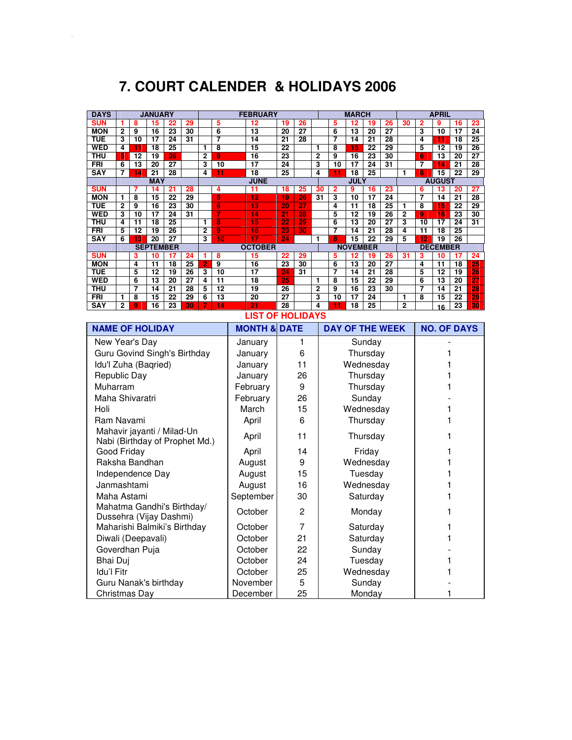# 7. COURT CALENDER & HOLIDAYS 2006

| DAYS | JANUARY | | | | | FEBRUARY | | | | | MARCH | | | | | APRIL | | | | |
|---|---|---|---|---|---|---|---|---|---|---|---|---|---|---|---|---|---|---|---|---|
| SUN | 1 | 8 | 15 | 22 | 29 | | 5 | 12 | 19 | 26 | | 5 | 12 | 19 | 26 | 30 | 2 | 9 | 16 | 23 |
| MON | 2 | 9 | 16 | 23 | 30 | | 6 | 13 | 20 | 27 | | 6 | 13 | 20 | 27 | | 3 | 10 | 17 | 24 |
| TUE | 3 | 10 | 17 | 24 | 31 | | 7 | 14 | 21 | 28 | | 7 | 14 | 21 | 28 | | 4 | 11 | 18 | 25 |
| WED | 4 | 11 | 18 | 25 | | 1 | 8 | 15 | 22 | | 1 | 8 | 15 | 22 | 29 | | 5 | 12 | 19 | 26 |
| THU | 5 | 12 | 19 | 26 | | 2 | 9 | 16 | 23 | | 2 | 9 | 16 | 23 | 30 | | 6 | 13 | 20 | 27 |
| FRI | 6 | 13 | 20 | 27 | | 3 | 10 | 17 | 24 | | 3 | 10 | 17 | 24 | 31 | | 7 | 14 | 21 | 28 |
| SAY | 7 | 14 | 21 | 28 | | 4 | 11 | 18 | 25 | | 4 | 11 | 18 | 25 | | 1 | 8 | 15 | 22 | 29 |
| | MAY | | | | | JUNE | | | | | JULY | | | | | AUGUST | | | | |
| SUN | | 7 | 14 | 21 | 28 | | 4 | 11 | 18 | 25 | 30 | 2 | 9 | 16 | 23 | | 6 | 13 | 20 | 27 |
| MON | 1 | 8 | 15 | 22 | 29 | | 5 | 12 | 19 | 26 | 31 | 3 | 10 | 17 | 24 | | 7 | 14 | 21 | 28 |
| TUE | 2 | 9 | 16 | 23 | 30 | | 6 | 13 | 20 | 27 | | 4 | 11 | 18 | 25 | 1 | 8 | 15 | 22 | 29 |
| WED | 3 | 10 | 17 | 24 | 31 | | 7 | 14 | 21 | 28 | | 5 | 12 | 19 | 26 | 2 | 9 | 16 | 23 | 30 |
| THU | 4 | 11 | 18 | 25 | | 1 | 8 | 15 | 22 | 29 | | 6 | 13 | 20 | 27 | 3 | 10 | 17 | 24 | 31 |
| FRI | 5 | 12 | 19 | 26 | | 2 | 9 | 16 | 23 | 30 | | 7 | 14 | 21 | 28 | 4 | 11 | 18 | 25 | |
| SAY | 6 | 13 | 20 | 27 | | 3 | 10 | 17 | 24 | | 1 | 8 | 15 | 22 | 29 | 5 | 12 | 19 | 26 | |
| | SEPTEMBER | | | | | OCTOBER | | | | | NOVEMBER | | | | | DECEMBER | | | | |
| SUN | | 3 | 10 | 17 | 24 | 1 | 8 | 15 | 22 | 29 | | 5 | 12 | 19 | 26 | 31 | 3 | 10 | 17 | 24 |
| MON | | 4 | 11 | 18 | 25 | 2 | 9 | 16 | 23 | 30 | | 6 | 13 | 20 | 27 | | 4 | 11 | 18 | 25 |
| TUE | | 5 | 12 | 19 | 26 | 3 | 10 | 17 | 24 | 31 | | 7 | 14 | 21 | 28 | | 5 | 12 | 19 | 26 |
| WED | | 6 | 13 | 20 | 27 | 4 | 11 | 18 | 25 | | 1 | 8 | 15 | 22 | 29 | | 6 | 13 | 20 | 27 |
| THU | | 7 | 14 | 21 | 28 | 5 | 12 | 19 | 26 | | 2 | 9 | 16 | 23 | 30 | | 7 | 14 | 21 | 28 |
| FRI | 1 | 8 | 15 | 22 | 29 | 6 | 13 | 20 | 27 | | 3 | 10 | 17 | 24 | | 1 | 8 | 15 | 22 | 29 |
| SAY | 2 | 9 | 16 | 23 | 30 | 7 | 14 | 21 | 28 | | 4 | 11 | 18 | 25 | | 2 | | 16 | 23 | 30 |

## LIST OF HOLIDAYS

| NAME OF HOLIDAY | MONTH & | DATE | DAY OF THE WEEK | NO. OF DAYS |
|---|---|---|---|---|
| New Year's Day | January | 1 | Sunday | - |
| Guru Govind Singh's Birthday | January | 6 | Thursday | 1 |
| Idu'l Zuha (Baqried) | January | 11 | Wednesday | 1 |
| Republic Day | January | 26 | Thursday | 1 |
| Muharram | February | 9 | Thursday | 1 |
| Maha Shivaratri | February | 26 | Sunday | - |
| Holi | March | 15 | Wednesday | 1 |
| Ram Navami | April | 6 | Thursday | 1 |
| Mahavir jayanti / Milad-Un Nabi (Birthday of Prophet Md.) | April | 11 | Thursday | 1 |
| Good Friday | April | 14 | Friday | 1 |
| Raksha Bandhan | August | 9 | Wednesday | 1 |
| Independence Day | August | 15 | Tuesday | 1 |
| Janmashtami | August | 16 | Wednesday | 1 |
| Maha Astami | September | 30 | Saturday | 1 |
| Mahatma Gandhi's Birthday/ Dussehra (Vijay Dashmi) | October | 2 | Monday | 1 |
| Maharishi Balmiki's Birthday | October | 7 | Saturday | 1 |
| Diwali (Deepavali) | October | 21 | Saturday | 1 |
| Goverdhan Puja | October | 22 | Sunday | - |
| Bhai Duj | October | 24 | Tuesday | 1 |
| Idu'l Fitr | October | 25 | Wednesday | 1 |
| Guru Nanak's birthday | November | 5 | Sunday | - |
| Christmas Day | December | 25 | Monday | 1 |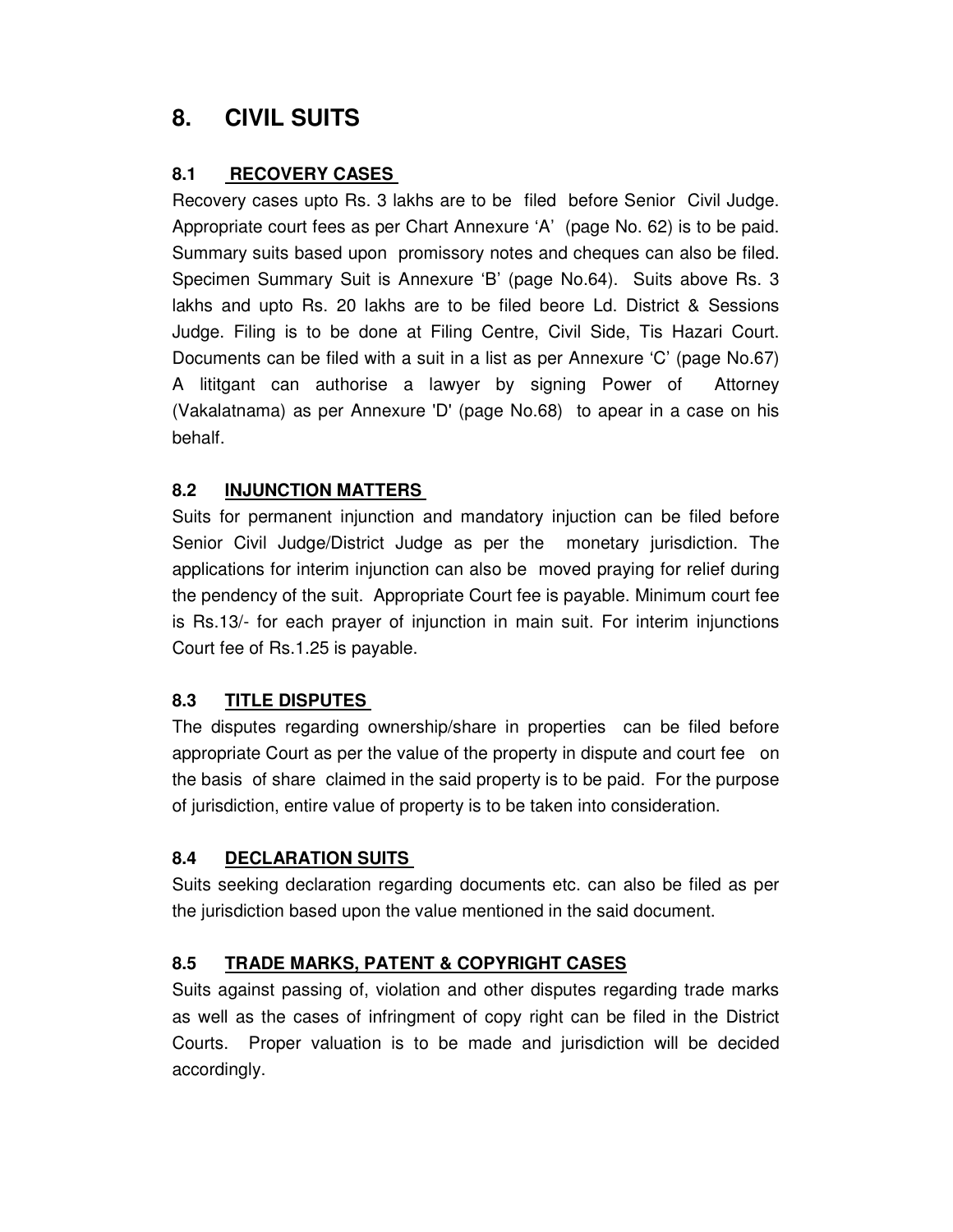# 8. CIVIL SUITS

## 8.1 RECOVERY CASES

Recovery cases upto Rs. 3 lakhs are to be filed before Senior Civil Judge. Appropriate court fees as per Chart Annexure 'A' (page No. 62) is to be paid. Summary suits based upon promissory notes and cheques can also be filed. Specimen Summary Suit is Annexure 'B' (page No.64). Suits above Rs. 3 lakhs and upto Rs. 20 lakhs are to be filed beore Ld. District & Sessions Judge. Filing is to be done at Filing Centre, Civil Side, Tis Hazari Court. Documents can be filed with a suit in a list as per Annexure 'C' (page No.67) A lititgant can authorise a lawyer by signing Power of Attorney (Vakalatnama) as per Annexure 'D' (page No.68) to apear in a case on his behalf.

## 8.2 INJUNCTION MATTERS

Suits for permanent injunction and mandatory injuction can be filed before Senior Civil Judge/District Judge as per the monetary jurisdiction. The applications for interim injunction can also be moved praying for relief during the pendency of the suit. Appropriate Court fee is payable. Minimum court fee is Rs.13/- for each prayer of injunction in main suit. For interim injunctions Court fee of Rs.1.25 is payable.

## 8.3 TITLE DISPUTES

The disputes regarding ownership/share in properties can be filed before appropriate Court as per the value of the property in dispute and court fee on the basis of share claimed in the said property is to be paid. For the purpose of jurisdiction, entire value of property is to be taken into consideration.

## 8.4 DECLARATION SUITS

Suits seeking declaration regarding documents etc. can also be filed as per the jurisdiction based upon the value mentioned in the said document.

## 8.5 TRADE MARKS, PATENT & COPYRIGHT CASES

Suits against passing of, violation and other disputes regarding trade marks as well as the cases of infringment of copy right can be filed in the District Courts. Proper valuation is to be made and jurisdiction will be decided accordingly.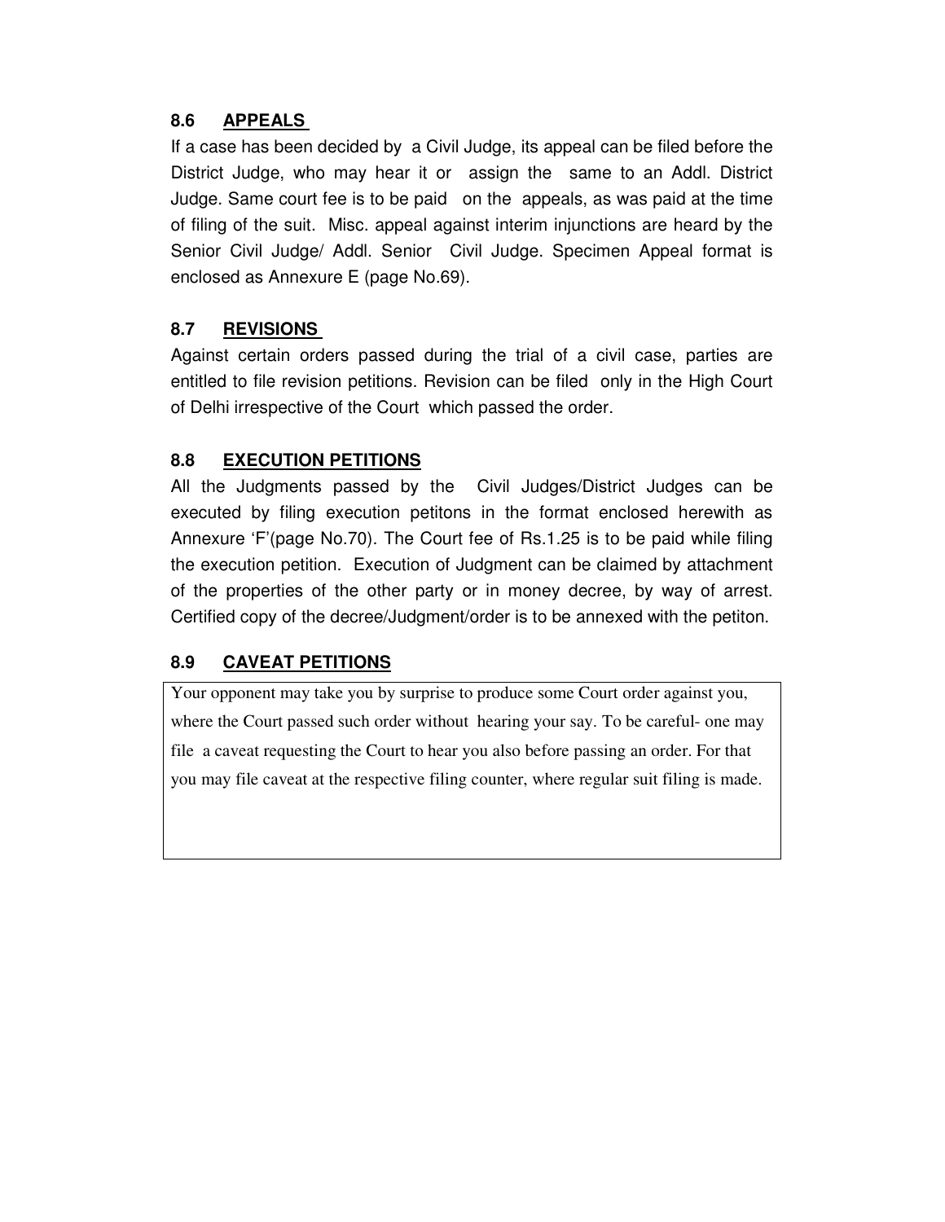### 8.6 APPEALS

If a case has been decided by a Civil Judge, its appeal can be filed before the District Judge, who may hear it or assign the same to an Addl. District Judge. Same court fee is to be paid on the appeals, as was paid at the time of filing of the suit. Misc. appeal against interim injunctions are heard by the Senior Civil Judge/ Addl. Senior Civil Judge. Specimen Appeal format is enclosed as Annexure E (page No.69).

### 8.7 REVISIONS

Against certain orders passed during the trial of a civil case, parties are entitled to file revision petitions. Revision can be filed only in the High Court of Delhi irrespective of the Court which passed the order.

### 8.8 EXECUTION PETITIONS

All the Judgments passed by the Civil Judges/District Judges can be executed by filing execution petitons in the format enclosed herewith as Annexure 'F'(page No.70). The Court fee of Rs.1.25 is to be paid while filing the execution petition. Execution of Judgment can be claimed by attachment of the properties of the other party or in money decree, by way of arrest. Certified copy of the decree/Judgment/order is to be annexed with the petiton.

### 8.9 CAVEAT PETITIONS

Your opponent may take you by surprise to produce some Court order against you, where the Court passed such order without hearing your say. To be careful- one may file a caveat requesting the Court to hear you also before passing an order. For that you may file caveat at the respective filing counter, where regular suit filing is made.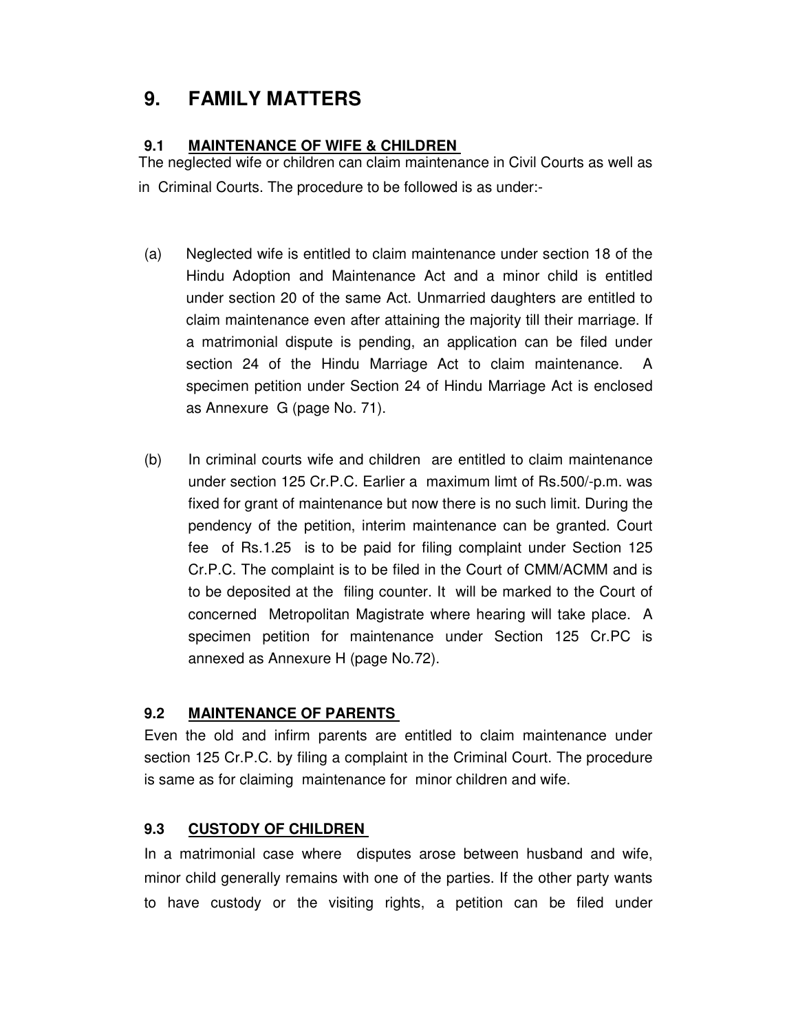# 9. FAMILY MATTERS

## 9.1 MAINTENANCE OF WIFE & CHILDREN

The neglected wife or children can claim maintenance in Civil Courts as well as in Criminal Courts. The procedure to be followed is as under:-

(a) Neglected wife is entitled to claim maintenance under section 18 of the Hindu Adoption and Maintenance Act and a minor child is entitled under section 20 of the same Act. Unmarried daughters are entitled to claim maintenance even after attaining the majority till their marriage. If a matrimonial dispute is pending, an application can be filed under section 24 of the Hindu Marriage Act to claim maintenance. A specimen petition under Section 24 of Hindu Marriage Act is enclosed as Annexure G (page No. 71).

(b) In criminal courts wife and children are entitled to claim maintenance under section 125 Cr.P.C. Earlier a maximum limt of Rs.500/-p.m. was fixed for grant of maintenance but now there is no such limit. During the pendency of the petition, interim maintenance can be granted. Court fee of Rs.1.25 is to be paid for filing complaint under Section 125 Cr.P.C. The complaint is to be filed in the Court of CMM/ACMM and is to be deposited at the filing counter. It will be marked to the Court of concerned Metropolitan Magistrate where hearing will take place. A specimen petition for maintenance under Section 125 Cr.PC is annexed as Annexure H (page No.72).

## 9.2 MAINTENANCE OF PARENTS

Even the old and infirm parents are entitled to claim maintenance under section 125 Cr.P.C. by filing a complaint in the Criminal Court. The procedure is same as for claiming maintenance for minor children and wife.

## 9.3 CUSTODY OF CHILDREN

In a matrimonial case where disputes arose between husband and wife, minor child generally remains with one of the parties. If the other party wants to have custody or the visiting rights, a petition can be filed under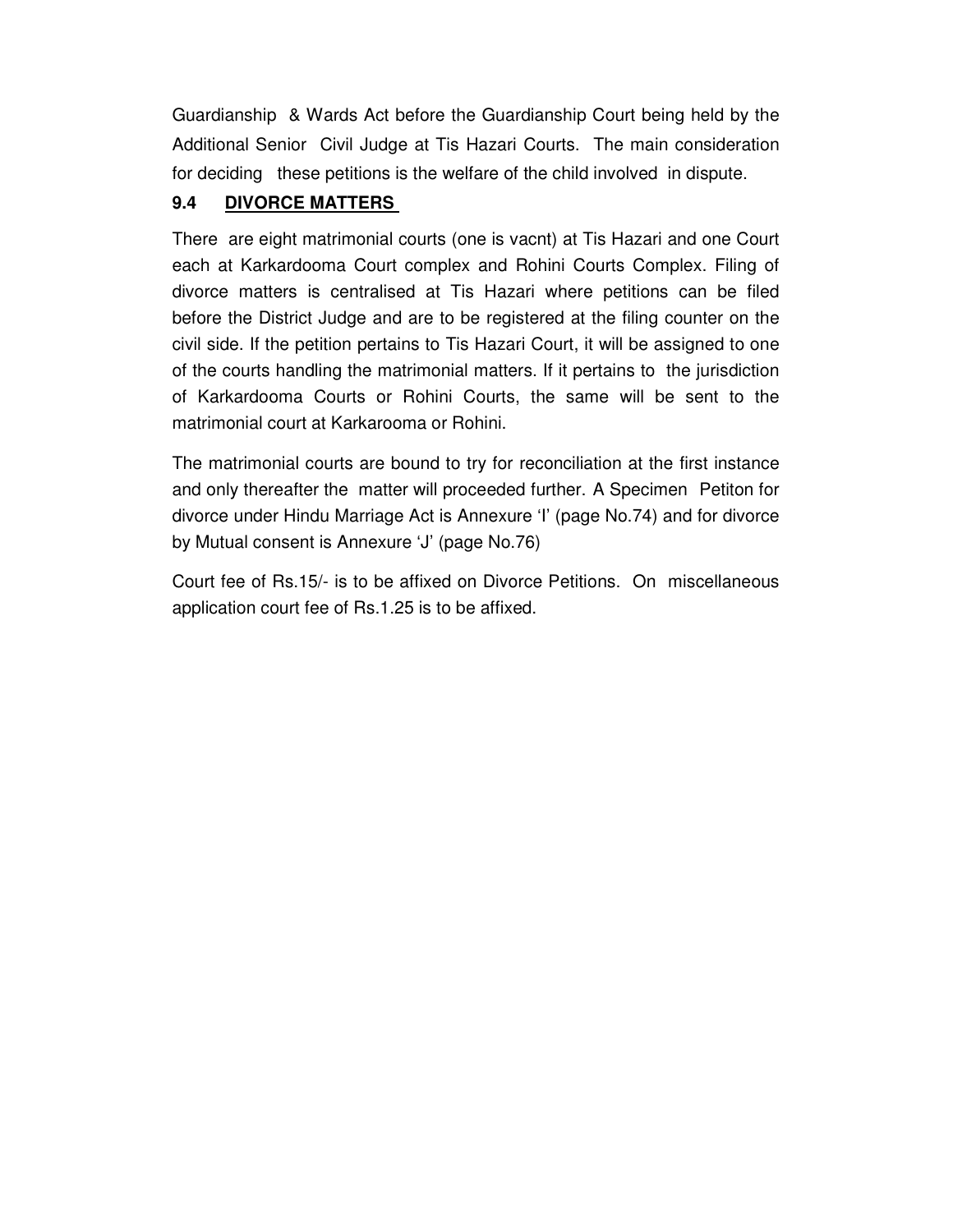Guardianship & Wards Act before the Guardianship Court being held by the Additional Senior Civil Judge at Tis Hazari Courts. The main consideration for deciding these petitions is the welfare of the child involved in dispute.

### 9.4 DIVORCE MATTERS

There are eight matrimonial courts (one is vacnt) at Tis Hazari and one Court each at Karkardooma Court complex and Rohini Courts Complex. Filing of divorce matters is centralised at Tis Hazari where petitions can be filed before the District Judge and are to be registered at the filing counter on the civil side. If the petition pertains to Tis Hazari Court, it will be assigned to one of the courts handling the matrimonial matters. If it pertains to the jurisdiction of Karkardooma Courts or Rohini Courts, the same will be sent to the matrimonial court at Karkarooma or Rohini.

The matrimonial courts are bound to try for reconciliation at the first instance and only thereafter the matter will proceeded further. A Specimen Petiton for divorce under Hindu Marriage Act is Annexure 'I' (page No.74) and for divorce by Mutual consent is Annexure 'J' (page No.76)

Court fee of Rs.15/- is to be affixed on Divorce Petitions. On miscellaneous application court fee of Rs.1.25 is to be affixed.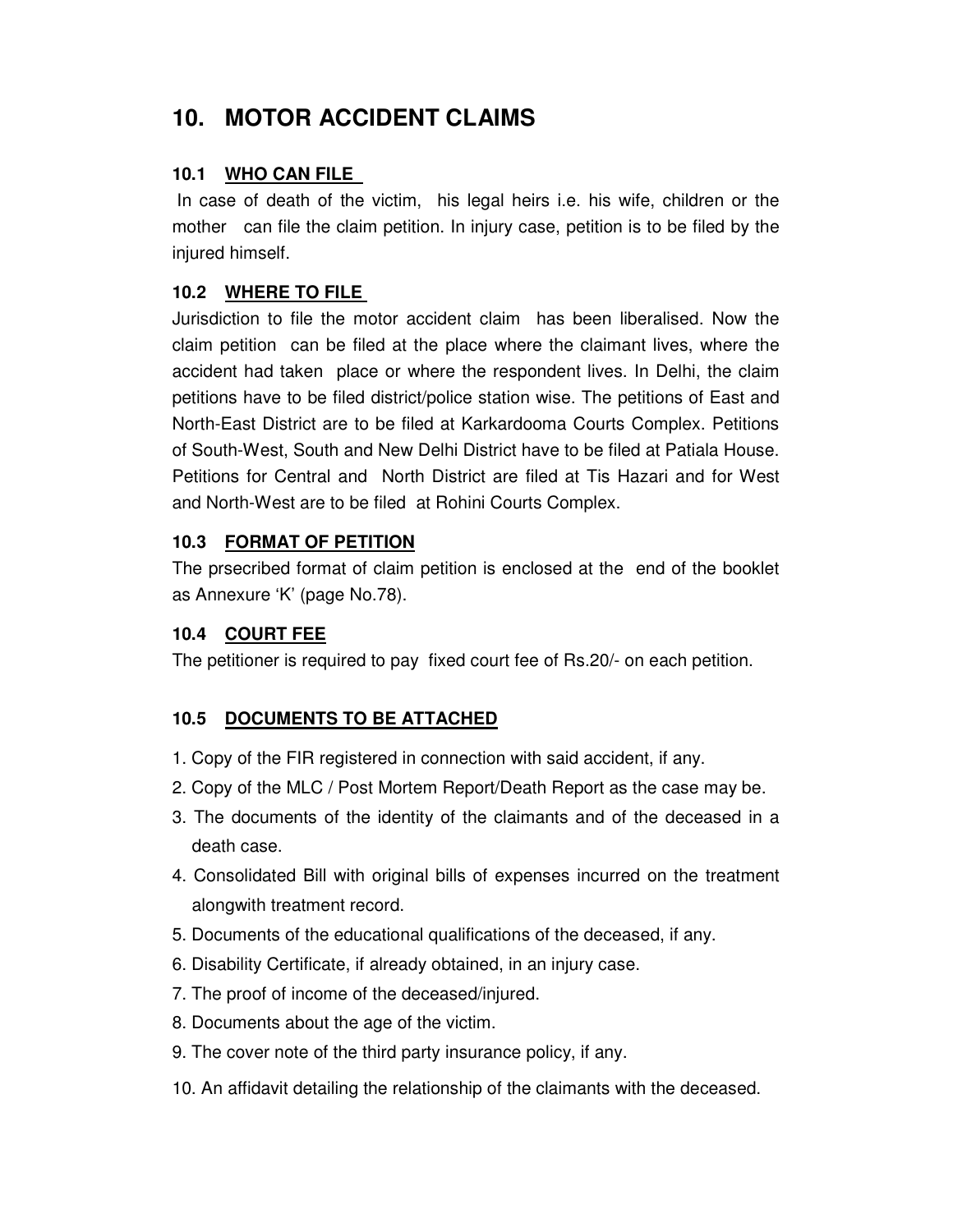# 10. MOTOR ACCIDENT CLAIMS

## 10.1 <u>WHO CAN FILE</u>

In case of death of the victim, his legal heirs i.e. his wife, children or the mother can file the claim petition. In injury case, petition is to be filed by the injured himself.

## 10.2 <u>WHERE TO FILE</u>

Jurisdiction to file the motor accident claim has been liberalised. Now the claim petition can be filed at the place where the claimant lives, where the accident had taken place or where the respondent lives. In Delhi, the claim petitions have to be filed district/police station wise. The petitions of East and North-East District are to be filed at Karkardooma Courts Complex. Petitions of South-West, South and New Delhi District have to be filed at Patiala House. Petitions for Central and North District are filed at Tis Hazari and for West and North-West are to be filed at Rohini Courts Complex.

## 10.3 <u>FORMAT OF PETITION</u>

The prsecribed format of claim petition is enclosed at the end of the booklet as Annexure 'K' (page No.78).

## 10.4 <u>COURT FEE</u>

The petitioner is required to pay fixed court fee of Rs.20/- on each petition.

## 10.5 <u>DOCUMENTS TO BE ATTACHED</u>

1. Copy of the FIR registered in connection with said accident, if any.
2. Copy of the MLC / Post Mortem Report/Death Report as the case may be.
3. The documents of the identity of the claimants and of the deceased in a death case.
4. Consolidated Bill with original bills of expenses incurred on the treatment alongwith treatment record.
5. Documents of the educational qualifications of the deceased, if any.
6. Disability Certificate, if already obtained, in an injury case.
7. The proof of income of the deceased/injured.
8. Documents about the age of the victim.
9. The cover note of the third party insurance policy, if any.
10. An affidavit detailing the relationship of the claimants with the deceased.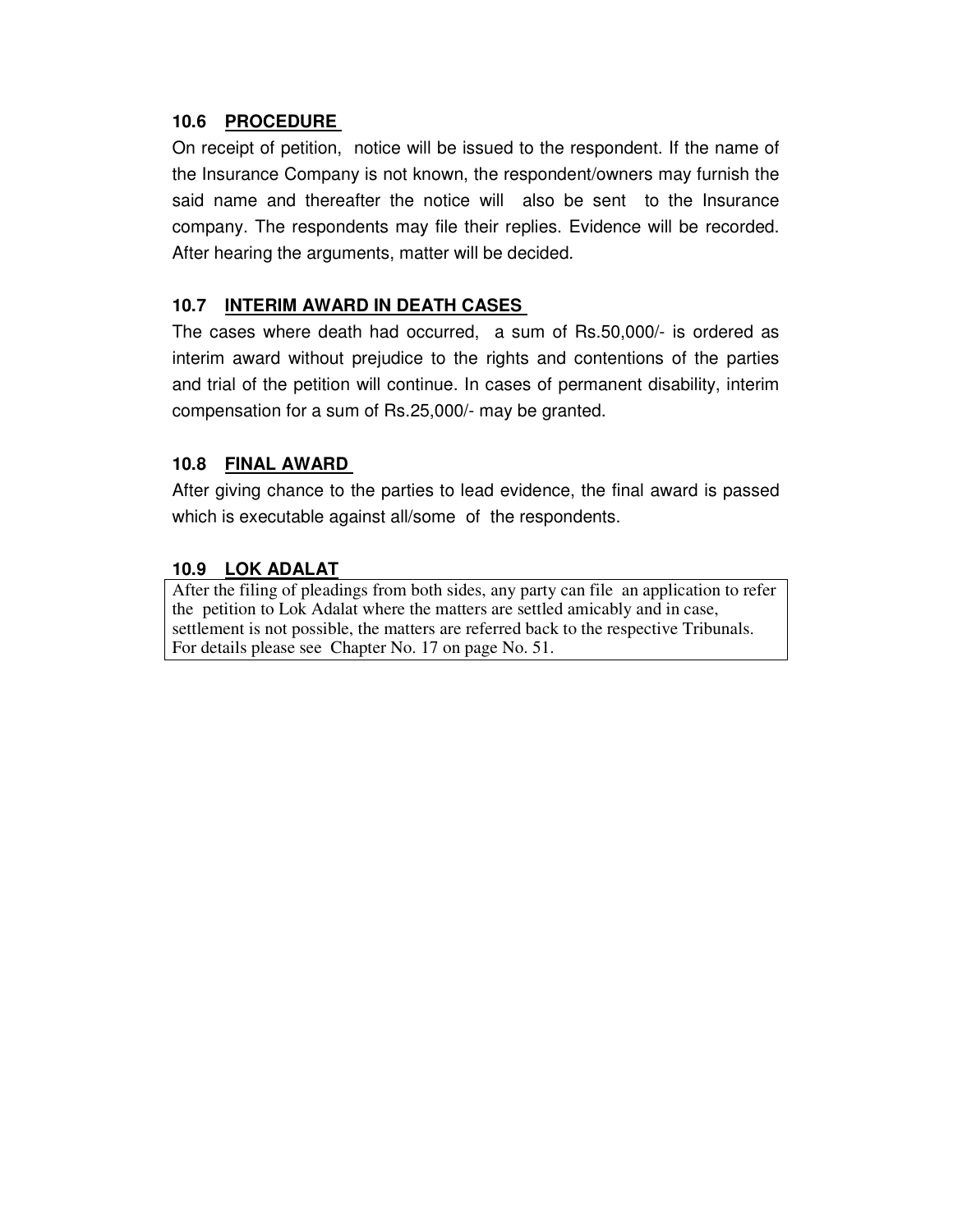### 10.6 PROCEDURE

On receipt of petition, notice will be issued to the respondent. If the name of the Insurance Company is not known, the respondent/owners may furnish the said name and thereafter the notice will also be sent to the Insurance company. The respondents may file their replies. Evidence will be recorded. After hearing the arguments, matter will be decided.

### 10.7 INTERIM AWARD IN DEATH CASES

The cases where death had occurred, a sum of Rs.50,000/- is ordered as interim award without prejudice to the rights and contentions of the parties and trial of the petition will continue. In cases of permanent disability, interim compensation for a sum of Rs.25,000/- may be granted.

### 10.8 FINAL AWARD

After giving chance to the parties to lead evidence, the final award is passed which is executable against all/some of the respondents.

### 10.9 LOK ADALAT

After the filing of pleadings from both sides, any party can file an application to refer the petition to Lok Adalat where the matters are settled amicably and in case, settlement is not possible, the matters are referred back to the respective Tribunals. For details please see Chapter No. 17 on page No. 51.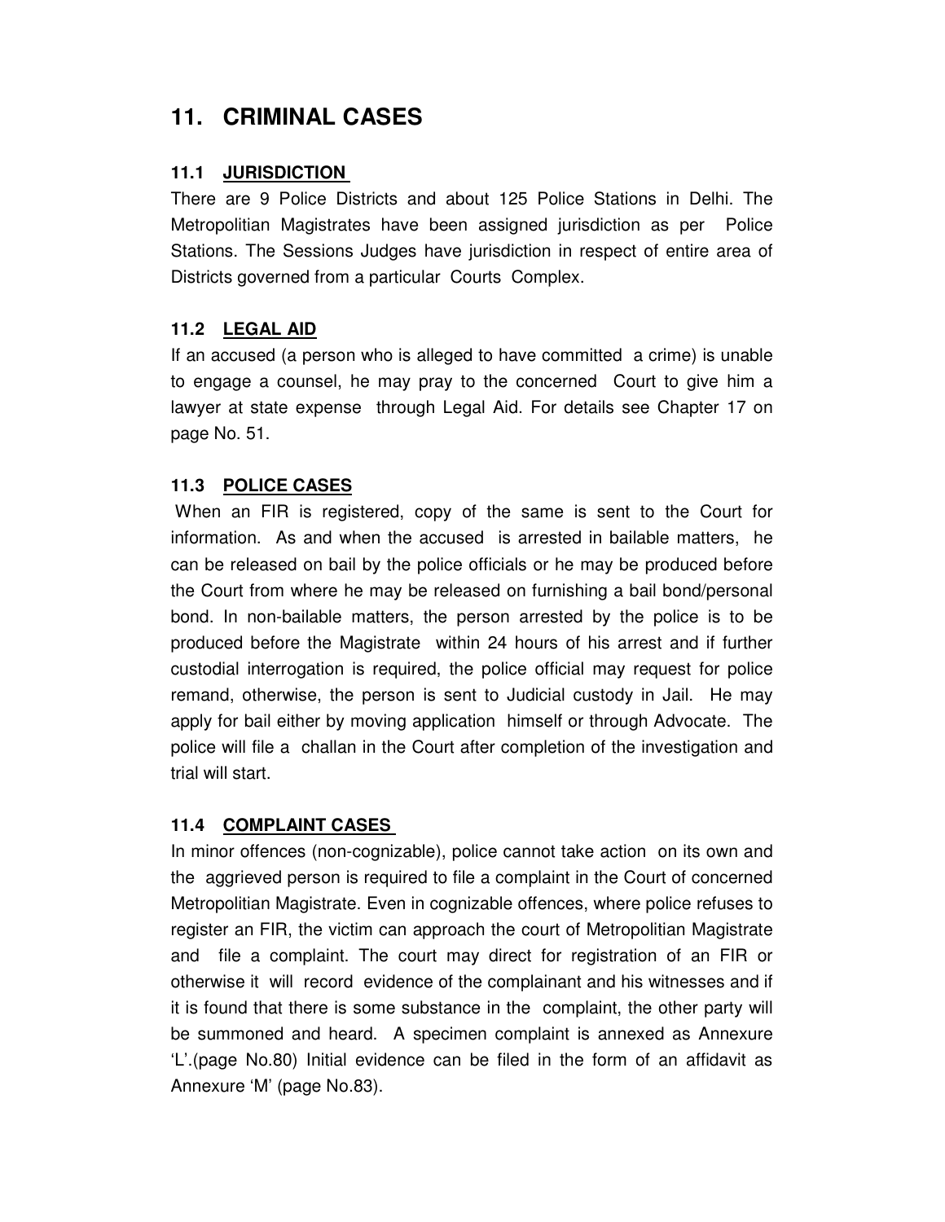# 11. CRIMINAL CASES

## 11.1 JURISDICTION

There are 9 Police Districts and about 125 Police Stations in Delhi. The Metropolitan Magistrates have been assigned jurisdiction as per Police Stations. The Sessions Judges have jurisdiction in respect of entire area of Districts governed from a particular Courts Complex.

## 11.2 LEGAL AID

If an accused (a person who is alleged to have committed a crime) is unable to engage a counsel, he may pray to the concerned Court to give him a lawyer at state expense through Legal Aid. For details see Chapter 17 on page No. 51.

## 11.3 POLICE CASES

When an FIR is registered, copy of the same is sent to the Court for information. As and when the accused is arrested in bailable matters, he can be released on bail by the police officials or he may be produced before the Court from where he may be released on furnishing a bail bond/personal bond. In non-bailable matters, the person arrested by the police is to be produced before the Magistrate within 24 hours of his arrest and if further custodial interrogation is required, the police official may request for police remand, otherwise, the person is sent to Judicial custody in Jail. He may apply for bail either by moving application himself or through Advocate. The police will file a challan in the Court after completion of the investigation and trial will start.

## 11.4 COMPLAINT CASES

In minor offences (non-cognizable), police cannot take action on its own and the aggrieved person is required to file a complaint in the Court of concerned Metropolitan Magistrate. Even in cognizable offences, where police refuses to register an FIR, the victim can approach the court of Metropolitan Magistrate and file a complaint. The court may direct for registration of an FIR or otherwise it will record evidence of the complainant and his witnesses and if it is found that there is some substance in the complaint, the other party will be summoned and heard. A specimen complaint is annexed as Annexure 'L'.(page No.80) Initial evidence can be filed in the form of an affidavit as Annexure 'M' (page No.83).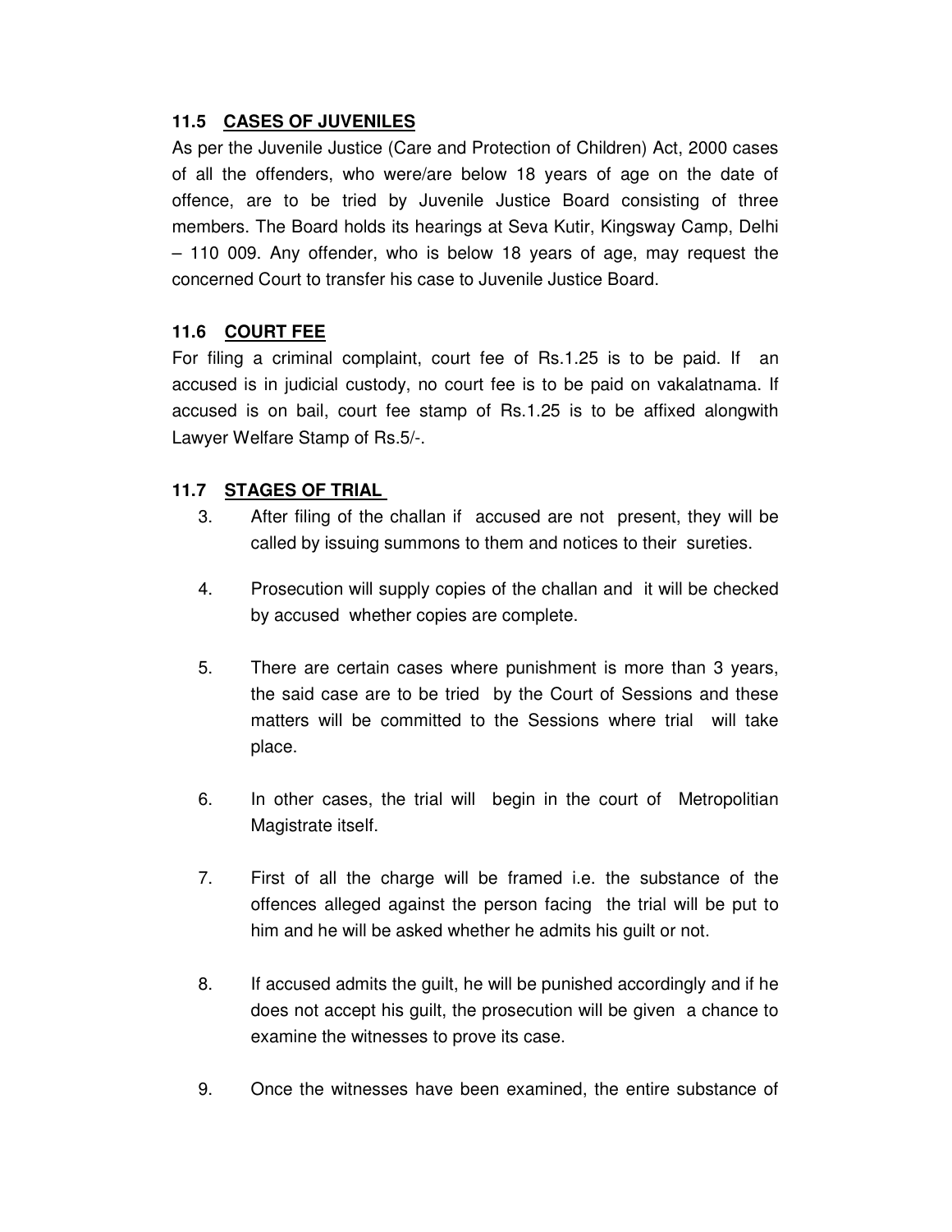### 11.5 CASES OF JUVENILES

As per the Juvenile Justice (Care and Protection of Children) Act, 2000 cases of all the offenders, who were/are below 18 years of age on the date of offence, are to be tried by Juvenile Justice Board consisting of three members. The Board holds its hearings at Seva Kutir, Kingsway Camp, Delhi – 110 009. Any offender, who is below 18 years of age, may request the concerned Court to transfer his case to Juvenile Justice Board.

### 11.6 COURT FEE

For filing a criminal complaint, court fee of Rs.1.25 is to be paid. If an accused is in judicial custody, no court fee is to be paid on vakalatnama. If accused is on bail, court fee stamp of Rs.1.25 is to be affixed alongwith Lawyer Welfare Stamp of Rs.5/-.

### 11.7 STAGES OF TRIAL

3. After filing of the challan if accused are not present, they will be called by issuing summons to them and notices to their sureties.

4. Prosecution will supply copies of the challan and it will be checked by accused whether copies are complete.

5. There are certain cases where punishment is more than 3 years, the said case are to be tried by the Court of Sessions and these matters will be committed to the Sessions where trial will take place.

6. In other cases, the trial will begin in the court of Metropolitian Magistrate itself.

7. First of all the charge will be framed i.e. the substance of the offences alleged against the person facing the trial will be put to him and he will be asked whether he admits his guilt or not.

8. If accused admits the guilt, he will be punished accordingly and if he does not accept his guilt, the prosecution will be given a chance to examine the witnesses to prove its case.

9. Once the witnesses have been examined, the entire substance of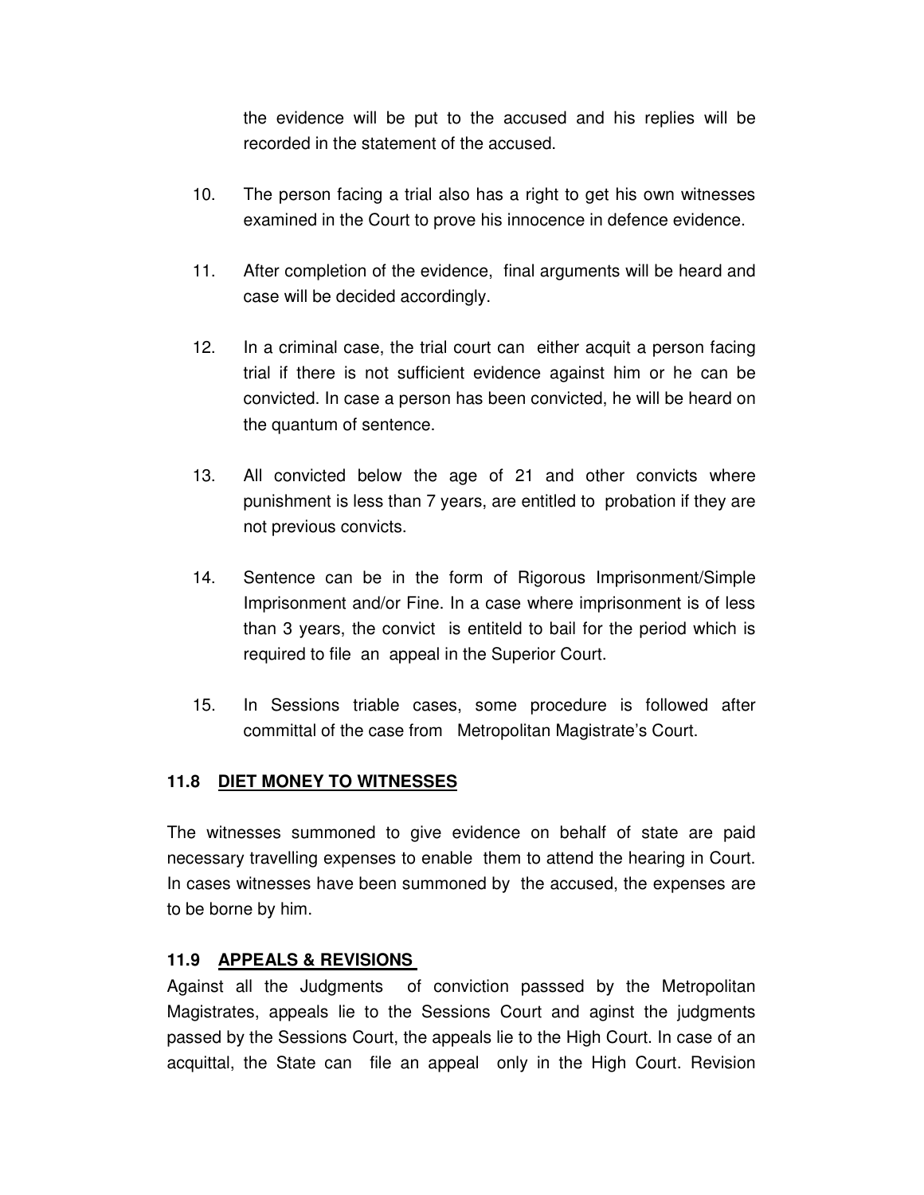the evidence will be put to the accused and his replies will be recorded in the statement of the accused.

10. The person facing a trial also has a right to get his own witnesses examined in the Court to prove his innocence in defence evidence.

11. After completion of the evidence, final arguments will be heard and case will be decided accordingly.

12. In a criminal case, the trial court can either acquit a person facing trial if there is not sufficient evidence against him or he can be convicted. In case a person has been convicted, he will be heard on the quantum of sentence.

13. All convicted below the age of 21 and other convicts where punishment is less than 7 years, are entitled to probation if they are not previous convicts.

14. Sentence can be in the form of Rigorous Imprisonment/Simple Imprisonment and/or Fine. In a case where imprisonment is of less than 3 years, the convict is entiteld to bail for the period which is required to file an appeal in the Superior Court.

15. In Sessions triable cases, some procedure is followed after committal of the case from Metropolitan Magistrate's Court.

### 11.8 DIET MONEY TO WITNESSES

The witnesses summoned to give evidence on behalf of state are paid necessary travelling expenses to enable them to attend the hearing in Court. In cases witnesses have been summoned by the accused, the expenses are to be borne by him.

### 11.9 APPEALS & REVISIONS

Against all the Judgments of conviction passsed by the Metropolitan Magistrates, appeals lie to the Sessions Court and aginst the judgments passed by the Sessions Court, the appeals lie to the High Court. In case of an acquittal, the State can file an appeal only in the High Court. Revision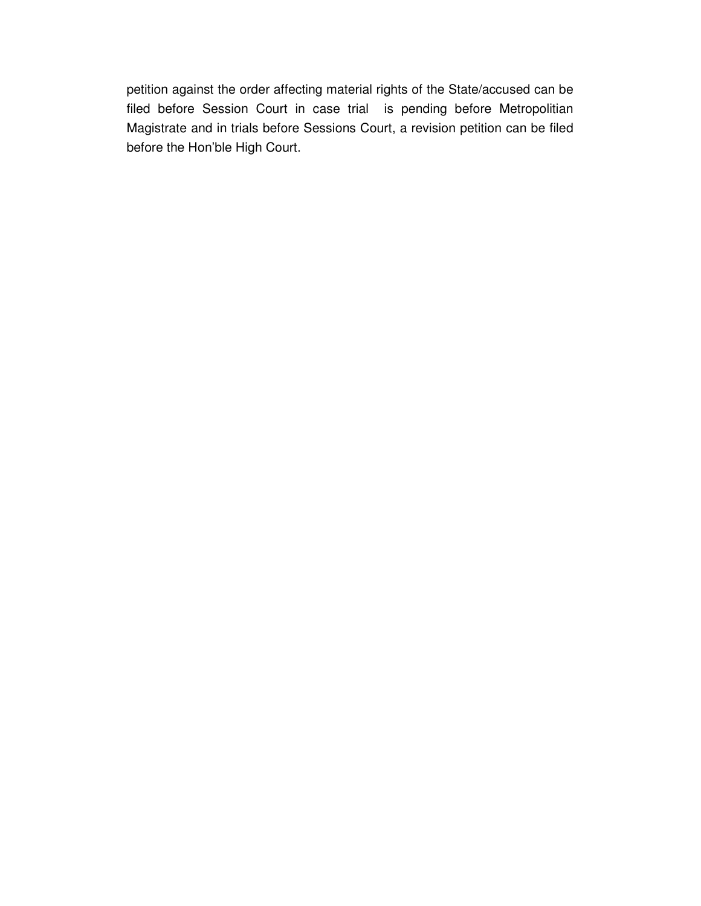petition against the order affecting material rights of the State/accused can be filed before Session Court in case trial is pending before Metropolitian Magistrate and in trials before Sessions Court, a revision petition can be filed before the Hon'ble High Court.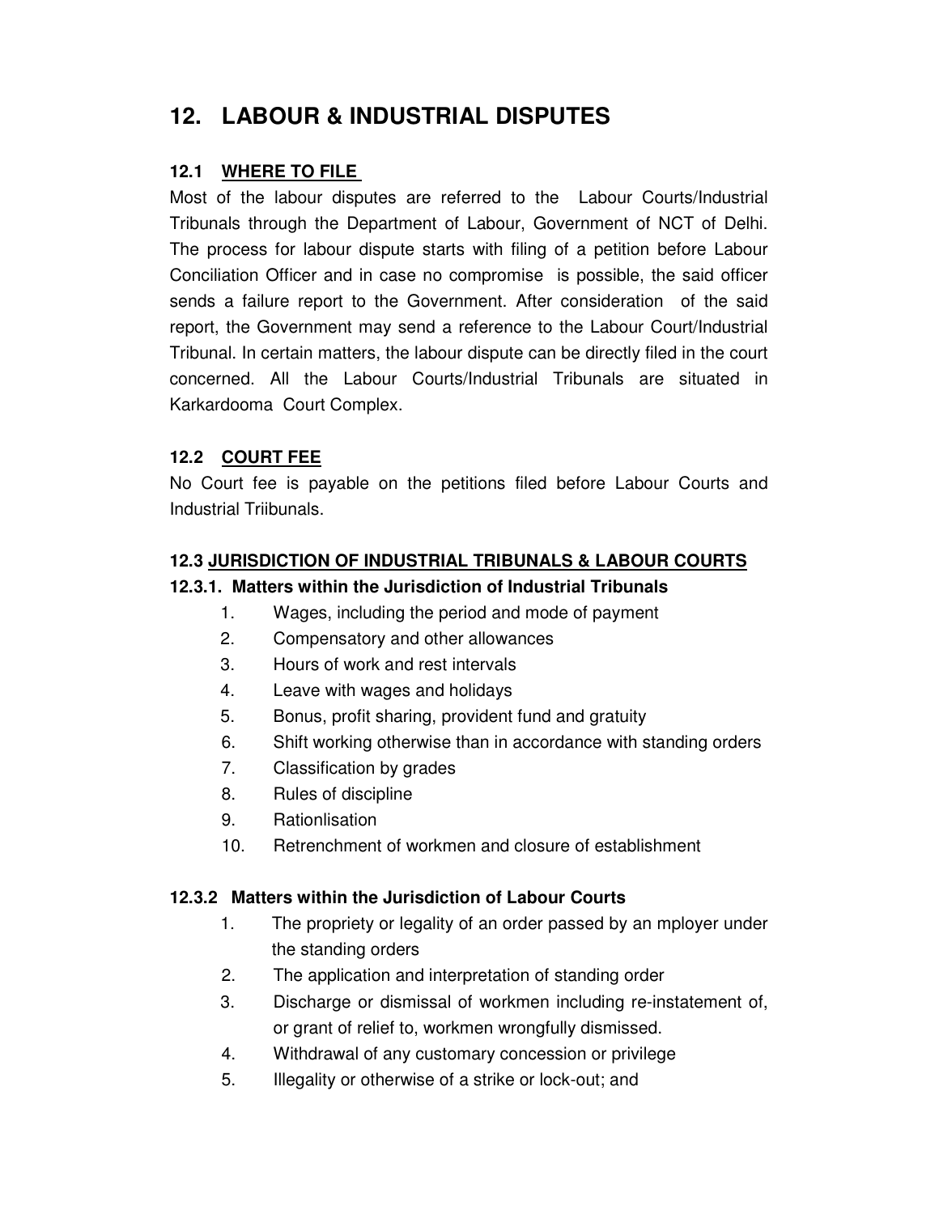# 12. LABOUR & INDUSTRIAL DISPUTES

## 12.1 WHERE TO FILE

Most of the labour disputes are referred to the Labour Courts/Industrial Tribunals through the Department of Labour, Government of NCT of Delhi. The process for labour dispute starts with filing of a petition before Labour Conciliation Officer and in case no compromise is possible, the said officer sends a failure report to the Government. After consideration of the said report, the Government may send a reference to the Labour Court/Industrial Tribunal. In certain matters, the labour dispute can be directly filed in the court concerned. All the Labour Courts/Industrial Tribunals are situated in Karkardooma Court Complex.

## 12.2 COURT FEE

No Court fee is payable on the petitions filed before Labour Courts and Industrial Triibunals.

## 12.3 JURISDICTION OF INDUSTRIAL TRIBUNALS & LABOUR COURTS

### 12.3.1. Matters within the Jurisdiction of Industrial Tribunals

1. Wages, including the period and mode of payment
2. Compensatory and other allowances
3. Hours of work and rest intervals
4. Leave with wages and holidays
5. Bonus, profit sharing, provident fund and gratuity
6. Shift working otherwise than in accordance with standing orders
7. Classification by grades
8. Rules of discipline
9. Rationlisation
10. Retrenchment of workmen and closure of establishment

### 12.3.2 Matters within the Jurisdiction of Labour Courts

1. The propriety or legality of an order passed by an mployer under the standing orders
2. The application and interpretation of standing order
3. Discharge or dismissal of workmen including re-instatement of, or grant of relief to, workmen wrongfully dismissed.
4. Withdrawal of any customary concession or privilege
5. Illegality or otherwise of a strike or lock-out; and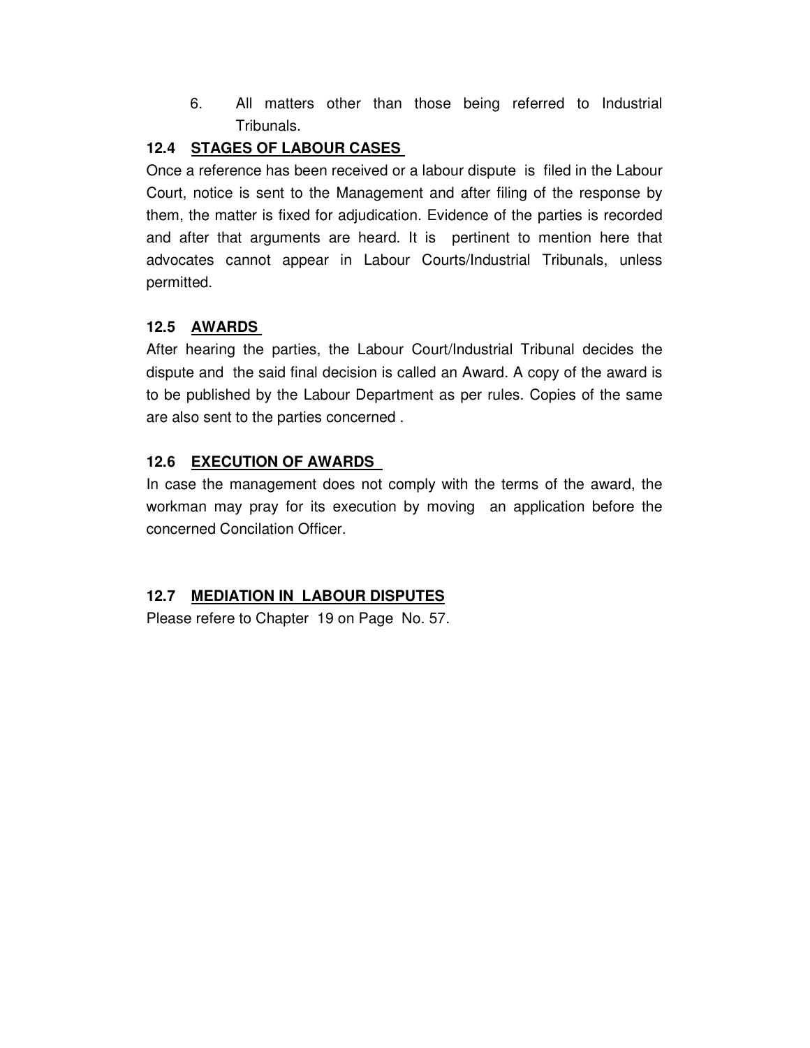6. All matters other than those being referred to Industrial Tribunals.

### 12.4 STAGES OF LABOUR CASES

Once a reference has been received or a labour dispute is filed in the Labour Court, notice is sent to the Management and after filing of the response by them, the matter is fixed for adjudication. Evidence of the parties is recorded and after that arguments are heard. It is pertinent to mention here that advocates cannot appear in Labour Courts/Industrial Tribunals, unless permitted.

### 12.5 AWARDS

After hearing the parties, the Labour Court/Industrial Tribunal decides the dispute and the said final decision is called an Award. A copy of the award is to be published by the Labour Department as per rules. Copies of the same are also sent to the parties concerned .

### 12.6 EXECUTION OF AWARDS

In case the management does not comply with the terms of the award, the workman may pray for its execution by moving an application before the concerned Concilation Officer.

### 12.7 MEDIATION IN LABOUR DISPUTES

Please refere to Chapter 19 on Page No. 57.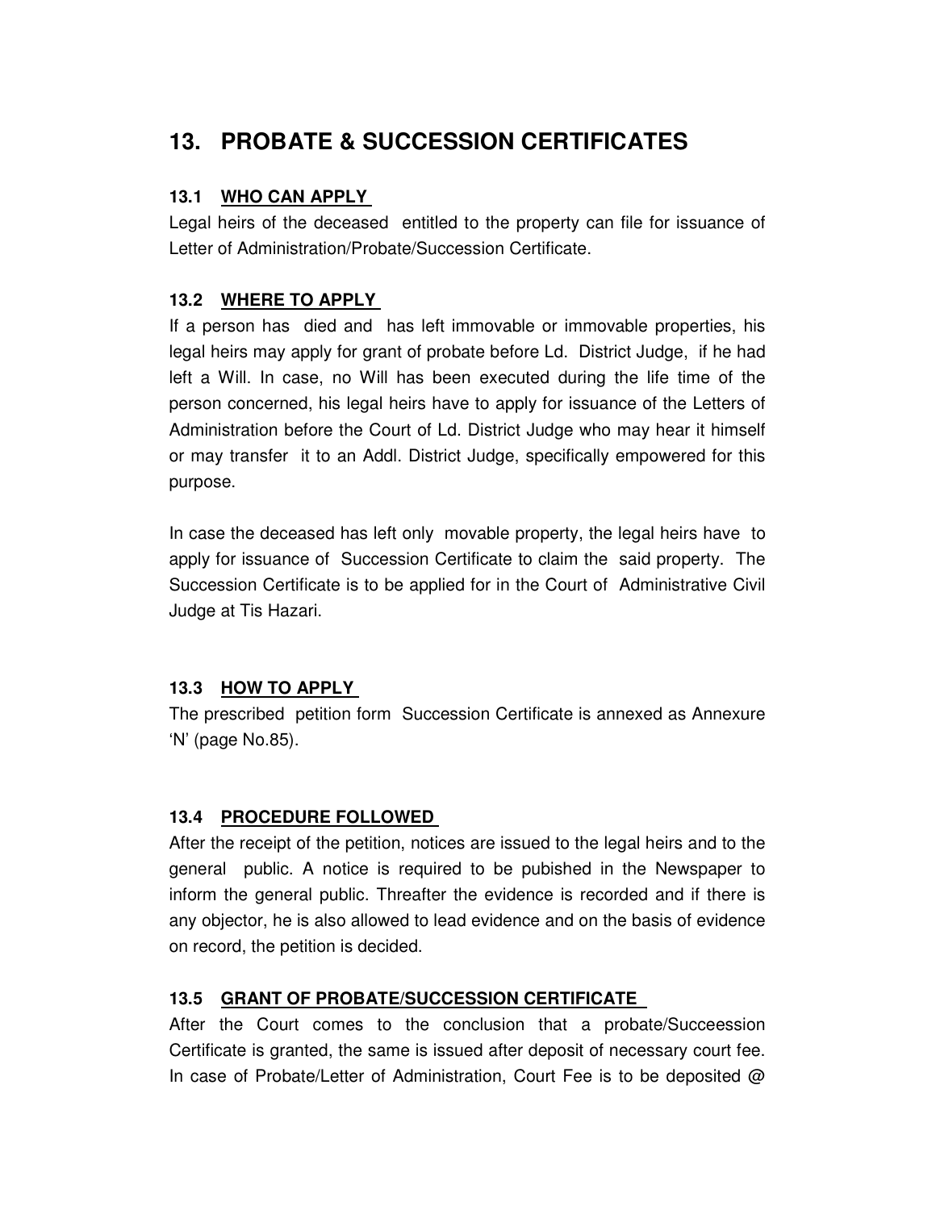# 13. PROBATE & SUCCESSION CERTIFICATES

### 13.1 WHO CAN APPLY

Legal heirs of the deceased entitled to the property can file for issuance of Letter of Administration/Probate/Succession Certificate.

### 13.2 WHERE TO APPLY

If a person has died and has left immovable or immovable properties, his legal heirs may apply for grant of probate before Ld. District Judge, if he had left a Will. In case, no Will has been executed during the life time of the person concerned, his legal heirs have to apply for issuance of the Letters of Administration before the Court of Ld. District Judge who may hear it himself or may transfer it to an Addl. District Judge, specifically empowered for this purpose.

In case the deceased has left only movable property, the legal heirs have to apply for issuance of Succession Certificate to claim the said property. The Succession Certificate is to be applied for in the Court of Administrative Civil Judge at Tis Hazari.

### 13.3 HOW TO APPLY

The prescribed petition form Succession Certificate is annexed as Annexure 'N' (page No.85).

### 13.4 PROCEDURE FOLLOWED

After the receipt of the petition, notices are issued to the legal heirs and to the general public. A notice is required to be pubished in the Newspaper to inform the general public. Threafter the evidence is recorded and if there is any objector, he is also allowed to lead evidence and on the basis of evidence on record, the petition is decided.

### 13.5 GRANT OF PROBATE/SUCCESSION CERTIFICATE

After the Court comes to the conclusion that a probate/Succeession Certificate is granted, the same is issued after deposit of necessary court fee. In case of Probate/Letter of Administration, Court Fee is to be deposited @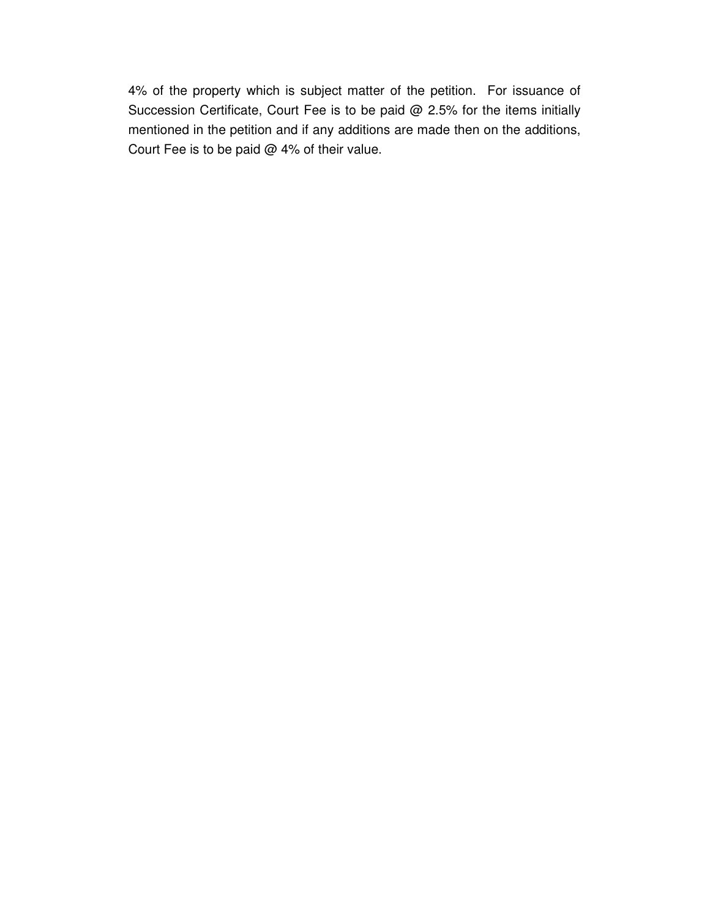4% of the property which is subject matter of the petition. For issuance of Succession Certificate, Court Fee is to be paid @ 2.5% for the items initially mentioned in the petition and if any additions are made then on the additions, Court Fee is to be paid @ 4% of their value.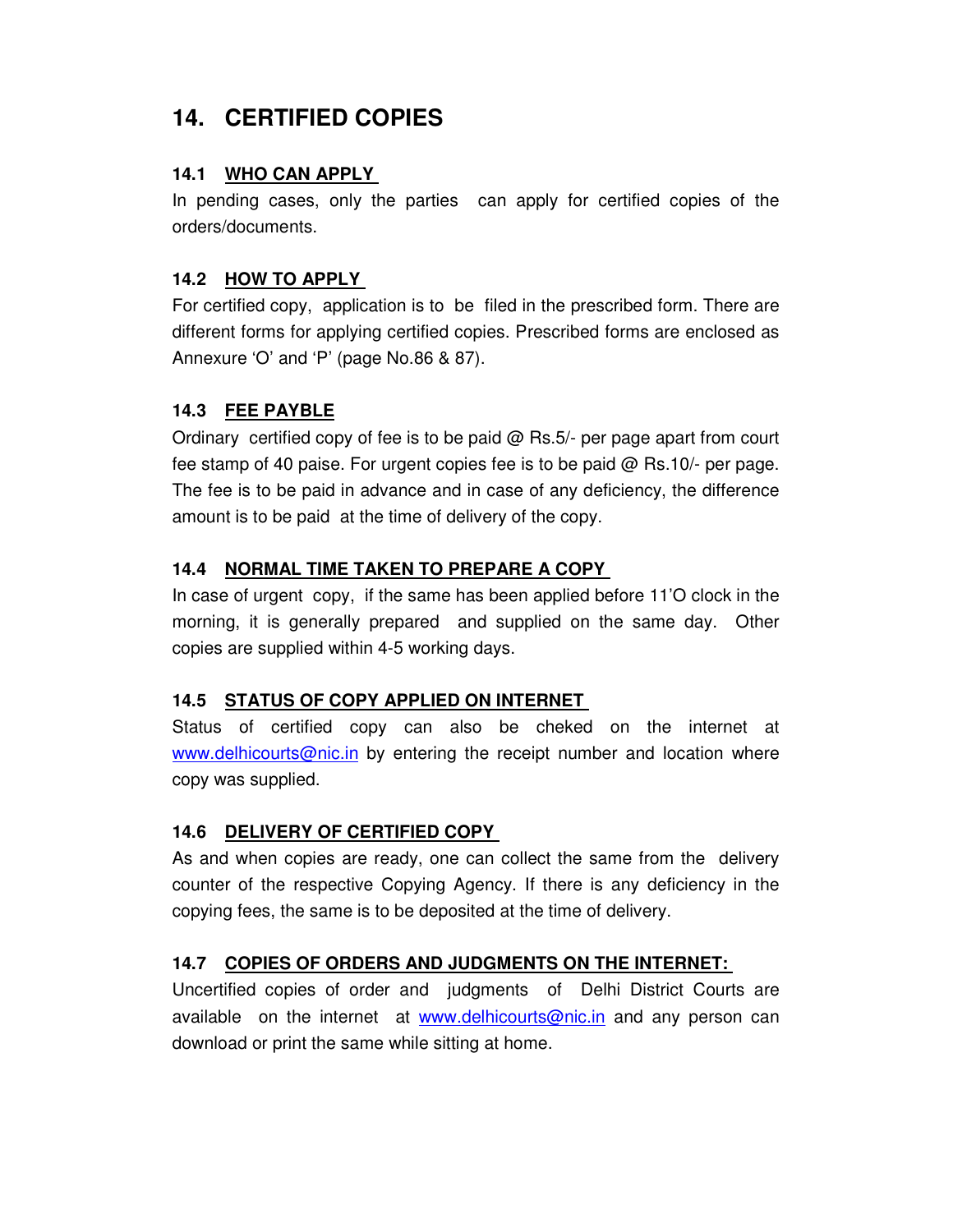# 14. CERTIFIED COPIES

### 14.1 WHO CAN APPLY

In pending cases, only the parties can apply for certified copies of the orders/documents.

### 14.2 HOW TO APPLY

For certified copy, application is to be filed in the prescribed form. There are different forms for applying certified copies. Prescribed forms are enclosed as Annexure 'O' and 'P' (page No.86 & 87).

### 14.3 FEE PAYBLE

Ordinary certified copy of fee is to be paid @ Rs.5/- per page apart from court fee stamp of 40 paise. For urgent copies fee is to be paid @ Rs.10/- per page. The fee is to be paid in advance and in case of any deficiency, the difference amount is to be paid at the time of delivery of the copy.

### 14.4 NORMAL TIME TAKEN TO PREPARE A COPY

In case of urgent copy, if the same has been applied before 11'O clock in the morning, it is generally prepared and supplied on the same day. Other copies are supplied within 4-5 working days.

### 14.5 STATUS OF COPY APPLIED ON INTERNET

Status of certified copy can also be cheked on the internet at www.delhicourts@nic.in by entering the receipt number and location where copy was supplied.

### 14.6 DELIVERY OF CERTIFIED COPY

As and when copies are ready, one can collect the same from the delivery counter of the respective Copying Agency. If there is any deficiency in the copying fees, the same is to be deposited at the time of delivery.

### 14.7 COPIES OF ORDERS AND JUDGMENTS ON THE INTERNET:

Uncertified copies of order and judgments of Delhi District Courts are available on the internet at www.delhicourts@nic.in and any person can download or print the same while sitting at home.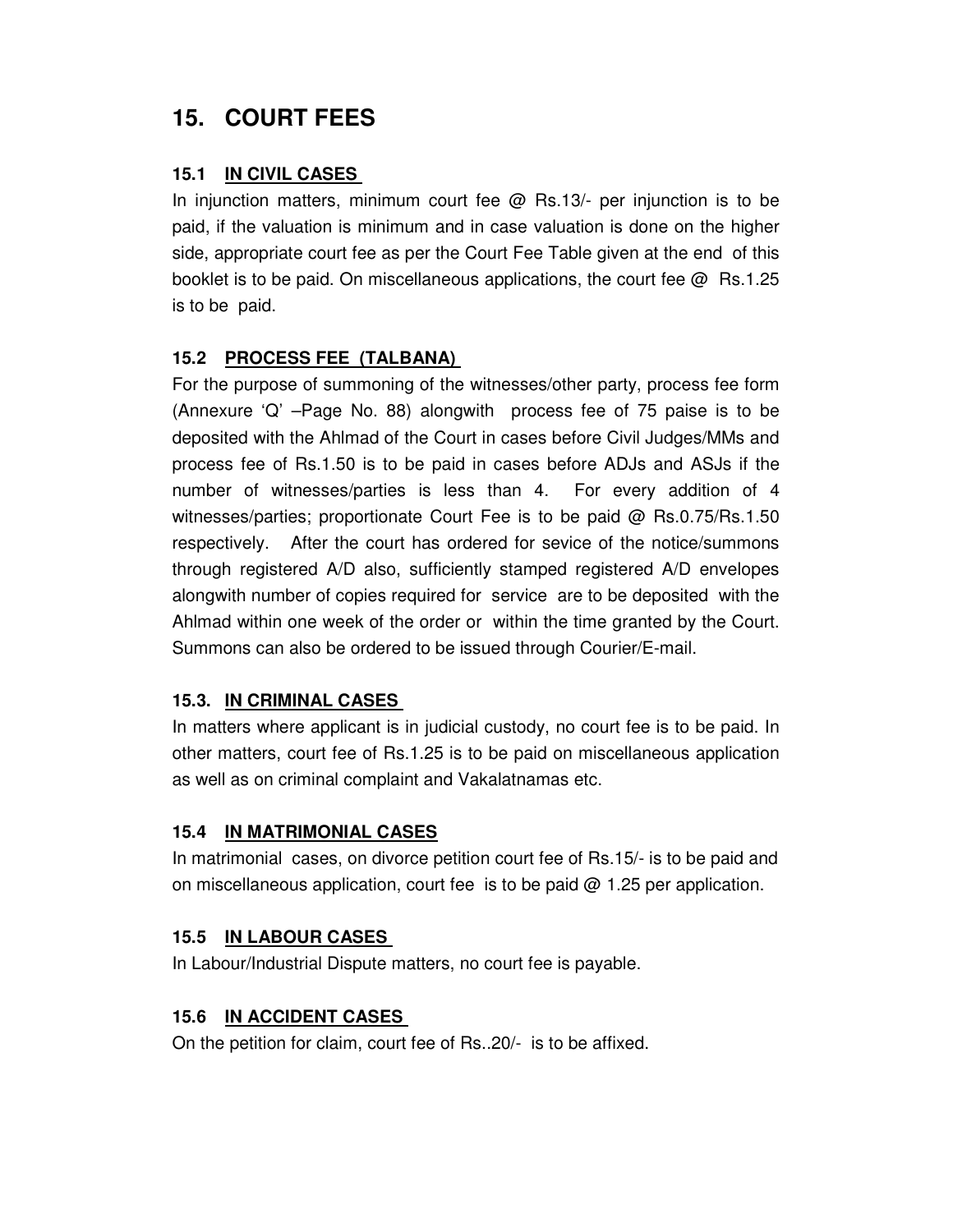# 15. COURT FEES

### 15.1 IN CIVIL CASES

In injunction matters, minimum court fee @ Rs.13/- per injunction is to be paid, if the valuation is minimum and in case valuation is done on the higher side, appropriate court fee as per the Court Fee Table given at the end of this booklet is to be paid. On miscellaneous applications, the court fee @ Rs.1.25 is to be paid.

### 15.2 PROCESS FEE (TALBANA)

For the purpose of summoning of the witnesses/other party, process fee form (Annexure 'Q' –Page No. 88) alongwith process fee of 75 paise is to be deposited with the Ahlmad of the Court in cases before Civil Judges/MMs and process fee of Rs.1.50 is to be paid in cases before ADJs and ASJs if the number of witnesses/parties is less than 4. For every addition of 4 witnesses/parties; proportionate Court Fee is to be paid @ Rs.0.75/Rs.1.50 respectively. After the court has ordered for sevice of the notice/summons through registered A/D also, sufficiently stamped registered A/D envelopes alongwith number of copies required for service are to be deposited with the Ahlmad within one week of the order or within the time granted by the Court. Summons can also be ordered to be issued through Courier/E-mail.

### 15.3. IN CRIMINAL CASES

In matters where applicant is in judicial custody, no court fee is to be paid. In other matters, court fee of Rs.1.25 is to be paid on miscellaneous application as well as on criminal complaint and Vakalatnamas etc.

### 15.4 IN MATRIMONIAL CASES

In matrimonial cases, on divorce petition court fee of Rs.15/- is to be paid and on miscellaneous application, court fee is to be paid @ 1.25 per application.

### 15.5 IN LABOUR CASES

In Labour/Industrial Dispute matters, no court fee is payable.

### 15.6 IN ACCIDENT CASES

On the petition for claim, court fee of Rs..20/- is to be affixed.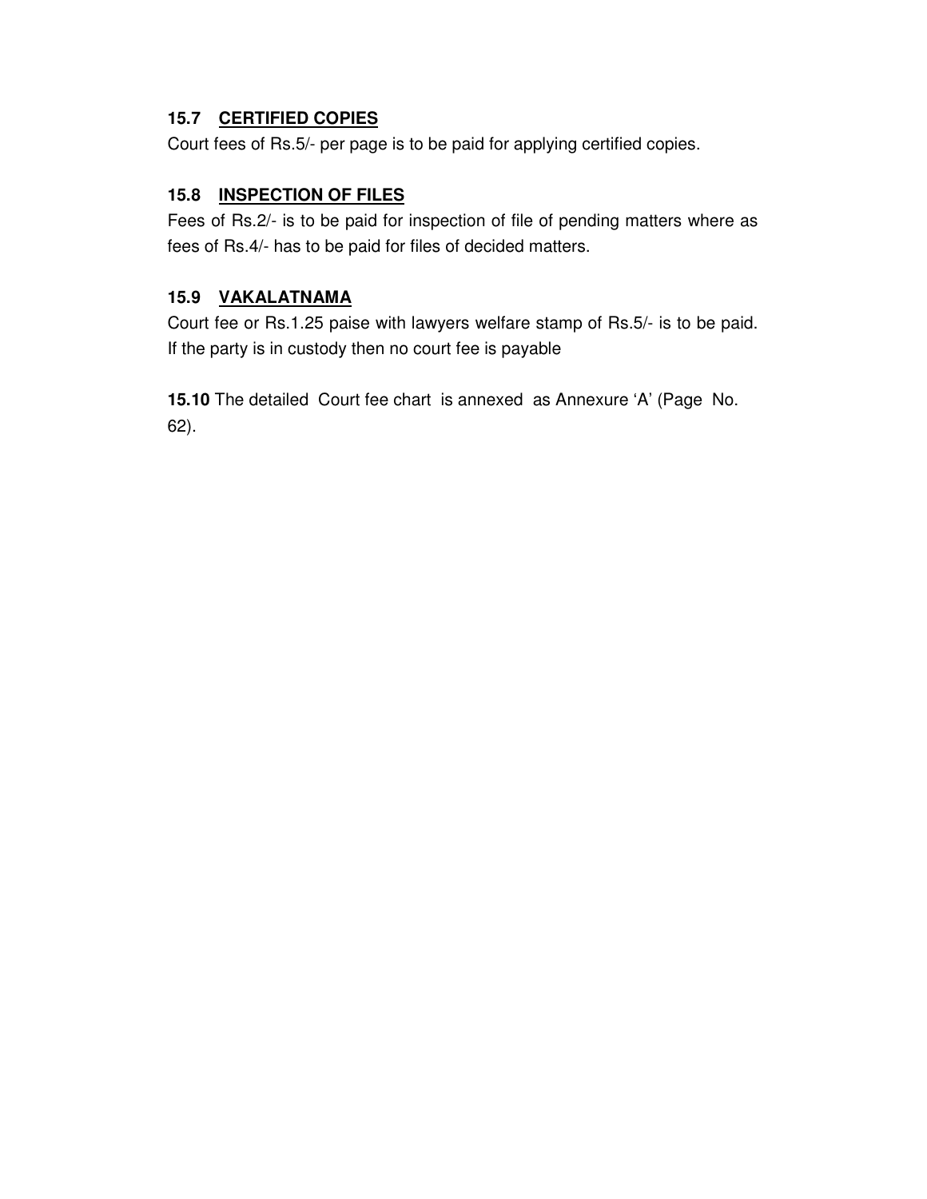### 15.7 <u>CERTIFIED COPIES</u>

Court fees of Rs.5/- per page is to be paid for applying certified copies.

### 15.8 <u>INSPECTION OF FILES</u>

Fees of Rs.2/- is to be paid for inspection of file of pending matters where as fees of Rs.4/- has to be paid for files of decided matters.

### 15.9 <u>VAKALATNAMA</u>

Court fee or Rs.1.25 paise with lawyers welfare stamp of Rs.5/- is to be paid. If the party is in custody then no court fee is payable

**15.10** The detailed Court fee chart is annexed as Annexure 'A' (Page No. 62).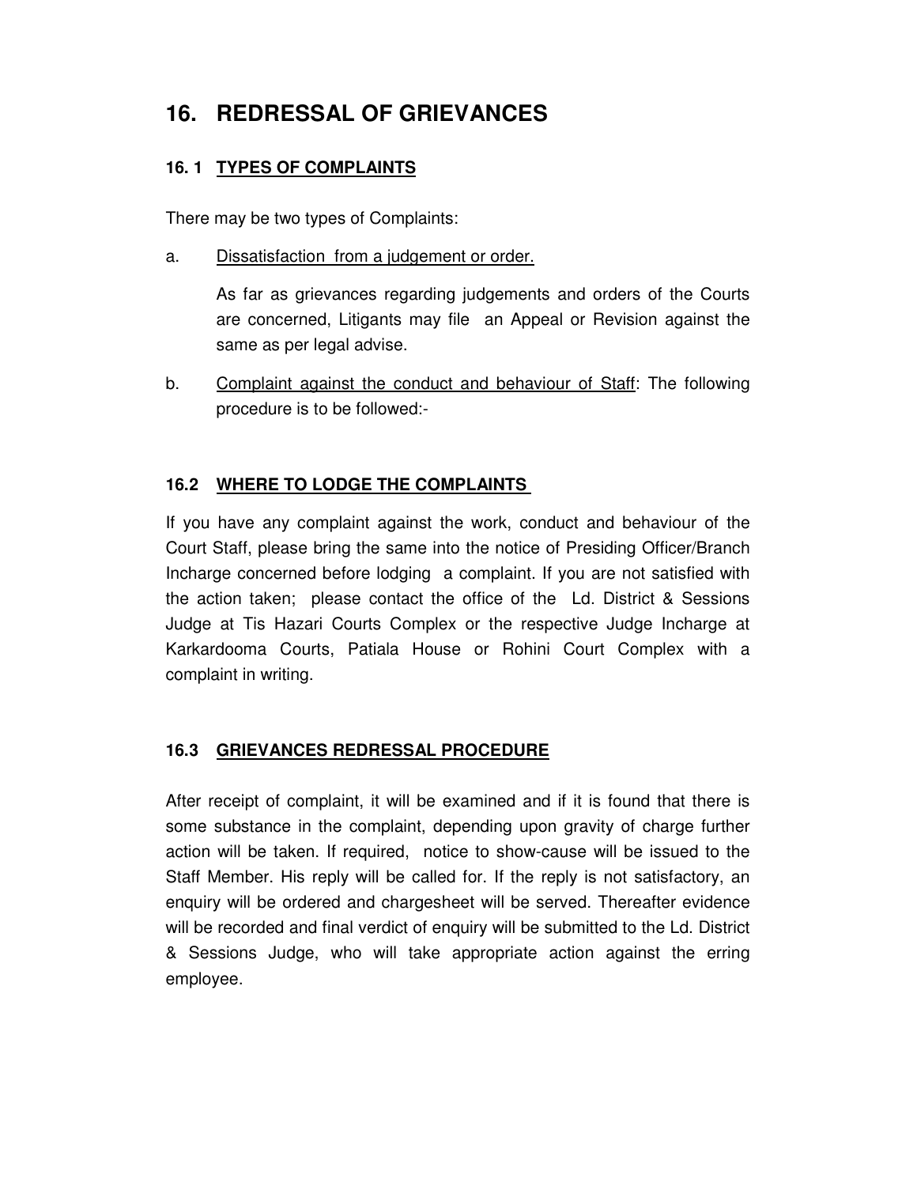# 16. REDRESSAL OF GRIEVANCES

## 16. 1 TYPES OF COMPLAINTS

There may be two types of Complaints:

a. Dissatisfaction from a judgement or order.

   As far as grievances regarding judgements and orders of the Courts are concerned, Litigants may file an Appeal or Revision against the same as per legal advise.

b. Complaint against the conduct and behaviour of Staff: The following procedure is to be followed:-

## 16.2 WHERE TO LODGE THE COMPLAINTS

If you have any complaint against the work, conduct and behaviour of the Court Staff, please bring the same into the notice of Presiding Officer/Branch Incharge concerned before lodging a complaint. If you are not satisfied with the action taken; please contact the office of the Ld. District & Sessions Judge at Tis Hazari Courts Complex or the respective Judge Incharge at Karkardooma Courts, Patiala House or Rohini Court Complex with a complaint in writing.

## 16.3 GRIEVANCES REDRESSAL PROCEDURE

After receipt of complaint, it will be examined and if it is found that there is some substance in the complaint, depending upon gravity of charge further action will be taken. If required, notice to show-cause will be issued to the Staff Member. His reply will be called for. If the reply is not satisfactory, an enquiry will be ordered and chargesheet will be served. Thereafter evidence will be recorded and final verdict of enquiry will be submitted to the Ld. District & Sessions Judge, who will take appropriate action against the erring employee.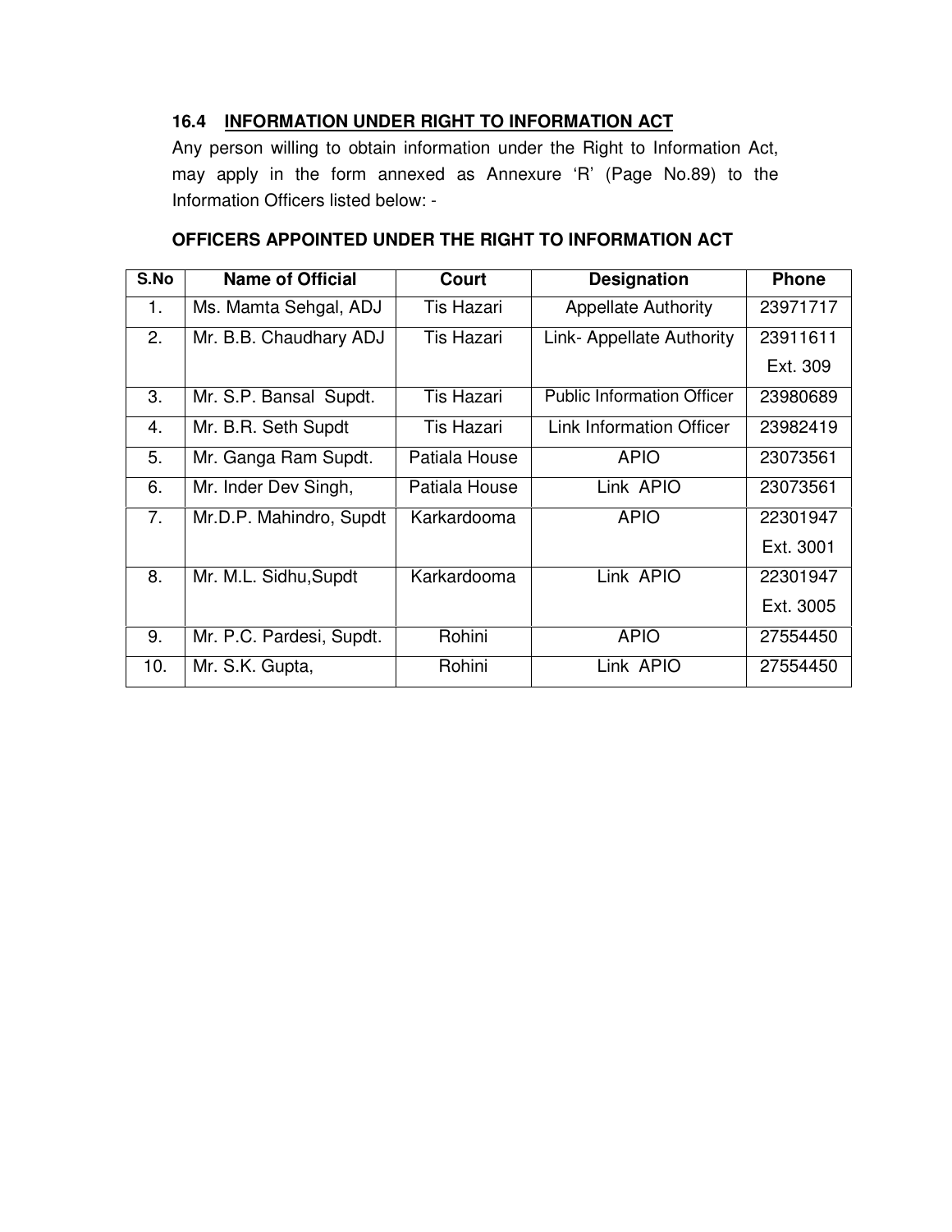### 16.4 **INFORMATION UNDER RIGHT TO INFORMATION ACT**

Any person willing to obtain information under the Right to Information Act, may apply in the form annexed as Annexure 'R' (Page No.89) to the Information Officers listed below: -

**OFFICERS APPOINTED UNDER THE RIGHT TO INFORMATION ACT**

| S.No | Name of Official | Court | Designation | Phone |
|---|---|---|---|---|
| 1. | Ms. Mamta Sehgal, ADJ | Tis Hazari | Appellate Authority | 23971717 |
| 2. | Mr. B.B. Chaudhary ADJ | Tis Hazari | Link- Appellate Authority | 23911611 Ext. 309 |
| 3. | Mr. S.P. Bansal Supdt. | Tis Hazari | Public Information Officer | 23980689 |
| 4. | Mr. B.R. Seth Supdt | Tis Hazari | Link Information Officer | 23982419 |
| 5. | Mr. Ganga Ram Supdt. | Patiala House | APIO | 23073561 |
| 6. | Mr. Inder Dev Singh, | Patiala House | Link APIO | 23073561 |
| 7. | Mr.D.P. Mahindro, Supdt | Karkardooma | APIO | 22301947 Ext. 3001 |
| 8. | Mr. M.L. Sidhu,Supdt | Karkardooma | Link APIO | 22301947 Ext. 3005 |
| 9. | Mr. P.C. Pardesi, Supdt. | Rohini | APIO | 27554450 |
| 10. | Mr. S.K. Gupta, | Rohini | Link APIO | 27554450 |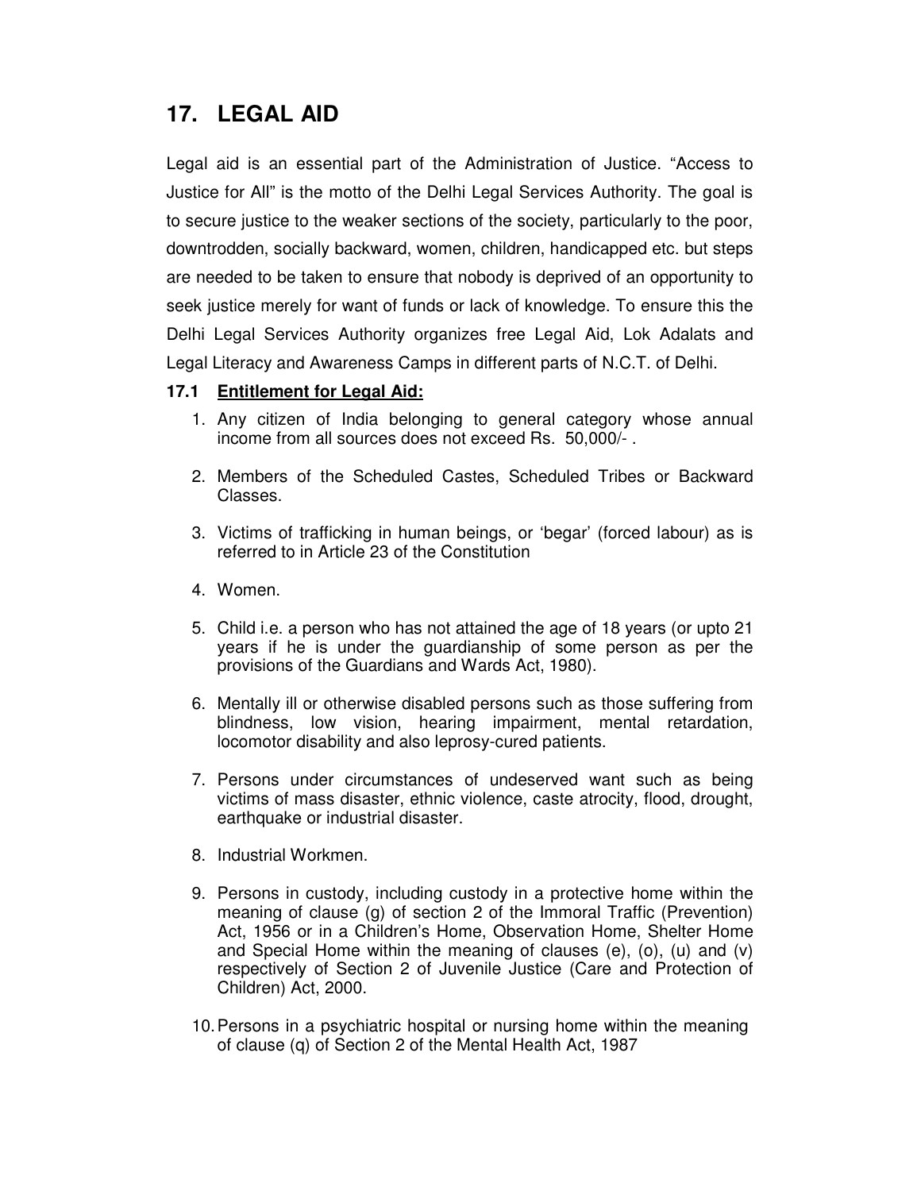# 17. LEGAL AID

Legal aid is an essential part of the Administration of Justice. "Access to Justice for All" is the motto of the Delhi Legal Services Authority. The goal is to secure justice to the weaker sections of the society, particularly to the poor, downtrodden, socially backward, women, children, handicapped etc. but steps are needed to be taken to ensure that nobody is deprived of an opportunity to seek justice merely for want of funds or lack of knowledge. To ensure this the Delhi Legal Services Authority organizes free Legal Aid, Lok Adalats and Legal Literacy and Awareness Camps in different parts of N.C.T. of Delhi.

## 17.1 Entitlement for Legal Aid:

1. Any citizen of India belonging to general category whose annual income from all sources does not exceed Rs. 50,000/- .
2. Members of the Scheduled Castes, Scheduled Tribes or Backward Classes.
3. Victims of trafficking in human beings, or 'begar' (forced labour) as is referred to in Article 23 of the Constitution
4. Women.
5. Child i.e. a person who has not attained the age of 18 years (or upto 21 years if he is under the guardianship of some person as per the provisions of the Guardians and Wards Act, 1980).
6. Mentally ill or otherwise disabled persons such as those suffering from blindness, low vision, hearing impairment, mental retardation, locomotor disability and also leprosy-cured patients.
7. Persons under circumstances of undeserved want such as being victims of mass disaster, ethnic violence, caste atrocity, flood, drought, earthquake or industrial disaster.
8. Industrial Workmen.
9. Persons in custody, including custody in a protective home within the meaning of clause (g) of section 2 of the Immoral Traffic (Prevention) Act, 1956 or in a Children's Home, Observation Home, Shelter Home and Special Home within the meaning of clauses (e), (o), (u) and (v) respectively of Section 2 of Juvenile Justice (Care and Protection of Children) Act, 2000.
10. Persons in a psychiatric hospital or nursing home within the meaning of clause (q) of Section 2 of the Mental Health Act, 1987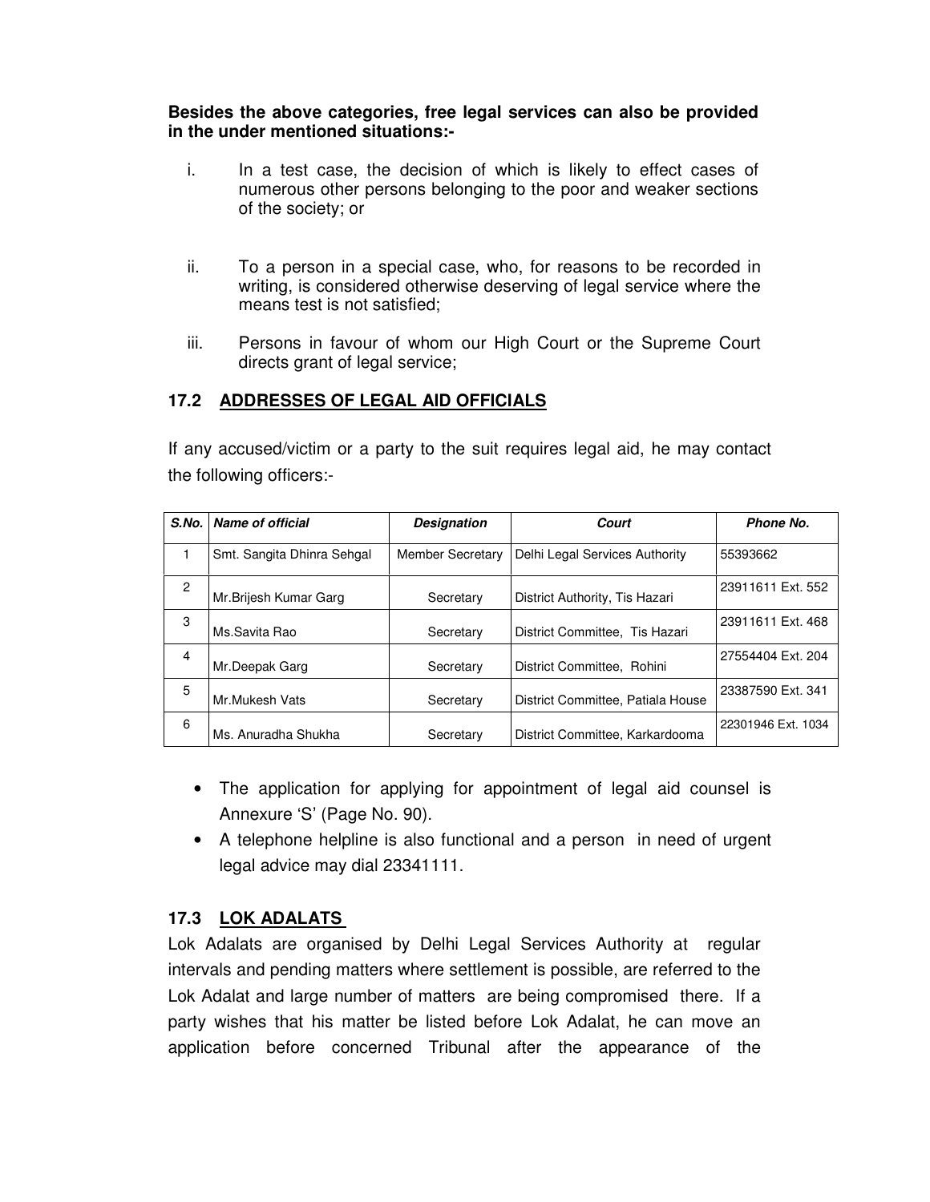**Besides the above categories, free legal services can also be provided in the under mentioned situations:-**

i. In a test case, the decision of which is likely to effect cases of numerous other persons belonging to the poor and weaker sections of the society; or

ii. To a person in a special case, who, for reasons to be recorded in writing, is considered otherwise deserving of legal service where the means test is not satisfied;

iii. Persons in favour of whom our High Court or the Supreme Court directs grant of legal service;

## 17.2 ADDRESSES OF LEGAL AID OFFICIALS

If any accused/victim or a party to the suit requires legal aid, he may contact the following officers:-

| *S.No.* | *Name of official* | *Designation* | *Court* | *Phone No.* |
|---|---|---|---|---|
| 1 | Smt. Sangita Dhinra Sehgal | Member Secretary | Delhi Legal Services Authority | 55393662 |
| 2 | Mr.Brijesh Kumar Garg | Secretary | District Authority, Tis Hazari | 23911611 Ext. 552 |
| 3 | Ms.Savita Rao | Secretary | District Committee, Tis Hazari | 23911611 Ext. 468 |
| 4 | Mr.Deepak Garg | Secretary | District Committee, Rohini | 27554404 Ext. 204 |
| 5 | Mr.Mukesh Vats | Secretary | District Committee, Patiala House | 23387590 Ext. 341 |
| 6 | Ms. Anuradha Shukha | Secretary | District Committee, Karkardooma | 22301946 Ext. 1034 |

- The application for applying for appointment of legal aid counsel is Annexure 'S' (Page No. 90).
- A telephone helpline is also functional and a person in need of urgent legal advice may dial 23341111.

## 17.3 LOK ADALATS

Lok Adalats are organised by Delhi Legal Services Authority at regular intervals and pending matters where settlement is possible, are referred to the Lok Adalat and large number of matters are being compromised there. If a party wishes that his matter be listed before Lok Adalat, he can move an application before concerned Tribunal after the appearance of the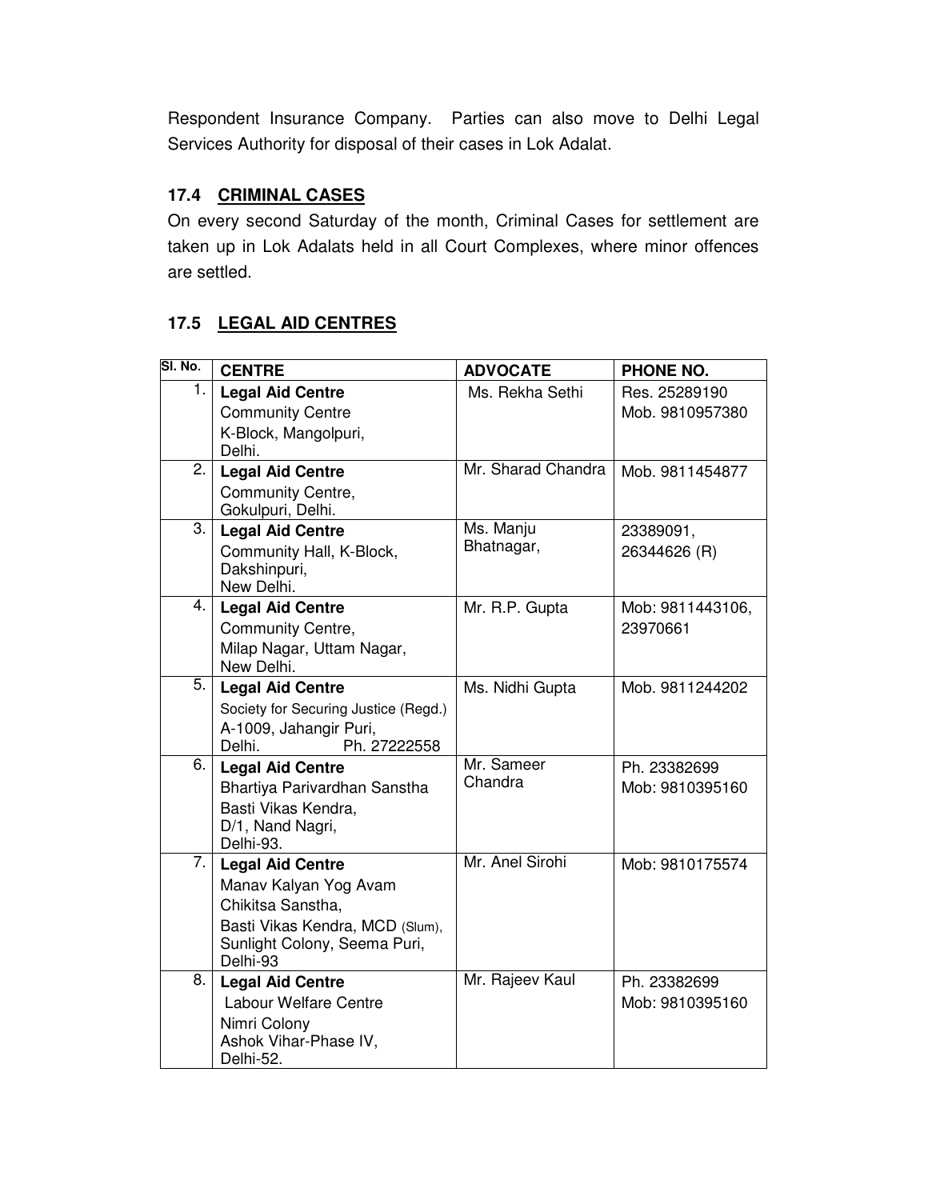Respondent Insurance Company. Parties can also move to Delhi Legal Services Authority for disposal of their cases in Lok Adalat.

### 17.4 CRIMINAL CASES

On every second Saturday of the month, Criminal Cases for settlement are taken up in Lok Adalats held in all Court Complexes, where minor offences are settled.

### 17.5 LEGAL AID CENTRES

| Sl. No. | CENTRE | ADVOCATE | PHONE NO. |
|---|---|---|---|
| 1. | **Legal Aid Centre** Community Centre K-Block, Mangolpuri, Delhi. | Ms. Rekha Sethi | Res. 25289190 Mob. 9810957380 |
| 2. | **Legal Aid Centre** Community Centre, Gokulpuri, Delhi. | Mr. Sharad Chandra | Mob. 9811454877 |
| 3. | **Legal Aid Centre** Community Hall, K-Block, Dakshinpuri, New Delhi. | Ms. Manju Bhatnagar, | 23389091, 26344626 (R) |
| 4. | **Legal Aid Centre** Community Centre, Milap Nagar, Uttam Nagar, New Delhi. | Mr. R.P. Gupta | Mob: 9811443106, 23970661 |
| 5. | **Legal Aid Centre** Society for Securing Justice (Regd.) A-1009, Jahangir Puri, Delhi. Ph. 27222558 | Ms. Nidhi Gupta | Mob. 9811244202 |
| 6. | **Legal Aid Centre** Bhartiya Parivardhan Sanstha Basti Vikas Kendra, D/1, Nand Nagri, Delhi-93. | Mr. Sameer Chandra | Ph. 23382699 Mob: 9810395160 |
| 7. | **Legal Aid Centre** Manav Kalyan Yog Avam Chikitsa Sanstha, Basti Vikas Kendra, MCD (Slum), Sunlight Colony, Seema Puri, Delhi-93 | Mr. Anel Sirohi | Mob: 9810175574 |
| 8. | **Legal Aid Centre** Labour Welfare Centre Nimri Colony Ashok Vihar-Phase IV, Delhi-52. | Mr. Rajeev Kaul | Ph. 23382699 Mob: 9810395160 |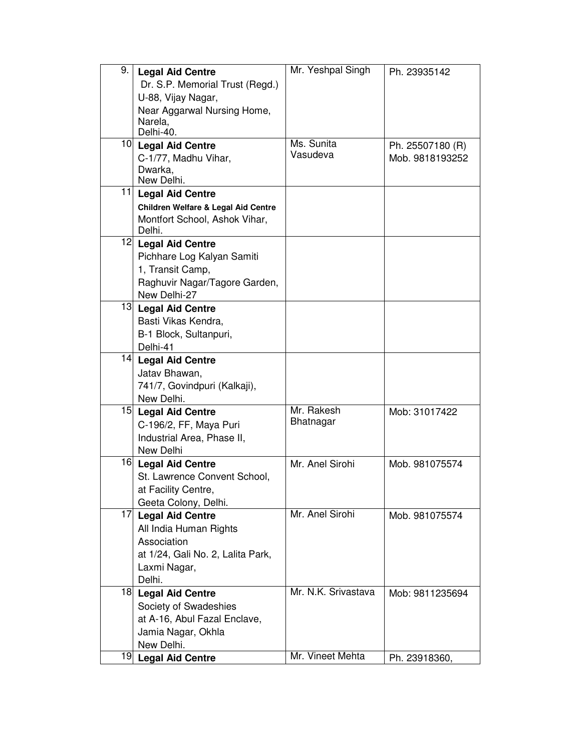| | | | |
|---|---|---|---|
| 9. | **Legal Aid Centre**<br>Dr. S.P. Memorial Trust (Regd.)<br>U-88, Vijay Nagar,<br>Near Aggarwal Nursing Home,<br>Narela,<br>Delhi-40. | Mr. Yeshpal Singh | Ph. 23935142 |
| 10 | **Legal Aid Centre**<br>C-1/77, Madhu Vihar,<br>Dwarka,<br>New Delhi. | Ms. Sunita Vasudeva | Ph. 25507180 (R)<br>Mob. 9818193252 |
| 11 | **Legal Aid Centre**<br>**Children Welfare & Legal Aid Centre**<br>Montfort School, Ashok Vihar,<br>Delhi. | | |
| 12 | **Legal Aid Centre**<br>Pichhare Log Kalyan Samiti<br>1, Transit Camp,<br>Raghuvir Nagar/Tagore Garden,<br>New Delhi-27 | | |
| 13 | **Legal Aid Centre**<br>Basti Vikas Kendra,<br>B-1 Block, Sultanpuri,<br>Delhi-41 | | |
| 14 | **Legal Aid Centre**<br>Jatav Bhawan,<br>741/7, Govindpuri (Kalkaji),<br>New Delhi. | | |
| 15 | **Legal Aid Centre**<br>C-196/2, FF, Maya Puri<br>Industrial Area, Phase II,<br>New Delhi | Mr. Rakesh Bhatnagar | Mob: 31017422 |
| 16 | **Legal Aid Centre**<br>St. Lawrence Convent School,<br>at Facility Centre,<br>Geeta Colony, Delhi. | Mr. Anel Sirohi | Mob. 981075574 |
| 17 | **Legal Aid Centre**<br>All India Human Rights Association<br>at 1/24, Gali No. 2, Lalita Park,<br>Laxmi Nagar,<br>Delhi. | Mr. Anel Sirohi | Mob. 981075574 |
| 18 | **Legal Aid Centre**<br>Society of Swadeshies<br>at A-16, Abul Fazal Enclave,<br>Jamia Nagar, Okhla<br>New Delhi. | Mr. N.K. Srivastava | Mob: 9811235694 |
| 19 | **Legal Aid Centre** | Mr. Vineet Mehta | Ph. 23918360, |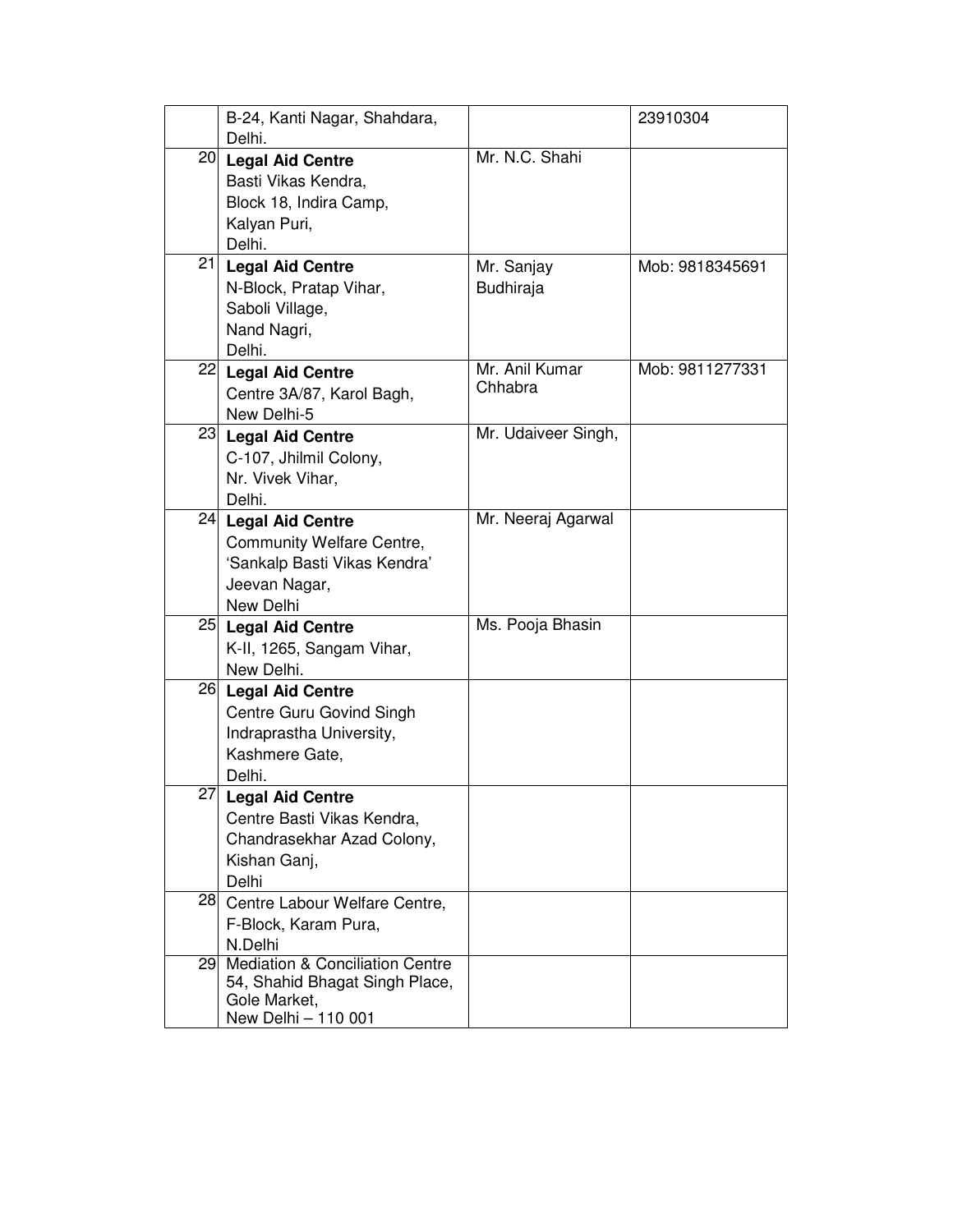|  |  |  |  |
|---|---|---|---|
|  | B-24, Kanti Nagar, Shahdara, Delhi. |  | 23910304 |
| 20 | **Legal Aid Centre** Basti Vikas Kendra, Block 18, Indira Camp, Kalyan Puri, Delhi. | Mr. N.C. Shahi |  |
| 21 | **Legal Aid Centre** N-Block, Pratap Vihar, Saboli Village, Nand Nagri, Delhi. | Mr. Sanjay Budhiraja | Mob: 9818345691 |
| 22 | **Legal Aid Centre** Centre 3A/87, Karol Bagh, New Delhi-5 | Mr. Anil Kumar Chhabra | Mob: 9811277331 |
| 23 | **Legal Aid Centre** C-107, Jhilmil Colony, Nr. Vivek Vihar, Delhi. | Mr. Udaiveer Singh, |  |
| 24 | **Legal Aid Centre** Community Welfare Centre, 'Sankalp Basti Vikas Kendra' Jeevan Nagar, New Delhi | Mr. Neeraj Agarwal |  |
| 25 | **Legal Aid Centre** K-II, 1265, Sangam Vihar, New Delhi. | Ms. Pooja Bhasin |  |
| 26 | **Legal Aid Centre** Centre Guru Govind Singh Indraprastha University, Kashmere Gate, Delhi. |  |  |
| 27 | **Legal Aid Centre** Centre Basti Vikas Kendra, Chandrasekhar Azad Colony, Kishan Ganj, Delhi |  |  |
| 28 | Centre Labour Welfare Centre, F-Block, Karam Pura, N.Delhi |  |  |
| 29 | Mediation & Conciliation Centre 54, Shahid Bhagat Singh Place, Gole Market, New Delhi – 110 001 |  |  |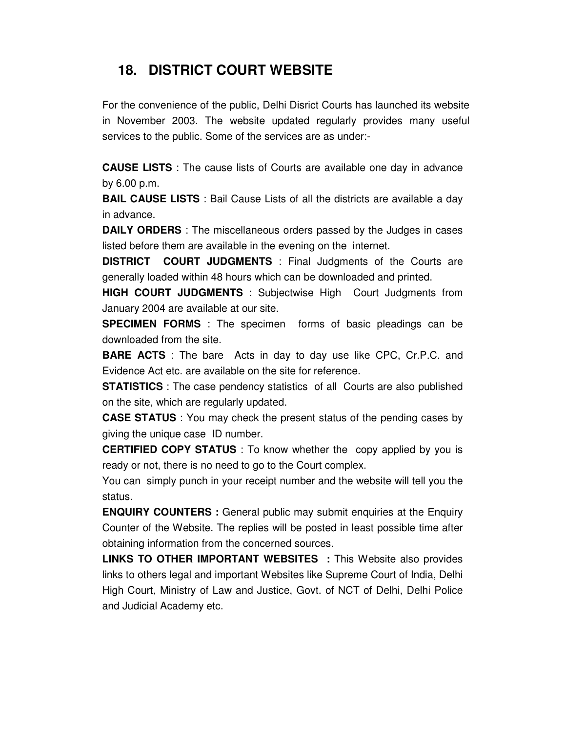# 18. DISTRICT COURT WEBSITE

For the convenience of the public, Delhi Disrict Courts has launched its website in November 2003. The website updated regularly provides many useful services to the public. Some of the services are as under:-

**CAUSE LISTS** : The cause lists of Courts are available one day in advance by 6.00 p.m.

**BAIL CAUSE LISTS** : Bail Cause Lists of all the districts are available a day in advance.

**DAILY ORDERS** : The miscellaneous orders passed by the Judges in cases listed before them are available in the evening on the internet.

**DISTRICT COURT JUDGMENTS** : Final Judgments of the Courts are generally loaded within 48 hours which can be downloaded and printed.

**HIGH COURT JUDGMENTS** : Subjectwise High Court Judgments from January 2004 are available at our site.

**SPECIMEN FORMS** : The specimen forms of basic pleadings can be downloaded from the site.

**BARE ACTS** : The bare Acts in day to day use like CPC, Cr.P.C. and Evidence Act etc. are available on the site for reference.

**STATISTICS** : The case pendency statistics of all Courts are also published on the site, which are regularly updated.

**CASE STATUS** : You may check the present status of the pending cases by giving the unique case ID number.

**CERTIFIED COPY STATUS** : To know whether the copy applied by you is ready or not, there is no need to go to the Court complex.

You can simply punch in your receipt number and the website will tell you the status.

**ENQUIRY COUNTERS :** General public may submit enquiries at the Enquiry Counter of the Website. The replies will be posted in least possible time after obtaining information from the concerned sources.

**LINKS TO OTHER IMPORTANT WEBSITES :** This Website also provides links to others legal and important Websites like Supreme Court of India, Delhi High Court, Ministry of Law and Justice, Govt. of NCT of Delhi, Delhi Police and Judicial Academy etc.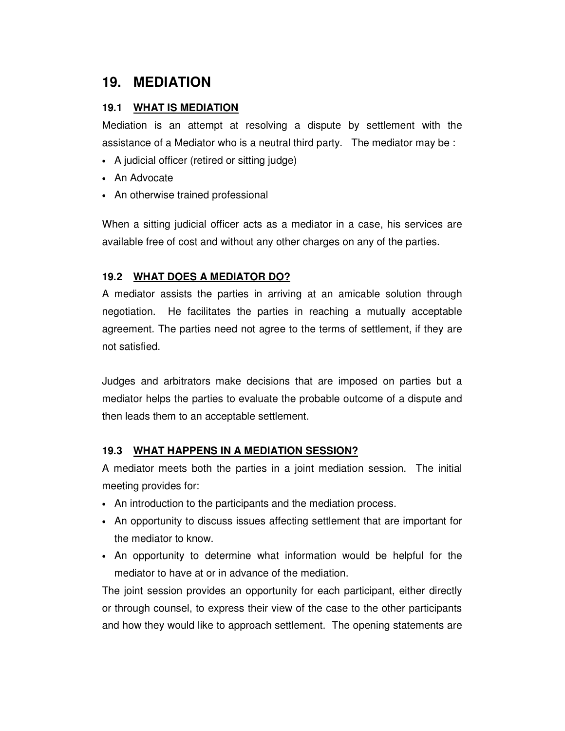## 19. MEDIATION

### 19.1 WHAT IS MEDIATION

Mediation is an attempt at resolving a dispute by settlement with the assistance of a Mediator who is a neutral third party. The mediator may be :

- A judicial officer (retired or sitting judge)
- An Advocate
- An otherwise trained professional

When a sitting judicial officer acts as a mediator in a case, his services are available free of cost and without any other charges on any of the parties.

### 19.2 WHAT DOES A MEDIATOR DO?

A mediator assists the parties in arriving at an amicable solution through negotiation. He facilitates the parties in reaching a mutually acceptable agreement. The parties need not agree to the terms of settlement, if they are not satisfied.

Judges and arbitrators make decisions that are imposed on parties but a mediator helps the parties to evaluate the probable outcome of a dispute and then leads them to an acceptable settlement.

### 19.3 WHAT HAPPENS IN A MEDIATION SESSION?

A mediator meets both the parties in a joint mediation session. The initial meeting provides for:

- An introduction to the participants and the mediation process.
- An opportunity to discuss issues affecting settlement that are important for the mediator to know.
- An opportunity to determine what information would be helpful for the mediator to have at or in advance of the mediation.

The joint session provides an opportunity for each participant, either directly or through counsel, to express their view of the case to the other participants and how they would like to approach settlement. The opening statements are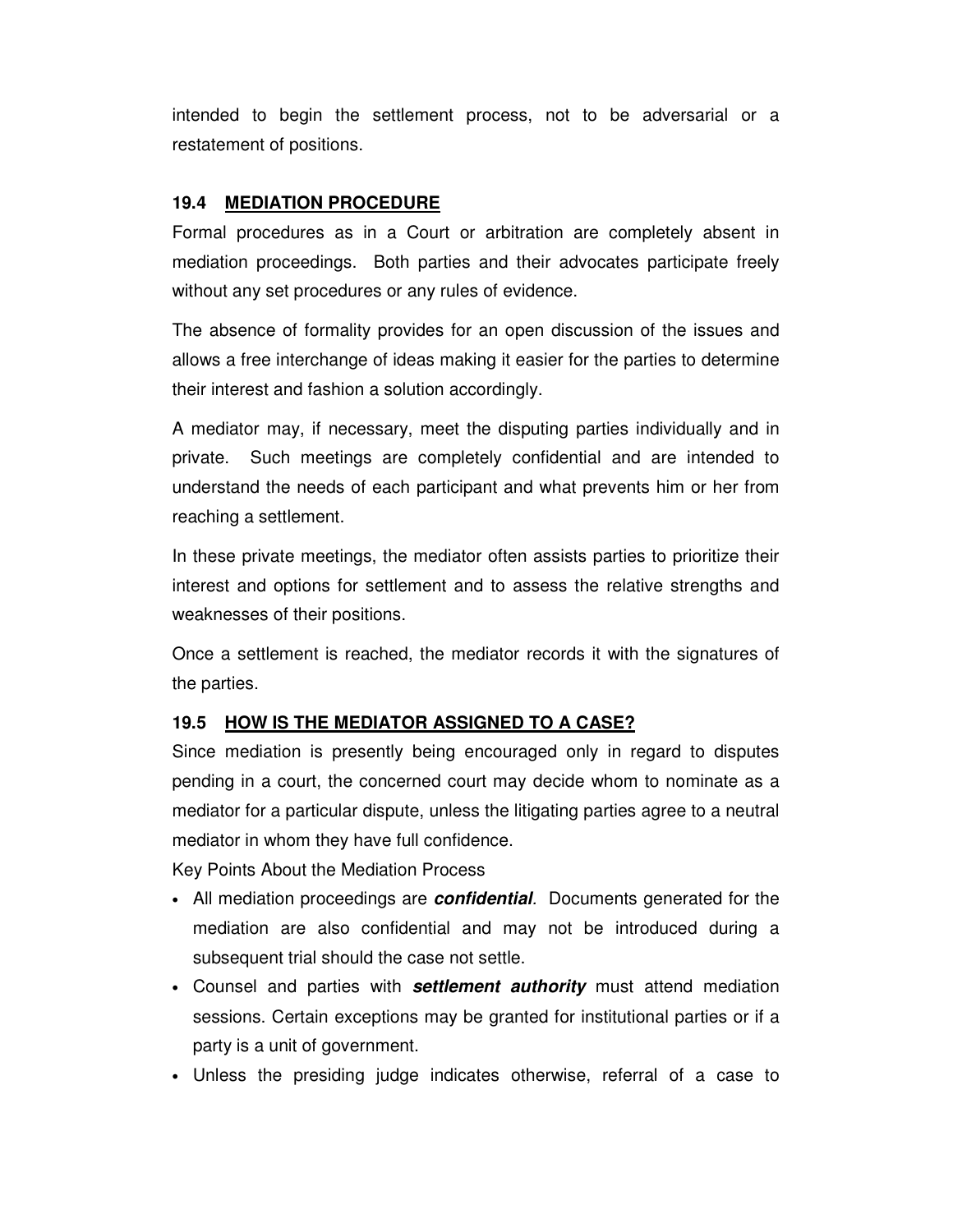intended to begin the settlement process, not to be adversarial or a restatement of positions.

## 19.4 MEDIATION PROCEDURE

Formal procedures as in a Court or arbitration are completely absent in mediation proceedings. Both parties and their advocates participate freely without any set procedures or any rules of evidence.

The absence of formality provides for an open discussion of the issues and allows a free interchange of ideas making it easier for the parties to determine their interest and fashion a solution accordingly.

A mediator may, if necessary, meet the disputing parties individually and in private. Such meetings are completely confidential and are intended to understand the needs of each participant and what prevents him or her from reaching a settlement.

In these private meetings, the mediator often assists parties to prioritize their interest and options for settlement and to assess the relative strengths and weaknesses of their positions.

Once a settlement is reached, the mediator records it with the signatures of the parties.

## 19.5 HOW IS THE MEDIATOR ASSIGNED TO A CASE?

Since mediation is presently being encouraged only in regard to disputes pending in a court, the concerned court may decide whom to nominate as a mediator for a particular dispute, unless the litigating parties agree to a neutral mediator in whom they have full confidence.

Key Points About the Mediation Process

- All mediation proceedings are ***confidential***. Documents generated for the mediation are also confidential and may not be introduced during a subsequent trial should the case not settle.
- Counsel and parties with ***settlement authority*** must attend mediation sessions. Certain exceptions may be granted for institutional parties or if a party is a unit of government.
- Unless the presiding judge indicates otherwise, referral of a case to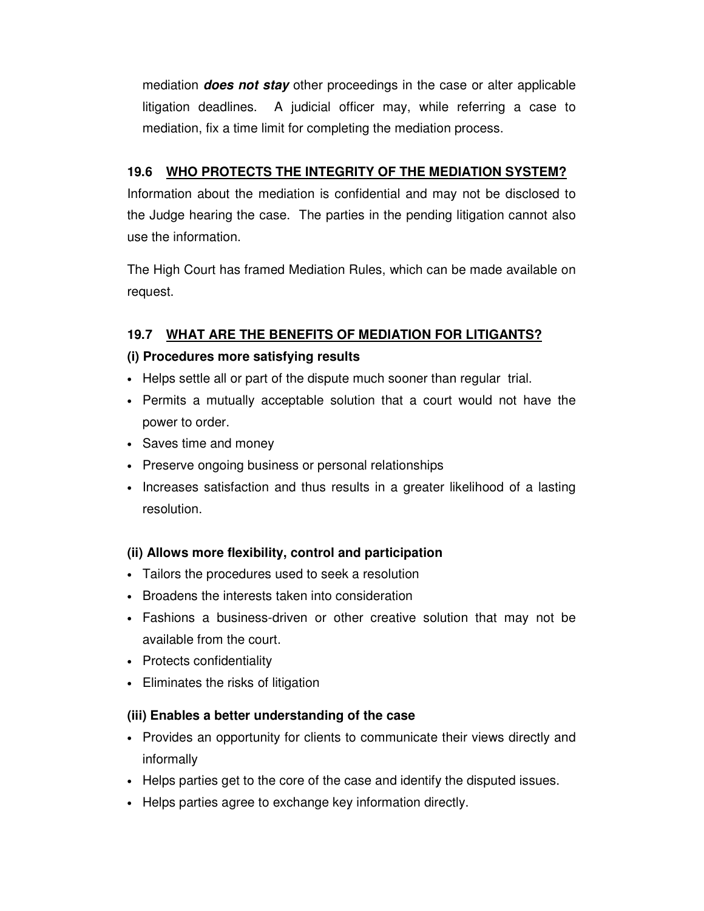mediation ***does not stay*** other proceedings in the case or alter applicable litigation deadlines. A judicial officer may, while referring a case to mediation, fix a time limit for completing the mediation process.

## 19.6 WHO PROTECTS THE INTEGRITY OF THE MEDIATION SYSTEM?

Information about the mediation is confidential and may not be disclosed to the Judge hearing the case. The parties in the pending litigation cannot also use the information.

The High Court has framed Mediation Rules, which can be made available on request.

## 19.7 WHAT ARE THE BENEFITS OF MEDIATION FOR LITIGANTS?

**(i) Procedures more satisfying results**

- Helps settle all or part of the dispute much sooner than regular trial.
- Permits a mutually acceptable solution that a court would not have the power to order.
- Saves time and money
- Preserve ongoing business or personal relationships
- Increases satisfaction and thus results in a greater likelihood of a lasting resolution.

**(ii) Allows more flexibility, control and participation**

- Tailors the procedures used to seek a resolution
- Broadens the interests taken into consideration
- Fashions a business-driven or other creative solution that may not be available from the court.
- Protects confidentiality
- Eliminates the risks of litigation

**(iii) Enables a better understanding of the case**

- Provides an opportunity for clients to communicate their views directly and informally
- Helps parties get to the core of the case and identify the disputed issues.
- Helps parties agree to exchange key information directly.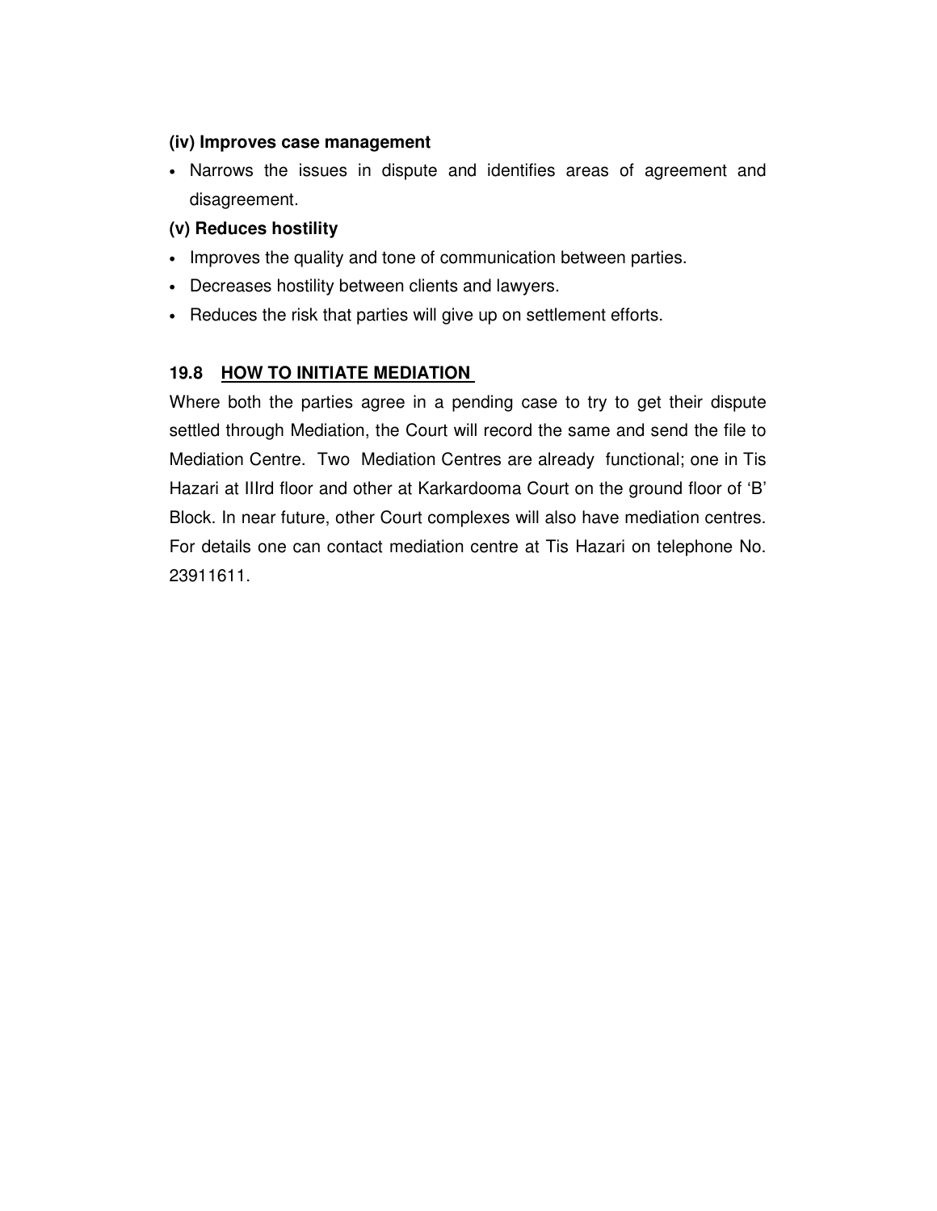**(iv) Improves case management**

- Narrows the issues in dispute and identifies areas of agreement and disagreement.

**(v) Reduces hostility**

- Improves the quality and tone of communication between parties.
- Decreases hostility between clients and lawyers.
- Reduces the risk that parties will give up on settlement efforts.

## 19.8 HOW TO INITIATE MEDIATION

Where both the parties agree in a pending case to try to get their dispute settled through Mediation, the Court will record the same and send the file to Mediation Centre. Two Mediation Centres are already functional; one in Tis Hazari at IIIrd floor and other at Karkardooma Court on the ground floor of 'B' Block. In near future, other Court complexes will also have mediation centres. For details one can contact mediation centre at Tis Hazari on telephone No. 23911611.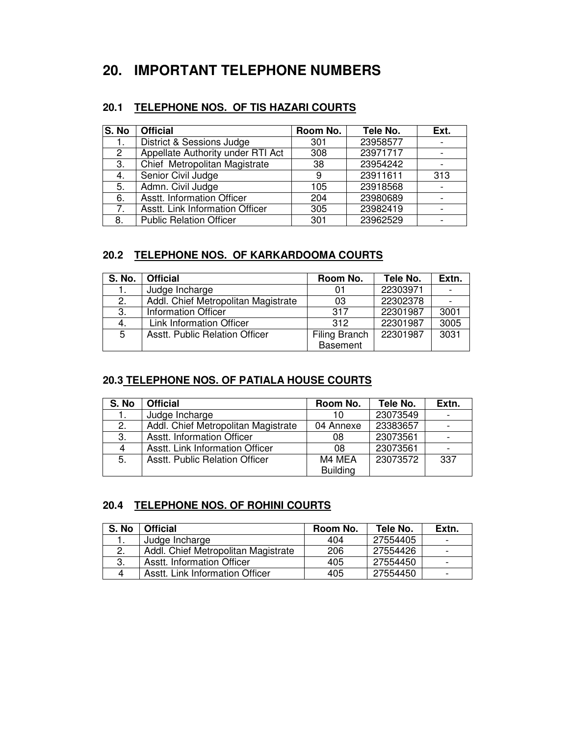# 20. IMPORTANT TELEPHONE NUMBERS

## 20.1 TELEPHONE NOS. OF TIS HAZARI COURTS

| S. No | Official | Room No. | Tele No. | Ext. |
|---|---|---|---|---|
| 1. | District & Sessions Judge | 301 | 23958577 | - |
| 2 | Appellate Authority under RTI Act | 308 | 23971717 | - |
| 3. | Chief Metropolitan Magistrate | 38 | 23954242 | - |
| 4. | Senior Civil Judge | 9 | 23911611 | 313 |
| 5. | Admn. Civil Judge | 105 | 23918568 | - |
| 6. | Asstt. Information Officer | 204 | 23980689 | - |
| 7. | Asstt. Link Information Officer | 305 | 23982419 | - |
| 8. | Public Relation Officer | 301 | 23962529 | - |

## 20.2 TELEPHONE NOS. OF KARKARDOOMA COURTS

| S. No. | Official | Room No. | Tele No. | Extn. |
|---|---|---|---|---|
| 1. | Judge Incharge | 01 | 22303971 | - |
| 2. | Addl. Chief Metropolitan Magistrate | 03 | 22302378 | - |
| 3. | Information Officer | 317 | 22301987 | 3001 |
| 4. | Link Information Officer | 312 | 22301987 | 3005 |
| 5 | Asstt. Public Relation Officer | Filing Branch Basement | 22301987 | 3031 |

## 20.3 TELEPHONE NOS. OF PATIALA HOUSE COURTS

| S. No | Official | Room No. | Tele No. | Extn. |
|---|---|---|---|---|
| 1. | Judge Incharge | 10 | 23073549 | - |
| 2. | Addl. Chief Metropolitan Magistrate | 04 Annexe | 23383657 | - |
| 3. | Asstt. Information Officer | 08 | 23073561 | - |
| 4 | Asstt. Link Information Officer | 08 | 23073561 | - |
| 5. | Asstt. Public Relation Officer | M4 MEA Building | 23073572 | 337 |

## 20.4 TELEPHONE NOS. OF ROHINI COURTS

| S. No | Official | Room No. | Tele No. | Extn. |
|---|---|---|---|---|
| 1. | Judge Incharge | 404 | 27554405 | - |
| 2. | Addl. Chief Metropolitan Magistrate | 206 | 27554426 | - |
| 3. | Asstt. Information Officer | 405 | 27554450 | - |
| 4 | Asstt. Link Information Officer | 405 | 27554450 | - |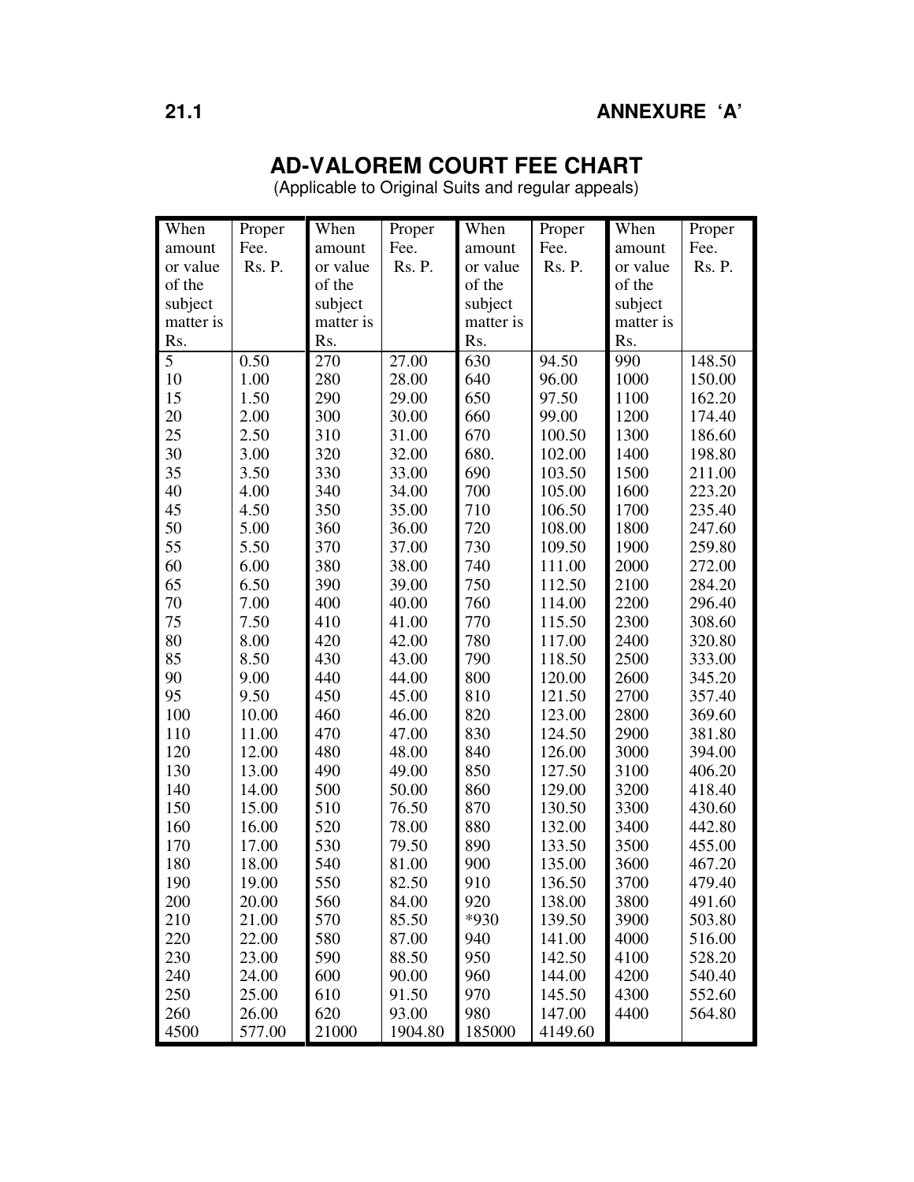**21.1** **ANNEXURE 'A'**

# AD-VALOREM COURT FEE CHART

(Applicable to Original Suits and regular appeals)

| When amount or value of the subject matter is Rs. | Proper Fee. Rs. P. | When amount or value of the subject matter is Rs. | Proper Fee. Rs. P. | When amount or value of the subject matter is Rs. | Proper Fee. Rs. P. | When amount or value of the subject matter is Rs. | Proper Fee. Rs. P. |
|---|---|---|---|---|---|---|---|
| 5 | 0.50 | 270 | 27.00 | 630 | 94.50 | 990 | 148.50 |
| 10 | 1.00 | 280 | 28.00 | 640 | 96.00 | 1000 | 150.00 |
| 15 | 1.50 | 290 | 29.00 | 650 | 97.50 | 1100 | 162.20 |
| 20 | 2.00 | 300 | 30.00 | 660 | 99.00 | 1200 | 174.40 |
| 25 | 2.50 | 310 | 31.00 | 670 | 100.50 | 1300 | 186.60 |
| 30 | 3.00 | 320 | 32.00 | 680. | 102.00 | 1400 | 198.80 |
| 35 | 3.50 | 330 | 33.00 | 690 | 103.50 | 1500 | 211.00 |
| 40 | 4.00 | 340 | 34.00 | 700 | 105.00 | 1600 | 223.20 |
| 45 | 4.50 | 350 | 35.00 | 710 | 106.50 | 1700 | 235.40 |
| 50 | 5.00 | 360 | 36.00 | 720 | 108.00 | 1800 | 247.60 |
| 55 | 5.50 | 370 | 37.00 | 730 | 109.50 | 1900 | 259.80 |
| 60 | 6.00 | 380 | 38.00 | 740 | 111.00 | 2000 | 272.00 |
| 65 | 6.50 | 390 | 39.00 | 750 | 112.50 | 2100 | 284.20 |
| 70 | 7.00 | 400 | 40.00 | 760 | 114.00 | 2200 | 296.40 |
| 75 | 7.50 | 410 | 41.00 | 770 | 115.50 | 2300 | 308.60 |
| 80 | 8.00 | 420 | 42.00 | 780 | 117.00 | 2400 | 320.80 |
| 85 | 8.50 | 430 | 43.00 | 790 | 118.50 | 2500 | 333.00 |
| 90 | 9.00 | 440 | 44.00 | 800 | 120.00 | 2600 | 345.20 |
| 95 | 9.50 | 450 | 45.00 | 810 | 121.50 | 2700 | 357.40 |
| 100 | 10.00 | 460 | 46.00 | 820 | 123.00 | 2800 | 369.60 |
| 110 | 11.00 | 470 | 47.00 | 830 | 124.50 | 2900 | 381.80 |
| 120 | 12.00 | 480 | 48.00 | 840 | 126.00 | 3000 | 394.00 |
| 130 | 13.00 | 490 | 49.00 | 850 | 127.50 | 3100 | 406.20 |
| 140 | 14.00 | 500 | 50.00 | 860 | 129.00 | 3200 | 418.40 |
| 150 | 15.00 | 510 | 76.50 | 870 | 130.50 | 3300 | 430.60 |
| 160 | 16.00 | 520 | 78.00 | 880 | 132.00 | 3400 | 442.80 |
| 170 | 17.00 | 530 | 79.50 | 890 | 133.50 | 3500 | 455.00 |
| 180 | 18.00 | 540 | 81.00 | 900 | 135.00 | 3600 | 467.20 |
| 190 | 19.00 | 550 | 82.50 | 910 | 136.50 | 3700 | 479.40 |
| 200 | 20.00 | 560 | 84.00 | 920 | 138.00 | 3800 | 491.60 |
| 210 | 21.00 | 570 | 85.50 | *930 | 139.50 | 3900 | 503.80 |
| 220 | 22.00 | 580 | 87.00 | 940 | 141.00 | 4000 | 516.00 |
| 230 | 23.00 | 590 | 88.50 | 950 | 142.50 | 4100 | 528.20 |
| 240 | 24.00 | 600 | 90.00 | 960 | 144.00 | 4200 | 540.40 |
| 250 | 25.00 | 610 | 91.50 | 970 | 145.50 | 4300 | 552.60 |
| 260 | 26.00 | 620 | 93.00 | 980 | 147.00 | 4400 | 564.80 |
| 4500 | 577.00 | 21000 | 1904.80 | 185000 | 4149.60 | | |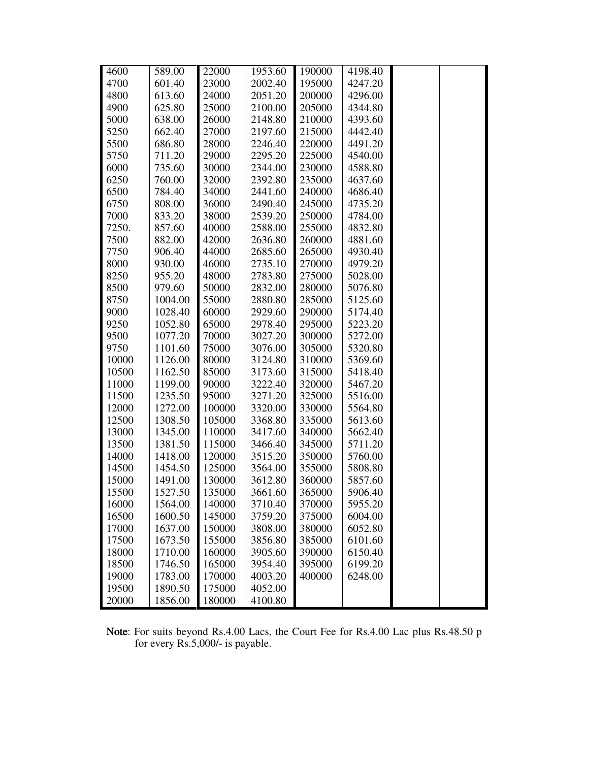| | | | | | | | |
|---|---|---|---|---|---|---|---|
| 4600 | 589.00 | 22000 | 1953.60 | 190000 | 4198.40 | | |
| 4700 | 601.40 | 23000 | 2002.40 | 195000 | 4247.20 | | |
| 4800 | 613.60 | 24000 | 2051.20 | 200000 | 4296.00 | | |
| 4900 | 625.80 | 25000 | 2100.00 | 205000 | 4344.80 | | |
| 5000 | 638.00 | 26000 | 2148.80 | 210000 | 4393.60 | | |
| 5250 | 662.40 | 27000 | 2197.60 | 215000 | 4442.40 | | |
| 5500 | 686.80 | 28000 | 2246.40 | 220000 | 4491.20 | | |
| 5750 | 711.20 | 29000 | 2295.20 | 225000 | 4540.00 | | |
| 6000 | 735.60 | 30000 | 2344.00 | 230000 | 4588.80 | | |
| 6250 | 760.00 | 32000 | 2392.80 | 235000 | 4637.60 | | |
| 6500 | 784.40 | 34000 | 2441.60 | 240000 | 4686.40 | | |
| 6750 | 808.00 | 36000 | 2490.40 | 245000 | 4735.20 | | |
| 7000 | 833.20 | 38000 | 2539.20 | 250000 | 4784.00 | | |
| 7250. | 857.60 | 40000 | 2588.00 | 255000 | 4832.80 | | |
| 7500 | 882.00 | 42000 | 2636.80 | 260000 | 4881.60 | | |
| 7750 | 906.40 | 44000 | 2685.60 | 265000 | 4930.40 | | |
| 8000 | 930.00 | 46000 | 2735.10 | 270000 | 4979.20 | | |
| 8250 | 955.20 | 48000 | 2783.80 | 275000 | 5028.00 | | |
| 8500 | 979.60 | 50000 | 2832.00 | 280000 | 5076.80 | | |
| 8750 | 1004.00 | 55000 | 2880.80 | 285000 | 5125.60 | | |
| 9000 | 1028.40 | 60000 | 2929.60 | 290000 | 5174.40 | | |
| 9250 | 1052.80 | 65000 | 2978.40 | 295000 | 5223.20 | | |
| 9500 | 1077.20 | 70000 | 3027.20 | 300000 | 5272.00 | | |
| 9750 | 1101.60 | 75000 | 3076.00 | 305000 | 5320.80 | | |
| 10000 | 1126.00 | 80000 | 3124.80 | 310000 | 5369.60 | | |
| 10500 | 1162.50 | 85000 | 3173.60 | 315000 | 5418.40 | | |
| 11000 | 1199.00 | 90000 | 3222.40 | 320000 | 5467.20 | | |
| 11500 | 1235.50 | 95000 | 3271.20 | 325000 | 5516.00 | | |
| 12000 | 1272.00 | 100000 | 3320.00 | 330000 | 5564.80 | | |
| 12500 | 1308.50 | 105000 | 3368.80 | 335000 | 5613.60 | | |
| 13000 | 1345.00 | 110000 | 3417.60 | 340000 | 5662.40 | | |
| 13500 | 1381.50 | 115000 | 3466.40 | 345000 | 5711.20 | | |
| 14000 | 1418.00 | 120000 | 3515.20 | 350000 | 5760.00 | | |
| 14500 | 1454.50 | 125000 | 3564.00 | 355000 | 5808.80 | | |
| 15000 | 1491.00 | 130000 | 3612.80 | 360000 | 5857.60 | | |
| 15500 | 1527.50 | 135000 | 3661.60 | 365000 | 5906.40 | | |
| 16000 | 1564.00 | 140000 | 3710.40 | 370000 | 5955.20 | | |
| 16500 | 1600.50 | 145000 | 3759.20 | 375000 | 6004.00 | | |
| 17000 | 1637.00 | 150000 | 3808.00 | 380000 | 6052.80 | | |
| 17500 | 1673.50 | 155000 | 3856.80 | 385000 | 6101.60 | | |
| 18000 | 1710.00 | 160000 | 3905.60 | 390000 | 6150.40 | | |
| 18500 | 1746.50 | 165000 | 3954.40 | 395000 | 6199.20 | | |
| 19000 | 1783.00 | 170000 | 4003.20 | 400000 | 6248.00 | | |
| 19500 | 1890.50 | 175000 | 4052.00 | | | | |
| 20000 | 1856.00 | 180000 | 4100.80 | | | | |

**Note**: For suits beyond Rs.4.00 Lacs, the Court Fee for Rs.4.00 Lac plus Rs.48.50 p for every Rs.5,000/- is payable.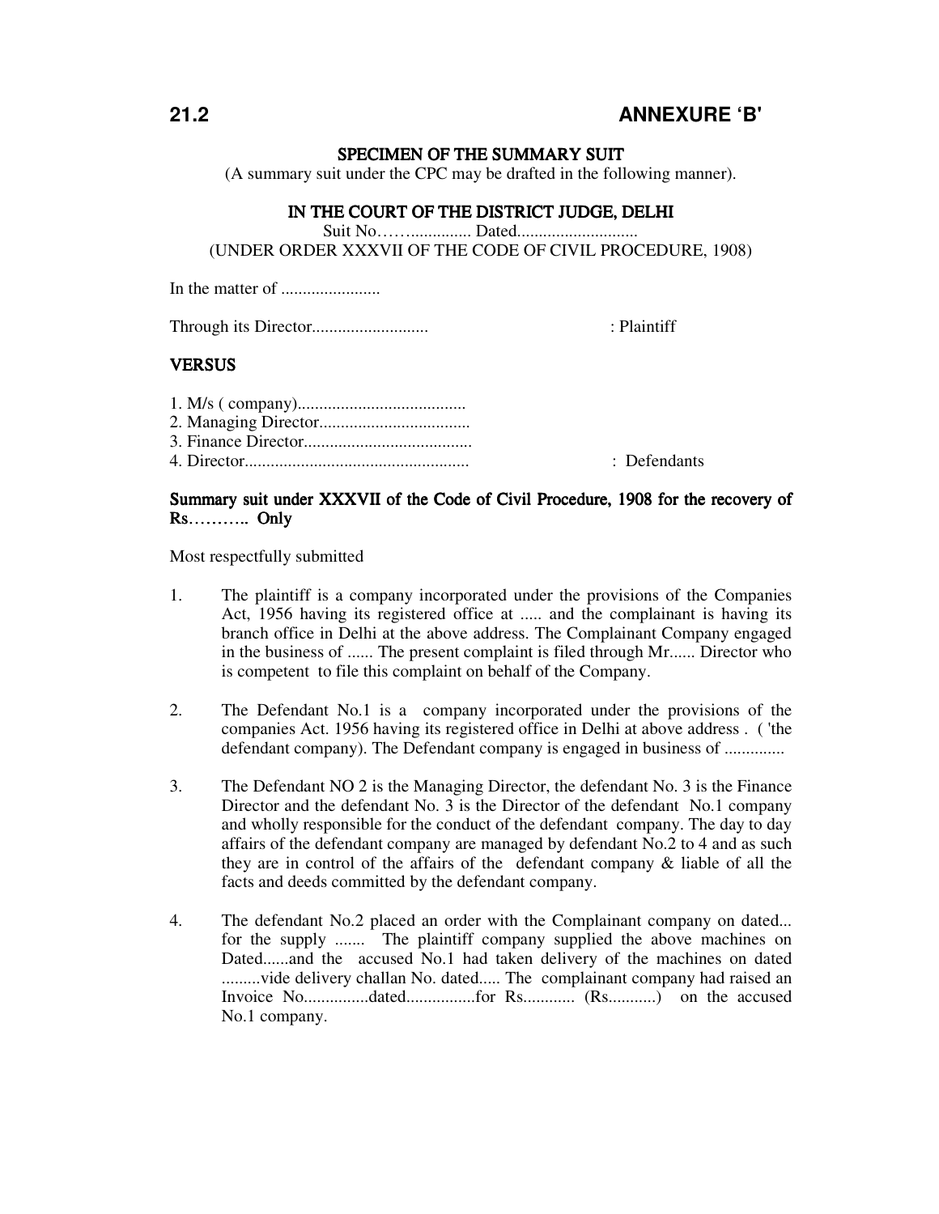## 21.2 ANNEXURE 'B'

**SPECIMEN OF THE SUMMARY SUIT**

(A summary suit under the CPC may be drafted in the following manner).

**IN THE COURT OF THE DISTRICT JUDGE, DELHI**

Suit No……............. Dated...........................

(UNDER ORDER XXXVII OF THE CODE OF CIVIL PROCEDURE, 1908)

In the matter of .......................

Through its Director.......................... : Plaintiff

**VERSUS**

1. M/s ( company).......................................
2. Managing Director...................................
3. Finance Director.......................................
4. Director.................................................... : Defendants

**Summary suit under XXXVII of the Code of Civil Procedure, 1908 for the recovery of Rs……….. Only**

Most respectfully submitted

1. The plaintiff is a company incorporated under the provisions of the Companies Act, 1956 having its registered office at ..... and the complainant is having its branch office in Delhi at the above address. The Complainant Company engaged in the business of ...... The present complaint is filed through Mr...... Director who is competent to file this complaint on behalf of the Company.

2. The Defendant No.1 is a company incorporated under the provisions of the companies Act. 1956 having its registered office in Delhi at above address . ( 'the defendant company). The Defendant company is engaged in business of .............

3. The Defendant NO 2 is the Managing Director, the defendant No. 3 is the Finance Director and the defendant No. 3 is the Director of the defendant No.1 company and wholly responsible for the conduct of the defendant company. The day to day affairs of the defendant company are managed by defendant No.2 to 4 and as such they are in control of the affairs of the defendant company & liable of all the facts and deeds committed by the defendant company.

4. The defendant No.2 placed an order with the Complainant company on dated... for the supply ....... The plaintiff company supplied the above machines on Dated......and the accused No.1 had taken delivery of the machines on dated .........vide delivery challan No. dated..... The complainant company had raised an Invoice No...............dated................for Rs............ (Rs...........) on the accused No.1 company.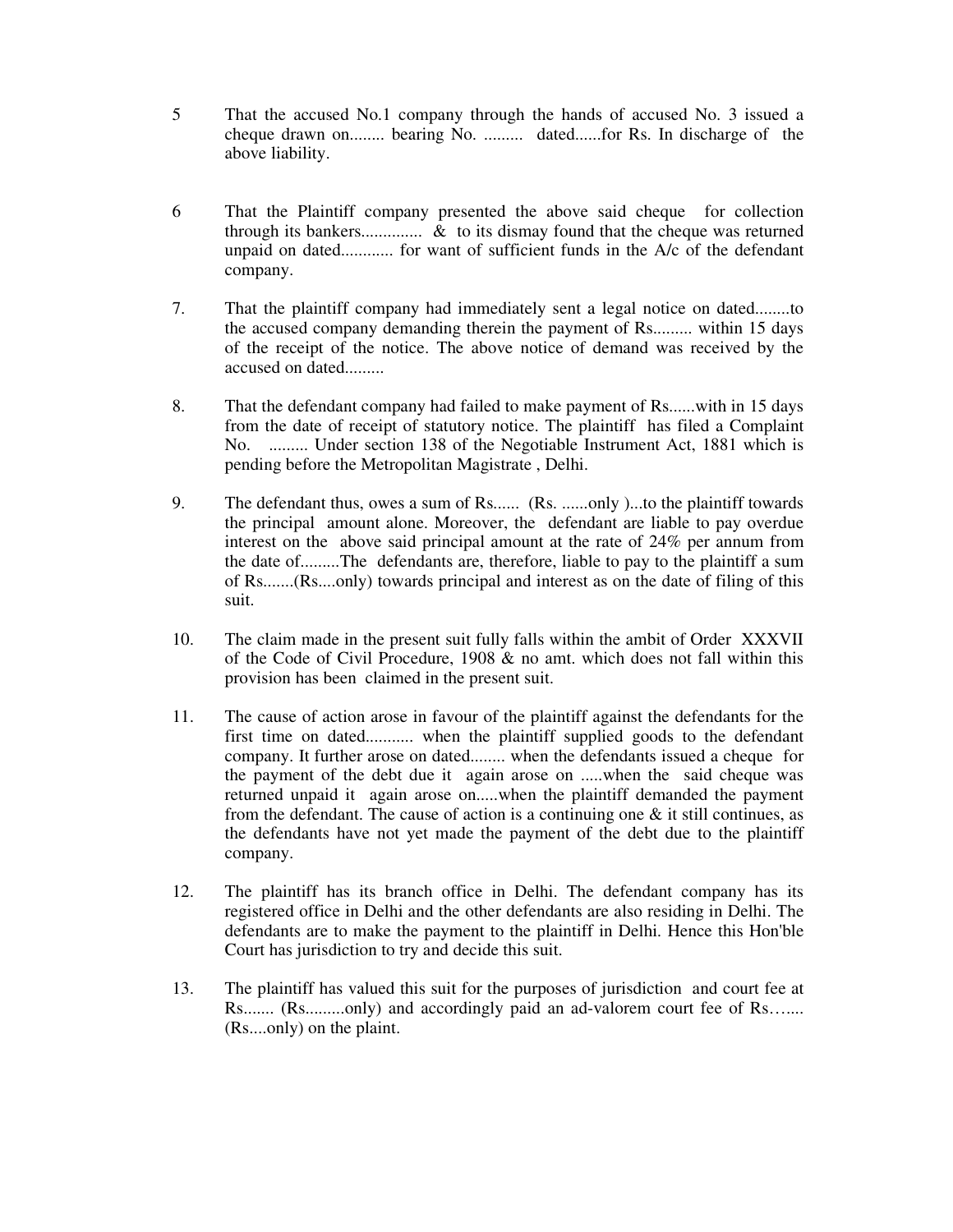5 That the accused No.1 company through the hands of accused No. 3 issued a cheque drawn on........ bearing No. ......... dated......for Rs. In discharge of the above liability.

6 That the Plaintiff company presented the above said cheque for collection through its bankers............. & to its dismay found that the cheque was returned unpaid on dated............ for want of sufficient funds in the A/c of the defendant company.

7. That the plaintiff company had immediately sent a legal notice on dated........to the accused company demanding therein the payment of Rs......... within 15 days of the receipt of the notice. The above notice of demand was received by the accused on dated.........

8. That the defendant company had failed to make payment of Rs......with in 15 days from the date of receipt of statutory notice. The plaintiff has filed a Complaint No. ......... Under section 138 of the Negotiable Instrument Act, 1881 which is pending before the Metropolitan Magistrate , Delhi.

9. The defendant thus, owes a sum of Rs...... (Rs. ......only )...to the plaintiff towards the principal amount alone. Moreover, the defendant are liable to pay overdue interest on the above said principal amount at the rate of 24% per annum from the date of.........The defendants are, therefore, liable to pay to the plaintiff a sum of Rs.......(Rs....only) towards principal and interest as on the date of filing of this suit.

10. The claim made in the present suit fully falls within the ambit of Order XXXVII of the Code of Civil Procedure, 1908 & no amt. which does not fall within this provision has been claimed in the present suit.

11. The cause of action arose in favour of the plaintiff against the defendants for the first time on dated........... when the plaintiff supplied goods to the defendant company. It further arose on dated........ when the defendants issued a cheque for the payment of the debt due it again arose on .....when the said cheque was returned unpaid it again arose on.....when the plaintiff demanded the payment from the defendant. The cause of action is a continuing one & it still continues, as the defendants have not yet made the payment of the debt due to the plaintiff company.

12. The plaintiff has its branch office in Delhi. The defendant company has its registered office in Delhi and the other defendants are also residing in Delhi. The defendants are to make the payment to the plaintiff in Delhi. Hence this Hon'ble Court has jurisdiction to try and decide this suit.

13. The plaintiff has valued this suit for the purposes of jurisdiction and court fee at Rs....... (Rs.........only) and accordingly paid an ad-valorem court fee of Rs…..... (Rs....only) on the plaint.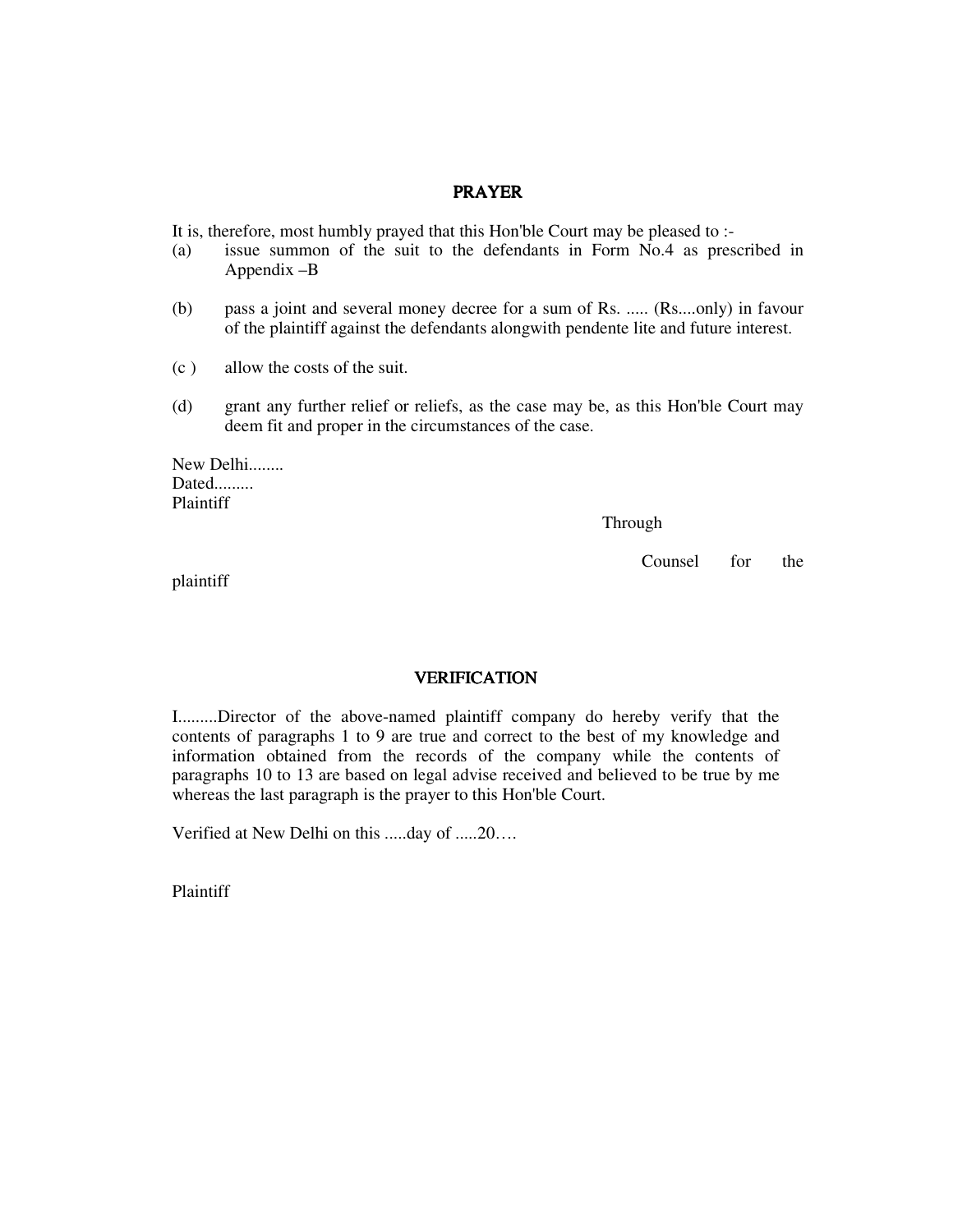## PRAYER

It is, therefore, most humbly prayed that this Hon'ble Court may be pleased to :-

(a) issue summon of the suit to the defendants in Form No.4 as prescribed in Appendix –B

(b) pass a joint and several money decree for a sum of Rs. ..... (Rs....only) in favour of the plaintiff against the defendants alongwith pendente lite and future interest.

(c ) allow the costs of the suit.

(d) grant any further relief or reliefs, as the case may be, as this Hon'ble Court may deem fit and proper in the circumstances of the case.

New Delhi........
Dated.........
Plaintiff

Through

Counsel for the plaintiff

## VERIFICATION

I.........Director of the above-named plaintiff company do hereby verify that the contents of paragraphs 1 to 9 are true and correct to the best of my knowledge and information obtained from the records of the company while the contents of paragraphs 10 to 13 are based on legal advise received and believed to be true by me whereas the last paragraph is the prayer to this Hon'ble Court.

Verified at New Delhi on this .....day of .....20….

Plaintiff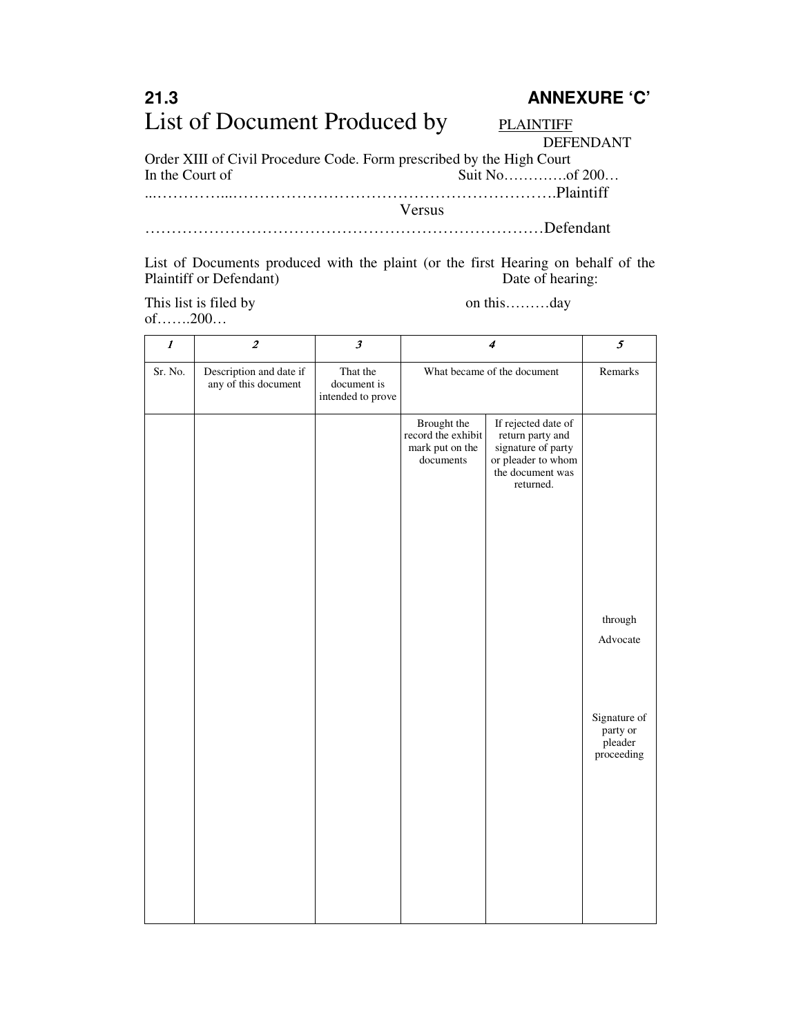**21.3** **ANNEXURE 'C'**

# List of Document Produced by PLAINTIFF / DEFENDANT

Order XIII of Civil Procedure Code. Form prescribed by the High Court

In the Court of Suit No………….of 200…

...……………...………………………………………………….Plaintiff

Versus

…………………………………………………………………Defendant

List of Documents produced with the plaint (or the first Hearing on behalf of the Plaintiff or Defendant) Date of hearing:

This list is filed by on this………day of…….200…

| 1 | 2 | 3 | 4 | | 5 |
|---|---|---|---|---|---|
| Sr. No. | Description and date if any of this document | That the document is intended to prove | What became of the document | | Remarks |
| | | | Brought the record the exhibit mark put on the documents | If rejected date of return party and signature of party or pleader to whom the document was returned. | through<br>Advocate<br><br>Signature of party or pleader proceeding |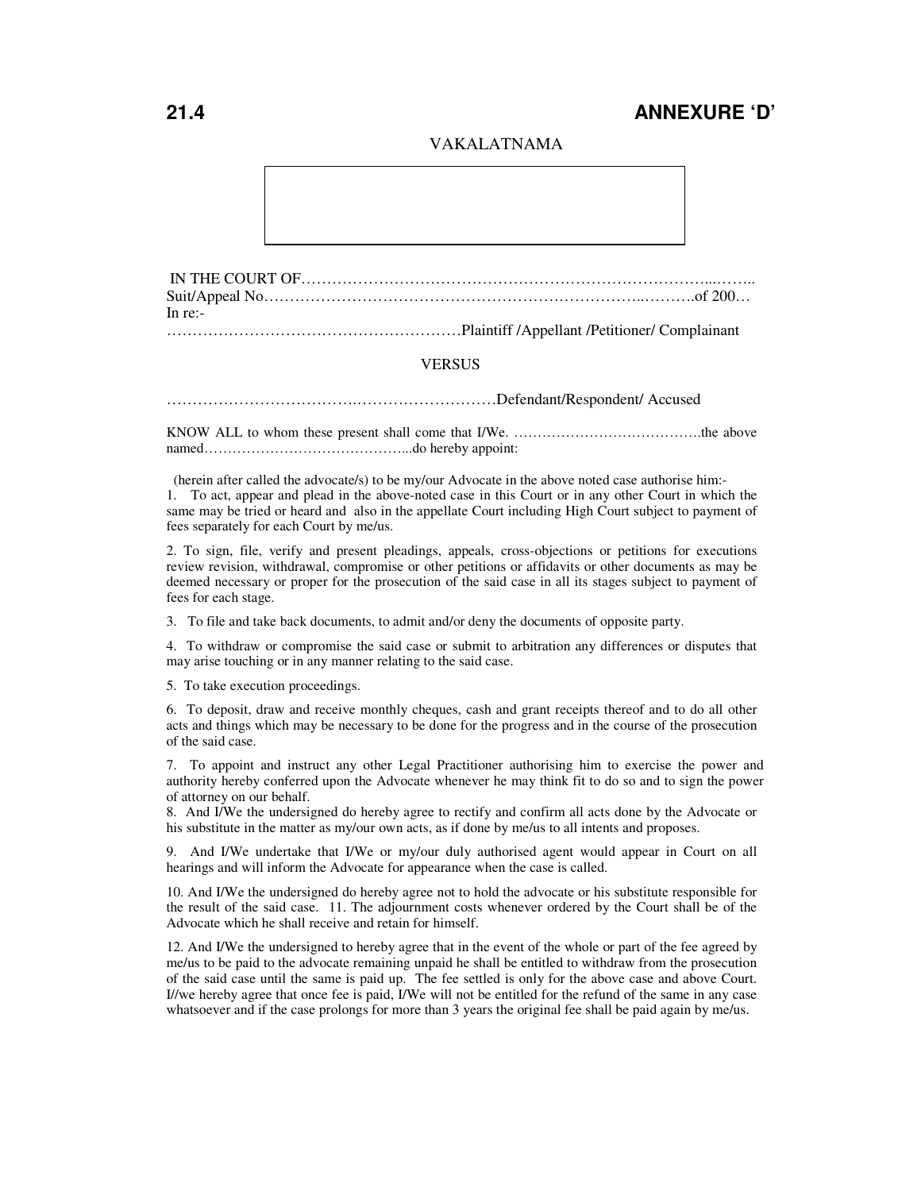**21.4** **ANNEXURE 'D'**

VAKALATNAMA

IN THE COURT OF……………………………………………………………………...……..
Suit/Appeal No…………………………………………………………………..……….of 200…
In re:-
…………………………………………………Plaintiff /Appellant /Petitioner/ Complainant

VERSUS

……………………………….………………………Defendant/Respondent/ Accused

KNOW ALL to whom these present shall come that I/We. ………………………………….the above named……………………………………...do hereby appoint:

(herein after called the advocate/s) to be my/our Advocate in the above noted case authorise him:-

1. To act, appear and plead in the above-noted case in this Court or in any other Court in which the same may be tried or heard and also in the appellate Court including High Court subject to payment of fees separately for each Court by me/us.

2. To sign, file, verify and present pleadings, appeals, cross-objections or petitions for executions review revision, withdrawal, compromise or other petitions or affidavits or other documents as may be deemed necessary or proper for the prosecution of the said case in all its stages subject to payment of fees for each stage.

3. To file and take back documents, to admit and/or deny the documents of opposite party.

4. To withdraw or compromise the said case or submit to arbitration any differences or disputes that may arise touching or in any manner relating to the said case.

5. To take execution proceedings.

6. To deposit, draw and receive monthly cheques, cash and grant receipts thereof and to do all other acts and things which may be necessary to be done for the progress and in the course of the prosecution of the said case.

7. To appoint and instruct any other Legal Practitioner authorising him to exercise the power and authority hereby conferred upon the Advocate whenever he may think fit to do so and to sign the power of attorney on our behalf.

8. And I/We the undersigned do hereby agree to rectify and confirm all acts done by the Advocate or his substitute in the matter as my/our own acts, as if done by me/us to all intents and proposes.

9. And I/We undertake that I/We or my/our duly authorised agent would appear in Court on all hearings and will inform the Advocate for appearance when the case is called.

10. And I/We the undersigned do hereby agree not to hold the advocate or his substitute responsible for the result of the said case. 11. The adjournment costs whenever ordered by the Court shall be of the Advocate which he shall receive and retain for himself.

12. And I/We the undersigned to hereby agree that in the event of the whole or part of the fee agreed by me/us to be paid to the advocate remaining unpaid he shall be entitled to withdraw from the prosecution of the said case until the same is paid up. The fee settled is only for the above case and above Court. I//we hereby agree that once fee is paid, I/We will not be entitled for the refund of the same in any case whatsoever and if the case prolongs for more than 3 years the original fee shall be paid again by me/us.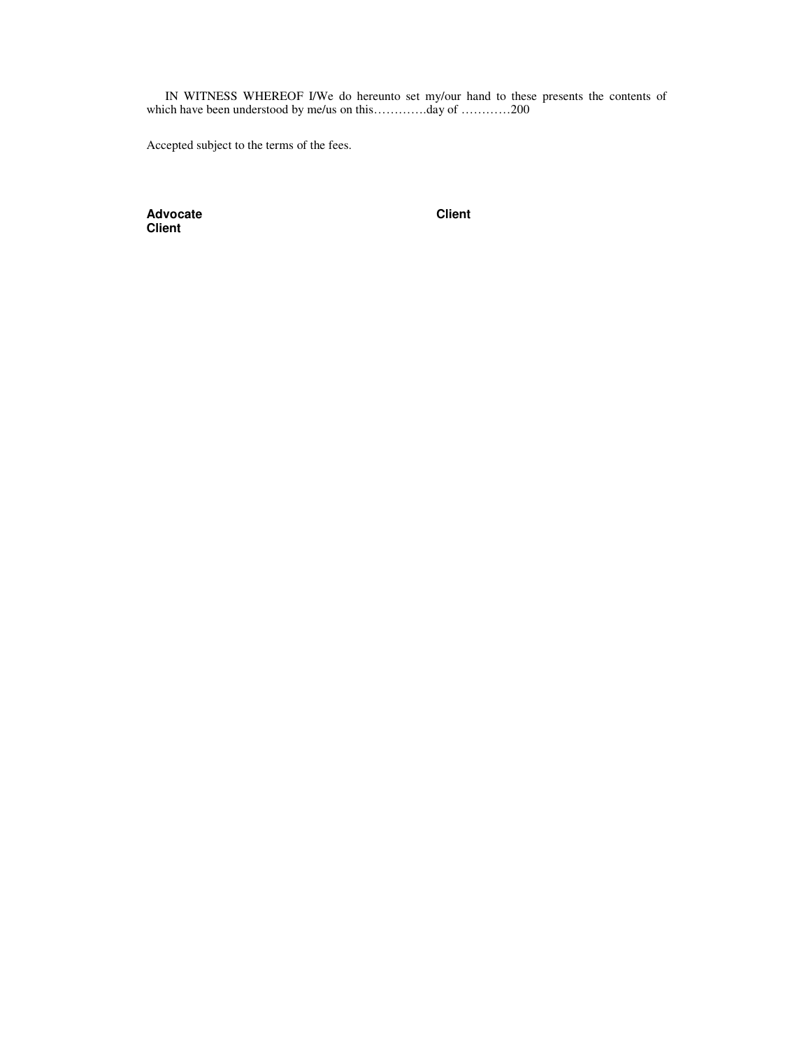IN WITNESS WHEREOF I/We do hereunto set my/our hand to these presents the contents of which have been understood by me/us on this…………day of …………200

Accepted subject to the terms of the fees.

**Advocate** **Client**
**Client**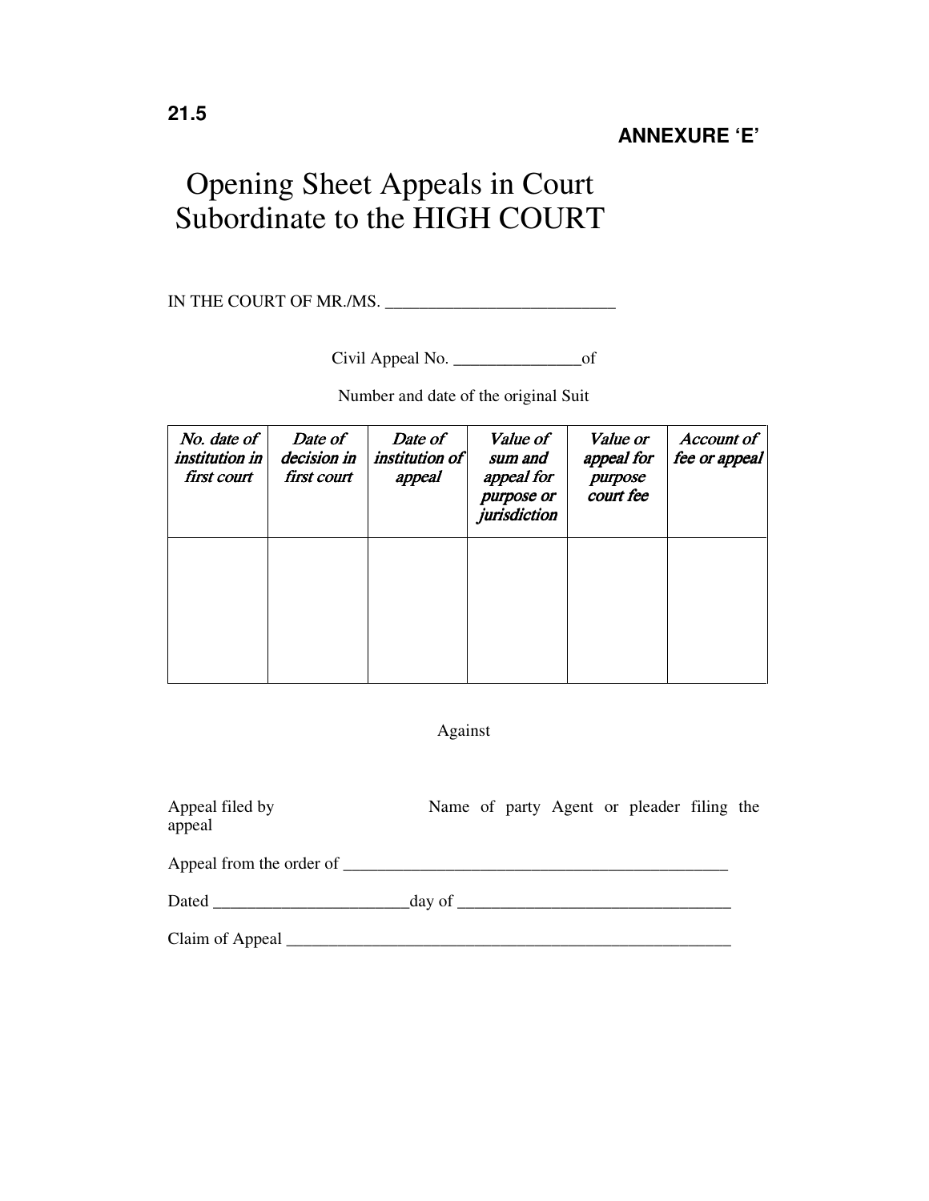21.5

**ANNEXURE 'E'**

# Opening Sheet Appeals in Court Subordinate to the HIGH COURT

IN THE COURT OF MR./MS. ___________________________

Civil Appeal No. _______________of

Number and date of the original Suit

| *No. date of institution in first court* | *Date of decision in first court* | *Date of institution of appeal* | *Value of sum and appeal for purpose or jurisdiction* | *Value or appeal for purpose court fee* | *Account of fee or appeal* |
|---|---|---|---|---|---|
| | | | | | |

Against

Appeal filed by appeal — Name of party Agent or pleader filing the

Appeal from the order of _______________________________________________

Dated _______________________day of ________________________________

Claim of Appeal ________________________________________________________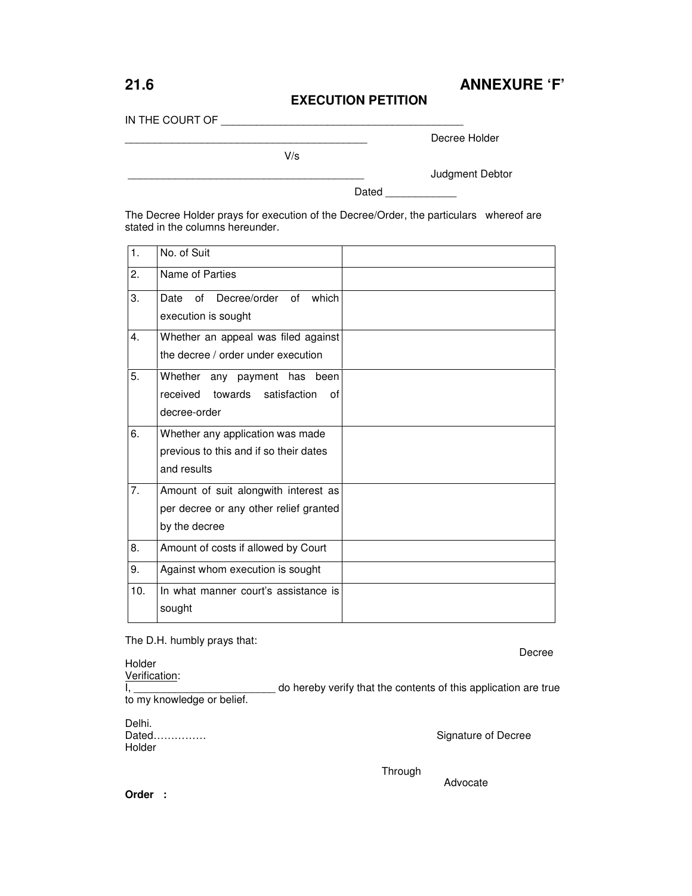**21.6** **ANNEXURE 'F'**

## EXECUTION PETITION

IN THE COURT OF ________________________________________

________________________________________ Decree Holder

V/s

________________________________________ Judgment Debtor

Dated ____________

The Decree Holder prays for execution of the Decree/Order, the particulars whereof are stated in the columns hereunder.

| | | |
|---|---|---|
| 1. | No. of Suit | |
| 2. | Name of Parties | |
| 3. | Date of Decree/order of which execution is sought | |
| 4. | Whether an appeal was filed against the decree / order under execution | |
| 5. | Whether any payment has been received towards satisfaction of decree-order | |
| 6. | Whether any application was made previous to this and if so their dates and results | |
| 7. | Amount of suit alongwith interest as per decree or any other relief granted by the decree | |
| 8. | Amount of costs if allowed by Court | |
| 9. | Against whom execution is sought | |
| 10. | In what manner court's assistance is sought | |

The D.H. humbly prays that:

Decree Holder

Verification:

I, ________________________ do hereby verify that the contents of this application are true to my knowledge or belief.

Delhi.

Dated…………… Signature of Decree Holder

Through

Advocate

**Order :**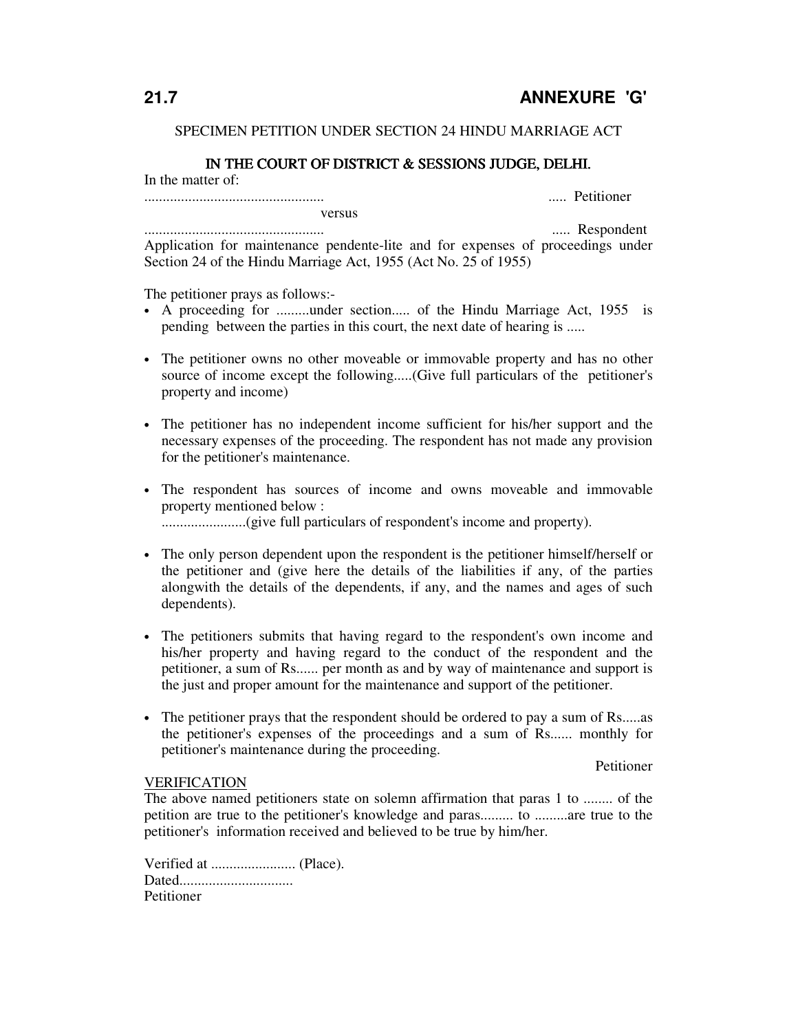## 21.7 ANNEXURE 'G'

SPECIMEN PETITION UNDER SECTION 24 HINDU MARRIAGE ACT

**IN THE COURT OF DISTRICT & SESSIONS JUDGE, DELHI.**

In the matter of:

................................................. ..... Petitioner

versus

................................................. ..... Respondent

Application for maintenance pendente-lite and for expenses of proceedings under Section 24 of the Hindu Marriage Act, 1955 (Act No. 25 of 1955)

The petitioner prays as follows:-

- A proceeding for .........under section..... of the Hindu Marriage Act, 1955 is pending between the parties in this court, the next date of hearing is .....

- The petitioner owns no other moveable or immovable property and has no other source of income except the following.....(Give full particulars of the petitioner's property and income)

- The petitioner has no independent income sufficient for his/her support and the necessary expenses of the proceeding. The respondent has not made any provision for the petitioner's maintenance.

- The respondent has sources of income and owns moveable and immovable property mentioned below :
  .......................(give full particulars of respondent's income and property).

- The only person dependent upon the respondent is the petitioner himself/herself or the petitioner and (give here the details of the liabilities if any, of the parties alongwith the details of the dependents, if any, and the names and ages of such dependents).

- The petitioners submits that having regard to the respondent's own income and his/her property and having regard to the conduct of the respondent and the petitioner, a sum of Rs...... per month as and by way of maintenance and support is the just and proper amount for the maintenance and support of the petitioner.

- The petitioner prays that the respondent should be ordered to pay a sum of Rs.....as the petitioner's expenses of the proceedings and a sum of Rs...... monthly for petitioner's maintenance during the proceeding.

Petitioner

<u>VERIFICATION</u>

The above named petitioners state on solemn affirmation that paras 1 to ........ of the petition are true to the petitioner's knowledge and paras......... to .........are true to the petitioner's information received and believed to be true by him/her.

Verified at ....................... (Place).
Dated..............................
Petitioner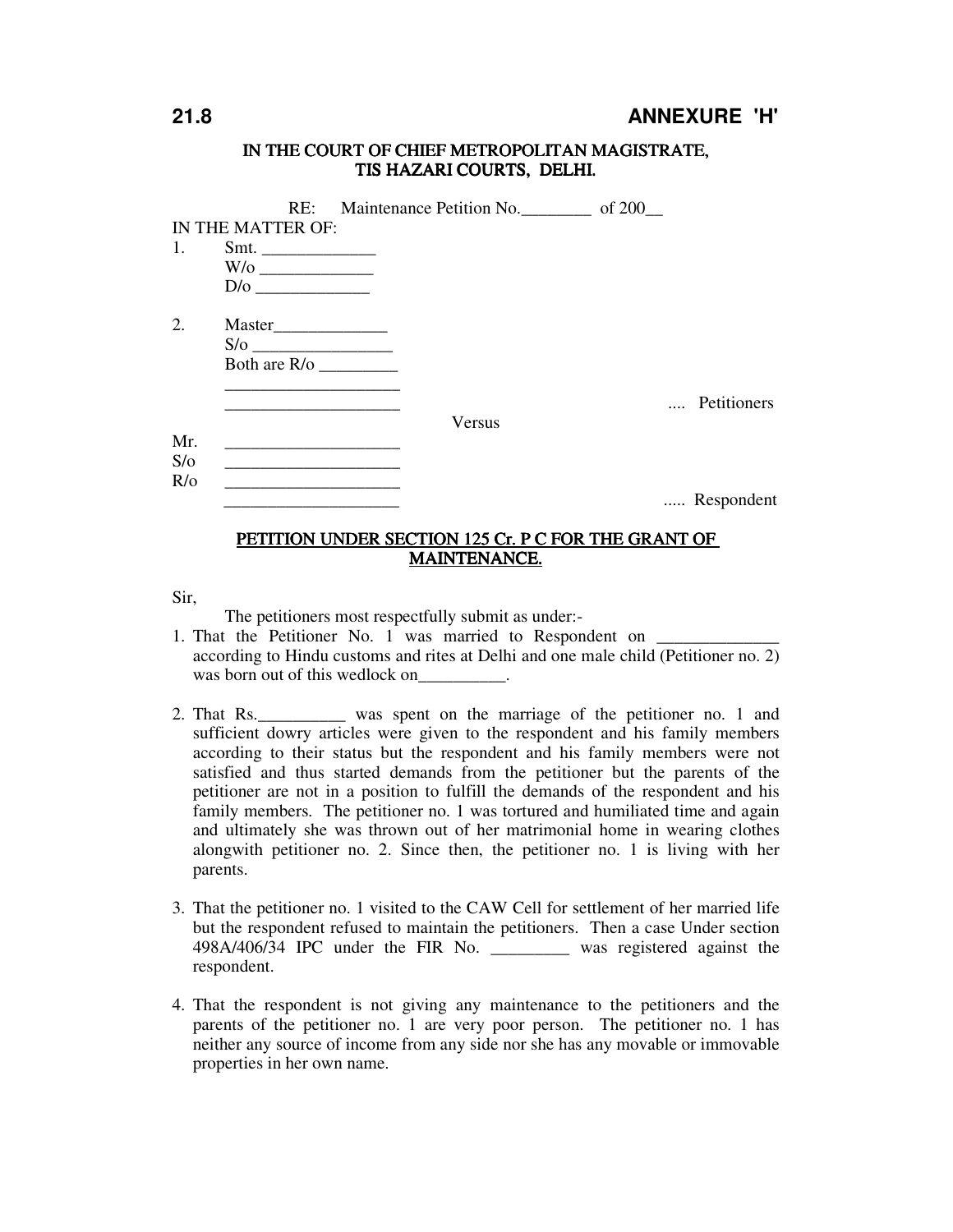**21.8** **ANNEXURE 'H'**

**IN THE COURT OF CHIEF METROPOLITAN MAGISTRATE,**
**TIS HAZARI COURTS, DELHI.**

RE: Maintenance Petition No.________ of 200__

IN THE MATTER OF:

1. Smt. _____________
   W/o _____________
   D/o _____________

2. Master_____________
   S/o ________________
   Both are R/o _________
   ____________________
   ____________________ .... Petitioners

Versus

Mr. ____________________
S/o ____________________
R/o ____________________
____________________ ..... Respondent

**PETITION UNDER SECTION 125 Cr. P C FOR THE GRANT OF MAINTENANCE.**

Sir,

The petitioners most respectfully submit as under:-

1. That the Petitioner No. 1 was married to Respondent on ______________ according to Hindu customs and rites at Delhi and one male child (Petitioner no. 2) was born out of this wedlock on__________.

2. That Rs.__________ was spent on the marriage of the petitioner no. 1 and sufficient dowry articles were given to the respondent and his family members according to their status but the respondent and his family members were not satisfied and thus started demands from the petitioner but the parents of the petitioner are not in a position to fulfill the demands of the respondent and his family members. The petitioner no. 1 was tortured and humiliated time and again and ultimately she was thrown out of her matrimonial home in wearing clothes alongwith petitioner no. 2. Since then, the petitioner no. 1 is living with her parents.

3. That the petitioner no. 1 visited to the CAW Cell for settlement of her married life but the respondent refused to maintain the petitioners. Then a case Under section 498A/406/34 IPC under the FIR No. _________ was registered against the respondent.

4. That the respondent is not giving any maintenance to the petitioners and the parents of the petitioner no. 1 are very poor person. The petitioner no. 1 has neither any source of income from any side nor she has any movable or immovable properties in her own name.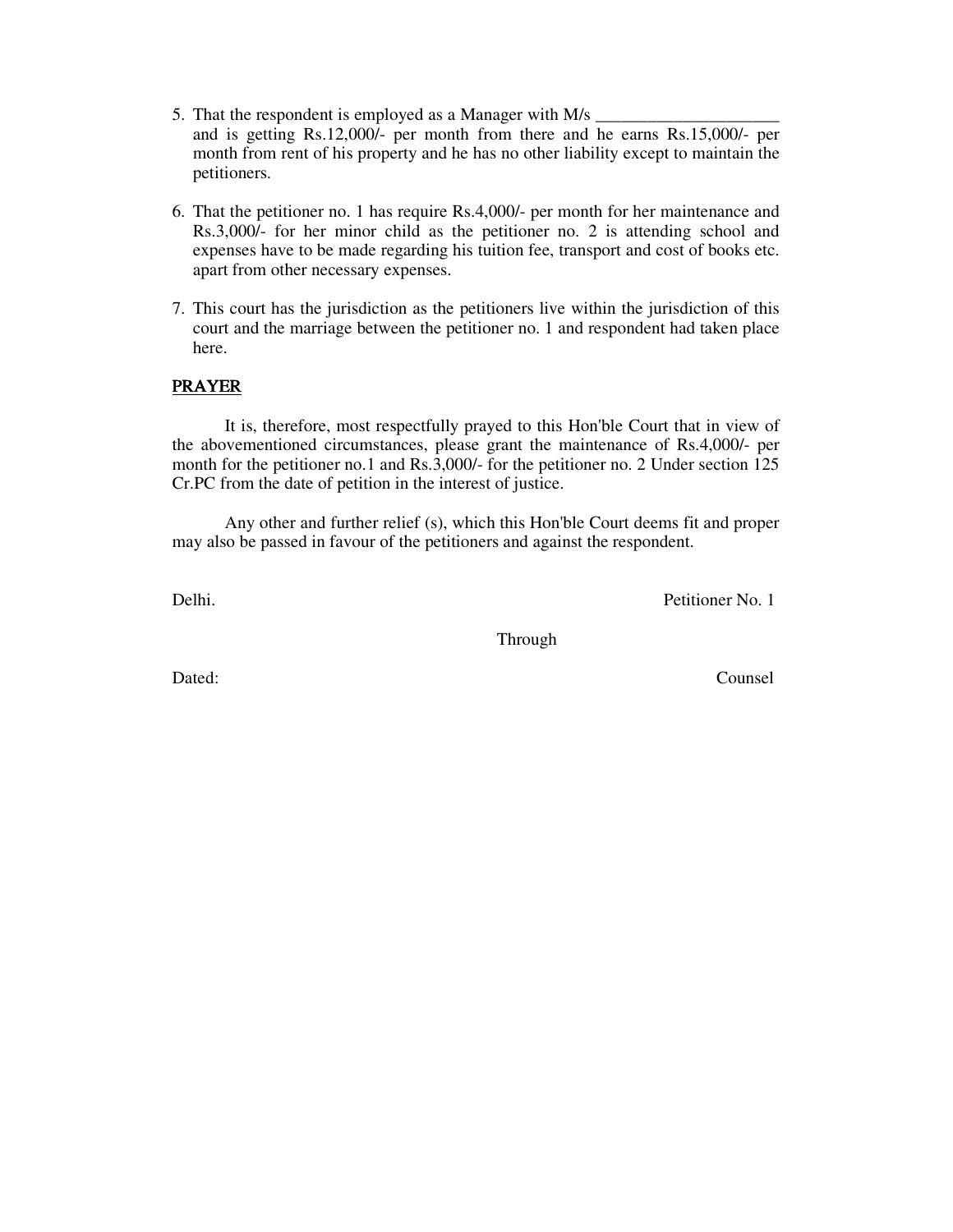5. That the respondent is employed as a Manager with M/s _____________________ and is getting Rs.12,000/- per month from there and he earns Rs.15,000/- per month from rent of his property and he has no other liability except to maintain the petitioners.

6. That the petitioner no. 1 has require Rs.4,000/- per month for her maintenance and Rs.3,000/- for her minor child as the petitioner no. 2 is attending school and expenses have to be made regarding his tuition fee, transport and cost of books etc. apart from other necessary expenses.

7. This court has the jurisdiction as the petitioners live within the jurisdiction of this court and the marriage between the petitioner no. 1 and respondent had taken place here.

**PRAYER**

It is, therefore, most respectfully prayed to this Hon'ble Court that in view of the abovementioned circumstances, please grant the maintenance of Rs.4,000/- per month for the petitioner no.1 and Rs.3,000/- for the petitioner no. 2 Under section 125 Cr.PC from the date of petition in the interest of justice.

Any other and further relief (s), which this Hon'ble Court deems fit and proper may also be passed in favour of the petitioners and against the respondent.

Delhi. Petitioner No. 1

Through

Dated: Counsel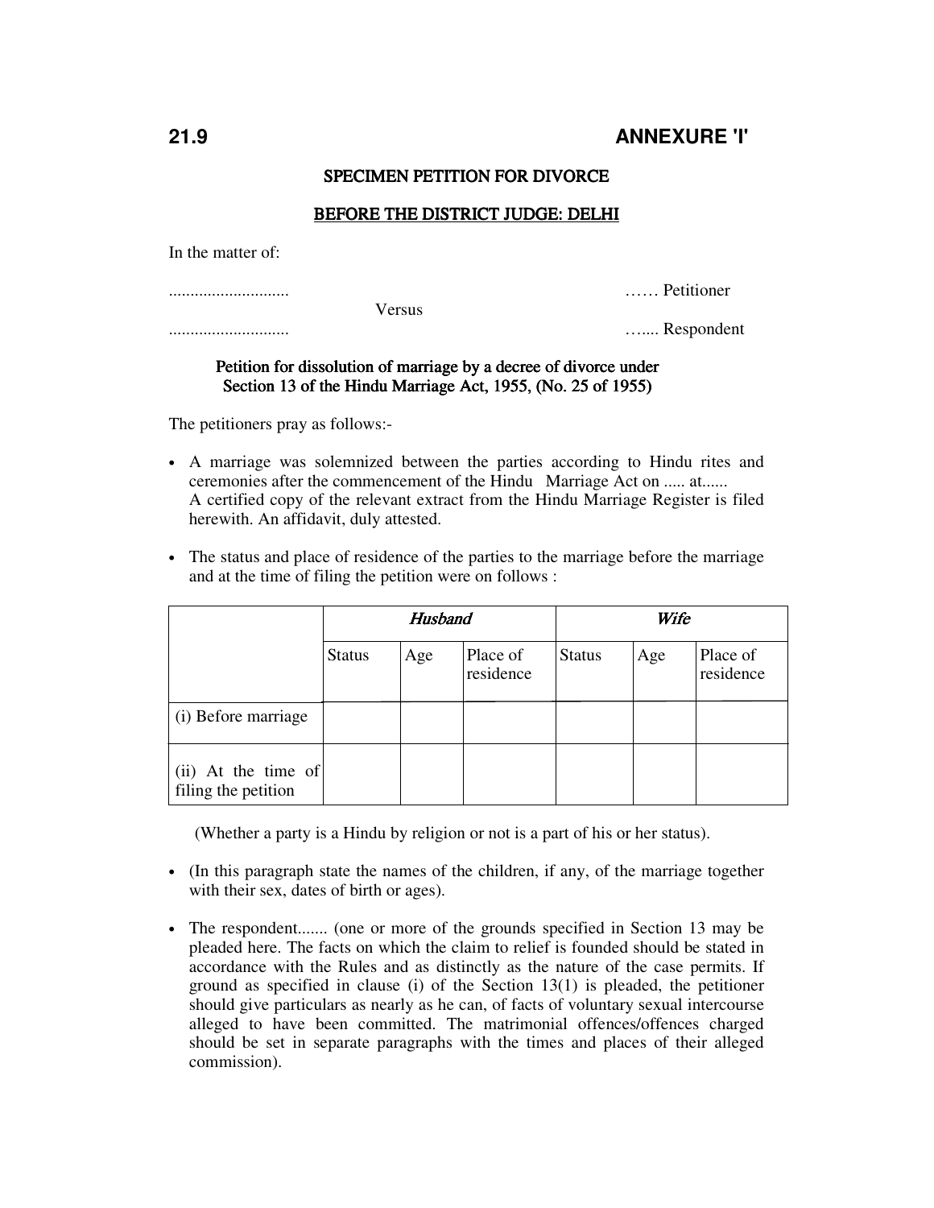**21.9** **ANNEXURE 'I'**

## SPECIMEN PETITION FOR DIVORCE

## BEFORE THE DISTRICT JUDGE: DELHI

In the matter of:

............................ …… Petitioner

Versus

............................ …... Respondent

### Petition for dissolution of marriage by a decree of divorce under Section 13 of the Hindu Marriage Act, 1955, (No. 25 of 1955)

The petitioners pray as follows:-

- A marriage was solemnized between the parties according to Hindu rites and ceremonies after the commencement of the Hindu Marriage Act on ..... at......
  A certified copy of the relevant extract from the Hindu Marriage Register is filed herewith. An affidavit, duly attested.

- The status and place of residence of the parties to the marriage before the marriage and at the time of filing the petition were on follows :

| | *Husband* | | | *Wife* | | |
|---|---|---|---|---|---|---|
| | Status | Age | Place of residence | Status | Age | Place of residence |
| (i) Before marriage | | | | | | |
| (ii) At the time of filing the petition | | | | | | |

(Whether a party is a Hindu by religion or not is a part of his or her status).

- (In this paragraph state the names of the children, if any, of the marriage together with their sex, dates of birth or ages).

- The respondent....... (one or more of the grounds specified in Section 13 may be pleaded here. The facts on which the claim to relief is founded should be stated in accordance with the Rules and as distinctly as the nature of the case permits. If ground as specified in clause (i) of the Section 13(1) is pleaded, the petitioner should give particulars as nearly as he can, of facts of voluntary sexual intercourse alleged to have been committed. The matrimonial offences/offences charged should be set in separate paragraphs with the times and places of their alleged commission).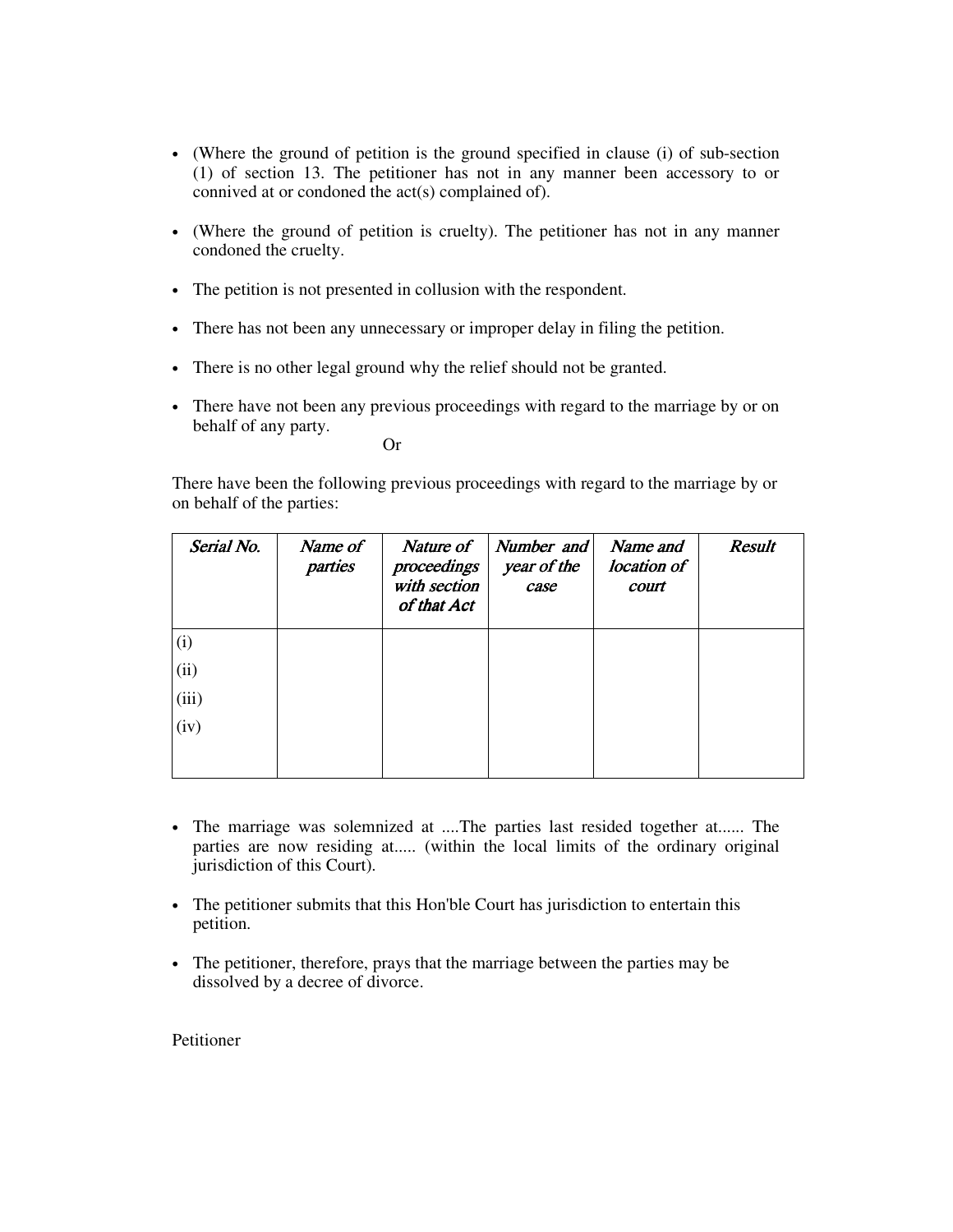- (Where the ground of petition is the ground specified in clause (i) of sub-section (1) of section 13. The petitioner has not in any manner been accessory to or connived at or condoned the act(s) complained of).

- (Where the ground of petition is cruelty). The petitioner has not in any manner condoned the cruelty.

- The petition is not presented in collusion with the respondent.

- There has not been any unnecessary or improper delay in filing the petition.

- There is no other legal ground why the relief should not be granted.

- There have not been any previous proceedings with regard to the marriage by or on behalf of any party.

Or

There have been the following previous proceedings with regard to the marriage by or on behalf of the parties:

| *Serial No.* | *Name of parties* | *Nature of proceedings with section of that Act* | *Number and year of the case* | *Name and location of court* | *Result* |
|---|---|---|---|---|---|
| (i) | | | | | |
| (ii) | | | | | |
| (iii) | | | | | |
| (iv) | | | | | |

- The marriage was solemnized at ....The parties last resided together at...... The parties are now residing at..... (within the local limits of the ordinary original jurisdiction of this Court).

- The petitioner submits that this Hon'ble Court has jurisdiction to entertain this petition.

- The petitioner, therefore, prays that the marriage between the parties may be dissolved by a decree of divorce.

Petitioner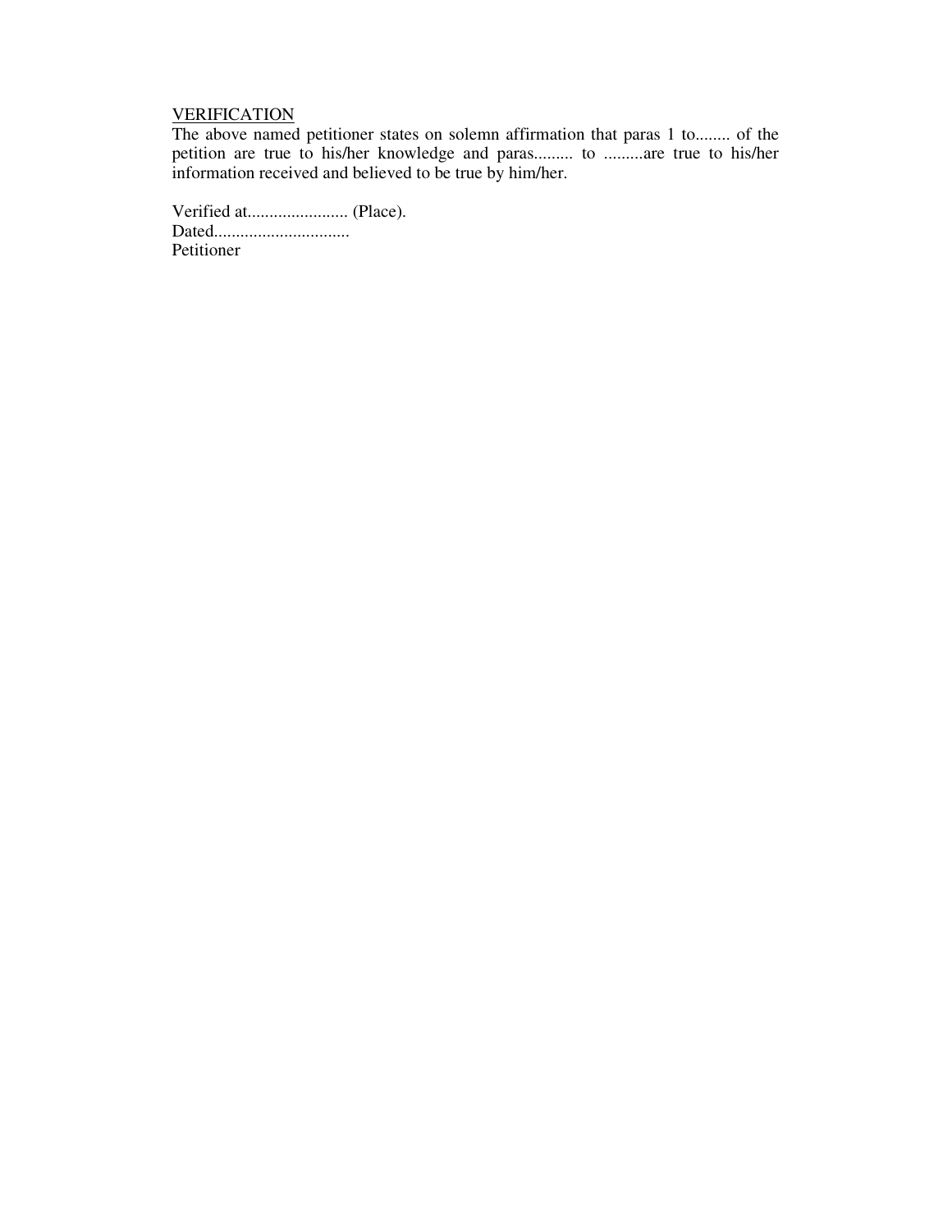<u>VERIFICATION</u>

The above named petitioner states on solemn affirmation that paras 1 to........ of the petition are true to his/her knowledge and paras......... to .........are true to his/her information received and believed to be true by him/her.

Verified at....................... (Place).
Dated...............................
Petitioner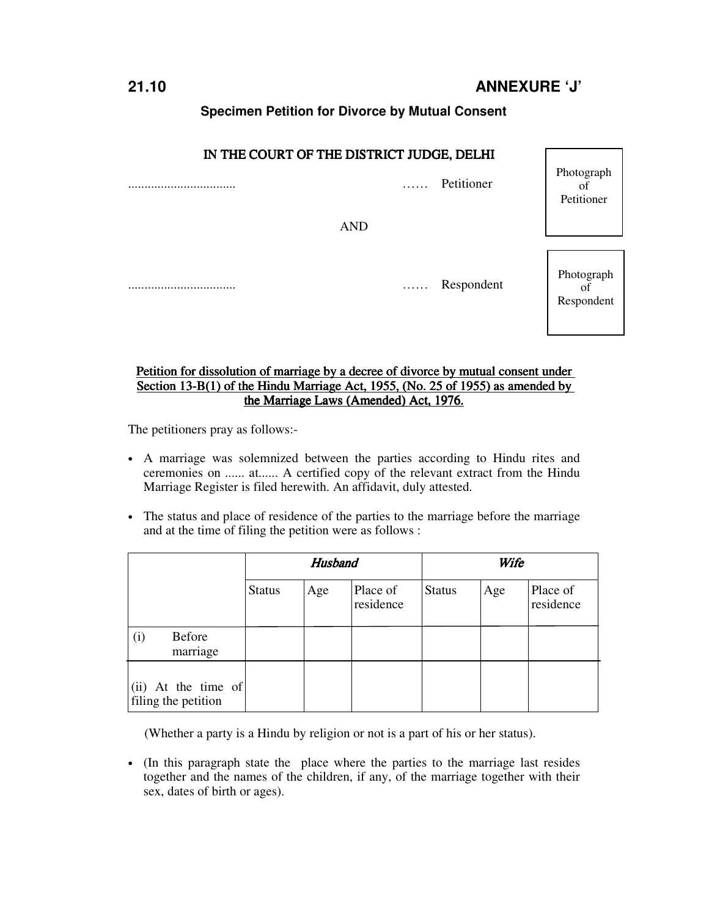**21.10** **ANNEXURE 'J'**

**Specimen Petition for Divorce by Mutual Consent**

IN THE COURT OF THE DISTRICT JUDGE, DELHI

................................. …… Petitioner

Photograph of Petitioner

AND

................................. …… Respondent

Photograph of Respondent

Petition for dissolution of marriage by a decree of divorce by mutual consent under Section 13-B(1) of the Hindu Marriage Act, 1955, (No. 25 of 1955) as amended by the Marriage Laws (Amended) Act, 1976.

The petitioners pray as follows:-

- A marriage was solemnized between the parties according to Hindu rites and ceremonies on ...... at...... A certified copy of the relevant extract from the Hindu Marriage Register is filed herewith. An affidavit, duly attested.

- The status and place of residence of the parties to the marriage before the marriage and at the time of filing the petition were as follows :

| | *Husband* | | | *Wife* | | |
|---|---|---|---|---|---|---|
| | Status | Age | Place of residence | Status | Age | Place of residence |
| (i) Before marriage | | | | | | |
| (ii) At the time of filing the petition | | | | | | |

(Whether a party is a Hindu by religion or not is a part of his or her status).

- (In this paragraph state the place where the parties to the marriage last resides together and the names of the children, if any, of the marriage together with their sex, dates of birth or ages).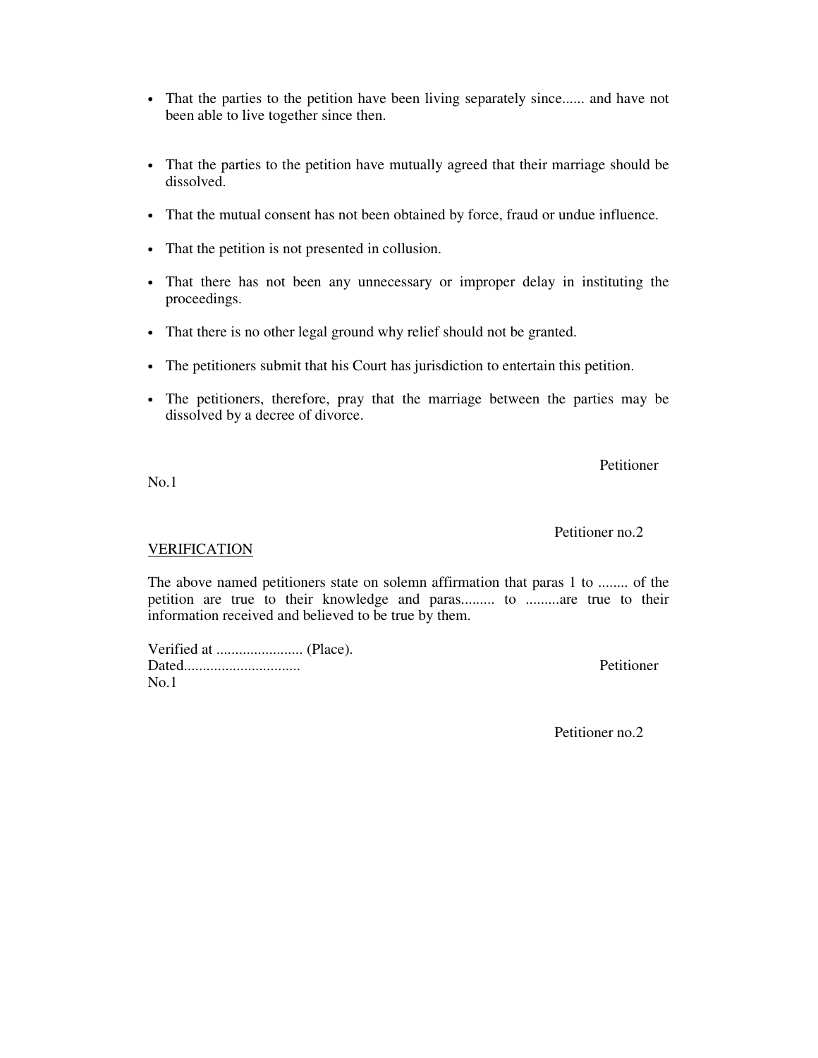- That the parties to the petition have been living separately since...... and have not been able to live together since then.

- That the parties to the petition have mutually agreed that their marriage should be dissolved.

- That the mutual consent has not been obtained by force, fraud or undue influence.

- That the petition is not presented in collusion.

- That there has not been any unnecessary or improper delay in instituting the proceedings.

- That there is no other legal ground why relief should not be granted.

- The petitioners submit that his Court has jurisdiction to entertain this petition.

- The petitioners, therefore, pray that the marriage between the parties may be dissolved by a decree of divorce.

Petitioner No.1

Petitioner no.2

<u>VERIFICATION</u>

The above named petitioners state on solemn affirmation that paras 1 to ........ of the petition are true to their knowledge and paras......... to .........are true to their information received and believed to be true by them.

Verified at ....................... (Place).
Dated..............................

Petitioner No.1

Petitioner no.2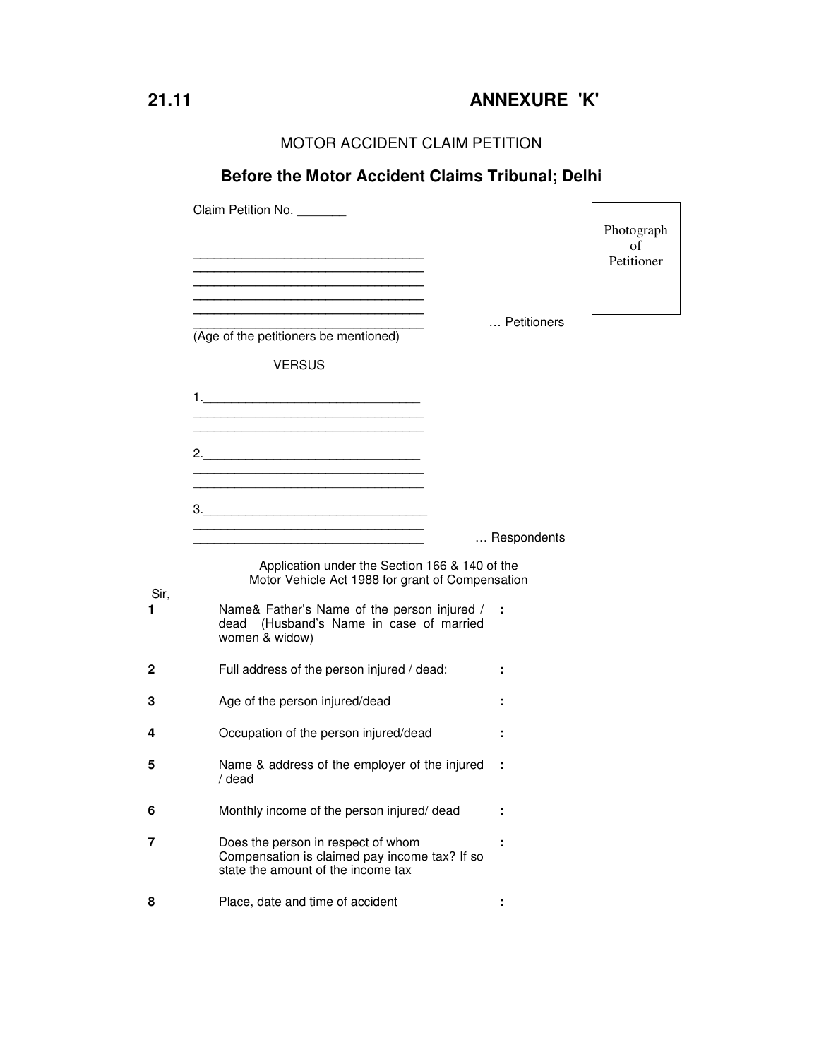**21.11** **ANNEXURE 'K'**

MOTOR ACCIDENT CLAIM PETITION

## Before the Motor Accident Claims Tribunal; Delhi

Claim Petition No. _______

Photograph of Petitioner

_________________________________
_________________________________
_________________________________
_________________________________
_________________________________
_________________________________ … Petitioners
(Age of the petitioners be mentioned)

VERSUS

1._______________________________
_________________________________
_________________________________

2._______________________________
_________________________________
_________________________________

3._______________________________
_________________________________
_________________________________ … Respondents

Application under the Section 166 & 140 of the Motor Vehicle Act 1988 for grant of Compensation

Sir,

| | | |
|---|---|---|
| **1** | Name& Father's Name of the person injured / dead (Husband's Name in case of married women & widow) | : |
| **2** | Full address of the person injured / dead: | : |
| **3** | Age of the person injured/dead | : |
| **4** | Occupation of the person injured/dead | : |
| **5** | Name & address of the employer of the injured / dead | : |
| **6** | Monthly income of the person injured/ dead | : |
| **7** | Does the person in respect of whom Compensation is claimed pay income tax? If so state the amount of the income tax | : |
| **8** | Place, date and time of accident | : |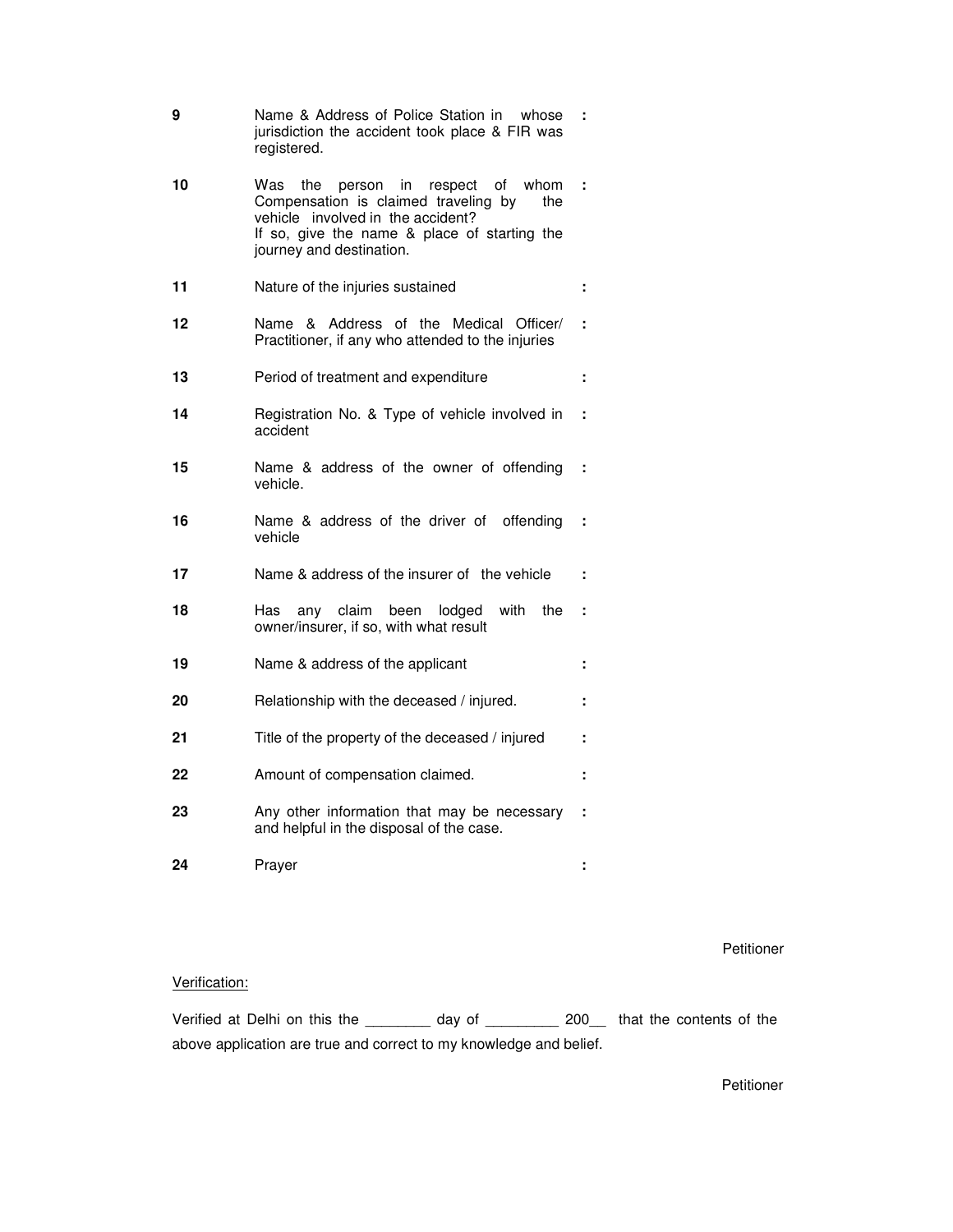| | | |
|---|---|---|
| 9 | Name & Address of Police Station in whose jurisdiction the accident took place & FIR was registered. | : |
| 10 | Was the person in respect of whom Compensation is claimed traveling by the vehicle involved in the accident? If so, give the name & place of starting the journey and destination. | : |
| 11 | Nature of the injuries sustained | : |
| 12 | Name & Address of the Medical Officer/ Practitioner, if any who attended to the injuries | : |
| 13 | Period of treatment and expenditure | : |
| 14 | Registration No. & Type of vehicle involved in accident | : |
| 15 | Name & address of the owner of offending vehicle. | : |
| 16 | Name & address of the driver of offending vehicle | : |
| 17 | Name & address of the insurer of the vehicle | : |
| 18 | Has any claim been lodged with the owner/insurer, if so, with what result | : |
| 19 | Name & address of the applicant | : |
| 20 | Relationship with the deceased / injured. | : |
| 21 | Title of the property of the deceased / injured | : |
| 22 | Amount of compensation claimed. | : |
| 23 | Any other information that may be necessary and helpful in the disposal of the case. | : |
| 24 | Prayer | : |

Petitioner

Verification:

Verified at Delhi on this the ________ day of _________ 200__ that the contents of the above application are true and correct to my knowledge and belief.

Petitioner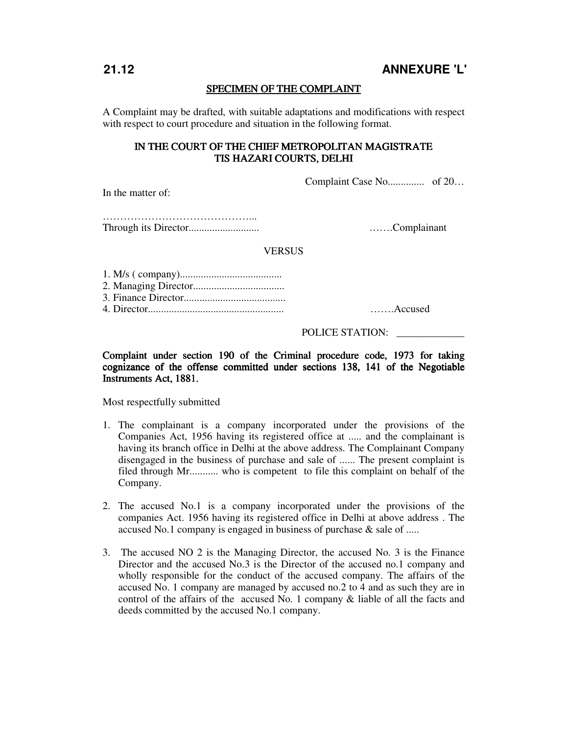**21.12** **ANNEXURE 'L'**

## SPECIMEN OF THE COMPLAINT

A Complaint may be drafted, with suitable adaptations and modifications with respect with respect to court procedure and situation in the following format.

### IN THE COURT OF THE CHIEF METROPOLITAN MAGISTRATE TIS HAZARI COURTS, DELHI

Complaint Case No............. of 20…

In the matter of:

……………………………………...
Through its Director.......................... …….Complainant

VERSUS

1. M/s ( company).......................................
2. Managing Director...................................
3. Finance Director.......................................
4. Director.................................................... …….Accused

POLICE STATION: _____________

**Complaint under section 190 of the Criminal procedure code, 1973 for taking cognizance of the offense committed under sections 138, 141 of the Negotiable Instruments Act, 1881.**

Most respectfully submitted

1. The complainant is a company incorporated under the provisions of the Companies Act, 1956 having its registered office at ..... and the complainant is having its branch office in Delhi at the above address. The Complainant Company disengaged in the business of purchase and sale of ...... The present complaint is filed through Mr........... who is competent to file this complaint on behalf of the Company.

2. The accused No.1 is a company incorporated under the provisions of the companies Act. 1956 having its registered office in Delhi at above address . The accused No.1 company is engaged in business of purchase & sale of .....

3. The accused NO 2 is the Managing Director, the accused No. 3 is the Finance Director and the accused No.3 is the Director of the accused no.1 company and wholly responsible for the conduct of the accused company. The affairs of the accused No. 1 company are managed by accused no.2 to 4 and as such they are in control of the affairs of the accused No. 1 company & liable of all the facts and deeds committed by the accused No.1 company.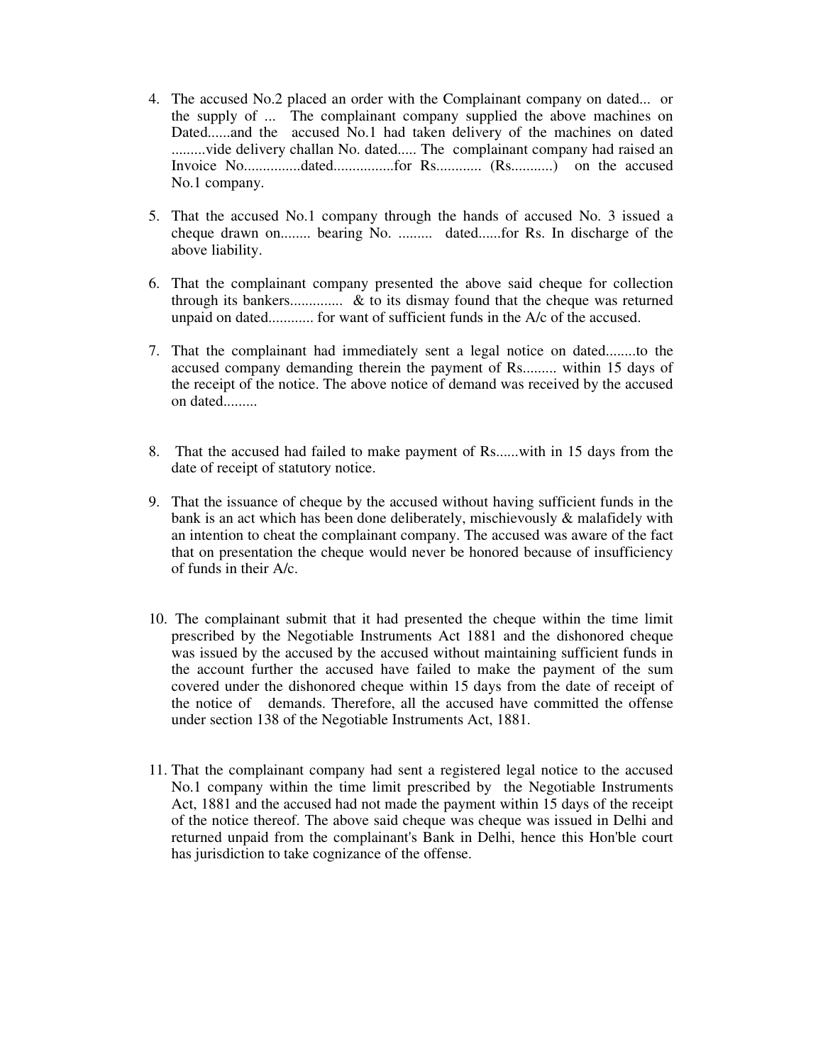4. The accused No.2 placed an order with the Complainant company on dated... or the supply of ... The complainant company supplied the above machines on Dated......and the accused No.1 had taken delivery of the machines on dated .........vide delivery challan No. dated..... The complainant company had raised an Invoice No...............dated................for Rs............ (Rs...........) on the accused No.1 company.

5. That the accused No.1 company through the hands of accused No. 3 issued a cheque drawn on........ bearing No. ......... dated......for Rs. In discharge of the above liability.

6. That the complainant company presented the above said cheque for collection through its bankers.............. & to its dismay found that the cheque was returned unpaid on dated............ for want of sufficient funds in the A/c of the accused.

7. That the complainant had immediately sent a legal notice on dated........to the accused company demanding therein the payment of Rs......... within 15 days of the receipt of the notice. The above notice of demand was received by the accused on dated.........

8. That the accused had failed to make payment of Rs......with in 15 days from the date of receipt of statutory notice.

9. That the issuance of cheque by the accused without having sufficient funds in the bank is an act which has been done deliberately, mischievously & malafidely with an intention to cheat the complainant company. The accused was aware of the fact that on presentation the cheque would never be honored because of insufficiency of funds in their A/c.

10. The complainant submit that it had presented the cheque within the time limit prescribed by the Negotiable Instruments Act 1881 and the dishonored cheque was issued by the accused by the accused without maintaining sufficient funds in the account further the accused have failed to make the payment of the sum covered under the dishonored cheque within 15 days from the date of receipt of the notice of demands. Therefore, all the accused have committed the offense under section 138 of the Negotiable Instruments Act, 1881.

11. That the complainant company had sent a registered legal notice to the accused No.1 company within the time limit prescribed by the Negotiable Instruments Act, 1881 and the accused had not made the payment within 15 days of the receipt of the notice thereof. The above said cheque was cheque was issued in Delhi and returned unpaid from the complainant's Bank in Delhi, hence this Hon'ble court has jurisdiction to take cognizance of the offense.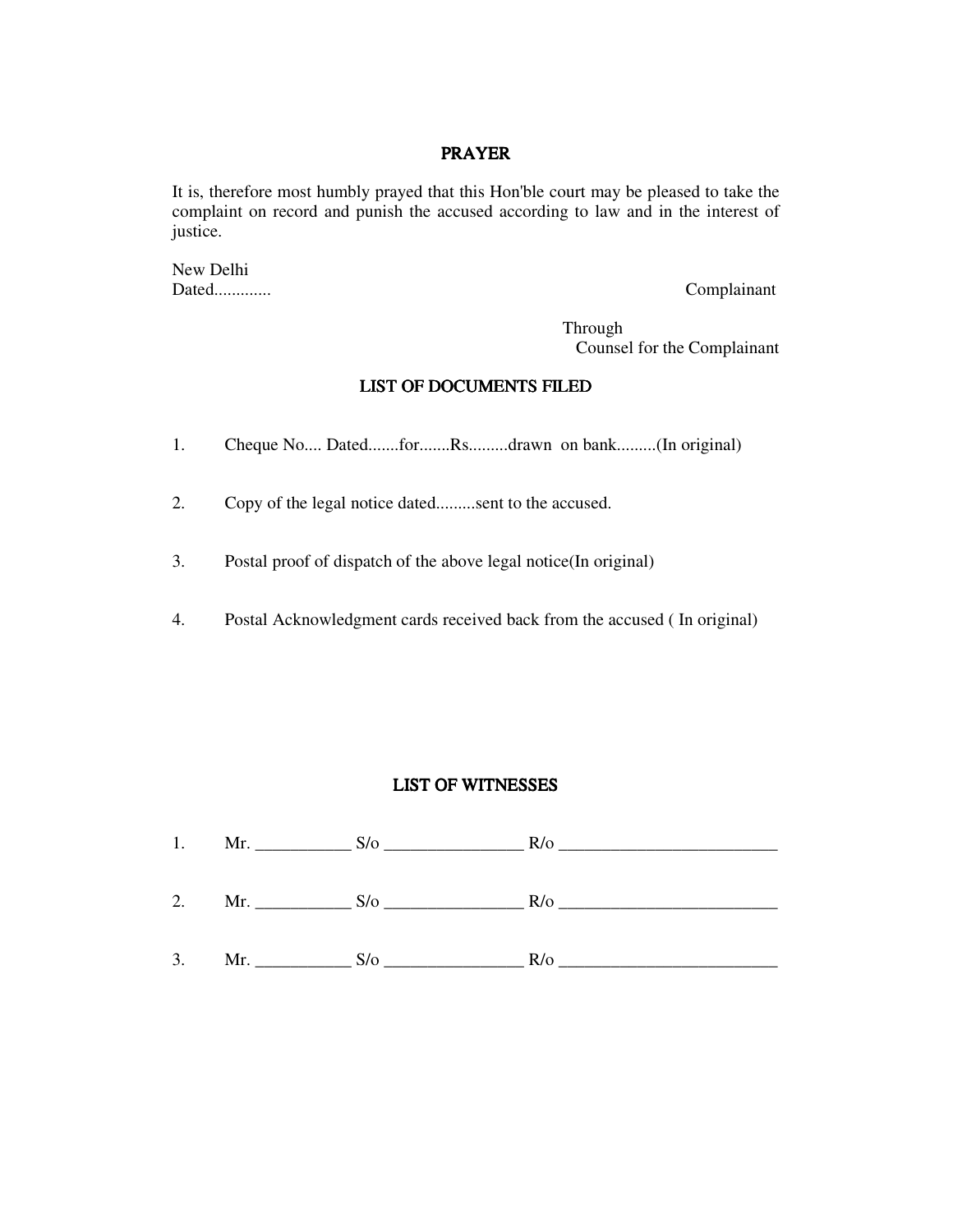## PRAYER

It is, therefore most humbly prayed that this Hon'ble court may be pleased to take the complaint on record and punish the accused according to law and in the interest of justice.

New Delhi
Dated............ Complainant

Through
Counsel for the Complainant

## LIST OF DOCUMENTS FILED

1. Cheque No.... Dated.......for.......Rs.........drawn on bank.........(In original)

2. Copy of the legal notice dated.........sent to the accused.

3. Postal proof of dispatch of the above legal notice(In original)

4. Postal Acknowledgment cards received back from the accused ( In original)

## LIST OF WITNESSES

1. Mr. ___________ S/o ________________ R/o _________________________

2. Mr. ___________ S/o ________________ R/o _________________________

3. Mr. ___________ S/o ________________ R/o _________________________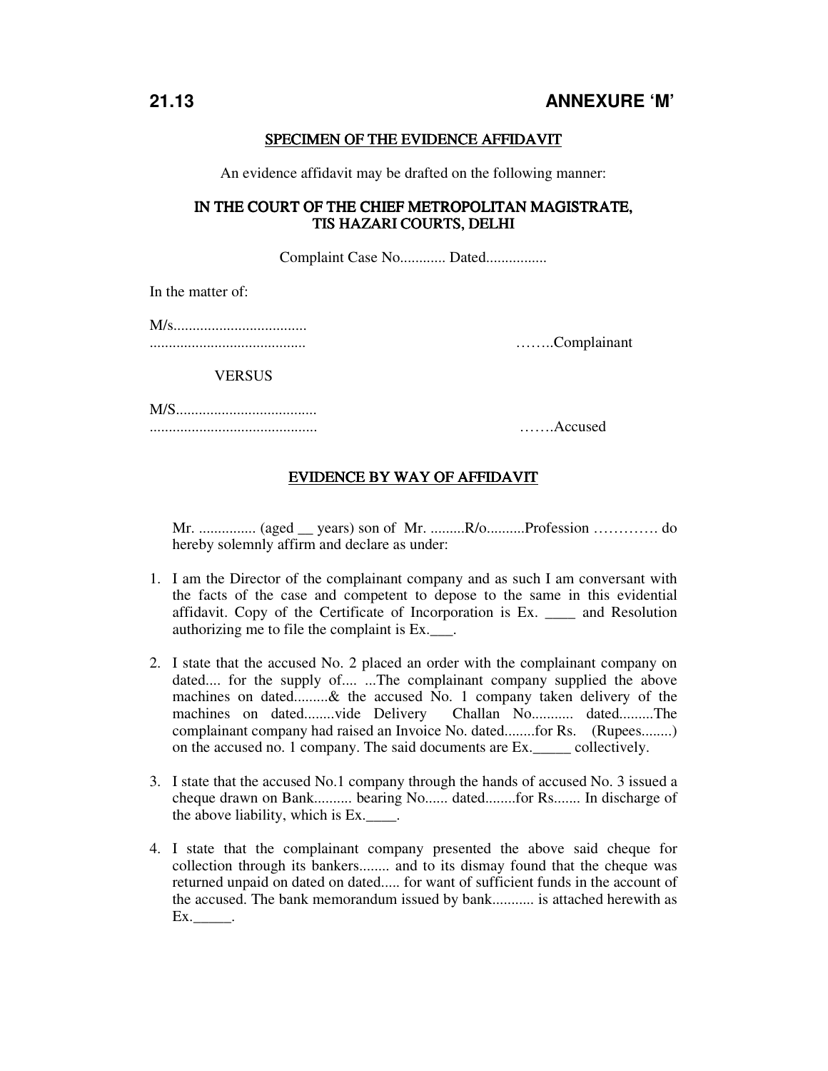**21.13** **ANNEXURE 'M'**

## SPECIMEN OF THE EVIDENCE AFFIDAVIT

An evidence affidavit may be drafted on the following manner:

### IN THE COURT OF THE CHIEF METROPOLITAN MAGISTRATE, TIS HAZARI COURTS, DELHI

Complaint Case No............ Dated................

In the matter of:

M/s...................................
.........................................                                        ……..Complainant

VERSUS

M/S.....................................
............................................                                      …….Accused

### EVIDENCE BY WAY OF AFFIDAVIT

Mr. ............... (aged __ years) son of Mr. .........R/o..........Profession …………. do hereby solemnly affirm and declare as under:

1. I am the Director of the complainant company and as such I am conversant with the facts of the case and competent to depose to the same in this evidential affidavit. Copy of the Certificate of Incorporation is Ex. ____ and Resolution authorizing me to file the complaint is Ex.___.

2. I state that the accused No. 2 placed an order with the complainant company on dated.... for the supply of.... ...The complainant company supplied the above machines on dated.........& the accused No. 1 company taken delivery of the machines on dated........vide Delivery Challan No........... dated.........The complainant company had raised an Invoice No. dated........for Rs. (Rupees........) on the accused no. 1 company. The said documents are Ex._____ collectively.

3. I state that the accused No.1 company through the hands of accused No. 3 issued a cheque drawn on Bank.......... bearing No...... dated........for Rs....... In discharge of the above liability, which is Ex.____.

4. I state that the complainant company presented the above said cheque for collection through its bankers........ and to its dismay found that the cheque was returned unpaid on dated on dated..... for want of sufficient funds in the account of the accused. The bank memorandum issued by bank........... is attached herewith as Ex._____.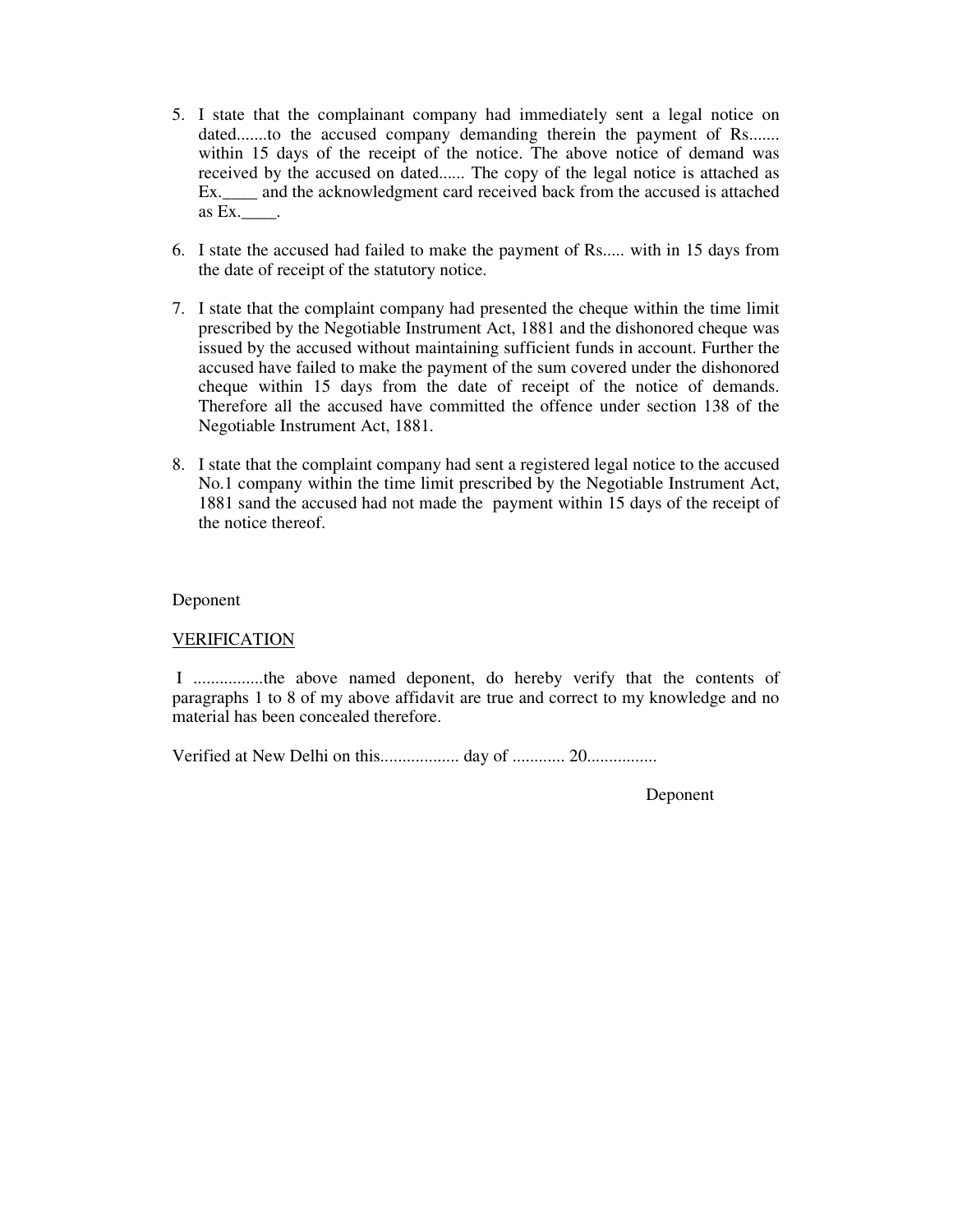5. I state that the complainant company had immediately sent a legal notice on dated.......to the accused company demanding therein the payment of Rs....... within 15 days of the receipt of the notice. The above notice of demand was received by the accused on dated...... The copy of the legal notice is attached as Ex.____ and the acknowledgment card received back from the accused is attached as Ex.____.

6. I state the accused had failed to make the payment of Rs..... with in 15 days from the date of receipt of the statutory notice.

7. I state that the complaint company had presented the cheque within the time limit prescribed by the Negotiable Instrument Act, 1881 and the dishonored cheque was issued by the accused without maintaining sufficient funds in account. Further the accused have failed to make the payment of the sum covered under the dishonored cheque within 15 days from the date of receipt of the notice of demands. Therefore all the accused have committed the offence under section 138 of the Negotiable Instrument Act, 1881.

8. I state that the complaint company had sent a registered legal notice to the accused No.1 company within the time limit prescribed by the Negotiable Instrument Act, 1881 sand the accused had not made the payment within 15 days of the receipt of the notice thereof.

Deponent

<u>VERIFICATION</u>

I ................the above named deponent, do hereby verify that the contents of paragraphs 1 to 8 of my above affidavit are true and correct to my knowledge and no material has been concealed therefore.

Verified at New Delhi on this.................. day of ............ 20................

Deponent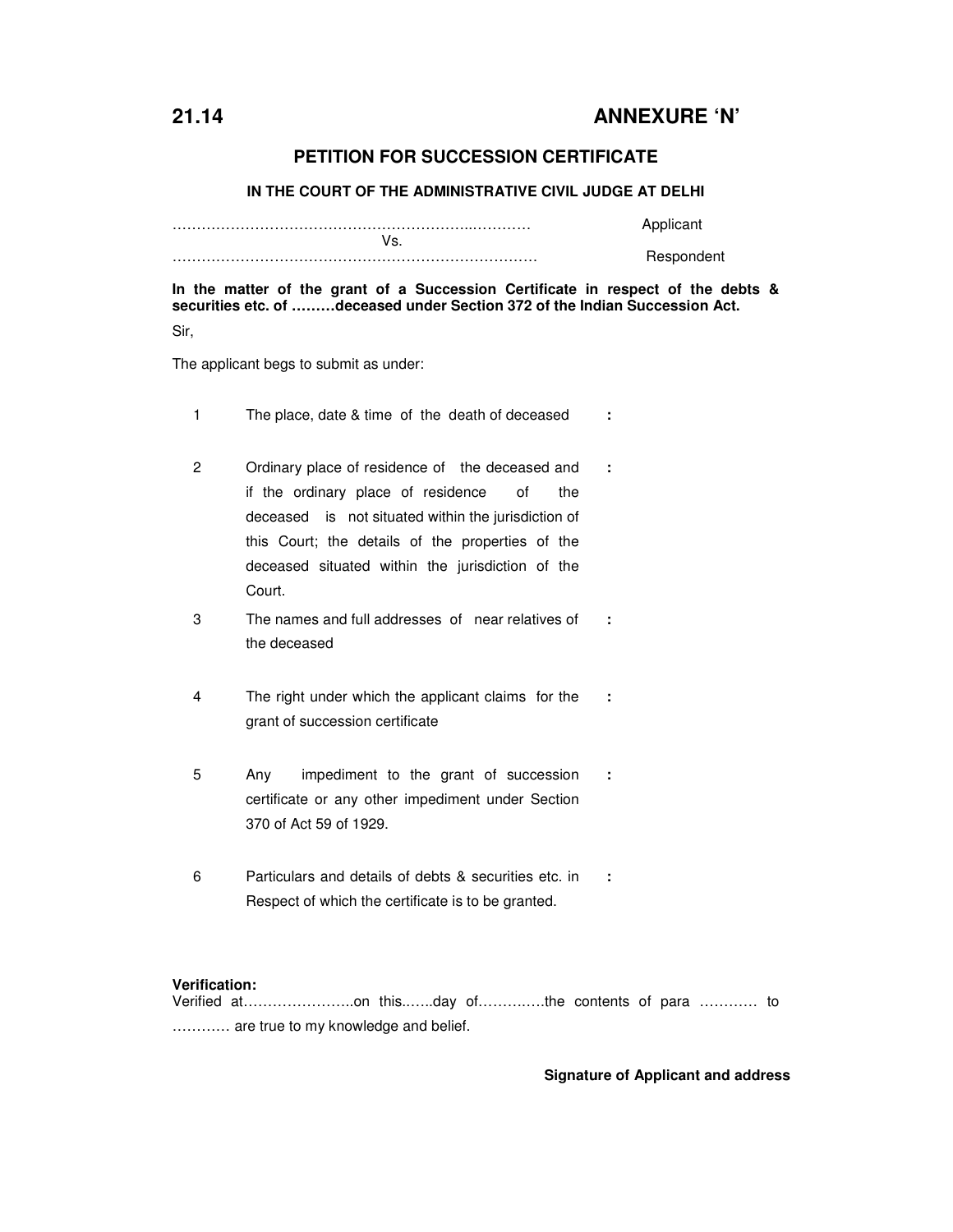**21.14** **ANNEXURE 'N'**

## PETITION FOR SUCCESSION CERTIFICATE

### IN THE COURT OF THE ADMINISTRATIVE CIVIL JUDGE AT DELHI

………………………………………………………..………… Applicant

Vs.

………………………………………………………………… Respondent

**In the matter of the grant of a Succession Certificate in respect of the debts & securities etc. of ………deceased under Section 372 of the Indian Succession Act.**

Sir,

The applicant begs to submit as under:

| | | |
|---|---|---|
| 1 | The place, date & time of the death of deceased | : |
| 2 | Ordinary place of residence of the deceased and if the ordinary place of residence of the deceased is not situated within the jurisdiction of this Court; the details of the properties of the deceased situated within the jurisdiction of the Court. | : |
| 3 | The names and full addresses of near relatives of the deceased | : |
| 4 | The right under which the applicant claims for the grant of succession certificate | : |
| 5 | Any impediment to the grant of succession certificate or any other impediment under Section 370 of Act 59 of 1929. | : |
| 6 | Particulars and details of debts & securities etc. in Respect of which the certificate is to be granted. | : |

**Verification:**

Verified at…………………..on this.…..day of………….the contents of para ………… to ………… are true to my knowledge and belief.

**Signature of Applicant and address**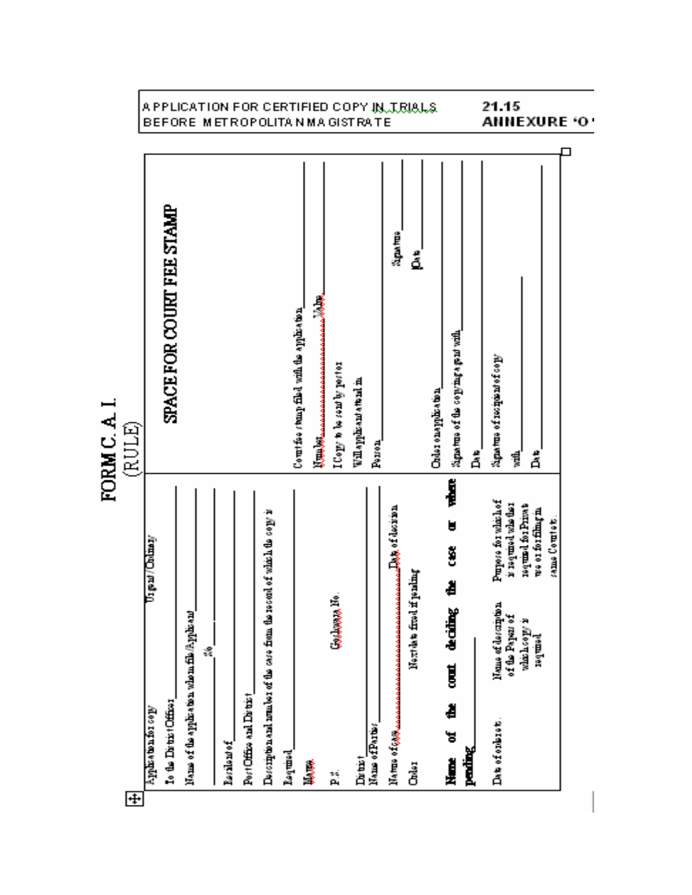APPLICATION FOR CERTIFIED COPY IN TRIALS BEFORE METROPOLITAN MAGISTRATE

**21.15**
**ANNEXURE 'O'**

# FORM C. A. I.
(RULE)

Application for copy Urgent/Ordinary

To the District Officer ____________

Name of the application whom file/Applicant ____________

No. ____________

Resident of ____________

Post Office and District ____________

Description and number of the case from the record of which the copy is

Required ____________

Mauza ____________

P.S. Goalwara No.

District ____________

Name of Parties ____________

Nature of case ____________ Date of decision

Order Next date fixed if pending

**Name of the court deciding the case or where pending** ____________

| Date of orders etc. | Name of description of the Paper of which copy is required | Purpose for which of is required whether required for Private use or for filing in same Court etc. |
|---|---|---|

**SPACE FOR COURT FEE STAMP**

Court fee stamp filed with the application ____________

Number ____________ Value ____________

I Copy to be sent by post or

Will applicant attend in

Person ____________

Signature ____________

Date ____________

Order on application ____________

Signature of the copying agent with ____________

Date ____________

Signature of recipient of copy ____________

with ____________

Date ____________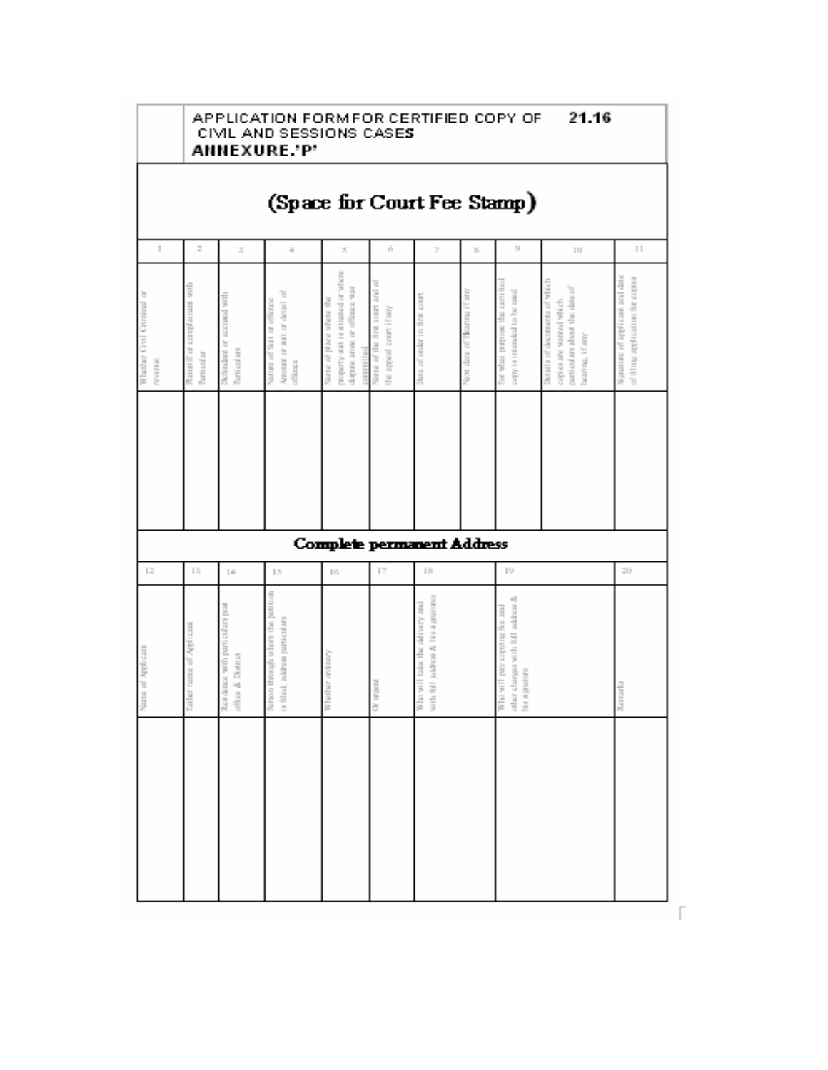# APPLICATION FORM FOR CERTIFIED COPY OF CIVIL AND SESSIONS CASES 21.16

**ANNEXURE.'P'**

## (Space for Court Fee Stamp)

| 1 | 2 | 3 | 4 | 5 | 6 | 7 | 8 | 9 | 10 | 11 |
|---|---|---|---|---|---|---|---|---|---|---|
| Whether Civil Criminal or revenue | Plaintiff or complainant with Particular | Defendant or accused with Particulars | Nature of Suit or offence Amount or suit or detail of offence | Name of place where the property suit is situated or where dispute arose or offence was committed | Name of the first court and of the appeal court if any | Date of order in first court | Next date of Hearing if any | For what purpose the certified copy is intended to be used | Details of documents of which copies are wanted which particulars about the date of hearing, if any | Signature of applicant and date of filing application for copies |
| | | | | | | | | | | |

**Complete permanent Address**

| 12 | 13 | 14 | 15 | 16 | 17 | 18 | 19 | 20 |
|---|---|---|---|---|---|---|---|---|
| Name of Applicant | Father name of Applicant | Residence with particulars post office & District | Person through whom the petition is filed, address particulars | Whether ordinary | Or urgent | Who will take the delivery and with full address & his signature | Who will pay copying fee and other charges with full address & his signature | Remarks |
| | | | | | | | | |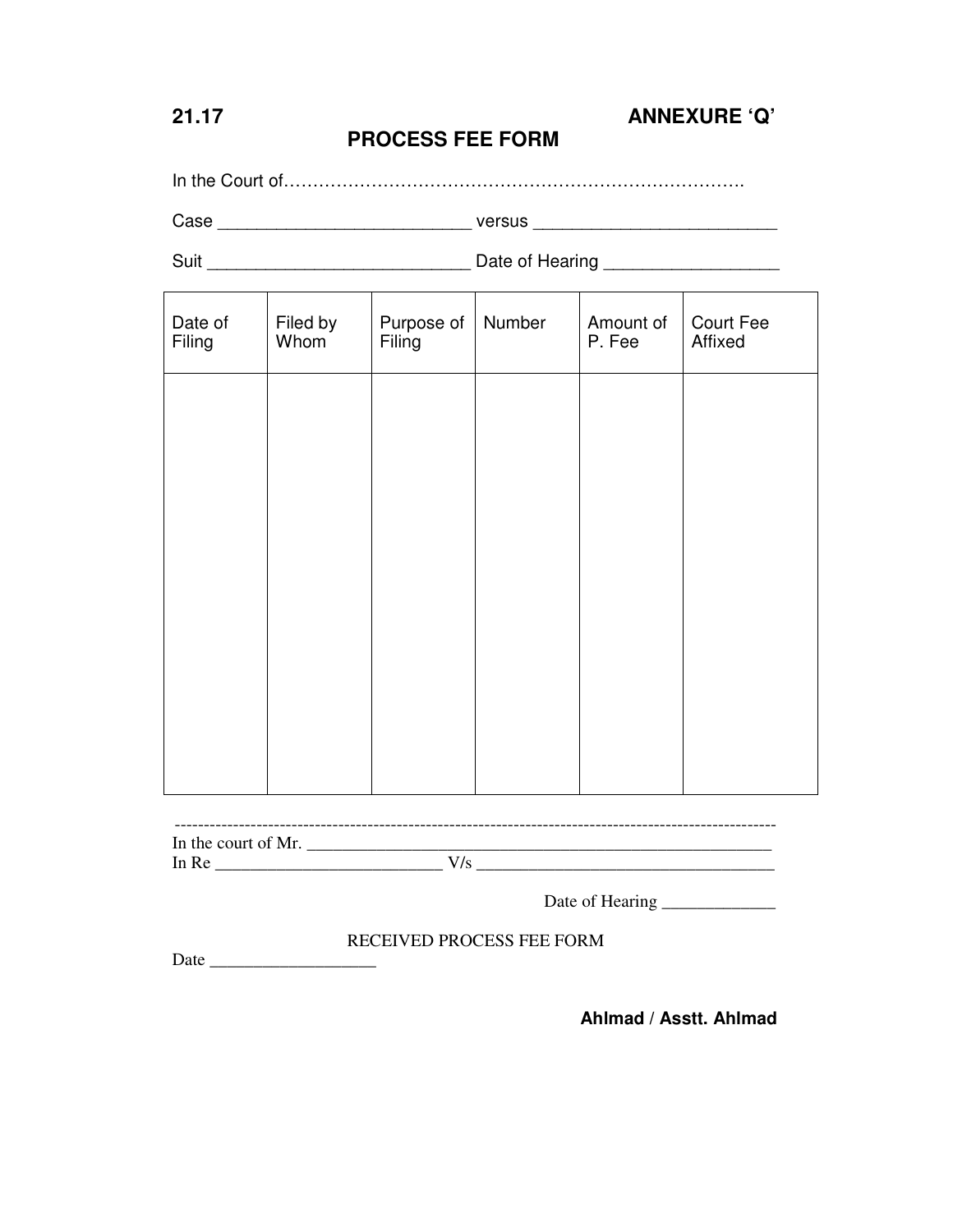**21.17** **ANNEXURE ‘Q’**

## PROCESS FEE FORM

In the Court of…………………………………………………………………….

Case __________________________ versus _________________________

Suit ___________________________ Date of Hearing __________________

| Date of Filing | Filed by Whom | Purpose of Filing | Number | Amount of P. Fee | Court Fee Affixed |
|---|---|---|---|---|---|
| | | | | | |

-----------------------------------------------------------------------------------------------------

In the court of Mr. ________________________________________________________

In Re __________________________ V/s __________________________________

Date of Hearing _____________

RECEIVED PROCESS FEE FORM

Date ___________________

**Ahlmad / Asstt. Ahlmad**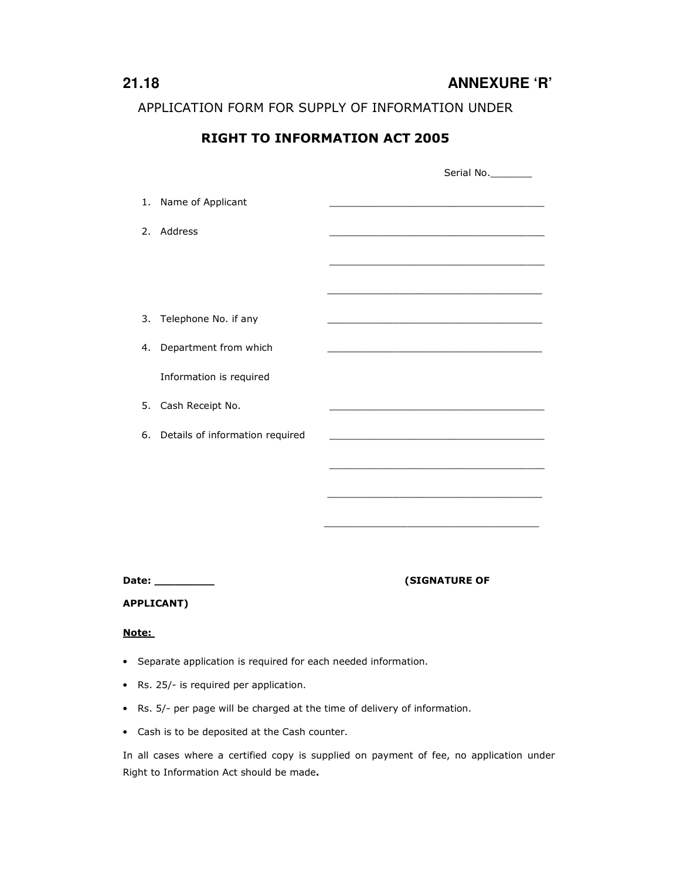**21.18** **ANNEXURE 'R'**

APPLICATION FORM FOR SUPPLY OF INFORMATION UNDER

## RIGHT TO INFORMATION ACT 2005

Serial No._______

1. Name of Applicant ____________________________________
2. Address ____________________________________

   ____________________________________

   ____________________________________
3. Telephone No. if any ____________________________________
4. Department from which Information is required ____________________________________
5. Cash Receipt No. ____________________________________
6. Details of information required ____________________________________

   ____________________________________

   ____________________________________

   ____________________________________

**Date: _________** **(SIGNATURE OF APPLICANT)**

**Note:**

- Separate application is required for each needed information.
- Rs. 25/- is required per application.
- Rs. 5/- per page will be charged at the time of delivery of information.
- Cash is to be deposited at the Cash counter.

In all cases where a certified copy is supplied on payment of fee, no application under Right to Information Act should be made**.**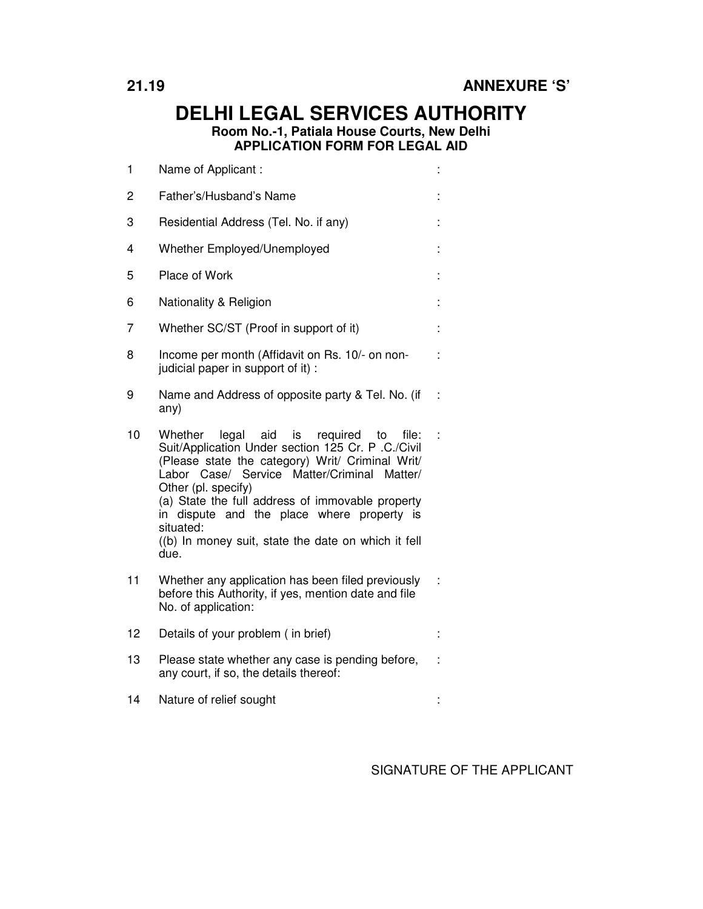**21.19** **ANNEXURE 'S'**

# DELHI LEGAL SERVICES AUTHORITY

**Room No.-1, Patiala House Courts, New Delhi**

**APPLICATION FORM FOR LEGAL AID**

| | | |
|---|---|---|
| 1 | Name of Applicant : | : |
| 2 | Father's/Husband's Name | : |
| 3 | Residential Address (Tel. No. if any) | : |
| 4 | Whether Employed/Unemployed | : |
| 5 | Place of Work | : |
| 6 | Nationality & Religion | : |
| 7 | Whether SC/ST (Proof in support of it) | : |
| 8 | Income per month (Affidavit on Rs. 10/- on non-judicial paper in support of it) : | : |
| 9 | Name and Address of opposite party & Tel. No. (if any) | : |
| 10 | Whether legal aid is required to file: Suit/Application Under section 125 Cr. P .C./Civil (Please state the category) Writ/ Criminal Writ/ Labor Case/ Service Matter/Criminal Matter/ Other (pl. specify)<br>(a) State the full address of immovable property in dispute and the place where property is situated:<br>((b) In money suit, state the date on which it fell due. | : |
| 11 | Whether any application has been filed previously before this Authority, if yes, mention date and file No. of application: | : |
| 12 | Details of your problem ( in brief) | : |
| 13 | Please state whether any case is pending before, any court, if so, the details thereof: | : |
| 14 | Nature of relief sought | : |

SIGNATURE OF THE APPLICANT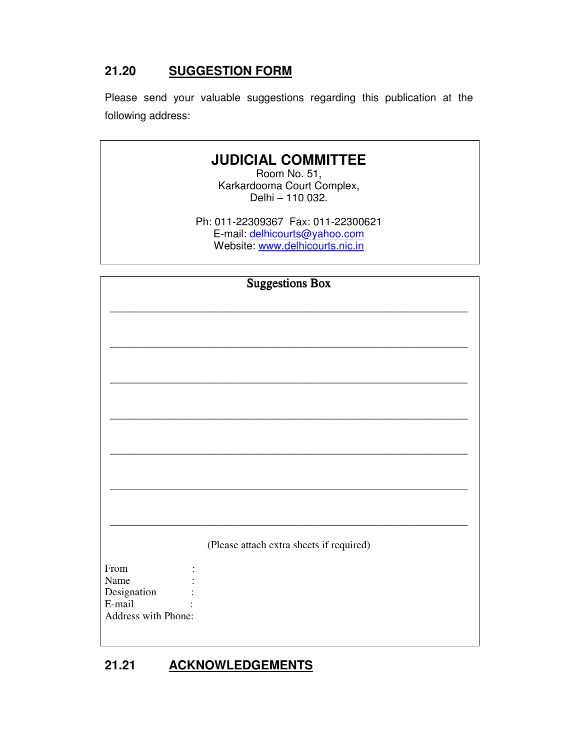## 21.20 SUGGESTION FORM

Please send your valuable suggestions regarding this publication at the following address:

**JUDICIAL COMMITTEE**
Room No. 51,
Karkardooma Court Complex,
Delhi – 110 032.

Ph: 011-22309367 Fax: 011-22300621
E-mail: delhicourts@yahoo.com
Website: www.delhicourts.nic.in

**Suggestions Box**

\_\_\_\_\_\_\_\_\_\_\_\_\_\_\_\_\_\_\_\_\_\_\_\_\_\_\_\_\_\_\_\_\_\_\_\_\_\_\_\_\_\_\_\_\_\_\_\_\_\_\_\_\_\_\_\_\_\_\_\_

\_\_\_\_\_\_\_\_\_\_\_\_\_\_\_\_\_\_\_\_\_\_\_\_\_\_\_\_\_\_\_\_\_\_\_\_\_\_\_\_\_\_\_\_\_\_\_\_\_\_\_\_\_\_\_\_\_\_\_\_

\_\_\_\_\_\_\_\_\_\_\_\_\_\_\_\_\_\_\_\_\_\_\_\_\_\_\_\_\_\_\_\_\_\_\_\_\_\_\_\_\_\_\_\_\_\_\_\_\_\_\_\_\_\_\_\_\_\_\_\_

\_\_\_\_\_\_\_\_\_\_\_\_\_\_\_\_\_\_\_\_\_\_\_\_\_\_\_\_\_\_\_\_\_\_\_\_\_\_\_\_\_\_\_\_\_\_\_\_\_\_\_\_\_\_\_\_\_\_\_\_

\_\_\_\_\_\_\_\_\_\_\_\_\_\_\_\_\_\_\_\_\_\_\_\_\_\_\_\_\_\_\_\_\_\_\_\_\_\_\_\_\_\_\_\_\_\_\_\_\_\_\_\_\_\_\_\_\_\_\_\_

\_\_\_\_\_\_\_\_\_\_\_\_\_\_\_\_\_\_\_\_\_\_\_\_\_\_\_\_\_\_\_\_\_\_\_\_\_\_\_\_\_\_\_\_\_\_\_\_\_\_\_\_\_\_\_\_\_\_\_\_

\_\_\_\_\_\_\_\_\_\_\_\_\_\_\_\_\_\_\_\_\_\_\_\_\_\_\_\_\_\_\_\_\_\_\_\_\_\_\_\_\_\_\_\_\_\_\_\_\_\_\_\_\_\_\_\_\_\_\_\_

(Please attach extra sheets if required)

From :
Name :
Designation :
E-mail :
Address with Phone:

## 21.21 ACKNOWLEDGEMENTS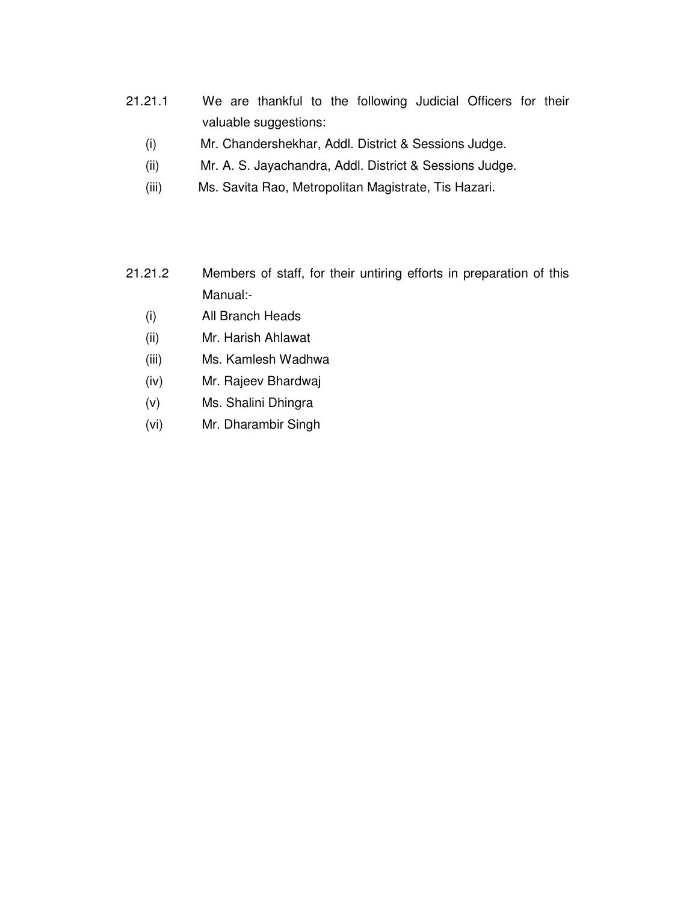21.21.1 We are thankful to the following Judicial Officers for their valuable suggestions:

(i) Mr. Chandershekhar, Addl. District & Sessions Judge.

(ii) Mr. A. S. Jayachandra, Addl. District & Sessions Judge.

(iii) Ms. Savita Rao, Metropolitan Magistrate, Tis Hazari.

21.21.2 Members of staff, for their untiring efforts in preparation of this Manual:-

(i) All Branch Heads

(ii) Mr. Harish Ahlawat

(iii) Ms. Kamlesh Wadhwa

(iv) Mr. Rajeev Bhardwaj

(v) Ms. Shalini Dhingra

(vi) Mr. Dharambir Singh